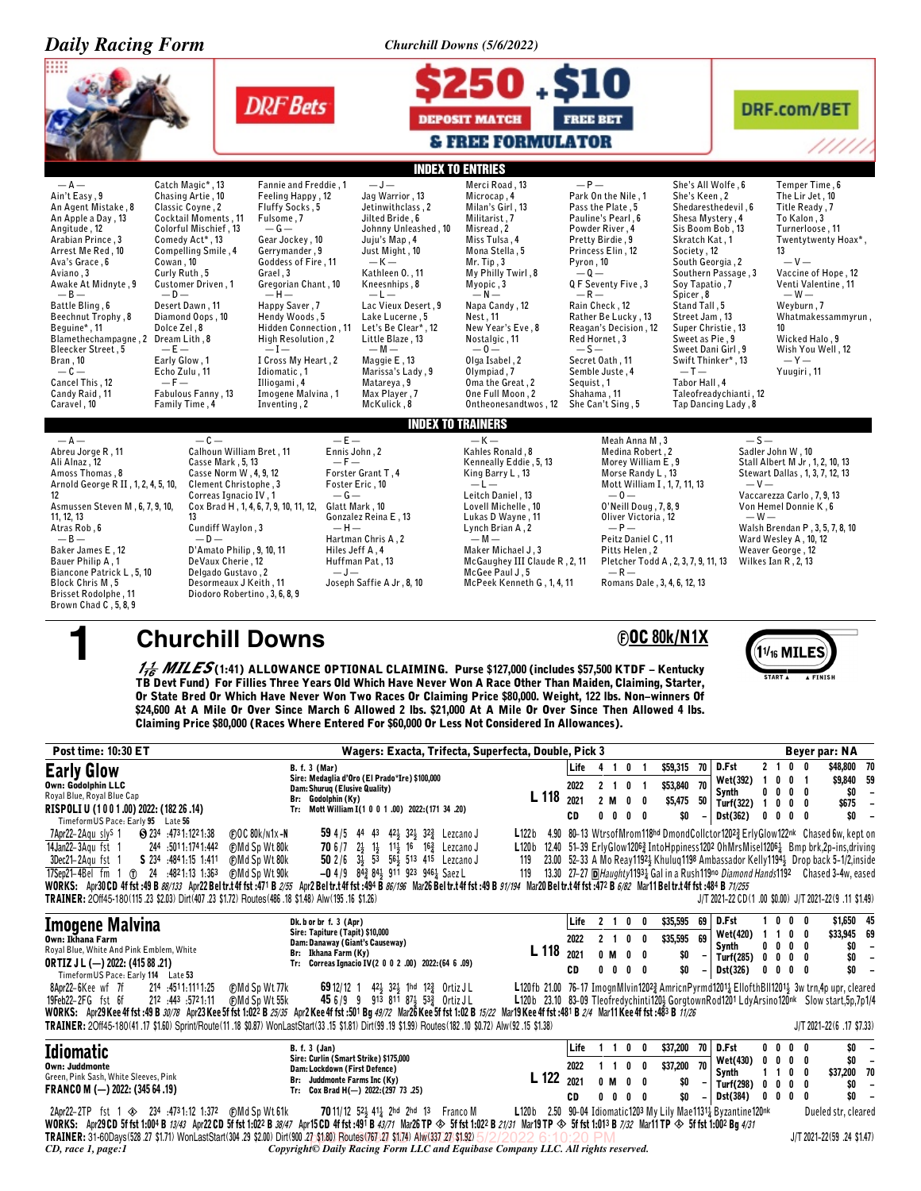# Daily Racing Form

**Churchill Downs (5/6/2022)**

DRF Bets — $250 DEPOSIT MATCH + $10 FREE BET & FREE FORMULATOR — DRF.com/BET

## INDEX TO ENTRIES

— A —
Ain't Easy, 9
An Agent Mistake, 8
An Apple a Day, 13
Angitude, 12
Arabian Prince, 3
Arrest Me Red, 10
Ava's Grace, 6
Aviano, 3
Awake At Midnyte, 9
— B —
Battle Bling, 6
Beechnut Trophy, 8
Beguine*, 11
Blamethechampagne, 2
Bleecker Street, 5
Bran, 10
— C —
Cancel This, 12
Candy Raid, 11
Caravel, 10
Catch Magic*, 13
Chasing Artie, 10
Classic Coyne, 2
Cocktail Moments, 11
Colorful Mischief, 13
Comedy Act*, 13
Compelling Smile, 4
Cowan, 10
Curly Ruth, 5
Customer Driven, 1
— D —
Desert Dawn, 11
Diamond Oops, 10
Dolce Zel, 8
Dream Lith, 8
— E —
Early Glow, 1
Echo Zulu, 11
— F —
Fabulous Fanny, 13
Family Time, 4
Fannie and Freddie, 1
Feeling Happy, 12
Fluffy Socks, 5
Fulsome, 7
— G —
Gear Jockey, 10
Gerrymander, 9
Goddess of Fire, 11
Grael, 3
Gregorian Chant, 10
— H —
Happy Saver, 7
Hendy Woods, 5
Hidden Connection, 11
High Resolution, 2
— I —
I Cross My Heart, 2
Idiomatic, 1
Illiogami, 4
Imogene Malvina, 1
Inventing, 2
— J —
Jag Warrior, 13
Jetinwithclass, 2
Jilted Bride, 6
Johnny Unleashed, 10
Juju's Map, 4
Just Might, 10
— K —
Kathleen O., 11
Kneesnhips, 8
— L —
Lac Vieux Desert, 9
Lake Lucerne, 5
Let's Be Clear*, 12
Little Blaze, 13
— M —
Maggie E, 13
Marissa's Lady, 9
Matareya, 9
Max Player, 7
McKulick, 8
Merci Road, 13
Microcap, 4
Milan's Girl, 13
Militarist, 7
Misread, 2
Miss Tulsa, 4
Mona Stella, 5
Mr. Tip, 3
My Philly Twirl, 8
Myopic, 3
— N —
Napa Candy, 12
Nest, 11
New Year's Eve, 8
Nostalgic, 11
— O —
Olga Isabel, 2
Olympiad, 7
Oma the Great, 2
One Full Moon, 2
Ontheonesandtwos, 12
— P —
Park On the Nile, 1
Pass the Plate, 5
Pauline's Pearl, 6
Powder River, 4
Pretty Birdie, 9
Princess Elin, 12
Pyron, 10
— Q —
Q F Seventy Five, 3
— R —
Rain Check, 12
Rather Be Lucky, 13
Reagan's Decision, 12
Red Hornet, 3
— S —
Secret Oath, 11
Semble Juste, 4
Sequist, 1
Shahama, 11
She Can't Sing, 5
She's All Wolfe, 6
She's Keen, 2
Shedaresthedevil, 6
Shesa Mystery, 4
Sis Boom Bob, 13
Skratch Kat, 1
Society, 12
South Georgia, 2
Southern Passage, 3
Soy Tapatio, 7
Spicer, 8
Stand Tall, 5
Street Jam, 13
Super Christie, 13
Sweet as Pie, 9
Sweet Dani Girl, 9
Swift Thinker*, 13
— T —
Tabor Hall, 4
Taleofreadychianti, 12
Tap Dancing Lady, 8
Temper Time, 6
The Lir Jet, 10
Title Ready, 7
To Kalon, 3
Turnerloose, 11
Twentytwenty Hoax*, 13
— V —
Vaccine of Hope, 12
Venti Valentine, 11
— W —
Weyburn, 7
Whatmakessammyrun, 10
Wicked Halo, 9
Wish You Well, 12
— Y —
Yuugiri, 11

## INDEX TO TRAINERS

— A —
Abreu Jorge R, 11
Ali Alnaz, 12
Amoss Thomas, 8
Arnold George R II, 1, 2, 4, 5, 10, 12
Asmussen Steven M, 6, 7, 9, 10, 11, 12, 13
Atras Rob, 6
— B —
Baker James E, 12
Bauer Philip A, 1
Biancone Patrick L, 5, 10
Block Chris M, 5
Brisset Rodolphe, 11
Brown Chad C, 5, 8, 9
— C —
Calhoun William Bret, 11
Casse Mark, 5, 13
Casse Norm W, 4, 9, 12
Clement Christophe, 3
Correas Ignacio IV, 1
Cox Brad H, 1, 4, 6, 7, 9, 10, 11, 12, 13
Cundiff Waylon, 3
— D —
D'Amato Philip, 9, 10, 11
DeVaux Cherie, 12
Delgado Gustavo, 2
Desormeaux J Keith, 1
Diodoro Robertino, 3, 6, 8, 9
— E —
Ennis John, 2
— F —
Forster Grant T, 4
Foster Eric, 10
— G —
Glatt Mark, 10
Gonzalez Reina E, 13
— H —
Hartman Chris A, 2
Hiles Jeff A, 4
Huffman Pat, 13
— J —
Joseph Saffie A Jr, 8, 10
— K —
Kahles Ronald, 8
Kenneally Eddie, 5, 13
King Barry L, 13
— L —
Leitch Daniel, 13
Lovell Michelle, 10
Lukas D Wayne, 11
Lynch Brian A, 2
— M —
Maker Michael J, 3
McGaughey III Claude R, 2, 11
McGee Paul J, 5
McPeek Kenneth G, 1, 4, 11
Meah Anna M, 3
Medina Robert, 2
Morey William E, 9
Morse Randy L, 13
Mott William I, 1, 7, 11, 13
— O —
O'Neill Doug, 7, 8, 9
Oliver Victoria, 12
— P —
Peitz Daniel C, 11
Pitts Helen, 2
Pletcher Todd A, 2, 3, 7, 9, 11, 13
— R —
Romans Dale, 3, 4, 6, 12, 13
— S —
Sadler John W, 10
Stall Albert M Jr, 1, 2, 10, 13
Stewart Dallas, 1, 3, 7, 12, 13
— V —
Vaccarezza Carlo, 7, 9, 13
Von Hemel Donnie K, 6
— W —
Walsh Brendan P, 3, 5, 7, 8, 10
Ward Wesley A, 10, 12
Weaver George, 12
Wilkes Ian R, 2, 13

# 1 Churchill Downs — ⓕOC 80k/N1X — 1 1/16 MILES

**1 1/16 MILES (1:41) ALLOWANCE OPTIONAL CLAIMING. Purse $127,000 (includes $57,500 KTDF – Kentucky TB Devt Fund) For Fillies Three Years Old Which Have Never Won A Race Other Than Maiden, Claiming, Starter, Or State Bred Or Which Have Never Won Two Races Or Claiming Price $80,000. Weight, 122 lbs. Non–winners Of $24,600 At A Mile Or Over Since March 6 Allowed 2 lbs. $21,000 At A Mile Or Over Since Then Allowed 4 lbs. Claiming Price $80,000 (Races Where Entered For $60,000 Or Less Not Considered In Allowances).**

**Post time: 10:30 ET** — Wagers: Exacta, Trifecta, Superfecta, Double, Pick 3 — **Beyer par: NA**

## Early Glow

Own: Godolphin LLC
Royal Blue, Royal Blue Cap
RISPOLI U (1 0 0 1 .00) 2022: (182 26 .14)
TimeformUS Pace: Early 95 Late 56

B. f. 3 (Mar)
Sire: Medaglia d'Oro (El Prado*Ire) $100,000
Dam: Shuruq (Elusive Quality)
Br: Godolphin (Ky)
Tr: Mott William I(1 0 0 1 .00) 2022:(171 34 .20)

L 118

| | | | | | | | | | |
|---|---|---|---|---|---|---|---|---|---|
| Life | 4 | 1 | 0 | 1 | $59,315 | 70 | D.Fst | 2 1 0 0 | $48,800 70 |
| 2022 | 2 | 1 | 0 | 1 | $53,840 | 70 | Wet(392) | 1 0 0 1 | $9,840 59 |
| 2021 | 2 | M | 0 | 0 | $5,475 | 50 | Synth | 0 0 0 0 | $0 – |
| | | | | | | | Turf(322) | 1 0 0 0 | $675 – |
| CD | 0 | 0 | 0 | 0 | $0 | – | Dst(362) | 0 0 0 0 | $0 – |

```
7Apr22–2Aqu sly⁵ 1   Ⓢ 23⁴ :47³1:12²1:38   ⓕOC 80k/n1x -N   59 4/5  44  43  42½ 32½ 32¾  Lezcano J   L122b  4.90 80–13 WtrsofMrom118hd DmondCollctor1202¾ ErlyGlow122nk  Chased 6w, kept on
14Jan22–3Aqu fst 1    24⁴ :50¹1:17⁴1:44²   ⓕMd Sp Wt 80k   70 6/7  2½  1½  1½  16  16¾  Lezcano J   L120b 12.40 51–39 ErlyGlow1206¾ IntoHppiness1202 OhMrsMisel1206¼  Bmp brk,2p-ins,driving
3Dec21–2Aqu fst 1   S 23⁴ :48⁴1:15 1:41¹   ⓕMd Sp Wt 80k   50 2/6  3½  53  56½ 513 415  Lezcano J   119   23.00 52–33 A Mo Reay1192½ Khuluq1198 Ambassador Kelly1194½  Drop back 5-1/2,inside
17Sep21–4Bel fm 1 ⓣ 24  :48²1:13 1:36³   ⓕMd Sp Wt 90k   –0 4/9  84¾ 84½ 911 923 946½ Saez L   119   13.30 27–27 ⒹHaughty1193½ Gal in a Rush119no Diamond Hands1192  Chased 3-4w, eased
```

WORKS: Apr30 CD 4f fst :49 B 88/133 Apr22 Bel tr.t 4f fst :47¹ B 2/55 Apr2 Bel tr.t 4f fst :49⁴ B 86/196 Mar26 Bel tr.t 4f fst :49 B 91/194 Mar20 Bel tr.t 4f fst :47² B 6/82 Mar11 Bel tr.t 4f fst :48⁴ B 71/255

TRAINER: 2Off45-180(115 .23 $2.03) Dirt(407 .23 $1.72) Routes(486 .18 $1.48) Alw(195 .16 $1.26) — J/T 2021-22 CD(1 .00 $0.00) J/T 2021-22(9 .11 $1.49)

## Imogene Malvina

Own: Ikhana Farm
Royal Blue, White And Pink Emblem, White
ORTIZ J L (—) 2022: (415 88 .21)
TimeformUS Pace: Early 114 Late 53

Dk. b or br f. 3 (Apr)
Sire: Tapiture (Tapit) $10,000
Dam: Danaway (Giant's Causeway)
Br: Ikhana Farm (Ky)
Tr: Correas Ignacio IV(2 0 0 2 .00) 2022:(64 6 .09)

L 118

| | | | | | | | | | |
|---|---|---|---|---|---|---|---|---|---|
| Life | 2 | 1 | 0 | 0 | $35,595 | 69 | D.Fst | 1 0 0 0 | $1,650 45 |
| 2022 | 2 | 1 | 0 | 0 | $35,595 | 69 | Wet(420) | 1 1 0 0 | $33,945 69 |
| 2021 | 0 | M | 0 | 0 | $0 | – | Synth | 0 0 0 0 | $0 – |
| | | | | | | | Turf(255) | 0 0 0 0 | $0 – |
| CD | 0 | 0 | 0 | 0 | $0 | – | Dst(326) | 0 0 0 0 | $0 – |

```
8Apr22–6Kee wf  7f   21⁴ :45¹1:11¹1:25   ⓕMd Sp Wt 77k   69 12/12 1   42½ 32½ 1hd 12¾  Ortiz J L   L120fb 21.00 76–17 ImognMlvin1202¾ AmricnPyrmd1201½ EllofthBll1201½  3w trn,4p upr, cleared
19Feb22–2FG fst 6f   21² :44³ :57²1:11   ⓕMd Sp Wt 55k   45 6/9  9   913 811 87½ 53¾  Ortiz J L   L120b 23.10 83–09 Tleofredychinti120½ GorgtownRod1201 LdyArsino120nk  Slow start,5p,7p1/4
```

WORKS: Apr29 Kee 4f fst :49 B 30/78 Apr23 Kee 5f fst 1:02² B 25/35 Apr2 Kee 4f fst :50¹ B 49/72 Mar26 Kee 5f fst 1:02 B 15/22 Mar19 Kee 4f fst :48¹ B 2/4 Mar11 Kee 4f fst :48³ B 11/26

TRAINER: 2Off45-180(41 .17 $1.60) Sprint/Route(11 .18 $0.87) WonLastStart(33 .15 $1.81) Dirt(99 .15 $1.99) Routes(182 .10 $0.72) Alw(92 .15 $1.38) — J/T 2021-22(6 .17 $7.33)

## Idiomatic

Own: Juddmonte
Green, Pink Sash, White Sleeves, Pink
FRANCO M (—) 2022: (345 64 .19)

B. f. 3 (Jan)
Sire: Curlin (Smart Strike) $175,000
Dam: Lockdown (First Defence)
Br: Juddmonte Farms Inc (Ky)
Tr: Cox Brad H(—) 2022:(297 73 .25)

L 122

| | | | | | | | | | |
|---|---|---|---|---|---|---|---|---|---|
| Life | 1 | 1 | 0 | 0 | $37,200 | 70 | D.Fst | 0 0 0 0 | $0 – |
| 2022 | 1 | 1 | 0 | 0 | $37,200 | 70 | Wet(430) | 0 0 0 0 | $0 – |
| 2021 | 0 | M | 0 | 0 | $0 | – | Synth | 1 1 0 0 | $37,200 70 |
| | | | | | | | Turf(298) | 0 0 0 0 | $0 – |
| CD | 0 | 0 | 0 | 0 | $0 | – | Dst(384) | 0 0 0 0 | $0 – |

```
2Apr22–2TP fst 1 ◈   23⁴ :47³1:12 1:37²   ⓕMd Sp Wt 61k   70 11/12 52½ 41½ 2hd 2hd 13  Franco M   L120b  2.50 90–04 Idiomatic1203 My Lily Mae1131½ Byzantine120nk  Dueled str, cleared
```

WORKS: Apr29 CD 5f fst 1:00⁴ B 13/43 Apr22 CD 5f fst 1:02² B 38/47 Apr15 CD 4f fst :49¹ B 43/71 Mar26 TP ◈ 5f fst 1:02 B 21/31 Mar19 TP ◈ 5f fst 1:01³ B 7/32 Mar11 TP ◈ 5f fst 1:00² Bg 4/31

TRAINER: 31-60Days(528 .27 $1.71) WonLastStart(304 .29 $2.00) Dirt(900 .27 $1.80) Routes(767 .27 $1.74) Alw(337 .27 $1.92) — J/T 2021-22(59 .24 $1.47)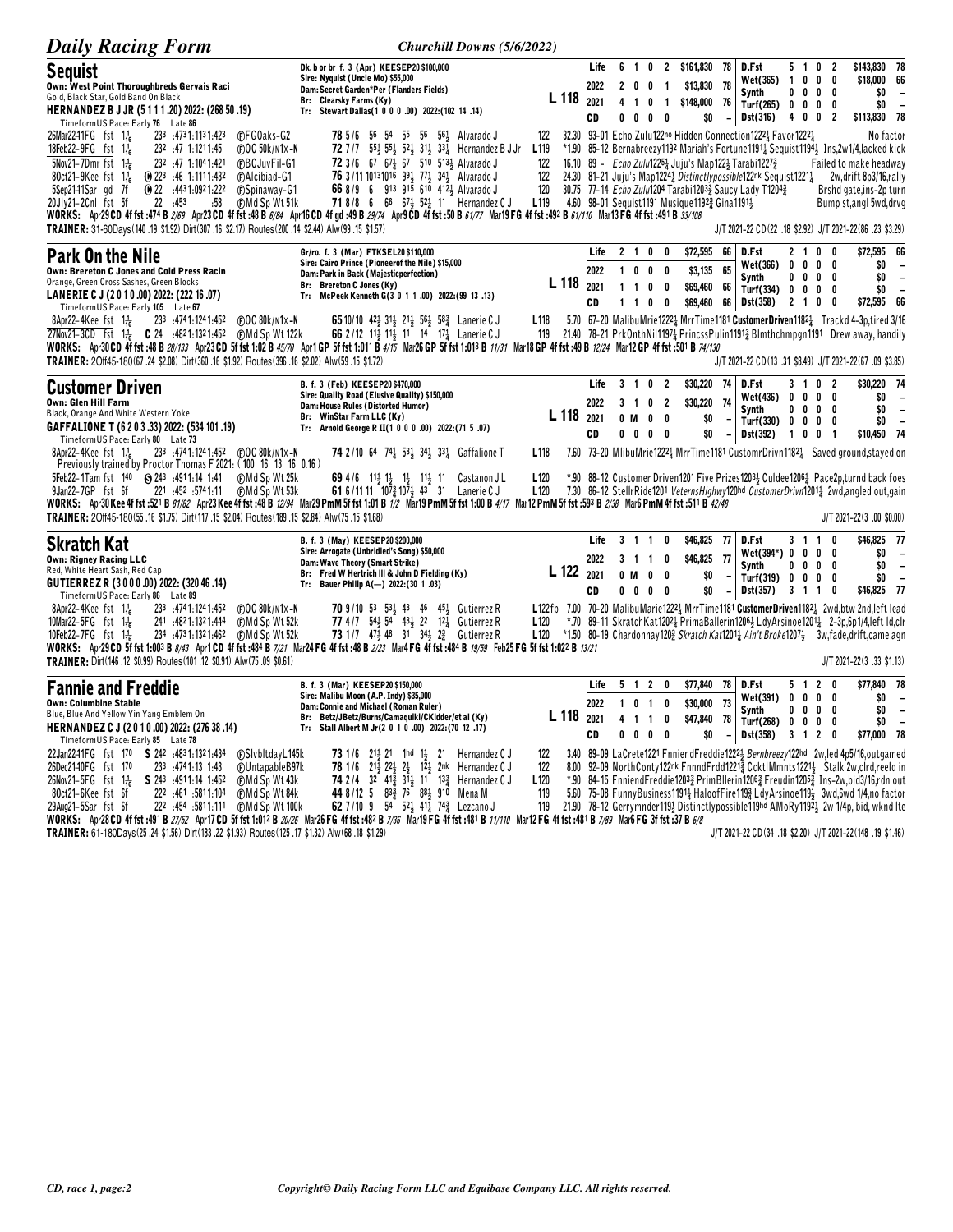## Sequist

Dk. b or br f. 3 (Apr) KEESEP20 $100,000
Sire: Nyquist (Uncle Mo) $55,000
Dam: Secret Garden*Per (Flanders Fields)
Br: Clearsky Farms (Ky)
Tr: Stewart Dallas(1 0 0 0 .00) 2022:(102 14 .14)

Own: West Point Thoroughbreds Gervais Raci
Gold, Black Star, Gold Band On Black
HERNANDEZ B J JR (5 1 1 1 .20) 2022: (268 50 .19)
TimeformUS Pace: Early 76 Late 86

L 118

| | | | | | | | | | | | | | | |
|---|---|---|---|---|---|---|---|---|---|---|---|---|---|---|
| Life | 6 | 1 | 0 | 2 | $161,830 | 78 | D.Fst | 5 | 1 | 0 | 2 | $143,830 | 78 |
| 2022 | 2 | 0 | 0 | 1 | $13,830 | 78 | Wet(365) | 1 | 0 | 0 | 0 | $18,000 | 66 |
| 2021 | 4 | 1 | 0 | 1 | $148,000 | 76 | Synth | 0 | 0 | 0 | 0 | $0 | - |
| CD | 0 | 0 | 0 | 0 | $0 | - | Turf(265) | 0 | 0 | 0 | 0 | $0 | - |
| | | | | | | | Dst(316) | 4 | 0 | 0 | 2 | $113,830 | 78 |

26Mar22-11FG fst 1 1/16 23³ :47³1:11³1:42³ ⓕFGOaks-G2 **78** 5/6 56 54 55 56 56½ Alvarado J 122 32.30 93-01 Echo Zulu122no Hidden Connection1222¼ Favor1222¾ No factor
18Feb22-9FG fst 1 1/16 23² :47 1:12¹1:45 ⓕOC 50k/n1x-N **72** 7/7 55½ 55½ 52½ 31½ 33¼ Hernandez B J Jr L119 *1.90 85-12 Bernabreezy1192 Mariah's Fortune1191¼ Sequist1194½ Ins,2w1/4,lacked kick
5Nov21-7Dmr fst 1 1/16 23² :47 1:10⁴1:42¹ ⓕBCJuvFil-G1 **72** 3/6 67 67¼ 67 510 513½ Alvarado J 122 16.10 89 - Echo Zulu1225¼ Juju's Map122½ Tarabi1227¾ Failed to make headway
8Oct21-9Kee fst 1 1/16 ⓦ 22³ :46 1:11¹1:43² ⓕAlcibiad-G1 **76** 3/11 1013 1016 99½ 77½ 34½ Alvarado J 122 24.30 81-21 Juju's Map1224¼ Distinctlypossible122nk Sequist1221¼ 2w,drift 8p3/16,rally
5Sep21-11Sar gd 7f ⓦ 22 :44³1:09²1:22² ⓕSpinaway-G1 **66** 8/9 6 913 915 610 412½ Alvarado J 120 30.75 77-14 Echo Zulu1204 Tarabi1203¾ Saucy Lady T1204¾ Brshd gate,ins-2p turn
20Jly21-2Cnl fst 5f 22 :45³ :58 ⓕMd Sp Wt 51k **71** 8/8 6 66 67½ 52½ 11 Hernandez C J L119 4.60 98-01 Sequist1191 Musique1192¾ Gina1191½ Bump st,angl 5wd,drvg

WORKS: Apr29 CD 4f fst :47⁴ B 2/69 Apr23 CD 4f fst :48 B 6/84 Apr16 CD 4f gd :49 B 29/74 Apr9 CD 4f fst :50 B 61/77 Mar19 FG 4f fst :49² B 61/110 Mar13 FG 4f fst :49¹ B 33/108
TRAINER: 31-60Days(140 .19 $1.92) Dirt(307 .16 $2.17) Routes(200 .14 $2.44) Alw(99 .15 $1.57)
J/T 2021-22 CD(22 .18 $2.92) J/T 2021-22(86 .23 $3.29)

## Park On the Nile

Gr/ro. f. 3 (Mar) FTKSEL20 $110,000
Sire: Cairo Prince (Pioneerof the Nile) $15,000
Dam: Park in Back (Majesticperfection)
Br: Brereton C Jones (Ky)
Tr: McPeek Kenneth G(3 0 1 1 .00) 2022:(99 13 .13)

Own: Brereton C Jones and Cold Press Racin
Orange, Green Cross Sashes, Green Blocks
LANERIE C J (2 0 1 0 .00) 2022: (222 16 .07)
TimeformUS Pace: Early 105 Late 67

L 118

| | | | | | | | | | | | | | | |
|---|---|---|---|---|---|---|---|---|---|---|---|---|---|---|
| Life | 2 | 1 | 0 | 0 | $72,595 | 66 | D.Fst | 2 | 1 | 0 | 0 | $72,595 | 66 |
| 2022 | 1 | 0 | 0 | 0 | $3,135 | 65 | Wet(366) | 0 | 0 | 0 | 0 | $0 | - |
| 2021 | 1 | 1 | 0 | 0 | $69,460 | 66 | Synth | 0 | 0 | 0 | 0 | $0 | - |
| CD | 1 | 1 | 0 | 0 | $69,460 | 66 | Turf(334) | 0 | 0 | 0 | 0 | $0 | - |
| | | | | | | | Dst(358) | 2 | 1 | 0 | 0 | $72,595 | 66 |

8Apr22-4Kee fst 1 1/16 23³ :47⁴1:12⁴1:45² ⓕOC 80k/n1x-N **65** 10/10 42½ 31½ 21½ 56½ 58¾ Lanerie C J L118 5.70 67-20 MalibuMrie1222¼ MrrTime1181 **CustomerDriven**1182¼ Trackd 4-3p,tired 3/16
27Nov21-3CD fst 1 1/16 **C** 24 :48²1:13²1:45² ⓕMd Sp Wt 122k **66** 2/12 11½ 11½ 11 14 17¼ Lanerie C J 119 21.40 78-21 PrkOnthNil1197¼ PrincssPulin1191¾ Blmthchmpgn1191 Drew away, handily

WORKS: Apr30 CD 4f fst :48 B 28/133 Apr23 CD 5f fst 1:02 B 45/70 Apr1 GP 5f fst 1:01¹ B 4/15 Mar26 GP 5f fst 1:01³ B 11/31 Mar18 GP 4f fst :49 B 12/24 Mar12 GP 4f fst :50¹ B 74/130
TRAINER: 2Off45-180(67 .24 $2.08) Dirt(360 .16 $1.92) Routes(396 .16 $2.02) Alw(59 .15 $1.72)
J/T 2021-22 CD(13 .31 $8.49) J/T 2021-22(67 .09 $3.85)

## Customer Driven

B. f. 3 (Feb) KEESEP20 $470,000
Sire: Quality Road (Elusive Quality) $150,000
Dam: House Rules (Distorted Humor)
Br: WinStar Farm LLC (Ky)
Tr: Arnold George R II(1 0 0 0 .00) 2022:(71 5 .07)

Own: Glen Hill Farm
Black, Orange And White Western Yoke
GAFFALIONE T (6 2 0 3 .33) 2022: (534 101 .19)
TimeformUS Pace: Early 80 Late 73

L 118

| | | | | | | | | | | | | | | |
|---|---|---|---|---|---|---|---|---|---|---|---|---|---|---|
| Life | 3 | 1 | 0 | 2 | $30,220 | 74 | D.Fst | 3 | 1 | 0 | 2 | $30,220 | 74 |
| 2022 | 3 | 1 | 0 | 2 | $30,220 | 74 | Wet(436) | 0 | 0 | 0 | 0 | $0 | - |
| 2021 | 0 | M | 0 | 0 | $0 | - | Synth | 0 | 0 | 0 | 0 | $0 | - |
| CD | 0 | 0 | 0 | 0 | $0 | - | Turf(392) | 0 | 0 | 0 | 0 | $0 | - |
| | | | | | | | Dst(392) | 1 | 0 | 0 | 1 | $10,450 | 74 |

8Apr22-4Kee fst 1 1/16 23³ :47⁴1:12⁴1:45² ⓕOC 80k/n1x-N **74** 2/10 64 74¾ 53½ 34½ 33¼ Gaffalione T L118 7.60 73-20 MlibuMrie1222¼ MrrTime1181 CustomrDrivn1182¼ Saved ground,stayed on
Previously trained by Proctor Thomas F 2021: (100 16 13 16 0.16)
5Feb22-1Tam fst 1⁴⁰ ⊗ 24³ :49¹1:14 1:41 ⓕMd Sp Wt 25k **69** 4/6 11½ 1½ 1½ 11½ 11 Castanon J L L120 *.90 88-12 Customer Driven1201 Five Prizes1203½ Culdee1206½ Pace2p,turnd back foes
9Jan22-7GP fst 6f 22¹ :45² :57⁴1:11 ⓕMd Sp Wt 53k **61** 6/11 11 107¾ 107½ 43 31 Lanerie C J L120 7.30 86-12 StellrRide1201 VeternsHighwy120hd CustomerDrivn1201¼ 2wd,angled out,gain

WORKS: Apr30 Kee 4f fst :52¹ B 81/82 Apr23 Kee 4f fst :48 B 12/94 Mar29 PmM 5f fst 1:01 B 1/2 Mar19 PmM 5f fst 1:00 B 4/17 Mar12 PmM 5f fst :59³ B 2/38 Mar6 PmM 4f fst :51¹ B 42/48
TRAINER: 2Off45-180(55 .16 $1.75) Dirt(117 .15 $2.04) Routes(189 .15 $2.84) Alw(75 .15 $1.68)
J/T 2021-22(3 .00 $0.00)

## Skratch Kat

B. f. 3 (May) KEESEP20 $200,000
Sire: Arrogate (Unbridled's Song) $50,000
Dam: Wave Theory (Smart Strike)
Br: Fred W Hertrich III & John D Fielding (Ky)
Tr: Bauer Philip A(— ) 2022:(30 1 .03)

Own: Rigney Racing LLC
Red, White Heart Sash, Red Cap
GUTIERREZ R (3 0 0 0 .00) 2022: (320 46 .14)
TimeformUS Pace: Early 86 Late 89

L 122

| | | | | | | | | | | | | | | |
|---|---|---|---|---|---|---|---|---|---|---|---|---|---|---|
| Life | 3 | 1 | 1 | 0 | $46,825 | 77 | D.Fst | 3 | 1 | 1 | 0 | $46,825 | 77 |
| 2022 | 3 | 1 | 1 | 0 | $46,825 | 77 | Wet(394*) | 0 | 0 | 0 | 0 | $0 | - |
| 2021 | 0 | M | 0 | 0 | $0 | - | Synth | 0 | 0 | 0 | 0 | $0 | - |
| CD | 0 | 0 | 0 | 0 | $0 | - | Turf(319) | 0 | 0 | 0 | 0 | $0 | - |
| | | | | | | | Dst(357) | 3 | 1 | 1 | 0 | $46,825 | 77 |

8Apr22-4Kee fst 1 1/16 23³ :47⁴1:12⁴1:45² ⓕOC 80k/n1x-N **70** 9/10 53 53½ 43 46 45½ Gutierrez R L122fb 7.00 70-20 MalibuMarie1222¼ MrrTime1181 **CustomerDriven**1182¼ 2wd,btw 2nd,left lead
10Mar22-5FG fst 1 1/16 24¹ :48²1:13²1:44⁴ ⓕMd Sp Wt 52k **77** 4/7 54½ 54 43½ 22 12¼ Gutierrez R L120 *.70 89-11 SkratchKat1202¼ PrimaBallerin1206½ LdyArsinoe1201¼ 2-3p,6p1/4,left ld,clr
10Feb22-7FG fst 1 1/16 23⁴ :47³1:13²1:46² ⓕMd Sp Wt 52k **73** 1/7 47½ 48 31 34½ 2¾ Gutierrez R L120 *1.50 80-19 Chardonnay120¾ Skratch Kat1201¼ Ain't Broke1207½ 3w,fade,drift,came agn

WORKS: Apr29 CD 5f fst 1:00³ B 8/43 Apr1 CD 4f fst :48⁴ B 7/21 Mar24 FG 4f fst :48 B 2/23 Mar4 FG 4f fst :48⁴ B 19/59 Feb25 FG 5f fst 1:02² B 13/21
TRAINER: Dirt(146 .12 $0.99) Routes(101 .12 $0.91) Alw(75 .09 $0.61)
J/T 2021-22(3 .33 $1.13)

## Fannie and Freddie

B. f. 3 (Mar) KEESEP20 $150,000
Sire: Malibu Moon (A.P. Indy) $35,000
Dam: Connie and Michael (Roman Ruler)
Br: Betz/JBetz/Burns/Camaquiki/CKidder/et al (Ky)
Tr: Stall Albert M Jr(2 0 1 0 .00) 2022:(70 12 .17)

Own: Columbine Stable
Blue, Blue And Yellow Yin Yang Emblem On
HERNANDEZ C J (2 0 1 0 .00) 2022: (276 38 .14)
TimeformUS Pace: Early 85 Late 78

L 118

| | | | | | | | | | | | | | | |
|---|---|---|---|---|---|---|---|---|---|---|---|---|---|---|
| Life | 5 | 1 | 2 | 0 | $77,840 | 78 | D.Fst | 5 | 1 | 2 | 0 | $77,840 | 78 |
| 2022 | 1 | 0 | 1 | 0 | $30,000 | 73 | Wet(391) | 0 | 0 | 0 | 0 | $0 | - |
| 2021 | 4 | 1 | 1 | 0 | $47,840 | 78 | Synth | 0 | 0 | 0 | 0 | $0 | - |
| CD | 0 | 0 | 0 | 0 | $0 | - | Turf(268) | 0 | 0 | 0 | 0 | $0 | - |
| | | | | | | | Dst(358) | 3 | 1 | 2 | 0 | $77,000 | 78 |

22Jan22-11FG fst 1⁷⁰ **S** 24² :48³1:13²1:43⁴ ⓕSlvbltdayL145k **73** 1/6 21½ 21 1hd 1½ 21 Hernandez C J 122 3.40 89-09 LaCrete1221 FnniendFreddie1222½ Bernbreezy122hd 2w,led 4p5/16,outgamed
26Dec21-10FG fst 1⁷⁰ 23³ :47⁴1:13 1:43 ⓕUntapableB97k **78** 1/6 21½ 22½ 2½ 12½ 2nk Hernandez C J 122 8.00 92-09 NorthConty122nk FnnndFrdd1221¾ CcktlMmnts1221½ Stalk 2w,clrd,reeld in
26Nov21-5FG fst 1 1/16 **S** 24³ :49¹1:14 1:45² ⓕMd Sp Wt 43k **74** 2/4 32 41¾ 31½ 11 13¾ Hernandez C J L120 *.90 84-15 FnniedFreddie1203¾ PrimBllerin1206¾ Freudin1205¾ Ins-2w,bid3/16,rdn out
8Oct21-6Kee fst 6f 22² :46¹ :58¹1:10⁴ ⓕMd Sp Wt 84k **44** 8/12 5 83¾ 76 88½ 910 Mena M 119 5.60 75-08 FunnyBusiness1191¾ HaloofFire119¾ LdyArsinoe119½ 3wd,6wd 1/4,no factor
29Aug21-5Sar fst 6f 22² :45⁴ :58¹1:11¹ ⓕMd Sp Wt 100k **62** 7/10 9 54 52½ 41¾ 74¾ Lezcano J 119 21.90 78-12 Gerrymnder119½ Distinctlypossible119hd AMoRy1192½ 2w 1/4p, bid, wknd lte

WORKS: Apr28 CD 4f fst :49¹ B 27/52 Apr17 CD 5f fst 1:01² B 20/26 Mar26 FG 4f fst :48² B 7/36 Mar19 FG 4f fst :48¹ B 11/110 Mar12 FG 4f fst :48¹ B 7/89 Mar6 FG 3f fst :37 B 6/8
TRAINER: 61-180Days(25 .24 $1.56) Dirt(183 .22 $1.93) Routes(125 .17 $1.32) Alw(68 .18 $1.29)
J/T 2021-22 CD(34 .18 $2.20) J/T 2021-22(148 .19 $1.46)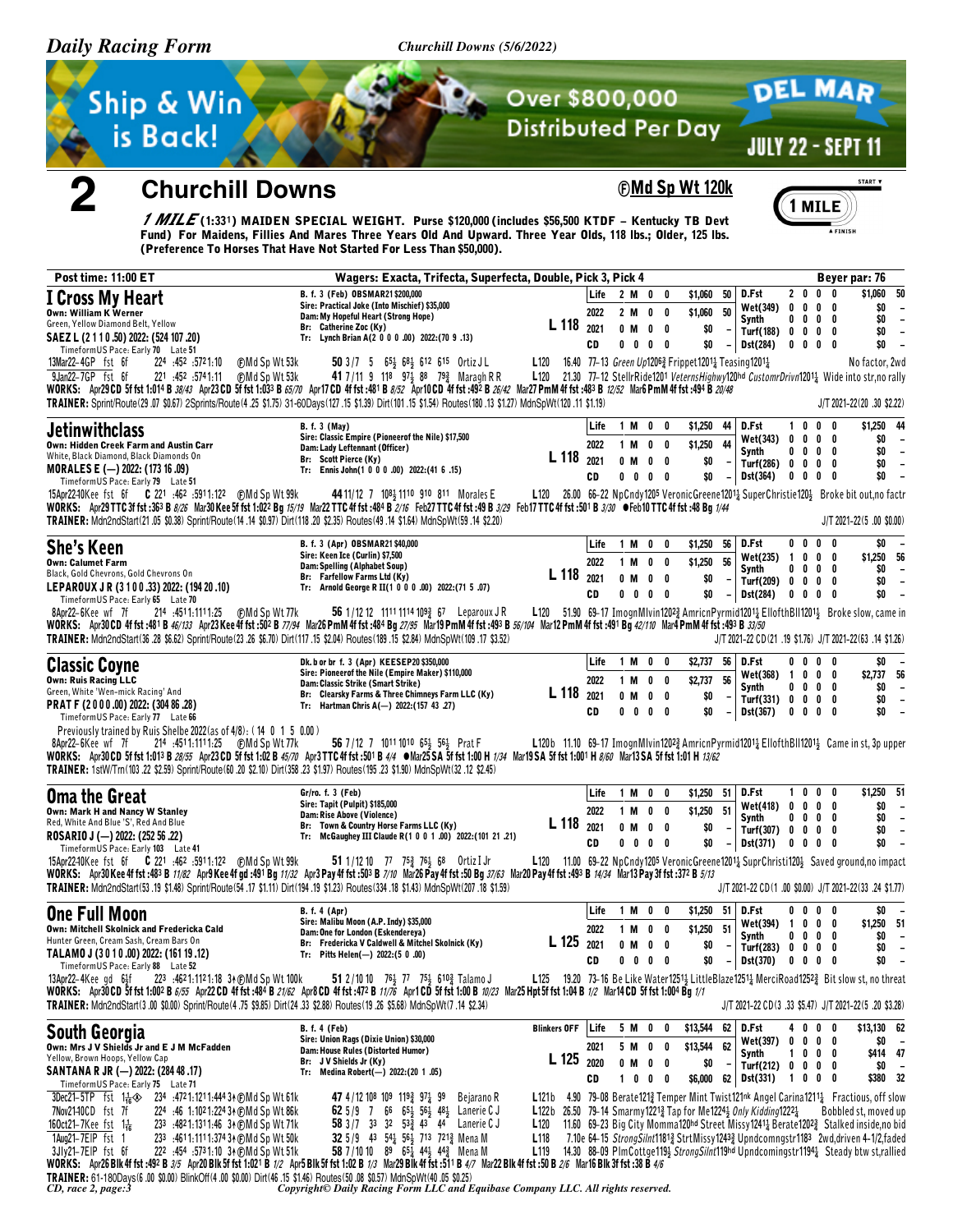Ship & Win is Back! Over $800,000 Distributed Per Day — DEL MAR JULY 22 - SEPT 11

# 2 Churchill Downs

**ⒻMd Sp Wt 120k** — 1 MILE

*1 MILE* (1:331) MAIDEN SPECIAL WEIGHT. Purse $120,000 (includes $56,500 KTDF – Kentucky TB Devt Fund) For Maidens, Fillies And Mares Three Years Old And Upward. Three Year Olds, 118 lbs.; Older, 125 lbs. (Preference To Horses That Have Not Started For Less Than $50,000).

Post time: 11:00 ET — Wagers: Exacta, Trifecta, Superfecta, Double, Pick 3, Pick 4 — Beyer par: 76

---

## I Cross My Heart

B. f. 3 (Feb) OBSMAR21 $200,000
Sire: Practical Joke (Into Mischief) $35,000
Dam: My Hopeful Heart (Strong Hope)
Br: Catherine Zoc (Ky)
Tr: Lynch Brian A(2 0 0 0 .00) 2022:(70 9 .13)

Own: William K Werner
Green, Yellow Diamond Belt, Yellow
SAEZ L (2 1 1 0 .50) 2022: (524 107 .20)
TimeformUS Pace: Early 70 Late 51

L 118

| | Starts | 1st | 2nd | 3rd | Earnings | Beyer | | Starts | 1st | 2nd | 3rd | Earnings | Beyer |
|---|---|---|---|---|---|---|---|---|---|---|---|---|---|
| Life | 2 | M | 0 | 0 | $1,060 | 50 | D.Fst | 2 | 0 | 0 | 0 | $1,060 | 50 |
| 2022 | 2 | M | 0 | 0 | $1,060 | 50 | Wet(349) | 0 | 0 | 0 | 0 | $0 | - |
| 2021 | 0 | M | 0 | 0 | $0 | - | Synth | 0 | 0 | 0 | 0 | $0 | - |
| CD | 0 | 0 | 0 | 0 | $0 | - | Turf(188) | 0 | 0 | 0 | 0 | $0 | - |
| | | | | | | | Dst(284) | 0 | 0 | 0 | 0 | $0 | - |

13Mar22–4GP fst 6f 224 :452 :5721:10 ⒻMd Sp Wt 53k **50** 3/7 5 6 5½ 6 8½ 6 12 6 15 Ortiz J L L120 16.40 77–13 Green Up1206¾ Frippet1201¼ Teasing1201¾ No factor, 2wd
9Jan22–7GP fst 6f 221 :452 :5741:11 ⒻMd Sp Wt 53k **41** 7/11 9 118 9 7½ 88 7 9¾ Maragh R R L120 21.30 77–12 StellrRide1201 VeternsHighwy120hd CustomrDrivn1201¼ Wide into str,no rally

WORKS: Apr29 CD 5f fst 1:014 B *38/43* Apr23 CD 5f fst 1:033 B *65/70* Apr17 CD 4f fst :481 B *8/52* Apr10 CD 4f fst :492 B *26/42* Mar27 PmM 4f fst :483 B *12/52* Mar6 PmM 4f fst :494 B *20/48*

TRAINER: Sprint/Route(29 .07 $0.67) 2Sprints/Route(4 .25 $1.75) 31-60Days(127 .15 $1.39) Dirt(101 .15 $1.54) Routes(180 .13 $1.27) MdnSpWt(120 .11 $1.19) J/T 2021-22(20 .30 $2.22)

---

## Jetinwithclass

B. f. 3 (May)
Sire: Classic Empire (Pioneerof the Nile) $17,500
Dam: Lady Leftennant (Officer)
Br: Scott Pierce (Ky)
Tr: Ennis John(1 0 0 0 .00) 2022:(41 6 .15)

Own: Hidden Creek Farm and Austin Carr
White, Black Diamond, Black Diamonds On
MORALES E (—) 2022: (173 16 .09)
TimeformUS Pace: Early 79 Late 51

L 118

| | Starts | 1st | 2nd | 3rd | Earnings | Beyer | | Starts | 1st | 2nd | 3rd | Earnings | Beyer |
|---|---|---|---|---|---|---|---|---|---|---|---|---|---|
| Life | 1 | M | 0 | 0 | $1,250 | 44 | D.Fst | 1 | 0 | 0 | 0 | $1,250 | 44 |
| 2022 | 1 | M | 0 | 0 | $1,250 | 44 | Wet(343) | 0 | 0 | 0 | 0 | $0 | - |
| 2021 | 0 | M | 0 | 0 | $0 | - | Synth | 0 | 0 | 0 | 0 | $0 | - |
| CD | 0 | 0 | 0 | 0 | $0 | - | Turf(286) | 0 | 0 | 0 | 0 | $0 | - |
| | | | | | | | Dst(364) | 0 | 0 | 0 | 0 | $0 | - |

15Apr22–10Kee fst 6f C 221 :462 :5911:122 ⒻMd Sp Wt 99k **44** 11/12 7 10 8½ 11 10 9 10 8 11 Morales E L120 26.00 66–22 NpCndy1205 VeronicGreene1201¼ SuperChristie120½ Broke bit out,no factr

WORKS: Apr29 TTC 3f fst :363 B *8/26* Mar30 Kee 5f fst 1:022 Bg *15/19* Mar22 TTC 4f fst :484 B *2/16* Feb27 TTC 4f fst :49 B *3/29* Feb17 TTC 4f fst :501 B *3/30* ●Feb10 TTC 4f fst :48 Bg *1/44*

TRAINER: Mdn2ndStart(21 .05 $0.38) Sprint/Route(14 .14 $0.97) Dirt(118 .20 $2.35) Routes(49 .14 $1.64) MdnSpWt(59 .14 $2.20) J/T 2021-22(5 .00 $0.00)

---

## She's Keen

B. f. 3 (Apr) OBSMAR21 $40,000
Sire: Keen Ice (Curlin) $7,500
Dam: Spelling (Alphabet Soup)
Br: Farfellow Farms Ltd (Ky)
Tr: Arnold George R II(1 0 0 0 .00) 2022:(71 5 .07)

Own: Calumet Farm
Black, Gold Chevrons, Gold Chevrons On
LEPAROUX J R (3 1 0 0 .33) 2022: (194 20 .10)
TimeformUS Pace: Early 65 Late 70

L 118

| | Starts | 1st | 2nd | 3rd | Earnings | Beyer | | Starts | 1st | 2nd | 3rd | Earnings | Beyer |
|---|---|---|---|---|---|---|---|---|---|---|---|---|---|
| Life | 1 | M | 0 | 0 | $1,250 | 56 | D.Fst | 0 | 0 | 0 | 0 | $0 | - |
| 2022 | 1 | M | 0 | 0 | $1,250 | 56 | Wet(235) | 1 | 0 | 0 | 0 | $1,250 | 56 |
| 2021 | 0 | M | 0 | 0 | $0 | - | Synth | 0 | 0 | 0 | 0 | $0 | - |
| CD | 0 | 0 | 0 | 0 | $0 | - | Turf(209) | 0 | 0 | 0 | 0 | $0 | - |
| | | | | | | | Dst(284) | 0 | 0 | 0 | 0 | $0 | - |

8Apr22–6Kee wf 7f 214 :4511:1111:25 ⒻMd Sp Wt 77k **56** 1/12 12 11 11 11 14 10 9¾ 6 7 Leparoux J R L120 51.90 69–17 ImognMlvin1202¾ AmricnPyrmid1201¼ EllofthBll1201½ Broke slow, came in

WORKS: Apr30 CD 4f fst :481 B *46/133* Apr23 Kee 4f fst :502 B *77/94* Mar26 PmM 4f fst :484 Bg *27/95* Mar19 PmM 4f fst :493 B *56/104* Mar12 PmM 4f fst :491 Bg *42/110* Mar4 PmM 4f fst :493 B *33/50*

TRAINER: Mdn2ndStart(36 .28 $6.62) Sprint/Route(23 .26 $6.70) Dirt(117 .15 $2.04) Routes(189 .15 $2.84) MdnSpWt(109 .17 $3.52) J/T 2021-22 CD(21 .19 $1.76) J/T 2021-22(63 .14 $1.26)

---

## Classic Coyne

Dk. b or br f. 3 (Apr) KEESEP20 $350,000
Sire: Pioneerof the Nile (Empire Maker) $110,000
Dam: Classic Strike (Smart Strike)
Br: Clearsky Farms & Three Chimneys Farm LLC (Ky)
Tr: Hartman Chris A(—) 2022:(157 43 .27)

Own: Ruis Racing LLC
Green, White 'Wen-mick Racing' And
PRAT F (2 0 0 0 .00) 2022: (304 86 .28)
TimeformUS Pace: Early 77 Late 66

L 118

| | Starts | 1st | 2nd | 3rd | Earnings | Beyer | | Starts | 1st | 2nd | 3rd | Earnings | Beyer |
|---|---|---|---|---|---|---|---|---|---|---|---|---|---|
| Life | 1 | M | 0 | 0 | $2,737 | 56 | D.Fst | 0 | 0 | 0 | 0 | $0 | - |
| 2022 | 1 | M | 0 | 0 | $2,737 | 56 | Wet(368) | 1 | 0 | 0 | 0 | $2,737 | 56 |
| 2021 | 0 | M | 0 | 0 | $0 | - | Synth | 0 | 0 | 0 | 0 | $0 | - |
| CD | 0 | 0 | 0 | 0 | $0 | - | Turf(331) | 0 | 0 | 0 | 0 | $0 | - |
| | | | | | | | Dst(367) | 0 | 0 | 0 | 0 | $0 | - |

Previously trained by Ruis Shelbe 2022(as of 4/8): ( 14 0 1 5 0.00 )
8Apr22–6Kee wf 7f 214 :4511:1111:25 ⒻMd Sp Wt 77k **56** 7/12 7 10 11 10 10 6 5½ 5 6½ Prat F L120b 11.10 69–17 ImognMlvin1202¾ AmricnPyrmid1201¼ EllofthBll1201½ Came in st, 3p upper

WORKS: Apr30 CD 5f fst 1:013 B *28/55* Apr23 CD 5f fst 1:02 B *45/70* Apr3 TTC 4f fst :501 B *4/4* ●Mar25 SA 5f fst 1:00 H *1/34* Mar19 SA 5f fst 1:001 H *8/60* Mar13 SA 5f fst 1:01 H *13/62*

TRAINER: 1stW/Trn(103 .22 $2.59) Sprint/Route(60 .20 $2.10) Dirt(358 .23 $1.97) Routes(195 .23 $1.90) MdnSpWt(32 .12 $2.45)

---

## Oma the Great

Gr/ro. f. 3 (Feb)
Sire: Tapit (Pulpit) $185,000
Dam: Rise Above (Violence)
Br: Town & Country Horse Farms LLC (Ky)
Tr: McGaughey III Claude R(1 0 0 1 .00) 2022:(101 21 .21)

Own: Mark H and Nancy W Stanley
Red, White And Blue 'S', Red And Blue
ROSARIO J (—) 2022: (252 56 .22)
TimeformUS Pace: Early 103 Late 41

L 118

| | Starts | 1st | 2nd | 3rd | Earnings | Beyer | | Starts | 1st | 2nd | 3rd | Earnings | Beyer |
|---|---|---|---|---|---|---|---|---|---|---|---|---|---|
| Life | 1 | M | 0 | 0 | $1,250 | 51 | D.Fst | 1 | 0 | 0 | 0 | $1,250 | 51 |
| 2022 | 1 | M | 0 | 0 | $1,250 | 51 | Wet(418) | 0 | 0 | 0 | 0 | $0 | - |
| 2021 | 0 | M | 0 | 0 | $0 | - | Synth | 0 | 0 | 0 | 0 | $0 | - |
| CD | 0 | 0 | 0 | 0 | $0 | - | Turf(307) | 0 | 0 | 0 | 0 | $0 | - |
| | | | | | | | Dst(371) | 0 | 0 | 0 | 0 | $0 | - |

15Apr22–10Kee fst 6f C 221 :462 :5911:122 ⒻMd Sp Wt 99k **51** 1/12 10 7 7 7 5¾ 7 6½ 6 8 Ortiz I Jr L120 11.00 69–22 NpCndy1205 VeronicGreene1201¼ SuperChristi120½ Saved ground,no impact

WORKS: Apr30 Kee 4f fst :483 B *11/82* Apr9 Kee 4f gd :491 Bg *11/32* Apr3 Pay 4f fst :503 B *7/10* Mar26 Pay 4f fst :50 Bg *37/63* Mar20 Pay 4f fst :493 B *14/34* Mar13 Pay 3f fst :372 B *5/13*

TRAINER: Mdn2ndStart(53 .19 $1.48) Sprint/Route(54 .17 $1.11) Dirt(194 .19 $1.23) Routes(334 .18 $1.43) MdnSpWt(207 .18 $1.59) J/T 2021-22 CD(1 .00 $0.00) J/T 2021-22(33 .24 $1.77)

---

## One Full Moon

B. f. 4 (Apr)
Sire: Malibu Moon (A.P. Indy) $35,000
Dam: One for London (Eskendereya)
Br: Fredericka V Caldwell & Mitchel Skolnick (Ky)
Tr: Pitts Helen(—) 2022:(5 0 .00)

Own: Mitchell Skolnick and Fredericka Cald
Hunter Green, Cream Sash, Cream Bars On
TALAMO J (3 0 1 0 .00) 2022: (161 19 .12)
TimeformUS Pace: Early 88 Late 52

L 125

| | Starts | 1st | 2nd | 3rd | Earnings | Beyer | | Starts | 1st | 2nd | 3rd | Earnings | Beyer |
|---|---|---|---|---|---|---|---|---|---|---|---|---|---|
| Life | 1 | M | 0 | 0 | $1,250 | 51 | D.Fst | 0 | 0 | 0 | 0 | $0 | - |
| 2022 | 1 | M | 0 | 0 | $1,250 | 51 | Wet(394) | 1 | 0 | 0 | 0 | $1,250 | 51 |
| 2021 | 0 | M | 0 | 0 | $0 | - | Synth | 0 | 0 | 0 | 0 | $0 | - |
| CD | 0 | 0 | 0 | 0 | $0 | - | Turf(283) | 0 | 0 | 0 | 0 | $0 | - |
| | | | | | | | Dst(370) | 0 | 0 | 0 | 0 | $0 | - |

13Apr22–4Kee gd 6½f 223 :4621:1121:18 3↑ⒻMd Sp Wt 100k **51** 2/10 10 7 6½ 7 7 7 5½ 6 10¾ Talamo J L125 19.20 73–16 Be Like Water1251½ LittleBlaze1251¼ MerciRoad1252¾ Bit slow st, no threat

WORKS: Apr30 CD 5f fst 1:002 B *6/55* Apr22 CD 4f fst :484 B *21/62* Apr8 CD 4f fst :472 B *11/76* Apr1 CD 5f fst 1:00 B *10/23* Mar25 Hpt 5f fst 1:04 B *1/2* Mar14 CD 5f fst 1:004 Bg *1/1*

TRAINER: Mdn2ndStart(3 .00 $0.00) Sprint/Route(4 .75 $9.85) Dirt(24 .33 $2.88) Routes(19 .26 $5.68) MdnSpWt(7 .14 $2.34) J/T 2021-22 CD(3 .33 $5.47) J/T 2021-22(5 .20 $3.28)

---

## South Georgia

B. f. 4 (Feb)
Sire: Union Rags (Dixie Union) $30,000
Dam: House Rules (Distorted Humor)
Br: J V Shields Jr (Ky)
Tr: Medina Robert(—) 2022:(20 1 .05)

Own: Mrs J V Shields Jr and E J M McFadden
Yellow, Brown Hoops, Yellow Cap
SANTANA R JR (—) 2022: (284 48 .17)
TimeformUS Pace: Early 75 Late 71

Blinkers OFF — L 125

| | Starts | 1st | 2nd | 3rd | Earnings | Beyer | | Starts | 1st | 2nd | 3rd | Earnings | Beyer |
|---|---|---|---|---|---|---|---|---|---|---|---|---|---|
| Life | 5 | M | 0 | 0 | $13,544 | 62 | D.Fst | 4 | 0 | 0 | 0 | $13,130 | 62 |
| 2021 | 5 | M | 0 | 0 | $13,544 | 62 | Wet(397) | 0 | 0 | 0 | 0 | $0 | - |
| 2020 | 0 | M | 0 | 0 | $0 | - | Synth | 1 | 0 | 0 | 0 | $414 | 47 |
| CD | 1 | 0 | 0 | 0 | $6,000 | 62 | Turf(212) | 0 | 0 | 0 | 0 | $0 | - |
| | | | | | | | Dst(331) | 1 | 0 | 0 | 0 | $380 | 32 |

3Dec21–5TP fst 1 1/16 ◈ 234 :4721:1211:444 3↑ⒻMd Sp Wt 61k **47** 4/12 10 8 10 9 11 9¾ 9 7¼ 9 9 Bejarano R L121b 4.90 79–08 Berate121¾ Temper Mint Twist121nk Angel Carina1211¼ Fractious, off slow
7Nov21–10CD fst 7f 224 :46 1:1021:224 3↑ⒻMd Sp Wt 86k **62** 5/9 7 6 6 6 5½ 5 6½ 4 8½ Lanerie C J L122b 26.50 79–14 Smarmy1221¾ Tap for Me1224½ *Only Kidding*1222¼ Bobbled st, moved up
16Oct21–7Kee fst 1 1/16 233 :4821:1311:46 3↑ⒻMd Sp Wt 71k **58** 3/7 3 3 3 2 5 3¾ 4 3 4 4 Lanerie C J L120 11.60 69–23 Big City Momma120hd Street Missy1241¼ Berate1202¾ Stalked inside,no bid
1Aug21–7EIP fst 1 233 :4611:1111:374 3↑ⒻMd Sp Wt 50k **32** 5/9 4 3 5 4¼ 5 6½ 7 13 7 21¾ Mena M L118 7.10e 64–15 *StrongSilnt*1181¾ StrtMissy1243¾ Upndcomngstr1183 2wd,driven 4-1/2,faded
3Jly21–7EIP fst 6f 222 :4531:1031:10 3↑ⒻMd Sp Wt 51k **58** 7/10 10 8 9 6 5½ 4 4½ 4 4¾ Mena M L119 14.30 88–09 PlmCottge119½ *StrongSilnt*119hd Upndcomingstr1194¾ Steady btw st,rallied

WORKS: Apr26 Blk 4f fst :492 B *3/5* Apr20 Blk 5f fst 1:021 B *1/2* Apr5 Blk 5f fst 1:02 B *1/3* Mar29 Blk 4f fst :511 B *4/7* Mar22 Blk 4f fst :502 B *2/6* Mar16 Blk 3f fst :38 B *4/6*

TRAINER: 61-180Days(6 .00 $0.00) BlinkOff(4 .00 $0.00) Dirt(46 .15 $1.46) Routes(50 .08 $0.57) MdnSpWt(40 .05 $0.25)

*CD, race 2, page:3*
Copyright© Daily Racing Form LLC and Equibase Company LLC. All rights reserved.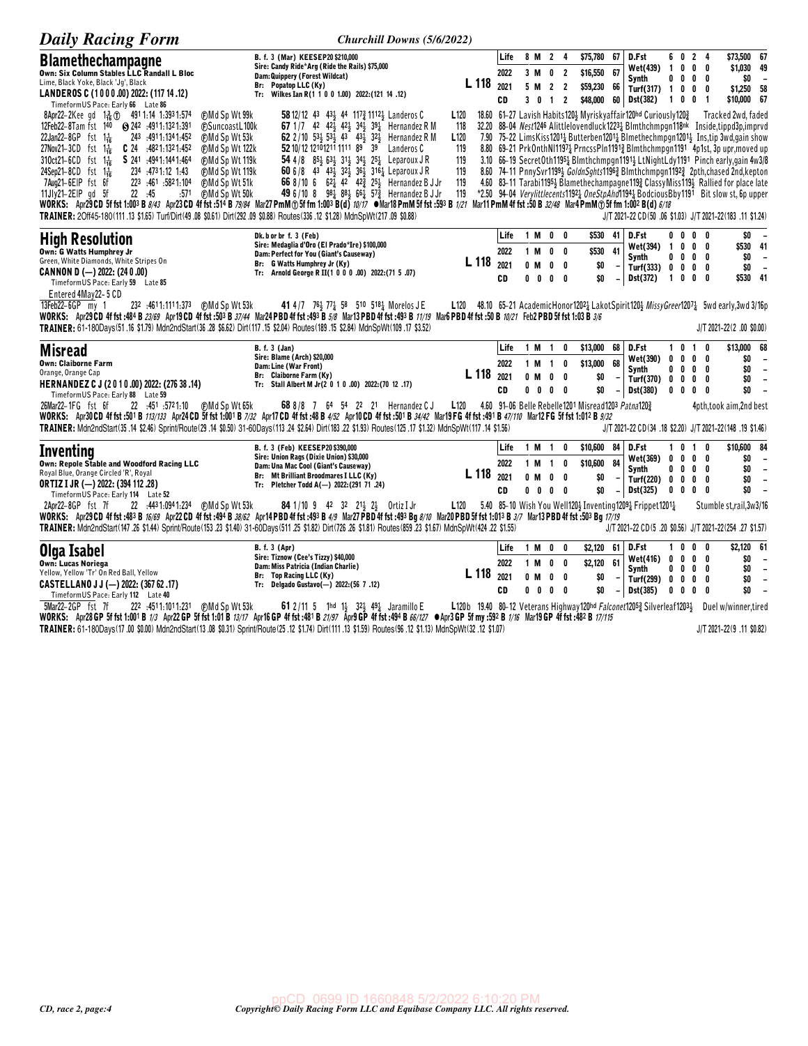## Blamethechampagne

Own: Six Column Stables LLC Randall L Bloc
Lime, Black Yoke, Black 'Jg', Black
**LANDEROS C (1 0 0 0 .00) 2022: (117 14 .12)**
TimeformUS Pace: Early 66 Late 86

B. f. 3 (Mar) KEESEP20 $210,000
Sire: Candy Ride*Arg (Ride the Rails) $75,000
Dam: Quippery (Forest Wildcat)
Br: Popatop LLC (Ky)
Tr: Wilkes Ian R(1 1 0 0 1.00) 2022:(121 14 .12)

L 118

| | | | | | | | | | | | | | |
|---|---|---|---|---|---|---|---|---|---|---|---|---|---|
| Life | 8 M | 2 | 4 | $75,780 | 67 | D.Fst | 6 | 0 | 2 | 4 | $73,500 | 67 |
| 2022 | 3 M | 0 | 2 | $16,550 | 67 | Wet(439) | 1 | 0 | 0 | 0 | $1,030 | 49 |
| 2021 | 5 M | 2 | 2 | $59,230 | 66 | Synth | 0 | 0 | 0 | 0 | $0 | – |
| CD | 3 | 0 | 1 | 2 | $48,000 | 60 | Turf(317) | 1 | 0 | 0 | 0 | $1,250 | 58 |
| | | | | | | Dst(382) | 1 | 0 | 0 | 1 | $10,000 | 67 |

```
8Apr22–2Kee gd 1 3/16 (T)   491 1:14 1:393 1:574  (F)Md Sp Wt 99k    58 12/12 43 43½ 44 117¾ 1112½ Landeros C        L120  18.60 61–27 Lavish Habits120½ Myriskyaffair120hd Curiously120¾      Tracked 2wd, faded
12Feb22–8Tam fst 140  (S) 242 :4911:1321:391  (F)SuncoastL100k   67 1/7 42 42½ 42½ 34½ 39¼ Hernandez R M        118   32.20 88–04 Nest1246 Alittlelovendluck1223¼ Blmthchmpgn118nk  Inside,tippd3p,imprvd
22Jan22–8GP fst 1 1/16   243 :4911:1341:452  (F)Md Sp Wt 53k     62 2/10 53½ 53½ 43 43½ 32½ Hernandez R M       L120   7.90 75–22 LimsKiss1201¼ Butterben1201½ Blmethechmpgn1201½ Ins,tip 3wd,gain show
27Nov21–3CD fst 1 1/16 C 24 :4821:1321:452  (F)Md Sp Wt 122k    52 10/12 1210 1211 1111 89 39 Landeros C          119    8.80 69–21 PrkOnthNl1197¼ PrncssPln1191¾ Blmthchmpgn1191  4p1st, 3p upr,moved up
31Oct21–6CD fst 1 1/16 S 241 :4941:1441:464  (F)Md Sp Wt 119k    54 4/8 85½ 63½ 31½ 34½ 25¼ Leparoux J R         119    3.10 66–19 SecretOth1195¼ Blmthchmpgn1191½ LtNightLdy1191  Pinch early,gain 4w3/8
24Sep21–8CD fst 1 1/16   234 :4731:12 1:43   (F)Md Sp Wt 119k    60 6/8 43 43½ 32½ 36½ 316¼ Leparoux J R         119    8.60 74–11 PnnySvr1199½ GoldnSghts1196¾ Blmthchmpgn1192¾  2pth,chased 2nd,kepton
7Aug21–6EIP fst 6f       223 :461 :5821:104  (F)Md Sp Wt 51k     66 8/10 6 62¼ 42 42¾ 25½ Hernandez B J Jr     119    4.60 83–11 Tarabi1195½ Blamethechampagne119¾ ClassyMiss119½ Rallied for place late
11Jly21–2EIP gd 5f       22 :45       :571   (F)Md Sp Wt 50k     49 6/10 8 98½ 88½ 66¼ 57¾ Hernandez B J Jr     119   *2.50 94–04 Verylittlecents1192¼ OneStpAhd1194¼ BodciousBby1191  Bit slow st, 6p upper
```

**WORKS:** Apr29 CD 5f fst 1:003 B 8/43 Apr23 CD 4f fst :514 B 79/84 Mar27 PmM (T) 5f fm 1:003 B(d) 10/17 ●Mar18 PmM 5f fst :593 B 1/21 Mar11 PmM 4f fst :50 B 32/48 Mar4 PmM (T) 5f fm 1:002 B(d) 6/18

**TRAINER:** 2Off45-180(111 .13 $1.65) Turf/Dirt(49 .08 $0.61) Dirt(292 .09 $0.88) Routes(336 .12 $1.28) MdnSpWt(217 .09 $0.88) — J/T 2021-22 CD(50 .06 $1.03) J/T 2021-22(183 .11 $1.24)

## High Resolution

Own: G Watts Humphrey Jr
Green, White Diamonds, White Stripes On
**CANNON D (—) 2022: (24 0 .00)**
TimeformUS Pace: Early 59 Late 85

Dk. b or br f. 3 (Feb)
Sire: Medaglia d'Oro (El Prado*Ire) $100,000
Dam: Perfect for You (Giant's Causeway)
Br: G Watts Humphrey Jr (Ky)
Tr: Arnold George R II(1 0 0 0 .00) 2022:(71 5 .07)

L 118

| | | | | | | | | | | | | |
|---|---|---|---|---|---|---|---|---|---|---|---|---|
| Life | 1 M | 0 | 0 | $530 | 41 | D.Fst | 0 | 0 | 0 | 0 | $0 | – |
| 2022 | 1 M | 0 | 0 | $530 | 41 | Wet(394) | 1 | 0 | 0 | 0 | $530 | 41 |
| 2021 | 0 M | 0 | 0 | $0 | – | Synth | 0 | 0 | 0 | 0 | $0 | – |
| CD | 0 | 0 | 0 | 0 | $0 | – | Turf(333) | 0 | 0 | 0 | 0 | $0 | – |
| | | | | | | Dst(372) | 1 | 0 | 0 | 0 | $530 | 41 |

Entered 4May22- 5 CD

```
13Feb22–6GP my 1   232 :4611:1111:373  (F)Md Sp Wt 53k   41 4/7 76½ 77¼ 58 510 518¼ Morelos J E   L120  48.10 65–21 AcademicHonor120¾ LakotSpirit120½ MissyGreer1207¼  5wd early,3wd 3/16p
```

**WORKS:** Apr29 CD 4f fst :484 B 23/69 Apr19 CD 4f fst :503 B 37/44 Mar24 PBD 4f fst :50 B 5/8 Mar13 PBD 4f fst :493 B 11/19 Mar6 PBD 4f fst :50 B 10/21 Feb2 PBD 5f fst 1:03 B 3/6

**TRAINER:** 61-180Days(51 .16 $1.79) Mdn2ndStart(36 .28 $6.62) Dirt(117 .15 $2.04) Routes(189 .15 $2.84) MdnSpWt(109 .17 $3.52) — J/T 2021-22(2 .00 $0.00)

## Misread

Own: Claiborne Farm
Orange, Orange Cap
**HERNANDEZ C J (2 0 1 0 .00) 2022: (276 38 .14)**
TimeformUS Pace: Early 88 Late 59

B. f. 3 (Jan)
Sire: Blame (Arch) $20,000
Dam: Line (War Front)
Br: Claiborne Farm (Ky)
Tr: Stall Albert M Jr(2 0 1 0 .00) 2022:(70 12 .17)

L 118

| | | | | | | | | | | | | |
|---|---|---|---|---|---|---|---|---|---|---|---|---|
| Life | 1 M | 1 | 0 | $13,000 | 68 | D.Fst | 1 | 0 | 1 | 0 | $13,000 | 68 |
| 2022 | 1 M | 1 | 0 | $13,000 | 68 | Wet(390) | 0 | 0 | 0 | 0 | $0 | – |
| 2021 | 0 M | 0 | 0 | $0 | – | Synth | 0 | 0 | 0 | 0 | $0 | – |
| CD | 0 | 0 | 0 | 0 | $0 | – | Turf(370) | 0 | 0 | 0 | 0 | $0 | – |
| | | | | | | Dst(380) | 0 | 0 | 0 | 0 | $0 | – |

```
26Mar22–1FG fst 6f   22 :451 :5721:10  (F)Md Sp Wt 65k   68 8/8 7 64 54 22 21 Hernandez C J   L120  4.60 91–06 Belle Rebelle1201 Misread1203 Patna120¾   4pth,took aim,2nd best
```

**WORKS:** Apr30 CD 4f fst :501 B 113/133 Apr24 CD 5f fst 1:001 B 7/32 Apr17 CD 4f fst :48 B 4/52 Apr10 CD 4f fst :501 B 34/42 Mar19 FG 4f fst :491 B 47/110 Mar12 FG 5f fst 1:012 B 9/32

**TRAINER:** Mdn2ndStart(35 .14 $2.46) Sprint/Route(29 .14 $0.50) 31-60Days(113 .24 $2.64) Dirt(183 .22 $1.93) Routes(125 .17 $1.32) MdnSpWt(117 .14 $1.56) — J/T 2021-22 CD(34 .18 $2.20) J/T 2021-22(148 .19 $1.46)

## Inventing

Own: Repole Stable and Woodford Racing LLC
Royal Blue, Orange Circled 'R', Royal
**ORTIZ I JR (—) 2022: (394 112 .28)**
TimeformUS Pace: Early 114 Late 52

B. f. 3 (Feb) KEESEP20 $390,000
Sire: Union Rags (Dixie Union) $30,000
Dam: Una Mac Cool (Giant's Causeway)
Br: Mt Brilliant Broodmares I LLC (Ky)
Tr: Pletcher Todd A(—) 2022:(291 71 .24)

L 118

| | | | | | | | | | | | | |
|---|---|---|---|---|---|---|---|---|---|---|---|---|
| Life | 1 M | 1 | 0 | $10,600 | 84 | D.Fst | 1 | 0 | 1 | 0 | $10,600 | 84 |
| 2022 | 1 M | 1 | 0 | $10,600 | 84 | Wet(369) | 0 | 0 | 0 | 0 | $0 | – |
| 2021 | 0 M | 0 | 0 | $0 | – | Synth | 0 | 0 | 0 | 0 | $0 | – |
| CD | 0 | 0 | 0 | 0 | $0 | – | Turf(220) | 0 | 0 | 0 | 0 | $0 | – |
| | | | | | | Dst(325) | 0 | 0 | 0 | 0 | $0 | – |

```
2Apr22–8GP fst 7f   22 :4431:0941:234  (F)Md Sp Wt 53k   84 1/10 9 42 32 21½ 2½ Ortiz I Jr   L120  5.40 85–10 Wish You Well120½ Inventing1209¼ Frippet1201¼   Stumble st,rail,3w3/16
```

**WORKS:** Apr29 CD 4f fst :483 B 16/69 Apr22 CD 4f fst :494 B 38/62 Apr14 PBD 4f fst :493 B 4/9 Mar27 PBD 4f fst :493 Bg 8/10 Mar20 PBD 5f fst 1:013 B 3/7 Mar13 PBD 4f fst :503 Bg 17/19

**TRAINER:** Mdn2ndStart(147 .26 $1.44) Sprint/Route(153 .23 $1.40) 31-60Days(511 .25 $1.82) Dirt(726 .26 $1.81) Routes(859 .23 $1.67) MdnSpWt(424 .22 $1.55) — J/T 2021-22 CD(5 .20 $0.56) J/T 2021-22(254 .27 $1.57)

## Olga Isabel

Own: Lucas Noriega
Yellow, Yellow 'Tr' On Red Ball, Yellow
**CASTELLANO J J (—) 2022: (367 62 .17)**
TimeformUS Pace: Early 112 Late 40

B. f. 3 (Apr)
Sire: Tiznow (Cee's Tizzy) $40,000
Dam: Miss Patricia (Indian Charlie)
Br: Top Racing LLC (Ky)
Tr: Delgado Gustavo(—) 2022:(56 7 .12)

L 118

| | | | | | | | | | | | | |
|---|---|---|---|---|---|---|---|---|---|---|---|---|
| Life | 1 M | 0 | 0 | $2,120 | 61 | D.Fst | 1 | 0 | 0 | 0 | $2,120 | 61 |
| 2022 | 1 M | 0 | 0 | $2,120 | 61 | Wet(416) | 0 | 0 | 0 | 0 | $0 | – |
| 2021 | 0 M | 0 | 0 | $0 | – | Synth | 0 | 0 | 0 | 0 | $0 | – |
| CD | 0 | 0 | 0 | 0 | $0 | – | Turf(299) | 0 | 0 | 0 | 0 | $0 | – |
| | | | | | | Dst(385) | 0 | 0 | 0 | 0 | $0 | – |

```
5Mar22–2GP fst 7f   222 :4511:1011:231  (F)Md Sp Wt 53k   61 2/11 5 1hd 1½ 32½ 49¼ Jaramillo E   L120b 19.40 80–12 Veterans Highway120hd Falconet1205¾ Silverleaf1203½   Duel w/winner,tired
```

**WORKS:** Apr28 GP 5f fst 1:001 B 1/3 Apr22 GP 5f fst 1:01 B 13/17 Apr16 GP 4f fst :481 B 21/97 Apr9 GP 4f fst :494 B 66/127 ●Apr3 GP 5f my :592 B 1/16 Mar19 GP 4f fst :482 B 17/115

**TRAINER:** 61-180Days(17 .00 $0.00) Mdn2ndStart(13 .08 $0.31) Sprint/Route(25 .12 $1.74) Dirt(111 .13 $1.59) Routes(96 .12 $1.13) MdnSpWt(32 .12 $1.07) — J/T 2021-22(9 .11 $0.82)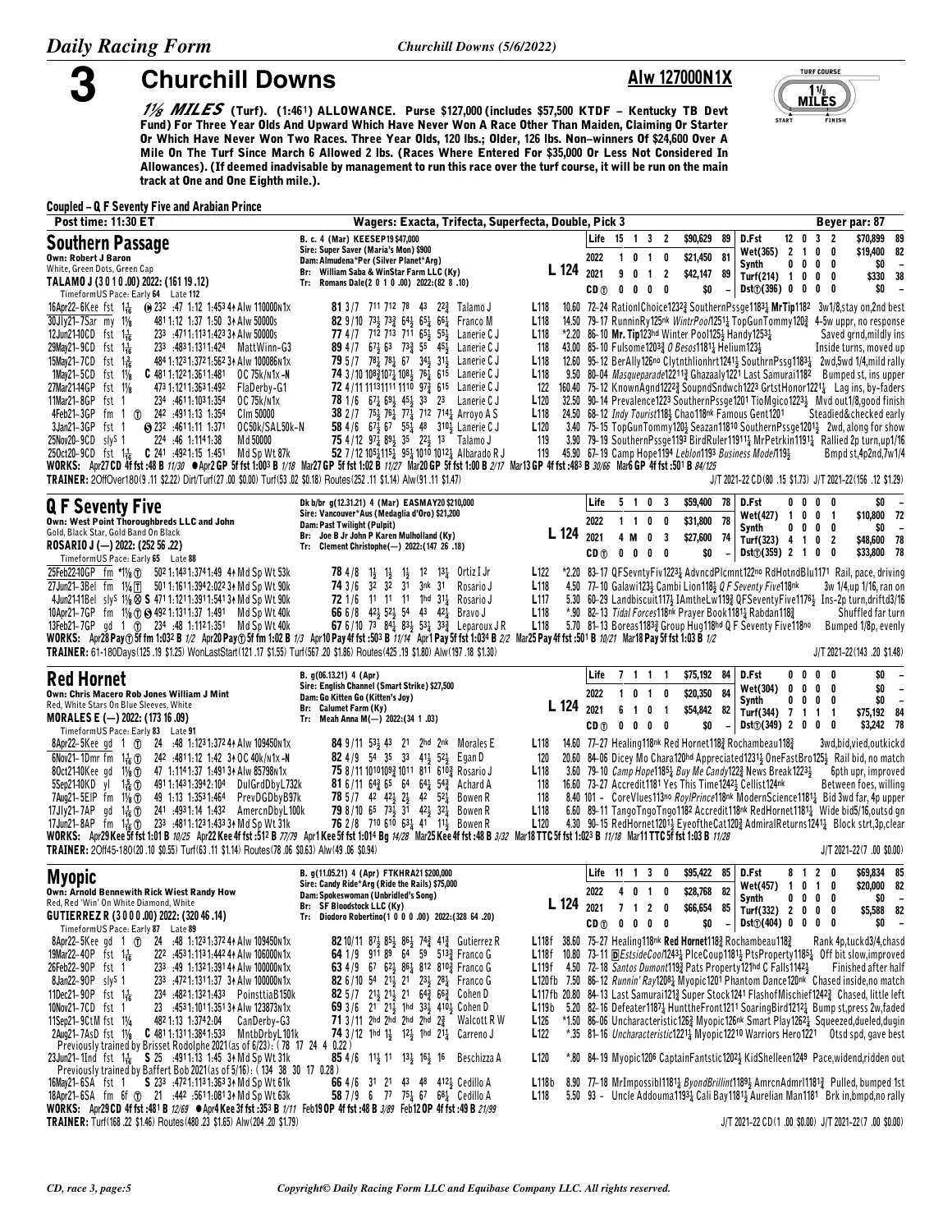# 3 Churchill Downs

**Alw 127000N1X**

TURF COURSE 1 1/8 MILES

*1⅛ MILES* (Turf). (1:46¹) ALLOWANCE. Purse $127,000 (includes $57,500 KTDF – Kentucky TB Devt Fund) For Three Year Olds And Upward Which Have Never Won A Race Other Than Maiden, Claiming Or Starter Or Which Have Never Won Two Races. Three Year Olds, 120 lbs.; Older, 126 lbs. Non-winners Of $24,600 Over A Mile On The Turf Since March 6 Allowed 2 lbs. (Races Where Entered For $35,000 Or Less Not Considered In Allowances). (If deemed inadvisable by management to run this race over the turf course, it will be run on the main track at One and One Eighth mile.).

**Coupled – Q F Seventy Five and Arabian Prince**

Post time: 11:30 ET — Wagers: Exacta, Trifecta, Superfecta, Double, Pick 3 — Beyer par: 87

## Southern Passage

Own: Robert J Baron
White, Green Dots, Green Cap
TALAMO J (3 0 1 0 .00) 2022: (161 19 .12)

B. c. 4 (Mar) KEESEP19 $47,000
Sire: Super Saver (Maria's Mon) $900
Dam: Almudena*Per (Silver Planet*Arg)
Br: William Saba & WinStar Farm LLC (Ky)
Tr: Romans Dale(2 0 1 0 .00) 2022:(82 8 .10)

L 124

| | | | | | | | | | | | | | |
|---|---|---|---|---|---|---|---|---|---|---|---|---|---|
| Life | 15 | 1 | 3 | 2 | $90,629 | 89 | D.Fst | 12 | 0 | 3 | 2 | $70,899 | 89 |
| 2022 | 1 | 0 | 1 | 0 | $21,450 | 81 | Wet(365) | 2 | 1 | 0 | 0 | $19,400 | 82 |
| 2021 | 9 | 0 | 1 | 2 | $42,147 | 89 | Synth | 0 | 0 | 0 | 0 | $0 | – |
| CD ⓣ | 0 | 0 | 0 | 0 | $0 | – | Turf(214) | 1 | 0 | 0 | 0 | $330 | 38 |
| | | | | | | | Dst ⓣ(396) | 0 | 0 | 0 | 0 | $0 | – |

TimeformUS Pace: Early 64 Late 112

16Apr22–6Kee fst 1$\frac{1}{16}$ ⓗ 23² :47 1:12 1:45³ 4↑ Alw 110000N1x 81 3/7 711 712 78 43 22¾ Talamo J L118 10.60 72–24 RationlChoice1232¾ SouthernPssge1183¼ MrTip1182 3w1/8,stay on,2nd best
30Jly21–7Sar my 1⅛ 48¹ 1:12 1:37 1:50 3↑ Alw 50000s 82 9/10 73½ 73¾ 64½ 65¼ 66¼ Franco M L118 14.50 79–17 RunninRy125nk WintrPool1251¼ TopGunTommy120¾ 4–5w uppr, no response
12Jun21–10CD fst 1$\frac{1}{16}$ 23³ :47¹1:11³1:42³ 3↑ Alw 50000s 77 4/7 712 713 711 65½ 55¼ Lanerie C J L118 *2.20 86–10 Mr. Tip123hd Winter Pool125½ Handy1253¾ Saved grnd,mildly ins
29May21–9CD fst 1$\frac{1}{16}$ 23³ :48³1:13¹1:42⁴ MattWinn–G3 89 4/7 67¼ 63 73¾ 55 45¼ Lanerie C J 118 43.00 85–10 Fulsome1203¾ O Besos1181¼ Helium123½ Inside turns, moved up
15May21–7CD fst 1⅜ 48⁴ 1:12³1:37²1:56² 3↑ Alw 100086N1x 79 5/7 78½ 78¼ 67 34½ 31½ Lanerie C J L118 12.60 95–12 BerAlly126no Clytnthlionhrt1241½ SouthrnPssg1183¼ 2wd,5wd 1/4,mild rally
1May21–5CD fst 1⅛ C 48¹ 1:12²1:36¹1:48¹ OC 75k/n1x–N 74 3/10 108¾107¼ 108½ 76½ 615 Lanerie C J L118 9.50 80–04 Masqueparade12211¾ Ghazaaly1221 Last Samurai118² Bumped st, ins upper
27Mar21–44GP fst 1⅛ 47³ 1:12¹1:36³1:49² FlaDerby–G1 72 4/11 1113 1111 1110 97¾ 615 Lanerie C J 122 160.40 75–12 KnownAgnd1222¾ SoupndSndwch1223 GrtstHonor1221¼ Lag ins, by–faders
11Mar21–8GP fst 1 23⁴ :46¹1:10³1:35⁴ OC 75k/n1x 78 1/6 67¼ 69¼ 45¼ 33 23 Lanerie C J L120 32.50 90–14 Prevalence1223 SouthernPssge1201 TioMgico1223¼ Mvd out1/8,good finish
4Feb21–3GP fm 1 ⓣ 24² :49¹1:13 1:35⁴ Clm 50000 38 2/7 75½ 76¼ 77¼ 712 714¼ Arroyo A S L118 24.50 68–12 Indy Tourist118½ Chao118nk Famous Gent1201 Steadied&checked early
3Jan21–3GP fst 1 Ⓢ 23² :46¹1:11 1:37¹ OC50k/SAL50k–N 58 4/6 67½ 67 55½ 48 310½ Lanerie C J L120 3.40 75–15 TopGunTommy120½ Seazan11810 SouthernPssge1201½ 2wd, along for show
25Nov20–9CD sly⁵ 1 22⁴ :46 1:11⁴1:38 Md 50000 75 4/12 97¼ 89¼ 35 22½ 13 Talamo J 119 3.90 79–19 SouthernPssge1193 BirdRuler11911¾ MrPetrkin1191¼ Rallied 2p turn,up1/16
25Oct20–9CD fst 1$\frac{1}{16}$ C 24¹ :49²1:15 1:45¹ Md Sp Wt 87k 52 7/12 105¼115¼ 95¼ 1010 1012¼ Albarado R J 119 45.90 67–19 Camp Hope1194 Leblon1193 Business Model119½ Bmpd st,4p2nd,7w1/4

WORKS: Apr27 CD 4f fst :48 B 11/30 ●Apr2 GP 5f fst 1:00³ B 1/18 Mar27 GP 5f fst 1:02 B 11/27 Mar20 GP 5f fst 1:00 B 2/17 Mar13 GP 4f fst :48³ B 30/66 Mar6 GP 4f fst :50¹ B 84/125
TRAINER: 2OffOver180(9 .11 $2.22) Dirt/Turf(27 .00 $0.00) Turf(53 .02 $0.18) Routes(252 .11 $1.14) Alw(91 .11 $1.47) J/T 2021–22 CD(80 .15 $1.73) J/T 2021–22(156 .12 $1.29)

## Q F Seventy Five

Own: West Point Thoroughbreds LLC and John
Gold, Black Star, Gold Band On Black
ROSARIO J (—) 2022: (252 56 .22)

Dk b/br g(12.31.21) 4 (Mar) EASMAY20 $210,000
Sire: Vancouver*Aus (Medaglia d'Oro) $21,200
Dam: Past Twilight (Pulpit)
Br: Joe B Jr John P Karen Mulholland (Ky)
Tr: Clement Christophe(—) 2022:(147 26 .18)

L 124

| | | | | | | | | | | | | | |
|---|---|---|---|---|---|---|---|---|---|---|---|---|---|
| Life | 5 | 1 | 0 | 3 | $59,400 | 78 | D.Fst | 0 | 0 | 0 | 0 | $0 | – |
| 2022 | 1 | 1 | 0 | 0 | $31,800 | 78 | Wet(427) | 1 | 0 | 0 | 1 | $10,800 | 72 |
| 2021 | 4 | M | 0 | 3 | $27,600 | 74 | Synth | 0 | 0 | 0 | 0 | $0 | – |
| CD ⓣ | 0 | 0 | 0 | 0 | $0 | – | Turf(323) | 4 | 1 | 0 | 2 | $48,600 | 78 |
| | | | | | | | Dst ⓣ(359) | 2 | 1 | 0 | 0 | $33,800 | 78 |

TimeformUS Pace: Early 65 Late 88

25Feb22–10GP fm *1⅛ ⓣ 50² 1:14³1:37⁴1:49 4↑ Md Sp Wt 53k 78 4/8 1½ 1½ 1½ 12 13½ Ortiz I Jr L122 *2.20 83–17 QFSevntyFiv1223¼ AdvncdPlcmnt122no RdHotndBlu1171 Rail, pace, driving
27Jun21–3Bel fm 1¼ ⓣ 50¹ 1:15¹1:39²2:02² 3↑ Md Sp Wt 90k 74 3/6 32 32 31 3nk 31 Rosario J L118 4.50 77–10 Galawi123½ Cambi Lion118½ Q F Seventy Five118nk 3w 1/4,up 1/16, ran on
4Jun21–11Bel sly⁵ 1⅛ ⊗ Ⓢ 47¹ 1:12¹1:39¹1:54¹ 3↑ Md Sp Wt 90k 72 1/6 11 11 11 1hd 31¼ Rosario J L117 5.30 60–29 Landbiscuit117½ IAmtheLw119¾ QFSeventyFive1176½ Ins–2p turn,driftd3/16
10Apr21–7GP fm 1⅛ ⓣ Ⓢ 49² 1:13¹1:37 1:49¹ Md Sp Wt 40k 66 6/8 42½ 52½ 54 43 42¼ Bravo J L118 *.90 82–13 Tidal Forces118nk Prayer Book1181¼ Rabdan118¾ Shuffled far turn
13Feb21–7GP gd 1 ⓣ 23⁴ :48 1:12¹1:35¹ Md Sp Wt 40k 67 6/10 73 84¼ 83¼ 53¼ 33¾ Leparoux J R L118 5.70 81–13 Boreas1183¾ Group Hug118hd Q F Seventy Five118no Bumped 1/8p, evenly

WORKS: Apr28 Pay ⓣ 5f fm 1:03² B 1/2 Apr20 Pay ⓣ 5f fm 1:02 B 1/3 Apr10 Pay 4f fst :50³ B 11/14 Apr1 Pay 5f fst 1:03⁴ B 2/2 Mar25 Pay 4f fst :50¹ B 10/21 Mar18 Pay 5f fst 1:03 B 1/2
TRAINER: 61–180Days(125 .19 $1.25) WonLastStart(121 .17 $1.55) Turf(567 .20 $1.86) Routes(425 .19 $1.80) Alw(197 .18 $1.30) J/T 2021–22(143 .20 $1.48)

## Red Hornet

Own: Chris Macero Rob Jones William J Mint
Red, White Stars On Blue Sleeves, White
MORALES E (—) 2022: (173 16 .09)

B. g(06.13.21) 4 (Apr)
Sire: English Channel (Smart Strike) $27,500
Dam: Go Kitten Go (Kitten's Joy)
Br: Calumet Farm (Ky)
Tr: Meah Anna M(—) 2022:(34 1 .03)

L 124

| | | | | | | | | | | | | | |
|---|---|---|---|---|---|---|---|---|---|---|---|---|---|
| Life | 7 | 1 | 1 | 1 | $75,192 | 84 | D.Fst | 0 | 0 | 0 | 0 | $0 | – |
| 2022 | 1 | 0 | 1 | 0 | $20,350 | 84 | Wet(304) | 0 | 0 | 0 | 0 | $0 | – |
| 2021 | 6 | 1 | 0 | 1 | $54,842 | 82 | Synth | 0 | 0 | 0 | 0 | $0 | – |
| CD ⓣ | 0 | 0 | 0 | 0 | $0 | – | Turf(344) | 7 | 1 | 1 | 1 | $75,192 | 84 |
| | | | | | | | Dst ⓣ(349) | 2 | 0 | 0 | 0 | $3,242 | 78 |

TimeformUS Pace: Early 83 Late 91

8Apr22–5Kee gd 1 ⓣ 24 :48 1:12³1:37² 4↑ Alw 109450N1x 84 9/11 53½ 43 21 2hd 2nk Morales E L118 14.60 77–27 Healing118nk Red Hornet118¾ Rochambeau118¾ 3wd,bid,vied,outkickd
6Nov21–1Dmr fm 1$\frac{1}{16}$ ⓣ 24² :48¹1:12 1:42 3↑ OC 40k/n1x–N 82 4/9 54 35 33 41½ 52½ Egan D 120 20.60 84–06 Dicey Mo Chara120hd Appreciated1231½ OneFastBro125½ Rail bid, no match
8Oct21–10Kee gd 1⅛ ⓣ 47 1:11⁴1:37 1:49¹ 3↑ Alw 85798N1x 75 8/11 1010109¾ 1011 811 610¾ Rosario J L118 3.60 79–10 Camp Hope1185¼ Buy Me Candy122¾ News Break122¾ 6pth upr, improved
5Sep21–10KD yl 1$\frac{5}{16}$ ⓣ 49¹ 1:14³1:39²2:10⁴ DulGrdByL732k 81 6/11 64¾ 65 64 64¼ 54¾ Achard A 118 16.60 73–27 Accredit1181 Yes This Time124¾ Cellist124nk Between foes, willing
7Aug21–5EIP fm 1⅛ ⓣ 49 1:13 1:35³1:46⁴ PrevDGDbyB97k 78 5/7 42 42½ 2½ 42 52¼ Bowen R 118 8.40 101 – CoreVlues113no RoylPrince118nk ModernScience1181½ Bid 3wd far, 4p upper
17Jly21–7AP gd 1$\frac{1}{16}$ ⓣ 24¹ :49³1:14 1:43² AmercnDbyL100k 79 8/10 65 73½ 31 42½ 32¼ Bowen R L118 6.60 89–11 TangoTngoTngo1182 Accredit118nk RedHornet1181¼ Wide bid5/16,outsd gn
17Jun21–8AP fm 1$\frac{1}{16}$ ⓣ 23³ :48¹1:12³1:43³ 3↑ Md Sp Wt 31k 76 2/8 710 610 63¼ 41 11½ Bowen R L120 4.30 90–15 RedHornet1201½ EyeoftheCat120¾ AdmiralReturns1241¼ Block strt,3p,clear

WORKS: Apr29 Kee 5f fst 1:01 B 10/25 Apr22 Kee 4f fst :51² B 77/79 Apr1 Kee 5f fst 1:01⁴ Bg 14/28 Mar25 Kee 4f fst :48 B 3/32 Mar18 TTC 5f fst 1:02³ B 11/18 Mar11 TTC 5f fst 1:03 B 11/28
TRAINER: 2Off45–180(20 .10 $0.55) Turf(63 .11 $1.14) Routes(78 .06 $0.63) Alw(49 .06 $0.94) J/T 2021–22(7 .00 $0.00)

## Myopic

Own: Arnold Bennewith Rick Wiest Randy How
Red, Red 'Win' On White Diamond, White
GUTIERREZ R (3 0 0 0 .00) 2022: (320 46 .14)

B. g(11.05.21) 4 (Apr) FTKHRA21 $200,000
Sire: Candy Ride*Arg (Ride the Rails) $75,000
Dam: Spokeswoman (Unbridled's Song)
Br: SF Bloodstock LLC (Ky)
Tr: Diodoro Robertino(1 0 0 0 .00) 2022:(328 64 .20)

L 124

| | | | | | | | | | | | | | |
|---|---|---|---|---|---|---|---|---|---|---|---|---|---|
| Life | 11 | 1 | 3 | 0 | $95,422 | 85 | D.Fst | 8 | 1 | 2 | 0 | $69,834 | 85 |
| 2022 | 4 | 0 | 1 | 0 | $28,768 | 82 | Wet(457) | 1 | 0 | 1 | 0 | $20,000 | 82 |
| 2021 | 7 | 1 | 2 | 0 | $66,654 | 85 | Synth | 0 | 0 | 0 | 0 | $0 | – |
| CD ⓣ | 0 | 0 | 0 | 0 | $0 | – | Turf(332) | 2 | 0 | 0 | 0 | $5,588 | 82 |
| | | | | | | | Dst ⓣ(404) | 0 | 0 | 0 | 0 | $0 | – |

TimeformUS Pace: Early 87 Late 89

8Apr22–5Kee gd 1 ⓣ 24 :48 1:12³1:37² 4↑ Alw 109450N1x 82 10/11 87¼ 85½ 86¼ 74¾ 41¾ Gutierrez R L118f 38.60 75–27 Healing118nk Red Hornet118¾ Rochambeau118¾ Rank 4p,tuckd3/4,chasd
19Mar22–4OP fst 1$\frac{1}{16}$ 22² :45³1:11³1:44² 4↑ Alw 106000N1x 64 1/9 911 89 64 59 513¾ Franco G L118f 10.80 73–11 ⒹEstsideCool1243¼ PlceCoup1181½ PtsProperty1185¼ Off bit slow,improved
26Feb22–9OP fst 1$\frac{1}{16}$ 23³ :49 1:13²1:39¹ 4↑ Alw 106000N1x 63 4/9 67 62½ 86¼ 812 810¾ Franco G L119f 4.50 72–18 Santos Dumont119¾ Pats Property121hd C Falls1142½ Finished after half
8Jan22–9OP sly⁵ 1 23³ :47²1:13¹1:37 3↑ Alw 100000N1x 82 6/10 54 21½ 21 23½ 28¼ Franco G L120f b 7.50 86–12 Runnin' Ray1208¼ Myopic1201 Phantom Dance120nk Chased inside,no match
11Dec21–9OP fst 1$\frac{1}{16}$ 23⁴ :48²1:13²1:43 PoinsttiaB150k 82 5/7 21½ 21½ 21 64¾ 66¾ Cohen D L117f b 20.80 84–13 Last Samurai121¾ Super Stock1241 FlashofMischief1242¾ Chased, little left
10Nov21–7CD fst 1 23 :45³1:10¹1:35¹ 3↑ Alw 123873N1x 69 3/6 21 21½ 1hd 33½ 410½ Cohen D L119b 5.20 82–16 Defeater1187¼ HunttheFront1211 SoaringBird121½ Bump st,press 2w,faded
11Sep21–9CtM fst 1⅛ 48² 1:13 1:37⁴2:04 CanDerby–G3 71 3/11 2hd 2hd 2hd 2hd 2¾ Walcott R W L126 *1.50 86–06 Uncharacteristic126¾ Myopic126nk Smart Play1262½ Squeezed,dueled,dugin
2Aug21–7AsD fst 1⅛ C 48¹ 1:13¹1:38⁴1:53³ MntbDrbyL101k 74 3/12 1hd 1½ 12½ 1hd 21¼ Carreno J L122 *.35 81–16 Uncharacteristic1221¼ Myopic12210 Warriors Hero1221 Otsd spd, gave best
Previously trained by Brisset Rodolphe 2021(as of 6/23): ( 78 17 24 4 0.22 )
23Jun21–1Ind fst 1$\frac{1}{16}$ S 25 :49¹1:13 1:45 3↑ Md Sp Wt 31k 85 4/6 11½ 11 13½ 16½ 16 Beschizza A L120 *.80 84–19 Myopic1206 CaptainFantstic1202½ KidShelleen1249 Pace,widend,ridden out
Previously trained by Baffert Bob 2021(as of 5/16): ( 134 38 30 17 0.28 )
16May21–6SA fst 1 S 23³ :47²1:11³1:36³ 3↑ Md Sp Wt 61k 66 4/6 31 21 43 48 412½ Cedillo A L118b 8.90 77–18 MrImpossibl1181½ ByondBrillint1189½ AmrcnAdmrl1181¾ Pulled, bumped 1st
18Apr21–6SA fm 6f ⓣ 21⁴ :44² :56¹1:08¹ 3↑ Md Sp Wt 63k 58 7/9 6 77 75½ 67 68¼ Cedillo A L118 5.50 93 – Uncle Addouma1193¼ Cali Bay1181½ Aurelian Man1181 Brk in,bmpd,no rally

WORKS: Apr29 CD 4f fst :48¹ B 12/69 ●Apr4 Kee 3f fst :35³ B 1/11 Feb19 OP 4f fst :48 B 3/89 Feb12 OP 4f fst :49 B 21/99
TRAINER: Turf(168 .22 $1.46) Routes(480 .23 $1.65) Alw(204 .20 $1.79) J/T 2021–22 CD(1 .00 $0.00) J/T 2021–22(7 .00 $0.00)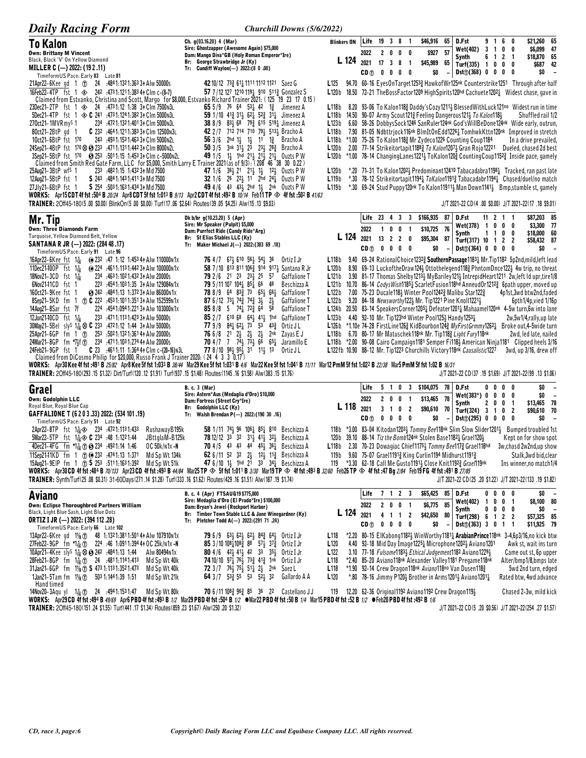## To Kalon

Ch. g(03.16.20) 4 (Mar)
Sire: Ghostzapper (Awesome Again) $75,000
Dam: Mango Diva*GB (Holy Roman Emperor*Ire)
Br: George Strawbridge Jr (Ky)
Tr: Cundiff Waylon(—) 2022:(8 0 .00)

**Own: Brittany M Vincent**
Black, Black 'V' On Yellow Diamond
**MILLER C (—) 2022: (19 2 .11)**
TimeformUS Pace: Early 83 Late 81

Blinkers ON — L 124

| | Starts | 1st | 2nd | 3rd | Earnings | Speed |
|---|---|---|---|---|---|---|
| Life | 19 | 3 | 8 | 1 | $46,916 | 65 |
| 2022 | 2 | 0 | 0 | 0 | $927 | 57 |
| 2021 | 17 | 3 | 8 | 1 | $45,989 | 65 |
| CD ① | 0 | 0 | 0 | 0 | $0 | – |
| D.Fst | 9 | 1 | 6 | 0 | $21,260 | 65 |
| Wet(402) | 3 | 1 | 0 | 0 | $6,099 | 47 |
| Synth | 6 | 1 | 2 | 1 | $18,870 | 65 |
| Turf(335) | 1 | 0 | 0 | 0 | $687 | 42 |
| Dst①(368) | 0 | 0 | 0 | 0 | $0 | – |

```
21Apr22-6Kee gd 1 ① 24 :4841:1321:363 3↑ Alw 50000s     42 10/12 73¾ 61½ 1111 1112 1121  Saez G        L125  94.70 60-16 EyesOnTarget1253¾ HawkofWr125nk Counterstrike1251  Through after half
16Feb22-4TP fst 1 ◈ 242 :4731:1211:383 4↑ Clm c-(8-7)   57 7/12 127 1210 119½ 910 511¾ Gonzalez S     L120b 18.50 72-21 TheBossFactor1209 HighSpirits120hd Cachuete1202¼  Widest chase, gave in
  Claimed from Estvanko, Christina and Scott, Margo for $8,000, Estvanko Richard Trainer 2021: ( 125 19 23 17 0.15 )
23Dec21-2TP fst 1 ◈ 24 :4731:12 1:38 3↑ Clm 7500N3L     65 5/9 76 64 53¼ 42 1¾   Jimenez A      L118b  8.20 93-06 To Kalon118¾ Daddy'sCozy1211½ BlessedWithLuck121no  Widest run in time
5Dec21-4TP fst 1 ◈ C 241 :4731:1241:382 3↑ Clm 5000N3L  59 1/10 41¾ 31½ 62¼ 52¾ 31¼ Jimenez A      L118b 14.50 90-07 Army Scout121¾ Feeling Dangerous121½ To Kalon118½  Shuffled rail 1/2
27Oct21-1MVR my5 1  234 :4721:1321:401 3↑ Clm 5000N3L   38 8/9 83½ 68 79¾ 615 519¼ Jimenez A      L123b  6.60 58-26 DobbysSock1246 SanRuler124nk God'sWillBeDone124nk  Wide early, outrun,
8Oct21-2BtP gd 1  C 232 :4641:1211:383 3↑ Clm 12500N3L  42 2/7 712 714 710 79¾ 513¼ Bracho A       L118b  7.90 81-05 Ndbttrjock116nk BlmItOnEdd1226¼ TomhwkKttn120nk  Improved in stretch
1Oct21-6BtP fst 170  243 :4931:1531:463 3↑ Clm 5000N2L  56 3/6 2hd 1½ 1½ 11 1¾  Bracho A       L118b *1.00 75-26 To Kalon118¾ Mr Zydeco1226 Counting Coup1184  In a drive prevailed,
24Sep21-4BtP fst 170 ⊗ S 233 :4711:1311:442 3↑ Clm 8000N2L 50 3/5 3nk 31½ 23 23½ 28¾ Bracho A      L120b  2.00 77-14 Strikeitortapit1188¾ To Kalon1207½ Gran Rojo12221  Dueled, chased 2d best
3Sep21-5BtP fst 170 S 253 :5011:15 1:453 3↑ Clm c-5000N2L 49 1/5 1½ 1hd 21½ 21½ 21½ Ouzts P W     L120b *1.00 78-14 ChangingLanes1221½ ToKalon120¾ CountingCoup1152¾  Inside pace, gamely
  Claimed from Smith Red Gate Farm, LLC for $5,000, Smith Larry E Trainer 2021(as of 9/3): ( 208 46 38 30 0.22 )
25Aug21-3BtP wf5 1  233 :4821:15 1:432 3↑ Md 7500      47 1/6 36½ 21 21½ 1½ 12½ Ouzts P W      L120b  *.20 71-31 To Kalon1202½ Predominant12410 Tabacadabra1198¼  Tracked, ran past late
12Aug21-5BtP fst 1  S 243 :4841:1431:411 3↑ Md 7500    32 1/6 26 22½ 11 2hd 24¼  Ouzts P W      L119b  *.30 78-12 Strikeitortapit1194¼ ToKalon1191¾ Tabacadabr1194¼  Chased/duel/no match
27Jly21-6BtP fst 1  S 254 :5031:1631:434 3↑ Md 7500    49 4/6 43 43½ 2hd 1½ 2nk  Ouzts P W      L119b  *.30 69-24 Stud Puppy120nk To Kalon11911½ Man Down1141½  Bmp,stumble st, gamely
```

WORKS: Apr15 CDT 4f fst :504 B 20/24 Apr8 CDT 5f fst 1:013 B 9/13 Apr2 CDT 4f fst :492 B 10/14 Feb11 TP ◈ 4f fst :502 B 41/63

TRAINER: 2Off45-180(5 .00 $0.00) BlinkOn(5 .00 $0.00) Turf(17 .06 $2.64) Routes(39 .05 $4.25) Alw(15 .13 $9.03)

J/T 2021-22 CD(4 .00 $0.00) J/T 2021-22(17 .18 $9.01)

## Mr. Tip

Dk b/br g(10.23.20) 5 (Apr)
Sire: Mr Speaker (Pulpit) $5,000
Dam: Purrfect Ride (Candy Ride*Arg)
Br: St Elias Stables LLC (Ky)
Tr: Maker Michael J(—) 2022:(383 69 .18)

**Own: Three Diamonds Farm**
Turquoise, Yellow Diamond Belt, Yellow
**SANTANA R JR (—) 2022: (284 48 .17)**
TimeformUS Pace: Early 91 Late 96

L 124

| | Starts | 1st | 2nd | 3rd | Earnings | Speed |
|---|---|---|---|---|---|---|
| Life | 23 | 4 | 3 | 3 | $166,935 | 87 |
| 2022 | 1 | 0 | 0 | 1 | $10,725 | 76 |
| 2021 | 13 | 2 | 2 | 0 | $95,304 | 87 |
| CD ① | 0 | 0 | 0 | 0 | $0 | – |
| D.Fst | 11 | 2 | 1 | 1 | $87,203 | 85 |
| Wet(378) | 1 | 0 | 0 | 0 | $3,300 | 77 |
| Synth | 1 | 1 | 0 | 0 | $18,000 | 60 |
| Turf(317) | 10 | 1 | 2 | 2 | $58,432 | 87 |
| Dst①(364) | 0 | 0 | 0 | 0 | $0 | – |

```
16Apr22-6Kee fst 1 1/16 ⓜ 232 :47 1:12 1:453 4↑ Alw 110000N1x  76 4/7 67½ 610 56½ 54½ 36  Ortiz I Jr   L118b  9.40 69-24 RationalChoice1232¾ SouthernPassage1183¼ Mr.Tip118² 5p2nd,mild,left lead
11Dec21-10OP fst 1 1/16 ⓜ 224 :4611:1131:442 3↑ Alw 100000N1x  58 7/10 813 811 106¾ 914 917½ Santana R Jr L120b 8.90 69-13 LuckoftheDraw124½ Ottothelegend118¾ PhntomDnce122½ 4w trip, no threat
18Nov21-3CD fst 1 1/16  234 :4631:1021:432 3↑ Alw 20000s  79 2/6 21 23 23½ 25 57  Gaffalione T  L121b  3.90 81-17 Thomas Shelby1213½ MyBariley121½ IntrepidHeart1211 2w,left ld upr,tire1/8
6Nov21-11CD fst 1  223 :4541:1031:35 3↑ Alw 129084N1x  79 5/11 107 104¼ 85½ 66 48  Beschizza A   L121b 10.70 86-14 CodysWish1185¼ ScarletFusion118hd AnneudOr1212¾ 6path upper, moved up
16Oct21-9Kee fst 1  S 242 :4841:13 1:372 3↑ Alw 86000N1x  78 8/9 64 83¾ 73 65½ 66½ Gaffalione T  L122b  7.00 75-23 Ducale118½ Winter Pool1242¾ Malibu Star122¾  4p1st,3wd btw2nd,faded
8Sep21-5KD fm 1 ① C 222 :4531:1011:351 3↑ Alw 152599N1x  87 6/12 73¼ 74¾ 74¾ 3½ 2½ Gaffalione T  L122b  9.20 84-18 Newsworthy122½ Mr. Tip1221 Pine Knoll1221½  6pth1/4p,vied 1/16p
14Aug21-8Sar fst 7f  224 :4541:0941:221 3↑ Alw 103000N1x  85 8/8 5 74¼ 72¾ 64 58  Gaffalione T  L124b 20.50 83-14 SpeakersCorner1205¼ Defeater1201¼ Mahaamel120nk 4-5w turn,6w into lane
12Jun21-10CD fst 1 1/16  233 :4711:1131:423 3↑ Alw 50000s  85 2/7 610 68 64½ 41½ 1hd Gaffalione T  L123b  4.40 92-10 Mr. Tip123hd Winter Pool125½ Handy1253¼  2w,3w1/4,rally,up late
30May21-5Bel sly5 1 1/16 ⊗ C 233 :4721:12 1:44 3↑ Alw 50000s  77 9/9 84½ 62¼ 73 53 43¾ Ortiz J L  L126b *1.10e 74-28 FirstLine126¾ KidBourbon124¾ MyFirstGrmmy126²¼  Broke out,4-5wide turn
25Apr21-6GP fm 1 ① 253 :5021:1321:361 4↑ Alw 20000s  76 6/8 21 2½ 2½ 2½ 2nk Zayas E J  L118b  6.70 80-17 Mr Matuschek118nk Mr. Tip118¾ Light Fury118nk  2wd, led late, nailed
24Mar21-8GP fm *7½f ① 234 :4711:1031:274 4↑ Alw 20000s  70 4/7 7 74½ 73½ 66 65¼ Jaramillo E  L118b *2.00 90-08 Cairo Campaign1181 Semper Fi118½ American Ninja1181  Clipped heels 3/16
24Feb21-9GP fst 1  C 23 :4611:11 1:364 4↑ Clm c-(20-16)N3L  77 8/10 98½ 95½ 31 11½ 13  Ortiz J L  L122fb 10.90 88-12 Mr. Tip1223 Churchills Victory118nk Causalistic1227  3wd, up 3/16, drew off
  Claimed from DiCosmo Philip for $20,000, Russo Frank J Trainer 2020: ( 24 4 3 3 0.17 )
```

WORKS: Apr30 Kee 4f fst :491 B 25/82 Apr8 Kee 5f fst 1:033 B 38/44 Mar29 Kee 5f fst 1:031 B 4/6 Mar22 Kee 5f fst 1:041 B 11/11 Mar12 PmM 5f fst 1:022 B 22/38 Mar5 PmM 5f fst 1:02 B 16/31

TRAINER: 2Off45-180(293 .15 $1.32) Dirt/Turf(120 .12 $1.91) Turf(937 .15 $1.48) Routes(1145 .16 $1.58) Alw(383 .15 $1.76)

J/T 2021-22 CD(37 .19 $1.69) J/T 2021-22(99 .13 $1.06)

## Grael

B. c. 3 (Mar)
Sire: Astern*Aus (Medaglia d'Oro) $10,000
Dam: Fortress (Street Cry*Ire)
Br: Godolphin LLC (Ky)
Tr: Walsh Brendan P(—) 2022:(190 30 .16)

**Own: Godolphin LLC**
Royal Blue, Royal Blue Cap
**GAFFALIONE T (6 2 0 3 .33) 2022: (534 101 .19)**
TimeformUS Pace: Early 51 Late 92

L 118

| | Starts | 1st | 2nd | 3rd | Earnings | Speed |
|---|---|---|---|---|---|---|
| Life | 5 | 1 | 0 | 3 | $104,075 | 78 |
| 2022 | 2 | 0 | 0 | 1 | $13,465 | 78 |
| 2021 | 3 | 1 | 0 | 2 | $90,610 | 70 |
| CD ① | 0 | 0 | 0 | 0 | $0 | – |
| D.Fst | 0 | 0 | 0 | 0 | $0 | – |
| Wet(383*) | 0 | 0 | 0 | 0 | $0 | – |
| Synth | 2 | 0 | 0 | 1 | $13,465 | 78 |
| Turf(324) | 3 | 1 | 0 | 2 | $90,610 | 70 |
| Dst①(295) | 0 | 0 | 0 | 0 | $0 | – |

```
2Apr22-8TP fst 1 1/8 ◈ 234 :4721:1131:433  RushawayB195k    58 1/11 74½ 96 106¼ 85½ 810  Beschizza A   118b *3.00 83-04 Kitodan1203½ Tommy Bee118nk Slim Slow Slider1201½  Bumped troubled 1st
5Mar22-5TP fst 1 1/16 ◈ C 234 :48 1:1221:44  JBttglaM-B125k  78 12/12 33 32 31½ 41½ 32½  Beschizza A   120b 39.10 88-14 Tiz the Bomb124nk Stolen Base1182¼ Grael120½  Kept on for show spot
4Dec21-4FG fm *1 1/16 ① S 234 :4921:14 1:46  OC 50k/n1x-N   70 4/5 43 43 44 45½ 36¼  Beschizza A   L118b  2.30 70-23 Dowagiac Chief1175½ Tommy Bee117¾ Grael118hd  3w,chasd 2w2nd,up show
11Sep21-11KD fm 1 ① ⓜ 232 :4741:13 1:371  Md Sp Wt 134k   62 6/11 52 32 2½ 12½ 11¾  Beschizza A   119b  9.60 75-07 Grael1191¾ King Curlin1194 Midhurst1191¾  Stalk,3wd bid,clear
15Aug21-9EIP fm 1 ① S 253 :5111:1631:392  Md Sp Wt 51k    47 6/10 1½ 1hd 21 33 34¼  Beschizza A   119  *3.30 62-18 Call Me Gusto1191½ Close Knit1192¾ Grael119nk  Ins winner,no match1/4
```

WORKS: Apr30 CD 4f fst :484 B 70/133 Apr23 CD 4f fst :493 B 44/84 Mar25 TP ◈ 5f fst 1:011 B 3/30 Mar19 TP ◈ 4f fst :493 B 32/60 Feb26 TP ◈ 4f fst :47 Bg 2/84 Feb19 FG 4f fst :491 B 27/85

TRAINER: Synth/Turf(25 .08 $0.31) 31-60Days(271 .14 $1.28) Turf(333 .16 $1.62) Routes(429 .16 $1.51) Alw(187 .19 $1.74)

J/T 2021-22 CD(25 .20 $1.22) J/T 2021-22(133 .19 $1.82)

## Aviano

B. c. 4 (Apr) FTSAUG19 $775,000
Sire: Medaglia d'Oro (El Prado*Ire) $100,000
Dam: Bryan's Jewel (Rockport Harbor)
Br: Timber Town Stable LLC & Jane Winegardner (Ky)
Tr: Pletcher Todd A(—) 2022:(291 71 .24)

**Own: Eclipse Thoroughbred Partners William**
Black, Light Blue Sash, Light Blue Dots
**ORTIZ I JR (—) 2022: (394 112 .28)**
TimeformUS Pace: Early 66 Late 102

L 124

| | Starts | 1st | 2nd | 3rd | Earnings | Speed |
|---|---|---|---|---|---|---|
| Life | 7 | 1 | 2 | 3 | $65,425 | 85 |
| 2022 | 2 | 0 | 0 | 1 | $6,775 | 85 |
| 2021 | 4 | 1 | 1 | 2 | $42,650 | 80 |
| CD ① | 0 | 0 | 0 | 0 | $0 | – |
| D.Fst | 0 | 0 | 0 | 0 | $0 | – |
| Wet(402) | 1 | 0 | 0 | 1 | $8,100 | 80 |
| Synth | 0 | 0 | 0 | 0 | $0 | – |
| Turf(298) | 6 | 1 | 2 | 2 | $57,325 | 85 |
| Dst①(363) | 3 | 0 | 1 | 1 | $11,925 | 79 |

```
13Apr22-6Kee gd 1 1/8 ① 48 1:1321:3811:501 4↑ Alw 107910N1x  79 6/9 63½ 62½ 62¾ 84¾ 64½  Ortiz I Jr    L118  *2.20 80-15 ElKabong1182½ WinWorthy1181¼ ArabianPrince118nk 3-4,6p3/16,no kick btw
27Feb22-9GP fm *1 1/16 ① 224 :46 1:0911:394 4↑ OC 25k/n1x-N  85 3/10 108¼108¾ 88 57½ 37¾  Ortiz I Jr    L120   4.40 92-18 Mid Day Image1225¼ Microphone1202½ Aviano1201  Awk st, wait ins turn
10Apr21-4Kee sly5 1 1/16 ⊗ S 234 :4841:13 1:44  Alw 80494N1x  80 4/6 42½ 41½ 42 33 35½  Ortiz I Jr    L122   3.10 77-18 Fulsome1183½ Ethical Judgement1182 Aviano12291  Came out st, 6p upper
28Feb21-8GP fm 1 1/16 ① 24 :4811:1141:413  Md Sp Wt 40k  74 10/10 97½ 76½ 73¾ 41¾ 1nk  Ortiz I Jr    L118  *2.40 85-20 Aviano118nk Alexander Valley1181 Pregame118nk  Alter/bmp1/8,bmps late
31Jan21-6GP fm 1 1/8 ① S 473 1:1131:3521:473  Md Sp Wt 40k  72 3/7 76½ 75½ 51¾ 2½ 2nk  Saez L        L118  *1.90 92-14 Crew Dragon118nk Aviano118no Van Dusen118¾  5wd 2nd turn, edged
1Jan21-5Tam fm 1 1/8 ① 503 1:1441:39 1:51  Md Sp Wt 21k  64 3/7 53¾ 55 53 52½ 32  Gallardo A A  L120   *.80 78-16 Jimmy P120½ Brother in Arms1201½ Aviano1201¼  Rated btw, 4wd advance
  Hand timed
14Nov20-3Aqu yl 1 1/16 ① 24 :4941:1531:47  Md Sp Wt 80k  70 6/11 108¾ 96¾ 85 36 22  Castellano J J  119  12.20 62-36 Original1192 Aviano1192 Crew Dragon119½  Chased 2-3w, mild kick
```

WORKS: Apr29 CD 4f fst :494 B 49/69 Apr6 PBD 4f fst :493 B 1/2 Mar29 PBD 4f fst :504 B 1/2 ●Mar22 PBD 4f fst :50 B 1/4 Mar15 PBD 4f fst :52 B 1/2 ●Feb20 PBD 4f fst :492 B 1/6

TRAINER: 2Off45-180(151 .24 $1.55) Turf(441 .17 $1.34) Routes(859 .23 $1.67) Alw(250 .20 $1.32)

J/T 2021-22 CD(5 .20 $0.56) J/T 2021-22(254 .27 $1.57)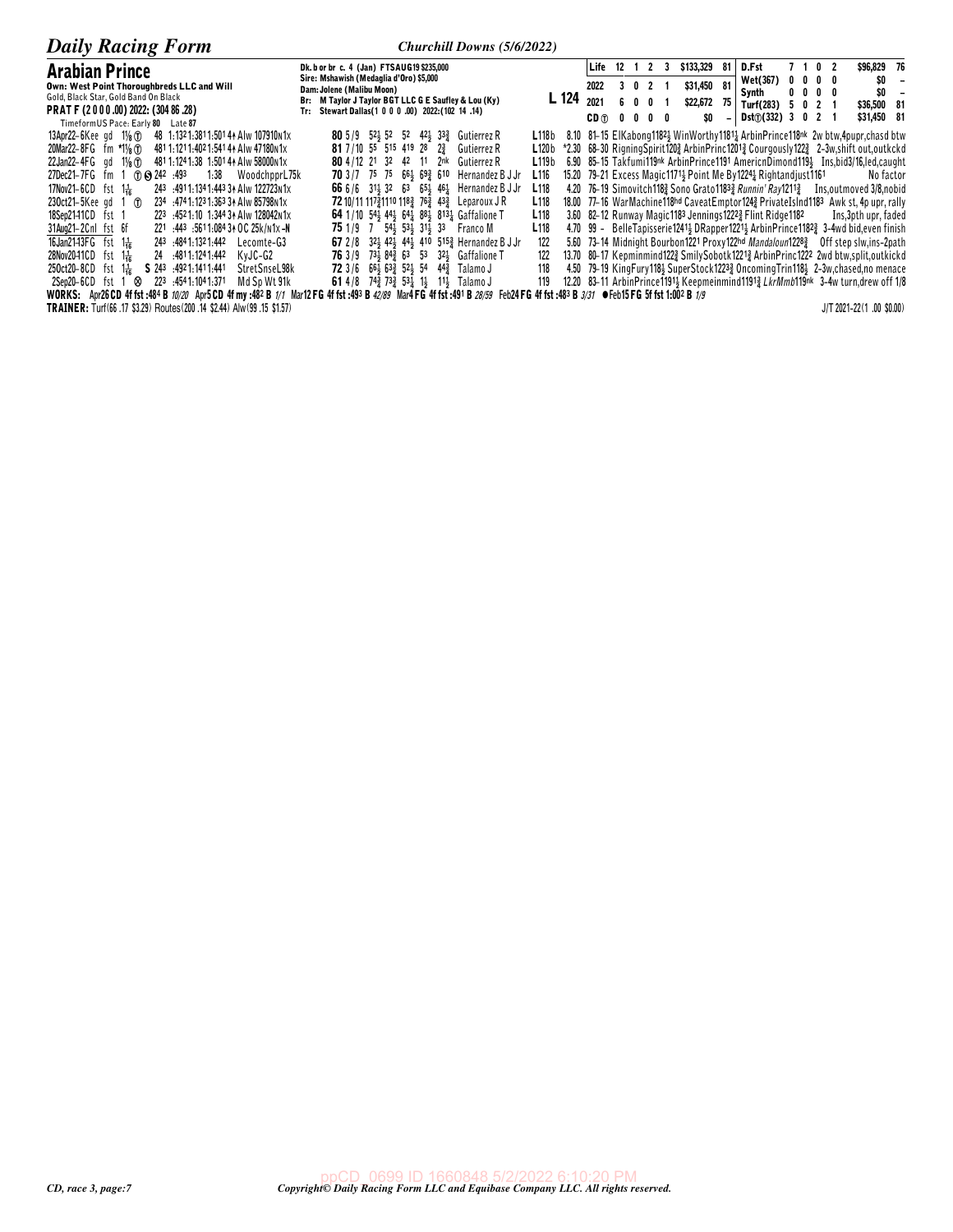## Arabian Prince

**Own: West Point Thoroughbreds LLC and Will**
Gold, Black Star, Gold Band On Black
**PRAT F (2 0 0 0 .00) 2022: (304 86 .28)**
TimeformUS Pace: Early **80** Late **87**

Dk. b or br c. 4 (Jan) FTSAUG19 $235,000
Sire: Mshawish (Medaglia d'Oro) $5,000
Dam: Jolene (Malibu Moon)
Br: M Taylor J Taylor BGT LLC G E Saufley & Lou (Ky)
Tr: Stewart Dallas(1 0 0 0 .00) 2022:(102 14 .14)

**L 124**

| | | | | | | | |
|---|---|---|---|---|---|---|---|
| Life | 12 | 1 | 2 | 3 | $133,329 | 81 | |
| 2022 | 3 | 0 | 2 | 1 | $31,450 | 81 | |
| 2021 | 6 | 0 | 0 | 1 | $22,672 | 75 | |
| CD ⓣ | 0 | 0 | 0 | 0 | $0 | – | |
| D.Fst | 7 | 1 | 0 | 2 | $96,829 | 76 | |
| Wet(367) | 0 | 0 | 0 | 0 | $0 | – | |
| Synth | 0 | 0 | 0 | 0 | $0 | – | |
| Turf(283) | 5 | 0 | 2 | 1 | $36,500 | 81 | |
| Dstⓣ(332) | 3 | 0 | 2 | 1 | $31,450 | 81 | |

```
13Apr22-6Kee gd 1⅛ ⓣ  48 1:132 1:381 1:501 4↑ Alw 107910n1x   80 5/9  52½ 52  52  42½ 33¾  Gutierrez R      L118b  8.10 81-15 ElKabong1182½ WinWorthy1181½ ArabinPrince118nk 2w btw,4pupr,chasd btw
20Mar22-8FG  fm *1⅛ ⓣ  481 1:121 1:402 1:541 4↑ Alw 47180n1x   81 7/10 55  515 419 28  2¾   Gutierrez R      L120b *2.30 68-30 RigningSpirit120¾ ArbinPrinc1201¾ Courgously122¾  2-3w,shift out,outkckd
22Jan22-4FG  gd 1⅛ ⓣ  481 1:124 1:38  1:501 4↑ Alw 58000n1x   80 4/12 21  32  42  11  2nk  Gutierrez R      L119b  6.90 85-15 Takfumi119nk ArbinPrince1191 AmericnDimond119½  Ins,bid3/16,led,caught
27Dec21-7FG  fm 1  ⓣ Ⓢ 242 :493  1:38    WoodchpprL75k     70 3/7  75  75  66½ 69¾ 610  Hernandez B J Jr L116  15.20 79-21 Excess Magic1171½ Point Me By1224¼ Rightandjust1161         No factor
17Nov21-6CD  fst 1¹⁄₁₆ 243 :491 1:134 1:443 3↑ Alw 122723n1x   66 6/6  31½ 32  63  65½ 46¼  Hernandez B J Jr L118   4.20 76-19 Simovitch118¾ Sono Grato1183¾ Runnin' Ray1211¾    Ins,outmoved 3/8,nobid
23Oct21-5Kee gd 1  ⓣ  234 :474 1:123 1:363 3↑ Alw 85798n1x   72 10/11 117¾1110 118¾ 76¾ 43¾ Leparoux J R    L118  18.00 77-16 WarMachine118hd CaveatEmptor124¾ PrivateIslnd1183  Awk st, 4p upr, rally
18Sep21-11CD fst 1     223 :452 1:10  1:344 3↑ Alw 128042n1x   64 1/10 54½ 44½ 64¼ 88½ 813¼ Gaffalione T     L118   3.60 82-12 Runway Magic1183 Jennings1222¾ Flint Ridge1182       Ins,3pth upr, faded
31Aug21-2Cnl fst 6f    221 :443 :561 1:084 3↑ OC 25k/n1x -N    75 1/9  7   54½ 53½ 31½ 33   Franco M         L118   4.70 99 -  BelleTapisserie1241½ DRapper1221½ ArbinPrince1182¾ 3-4wd bid,even finish
16Jan21-13FG fst 1¹⁄₁₆ 243 :484 1:132 1:442  Lecomte-G3          67 2/8  32½ 42½ 44½ 410 515¾ Hernandez B J Jr 122    5.60 73-14 Midnight Bourbon1221 Proxy122hd Mandaloun1228¾   Off step slw,ins-2path
28Nov20-11CD fst 1¹⁄₁₆ 24  :481 1:124 1:442  KyJC-G2             76 3/9  73½ 84¾ 63  53  32½  Gaffalione T     122   13.70 80-17 Kepminmind122¾ SmilySobotk1221¾ ArbinPrinc1222 2wd btw,split,outkickd
25Oct20-8CD  fst 1¹⁄₁₆ S 243 :492 1:141 1:441 StretSnseL98k      72 3/6  66½ 63¾ 52½ 54  44¾  Talamo J         118    4.50 79-19 KingFury118½ SuperStock1223¾ OncomingTrin118½ 2-3w,chased,no menace
2Sep20-6CD   fst 1 ⊗   223 :454 1:104 1:371  Md Sp Wt 91k        61 4/8  74¾ 73¾ 53¼ 1½  11½  Talamo J         119   12.20 83-11 ArbinPrince1191½ Keepmeinmind1191¾ LkrMmb119nk 3-4w turn,drew off 1/8
```

**WORKS:** Apr26 CD 4f fst :484 B *10/20* Apr5 CD 4f my :482 B *1/1* Mar12 FG 4f fst :493 B *42/89* Mar4 FG 4f fst :491 B *28/59* Feb24 FG 4f fst :483 B *3/31* ●Feb15 FG 5f fst 1:002 B *1/9*

**TRAINER:** Turf(66 .17 $3.29) Routes(200 .14 $2.44) Alw(99 .15 $1.57)

J/T 2021-22(1 .00 $0.00)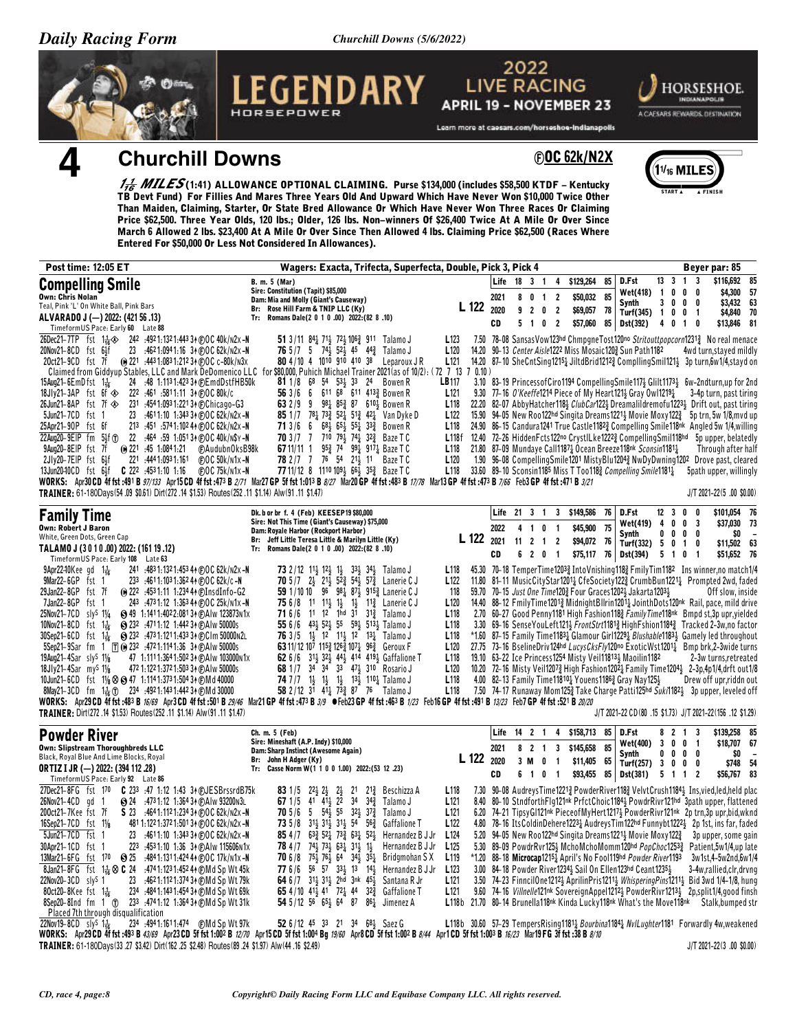# 4 Churchill Downs

ⒻOC 62k/N2X

1 1/16 MILES

**1 1/16 MILES (1:41) ALLOWANCE OPTIONAL CLAIMING.** Purse $134,000 (includes $58,500 KTDF – Kentucky TB Devt Fund) For Fillies And Mares Three Years Old And Upward Which Have Never Won $10,000 Twice Other Than Maiden, Claiming, Starter, Or State Bred Allowance Or Which Have Never Won Three Races Or Claiming Price $62,500. Three Year Olds, 120 lbs.; Older, 126 lbs. Non-winners Of $26,400 Twice At A Mile Or Over Since March 6 Allowed 2 lbs. $23,400 At A Mile Or Over Since Then Allowed 4 lbs. Claiming Price $62,500 (Races Where Entered For $50,000 Or Less Not Considered In Allowances).

**Post time: 12:05 ET** — Wagers: Exacta, Trifecta, Superfecta, Double, Pick 3, Pick 4 — Beyer par: 85

## Compelling Smile

Own: Chris Nolan
Teal, Pink 'L' On White Ball, Pink Bars
**ALVARADO J (—) 2022: (421 56 .13)**
TimeformUS Pace: Early 60 Late 88

B. m. 5 (Mar)
Sire: Constitution (Tapit) $85,000
Dam: Mia and Molly (Giant's Causeway)
Br: Rose Hill Farm & TNIP LLC (Ky)
Tr: Romans Dale(2 0 1 0 .00) 2022:(82 8 .10)

**L 122**

| | | | | | | | | | | | |
|---|---|---|---|---|---|---|---|---|---|---|---|
| Life | 18 | 3 | 1 | 4 | $129,264 | 85 | D.Fst | 13 3 1 3 | $116,692 | 85 |
| 2021 | 8 | 0 | 1 | 2 | $50,032 | 85 | Wet(418) | 1 0 0 0 | $4,300 | 57 |
| 2020 | 9 | 2 | 0 | 2 | $69,057 | 78 | Synth | 3 0 0 0 | $3,432 | 63 |
| CD | 5 | 1 | 0 | 2 | $57,060 | 85 | Turf(345) | 1 0 0 0 | $4,840 | 70 |
| | | | | | | | Dst(392) | 4 0 1 0 | $13,846 | 81 |

```
26Dec21–7TP fst 1⅛◈ 242 :4921:1321:443 3↑ⒻOC 40k/n2x-N   51 3/11 84½ 71½ 72½ 106¾ 911  Talamo J   L123  7.50 78-08 SansasVow123hd ChmpgneTost120no Strituttpopcorn1213¾ No real menace
20Nov21–8CD fst 6½f   23 :4621:0941:16 3↑ⒻOC 62k/n2x-N   76 5/7 5 74½ 52½ 45 44¾  Talamo J   L120 14.20 90-13 Center Aisle1222 Miss Mosaic120¾ Sun Path1182  4wd turn,stayed mildly
20Oct21–9CD fst 7f  ⓗ221 :4431:0831:212 3↑ⒻOC c-80k/n3x   80 4/10 4 1010 910 410 38  Leparoux J R  L121 14.20 87-10 SheCntSing1215¼ JiltdBrid1212¾ ComplingSmil121½ 3p turn,6w1/4,stayed on
 Claimed from Giddyup Stables, LLC and Mark DeDomenico LLC for $80,000, Puhich Michael Trainer 2021(as of 10/2): (72 7 13 7 0.10)
15Aug21–6EmD fst 1⅛   24 :48 1:1131:423 3↑ⒻEmdDstFHB50k  81 1/8 68 54 53½ 33 24  Bowen R   LB117  3.10 83-19 PrincessofCiro1194 CompellingSmile117½ Gilt1173½ 6w-2ndturn,up for 2nd
18Jly21–3AP fst 6f◈  222 :461 :5811:11 3↑ⒻOC 80k/c   56 3/6 6 611 68 611 413¾ Bowen R   L121  9.30 77-16 O'Keeffe1214 Piece of My Heart121½ Gray Owl1219½  3-4p turn, past tiring
26Jun21–8AP fst 7f◈  231 :4541:0931:221 3↑ⒻChicago-G3   63 2/9 9 98½ 85¾ 87 610½ Bowen R   L118 22.20 82-07 AbbyHatcher118½ ClubCar122½ Dreamalildremofu1223½ Drift out, past tiring
5Jun21–7CD fst 1    23 :4611:10 1:343 3↑ⒻOC 62k/n2x-N   85 1/7 78½ 73¾ 52½ 51¾ 42½ Van Dyke D  L122 15.90 94-05 New Roo122hd Singita Dreams1221½ Movie Moxy122¾  5p trn, 5w 1/8,mvd up
25Apr21–9OP fst 6f   213 :451 :5741:102 4↑ⒻOC 62k/n2x-N   71 3/6 6 68½ 65½ 55¼ 33¾ Bowen R   L118 24.90 86-15 Candura1241 True Castle1182¾ Compelling Smile118nk Angled 5w 1/4,willing
22Aug20–9EIP fm 5½f Ⓣ 22 :464 :59 1:051 3↑ⒻOC 40k/n$y-N  70 3/7 7 710 79½ 74¼ 32¾ Baze T C   L118f 12.40 72-26 HiddenFcts122no CrystlLke1222¾ CompellingSmil118hd 5p upper, belatedly
9Aug20–8EIP fst 7f  ⓗ221 :45 1:0841:21  ⒻAudubnOksB98k  67 11/11 1 95¾ 74 99¼ 917½ Baze T C   L118 21.80 87-09 Mundaye Call1187½ Ocean Breeze118nk Sconsin1181¼   Through after half
2Jly20–7EIP fst 6½f   221 :4441:0931:161  ⒻOC 50k/n1x-N   78 2/7 7 76 54 21½ 11  Baze T C   L120  1.90 96-08 CompellingSmile1201 MistyBlu1204¾ NwDyDwning1202 Drove past, cleared
13Jun20 40CD fst 6½f C 222 :4531:10 1:16  ⒻOC 75k/n1x-N   77 11/12 8 1110 109½ 66½ 35¾ Baze T C   L118 33.60 89-10 Sconsin1185 Miss T Too118¾ Compelling Smile1181¼  5path upper, willingly
```

WORKS: Apr30 CD 4f fst :491 B 97/133 Apr15 CD 4f fst :473 B 2/71 Mar27 GP 5f fst 1:013 B 8/27 Mar20 GP 4f fst :483 B 17/78 Mar13 GP 4f fst :473 B 7/66 Feb3 GP 4f fst :471 B 3/21
TRAINER: 61-180Days(54 .09 $0.61) Dirt(272 .14 $1.53) Routes(252 .11 $1.14) Alw(91 .11 $1.47) — J/T 2021-22(5 .00 $0.00)

## Family Time

Own: Robert J Baron
White, Green Dots, Green Cap
**TALAMO J (3 0 1 0 .00) 2022: (161 19 .12)**
TimeformUS Pace: Early 108 Late 63

Dk. b or br f. 4 (Feb) KEESEP19 $80,000
Sire: Not This Time (Giant's Causeway) $75,000
Dam: Royale Harbor (Rockport Harbor)
Br: Jeff Little Teresa Little & Marilyn Little (Ky)
Tr: Romans Dale(2 0 1 0 .00) 2022:(82 8 .10)

**L 122**

| | | | | | | | | | | | |
|---|---|---|---|---|---|---|---|---|---|---|---|
| Life | 21 | 3 | 1 | 3 | $149,586 | 76 | D.Fst | 12 3 0 0 | $101,054 | 76 |
| 2022 | 4 | 1 | 0 | 1 | $45,900 | 75 | Wet(419) | 4 0 0 3 | $37,030 | 73 |
| 2021 | 11 | 2 | 1 | 2 | $94,072 | 76 | Synth | 0 0 0 0 | $0 | – |
| CD | 6 | 2 | 0 | 1 | $75,117 | 76 | Turf(332) | 5 0 1 0 | $11,502 | 63 |
| | | | | | | | Dst(394) | 5 1 0 1 | $51,652 | 76 |

```
9Apr22 40Kee gd 1⅛   241 :4831:1321:453 4↑ⒻOC 62k/n2x-N   73 2/12 11½ 12½ 1½ 33½ 34½ Talamo J   L118 45.30 70-18 TemperTime1203¾ IntoVnishing118¾ FmilyTim1182  Ins winner,no match1/4
9Mar22–6GP fst 1    233 :4611:1031:362 4↑ⒻOC 62k/c-N   70 5/7 2½ 21½ 52¾ 54½ 57¾ Lanerie C J  L122 11.80 81-11 MusicCityStar1201½ CfeSociety122¾ CrumbBun1221½ Prompted 2wd, faded
29Jan22–8GP fst 7f  ⓗ222 :4531:11 1:234 4↑ⒻInsdInfo-G2   59 1/10 10 96 98½ 87½ 915¾ Lanerie C J   118 59.70 70-15 Just One Time120¾ Four Graces1202½ Jakarta1203½   Off slow, inside
7Jan22–8GP fst 1    243 :4731:12 1:363 4↑ⒻOC 25k/n1x-N   75 6/8 11 11½ 1½ 1½ 11¾ Lanerie C J  L120 14.40 88-12 FmilyTime1201¾ MidnightBllrin1201½ JointhDots120nk Rail, pace, mild drive
25Nov21–7CD slys 1¼  Ⓢ49 1:1411:4022:081 3↑ⒻAlw 123873n1x  71 6/6 11 12 1hd 31 31¾ Talamo J   L118  2.70 60-27 Good Penny1181 High Fashion118¾ FamilyTime118nk Bmpd st,3p upr,yielded
10Nov21–8CD fst 1⅛  Ⓢ232 :4711:12 1:442 3↑ⒻAlw 50000s   55 6/6 43½ 52½ 55 59½ 513¼ Talamo J   L118  3.30 69-16 SenseYouLeft121½ FrontStrt118¾ HighFshion1184¾ Tracked 2-3w,no factor
30Sep21–6CD fst 1⅛  Ⓢ232 :4731:1211:433 3↑ⒻClm 50000n2L  76 3/5 1½ 12 11½ 12 13½ Talamo J   L118 *1.60 87-15 Family Time1183¼ Glamour Girl1229¾ Blushable1183½ Gamely led throughout
5Sep21–9Sar fm 1 ⓉⓗⒽ232 :4721:1141:36 3↑ⒻAlw 50000s  63 11/12 107 115¾ 126¾ 107¼ 96¾ Geroux F   L120 27.75 73-16 BselineDriv124hd LucysCksFly120no ExoticWst1201¼ Bmp brk,2-3wide turns
19Aug21–4Sar slys 1⅛  47 1:1111:3641:502 3↑ⒻAlw 103000n1x  62 6/6 31½ 32½ 44½ 414 419½ Gaffalione T  L118 19.10 63-22 Ice Princess1254 Misty Veil11813½ Maoilin1182   2-3w turns,retreated
18Jly21–4Sar mys 1⅛  472 1:1221:3721:503 3↑ⒻAlw 50000s   68 1/7 34 34 33 47½ 310 Rosario J   L120 10.20 72-16 Misty Veil1207¾ High Fashion1202½ Family Time1204½ 2-3p,4p1/4,drft out1/8
10Jun21–6CD fst 1⅛ⓗⓈ47 1:1141:3731:504 3↑ⒻMd 40000   74 7/1 1½ 1½ 1½ 13½ 110¼ Talamo J   L118  4.00 82-13 Family Time11810¼ Youens1186¾ Gray Nay125½  Drew off upr,riddn out
8May21–3CD fm 1⅛ Ⓣ 234 :4921:1431:442 3↑ⒻMd 30000   58 2/12 31 41½ 73¾ 87 76  Talamo J   L118  7.50 74-17 Runaway Mom125¾ Take Charge Patti125hd Suki1182½ 3p upper, leveled off
```

WORKS: Apr29 CD 4f fst :483 B 16/69 Apr3 CD 4f fst :501 B 29/46 Mar21 GP 4f fst :473 B 3/9 ●Feb23 GP 4f fst :463 B 1/23 Feb16 GP 4f fst :491 B 13/23 Feb7 GP 4f fst :521 B 20/20
TRAINER: Dirt(272 .14 $1.53) Routes(252 .11 $1.14) Alw(91 .11 $1.47) — J/T 2021-22 CD(80 .15 $1.73) J/T 2021-22(156 .12 $1.29)

## Powder River

Own: Slipstream Thoroughbreds LLC
Black, Royal Blue And Lime Blocks, Royal
**ORTIZ I JR (—) 2022: (394 112 .28)**
TimeformUS Pace: Early 92 Late 86

Ch. m. 5 (Feb)
Sire: Mineshaft (A.P. Indy) $10,000
Dam: Sharp Instinct (Awesome Again)
Br: John H Adger (Ky)
Tr: Casse Norm W(1 1 0 0 1.00) 2022:(53 12 .23)

**L 122**

| | | | | | | | | | | | |
|---|---|---|---|---|---|---|---|---|---|---|---|
| Life | 14 | 2 | 1 | 4 | $158,713 | 85 | D.Fst | 8 2 1 3 | $139,258 | 85 |
| 2021 | 8 | 2 | 1 | 3 | $145,658 | 85 | Wet(400) | 3 0 0 1 | $18,707 | 67 |
| 2020 | 3 M | 0 | 1 | | $11,405 | 65 | Synth | 0 0 0 0 | $0 | – |
| CD | 6 | 1 | 0 | 1 | $93,455 | 85 | Turf(257) | 3 0 0 0 | $748 | 54 |
| | | | | | | | Dst(381) | 5 1 1 2 | $56,767 | 83 |

```
27Dec21–8FG fst 170  C 233 :47 1:12 1:43 3↑ⒻJESBrssrdB75k   83 1/5 22½ 2½ 2½ 21 21¾ Beschizza A  L118  7.30 90-08 AudreysTime1221¾ PowderRiver118¾ VelvtCrush1184½ Ins,vied,led,held plac
26Nov21–4CD gd 1    Ⓢ24 :4731:12 1:364 3↑ⒻAlw 93200n3L   67 1/5 41 41½ 22 34 34¾ Talamo J   L121  8.40 80-10 StndforthFlg121nk PrfctChoic1184½ PowdrRivr121hd 3path upper, flattened
20Oct21–7Kee fst 7f  S 23 :4641:1121:234 3↑ⒻOC 62k/n2x-N   70 5/6 5 54½ 55 32½ 37¾ Talamo J   L121  6.20 74-21 TipsyGl121nk PieceofMyHert1217½ PowderRivr121nk 2p trn,3p upr,bid,wknd
16Sep21–7CD fst 1⅛   481 1:1221:3721:501 3↑ⒻOC 62k/n2x-N   73 5/8 31½ 31½ 31½ 54 56¾ Gaffalione T  L122  4.80 78-16 ItsColdinDehere1223¾ AudreysTim122hd Funnybt1222½ 2p 1st, ins far, faded
5Jun21–7CD fst 1    23 :4611:10 1:343 3↑ⒻOC 62k/n2x-N   85 4/7 63¾ 52½ 73¾ 63¼ 52½ Hernandez B J Jr L124  5.20 94-05 New Roo122hd Singita Dreams1221½ Movie Moxy122¾  3p upper, some gain
30Apr21–1CD fst 1⅛   223 :4531:10 1:36 3↑ⒻAlw 115606n1x   78 4/7 74½ 73½ 63¾ 31½ 1½ Hernandez B J Jr L125  5.30 89-09 PowdrRvr125½ MchoMchoMomm120hd PopChoc1253¾ Patient,5w1/4,up late
13Mar21–6FG fst 170  Ⓢ25 :4841:1311:424 4↑ⒻOC 17k/n1x-N   70 6/8 75½ 76½ 64 34½ 35¼ Bridgmohan S X  L119 *1.20 88-18 Microcap1215½ April's No Fool119hd Powder River1193  3w1st,4-5w2nd,6w1/4
8Jan21–8FG fst 1⅛ ⓈⒸ24 :4741:1231:452 4↑ⒻMd Sp Wt 45k  77 6/6 56 57 33½ 13 14½ Hernandez B J Jr L123  3.00 84-18 Powder River1234½ Sail On Ellen123hd Ceant1235½   3-4w,rallied,clr,drvng
22Nov20–3CD slys 1   23 :4621:1121:374 3↑ⒻMd Sp Wt 79k   64 6/7 31½ 31½ 2hd 3nk 45¼ Santana R Jr   L121  3.50 74-23 FinncilOne1212½ AprilinPris1211½ WhisperingPins1211½ Bid 3wd 1/4-1/8, hung
8Oct20–8Kee fst 1⅛   234 :4841:1431:454 3↑ⒻMd Sp Wt 69k   65 4/10 41½ 41 72¼ 44 32¾ Gaffalione T  L121  9.60 74-16 Villnelle121nk SovereignAppel1212½ PowderRivr1213½ 2p,split1/4,good finsh
8Sep20–8Ind fm 1 Ⓣ  233 :4741:12 1:364 3↑ⒻMd Sp Wt 31k   54 5/12 56 65½ 64 87 86¼ Jimenez A    L118b 21.70 80-14 Brunella118nk Kinda Lucky118nk What's the Move118nk  Stalk,bumped str
 Placed 7th through disqualification
22Nov19–8CD slys 1⅛  234 :4941:1611:474  ⒻMd Sp Wt 97k   52 6/12 45 33 21 34 68½ Saez G     L118b 30.60 57-29 TempersRising1181¼ Bourbina1184¾ NvlLughter1181 Forwardly 4w,weakened
```

WORKS: Apr29 CD 4f fst :493 B 43/69 Apr23 CD 5f fst 1:002 B 12/70 Apr15 CD 5f fst 1:004 Bg 19/60 Apr8 CD 5f fst 1:002 B 8/44 Apr1 CD 5f fst 1:003 B 16/23 Mar19 FG 3f fst :38 B 8/10
TRAINER: 61-180Days(33 .27 $3.42) Dirt(162 .25 $2.48) Routes(89 .24 $1.97) Alw(44 .16 $2.49) — J/T 2021-22(3 .00 $0.00)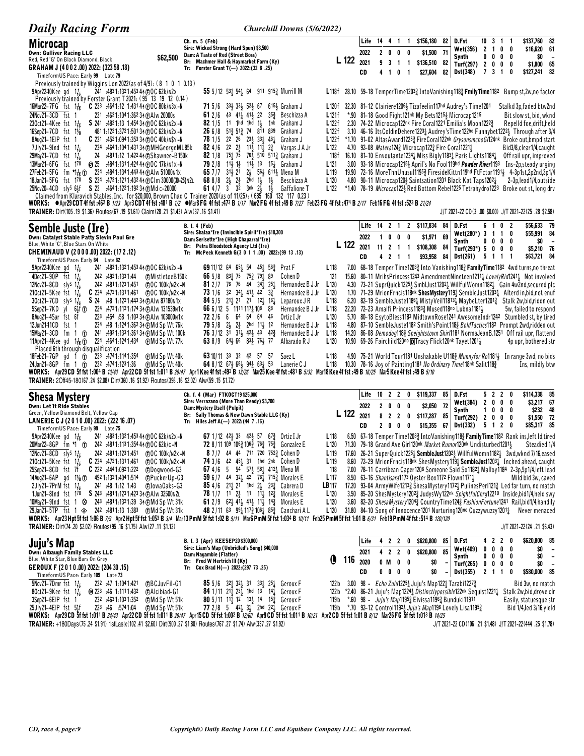# Daily Racing Form — Churchill Downs (5/6/2022)

## Microcap

Ch. m. 5 (Feb)
Sire: Wicked Strong (Hard Spun) $3,500
Dam: A Taste of Red (Street Boss)
Br: Machmer Hall & Haymarket Farm (Ky)
Tr: Forster Grant T(—) 2022:(32 8 .25)

Own: Gulliver Racing LLC
Red, Red 'G' On Black Diamond, Black — $62,500
GRAHAM J (4 0 0 2 .00) 2022: (323 58 .18)
TimeformUS Pace: Early 99 Late 79

L 122

| | | | | | | | | | |
|---|---|---|---|---|---|---|---|---|---|
| Life | 14 | 4 | 1 | 1 | $156,180 | 82 | D.Fst | 10 3 1 1 | $137,760 82 |
| 2022 | 2 | 0 | 0 | 0 | $1,500 | 71 | Wet(356) | 2 1 0 0 | $16,620 61 |
| 2021 | 9 | 3 | 1 | 1 | $136,510 | 82 | Synth | 0 0 0 0 | $0 – |
| CD | 4 | 1 | 0 | 1 | $27,604 | 82 | Turf(297) | 2 0 0 0 | $1,800 65 |
| | | | | | | | Dst(348) | 7 3 1 0 | $127,241 82 |

Previously trained by Wiggins Lon 2022(as of 4/9): (8 1 0 1 0.13)
9Apr22-10Kee gd 1 1/16 241 :483 1:132 1:453 4↑ ⒻOC 62k/n2x 55 5/12 53½ 54½ 64 911 915¾ Murrill M L118f 28.10 59-18 TemperTime1203¾ IntoVanishing118¾ FmilyTime118² Bump st,2w,no factor
Previously trained by Forster Grant T 2021: (95 13 19 12 0.14)
16Mar22-7FG fst 1 1/16 Ⓒ 233 :464 1:12 1:431 4↑ ⒻOC 80k/n3x-N 71 5/6 33½ 33½ 52½ 67 615¼ Graham J L120f 32.30 81-12 Clairiere1206½ Tizafeelin117hd Audrey's Time1201 Stalkd 3p,faded btw2nd
24Nov21-3CD fst 1 231 :462 1:104 1:362 3↑ ⒻAlw 20000s 61 2/6 43 41½ 41½ 22 35¾ Beschizza A L121f *.90 81-18 Good Fight121nk My Bets1215¾ Microcap1215 Bit slow st, bid, wknd
23Oct21-4Kee fst 1 1/16 Ⓢ 241 :482 1:13 1:454 3↑ ⒻOC 62k/n2x-N 82 1/5 11 1hd 1hd 1½ 1nk Graham J L122f 2.30 74-22 Microcap122nk Fire Coral1221 Emilia's Moon1222¾ Repelld foe,drift,held
16Sep21-7CD fst 1 1/8 481 1:122 1:372 1:501 3↑ ⒻOC 62k/n2x-N 26 6/8 51¾ 51¾ 74 811 839 Graham J L122f 3.10 46-16 ItsColdinDehere1223½ Audrey'sTime122hd Funnybet1222½ Through after 3/4
8Aug21-1EIP fst 1 Ⓒ 231 :452 1:094 1:353 3↑ ⒻOC 40k/n$Y-N 78 1/5 22 26 23½ 33½ 46¼ Graham J L122f *1.70 91-02 AltasAward1225¾ FireCoral122nk GrysonsmchoG124nk Broke out,bmpd start
7Jly21-9Ind fst 1 1/16 234 :464 1:104 1:431 3↑ ⒻMHGeorgeML85k 82 4/6 22 2½ 11½ 11½ 2¾ Vargas J A Jr L122 4.70 92-08 Matera124¾ Microcap122¾ Fire Coral1221½ Bid3/8,clear1/4,caught
29May21-7CD fst 1 1/16 24 :481 1:12 1:422 4↑ ⒻShawnee-B150k 82 1/8 75½ 75 76½ 510 511¾ Graham J 118f 16.10 81-10 Envoutante1234¼ Miss Bigly1183½ Paris Lights1184¼ Off rail upr, improved
13Mar21-6FG fst 170 ⊗ 25 :484 1:131 1:424 4↑ ⒻOC 17k/n1x-N 79 2/8 11½ 1½ 11½ 13 15¼ Graham J L121 3.00 93-18 Microcap1215¼ April's No Fool119hd Powder River1193 Ins-2p,steady urging
27Feb21-5FG fm *1 1/16 Ⓣ 234 :484 1:134 1:443 4↑ ⒻAlw 51000n1x 65 7/7 31½ 21 2½ 56½ 611¼ Mena M L119 19.90 72-16 MoreThnUnusul1195¾ FiresideKittn119hd FtFctor1191½ 4-3p1st,2p2nd,3p1/4
18Jan21-5FG fst 170 Ⓢ 234 :472 1:121 1:432 4↑ ⒻClm 30000(30-25)n2L 68 8/8 2½ 2½ 2hd 1½ 1½ Beschizza A L120 4.80 90-11 Microcap120½ Saintsation1201 Black Kat Taps1202¼ 2-3p,lead1/4,outside
25Nov20-4CD sly⁵ 6½f Ⓢ 23 :464 1:121 1:192 3↑ ⒻMd c-20000 61 4/7 3 32 3nk 2½ 1½ Gaffalione T L122 *1.40 78-19 Microcap122½ Red Bottom Rebel1225 Tetrahydro1223 Broke out st, long drv
Claimed from Klaravich Stables, Inc. for $20,000, Brown Chad C Trainer 2020(as of 11/25): (685 160 132 117 0.23)

WORKS: ●Apr29 CD 4f fst :462 B 1/23 Apr3 CD 4f fst :481 B 1/2 ●Mar8 FG 4f fst :473 B 1/17 Mar2 FG 4f fst :49 B 7/27 Feb23 FG 4f fst :474 B 2/17 Feb16 FG 4f fst :523 B 21/24

TRAINER: Dirt(105 .19 $1.36) Routes(67 .19 $1.61) Claim(28 .21 $1.43) Alw(37 .16 $1.41)

J/T 2021-22 CD(3 .00 $0.00) J/T 2021-22(25 .28 $2.58)

## Semble Juste (Ire)

B. f. 4 (Feb)
Sire: Shalaa*Ire (Invincible Spirit*Ire) $18,300
Dam: Serisette*Ire (High Chaparral*Ire)
Br: Petra Bloodstock Agency Ltd (Ire)
Tr: McPeek Kenneth G(3 0 1 1 .00) 2022:(99 13 .13)

Own: Catalyst Stable Patty Slevin Paul Gre
Blue, White 'C', Blue Stars On White
CHEMINAUD V (2 0 0 0 .00) 2022: (17 2 .12)
TimeformUS Pace: Early 84 Late 82

L 122

| | | | | | | | | | |
|---|---|---|---|---|---|---|---|---|---|
| Life | 14 | 2 | 1 | 2 | $117,834 | 84 | D.Fst | 6 1 0 2 | $56,633 79 |
| 2022 | 1 | 0 | 0 | 0 | $1,971 | 69 | Wet(280*) | 3 1 1 0 | $55,991 84 |
| 2021 | 11 | 2 | 1 | 1 | $108,308 | 84 | Synth | 0 0 0 0 | $0 – |
| CD | 4 | 2 | 1 | 1 | $93,958 | 84 | Turf(293*) | 5 0 0 0 | $5,210 76 |
| | | | | | | | Dst(261) | 5 1 1 1 | $63,721 84 |

9Apr22-10Kee gd 1 1/16 241 :483 1:132 1:453 4↑ ⒻOC 62k/n2x-N 69 11/12 64 65½ 54 45½ 56¾ Prat F L118 7.00 68-18 Temper Time1203¾ Into Vanishing118¾ FamilyTime118² 4wd turns,no threat
4Dec21-9OP fst 1 1/16 242 :492 1:132 1:44 ⒻMistletoeB150k 66 5/8 83¾ 75 75¾ 79½ 89 Cohen D 121 15.60 80-11 MrihsPrincess1243 AmendmentNineteen1211½ LovelyRid1241½ Not involved
12Nov21-8CD sly⁵ 1 1/16 242 :481 1:123 1:451 ⒻOC 100k/n2x-N 81 2/7 76 76 44 34½ 25¼ Hernandez B J Jr L120 4.30 73-21 SuprQuick1225¼ SmblJust1202½ WillfulWomn1182½ Gain 4w2nd,secured plc
21Oct21-5Kee fst 1 1/16 Ⓒ 234 :472 1:131 1:461 ⒻOC 100k/n2x-N 73 1/6 32 34½ 41½ 42 3¾ Hernandez B J Jr L120 1.70 71-29 MrionFrncis118nk ShesMystery119½ SembleJust1203¼ Altered in,bid,not enuf
3Oct21-7CD sly⁵ 1 1/16 Ⓢ 24 :48 1:122 1:443 3↑ ⒻAlw 87180n1x 84 5/5 21½ 21 21 12½ 16¼ Lepaoux J R L118 6.20 82-19 SembleJuste1186¼ MistyVeil11813½ MaybeLter1201¾ Stalk 2w,bid,riddn out
5Sep21-7KD yl 6½f Ⓣ 224 :472 1:121 1:174 3↑ ⒻAlw 131539n1x 66 6/12 5 1111 117¼ 108 88 Hernandez B J Jr L118 22.20 72-23 Amalfi Princess1183¾ Mused118no Lubna1181½ 5w, failed to respond
8Aug21-4Sar fst 6f 223 :454 :58 1:103 3↑ ⒻAlw 103000n1x 72 2/6 6 64 64 64 46 Ortiz I Jr L120 5.70 80-18 EsytoBless1183 MidtownRose1241 AwesomeIndr1242 Stumbled st, by tired
12Jun21-11CD fst 1 234 :48 1:124 1:362 3↑ ⒻMd Sp Wt 76k 79 5/8 2½ 2½ 2hd 11½ 12 Hernandez B J Jr L118 4.80 87-10 SembleJuste1182 Smith'sPoint118¾ BoldTactics1182 Prompt 2wd,ridden out
15May21-3CD fm 1 Ⓣ 241 :492 1:133 1:361 3↑ ⒻMd Sp Wt 100k 76 3/12 31 31½ 42½ 43 42¾ Hernandez B J Jr L118 14.20 86-08 Demodog118¾ Speightstown Shir/1181 NormaJeanB.1251 Off rail upr, flattend
11Apr21-4Kee gd 1 1/16 Ⓣ 224 :464 1:124 1:434 ⒻMd Sp Wt 77k 63 8/9 64½ 66 83¼ 76½ 77 Albarado R J L120 10.90 69-26 Fairchild120no ⒹTracy Flick120nk Tayet1201¼ 4p upr, bothered str
Placed 6th through disqualification
18Feb21-7GP gd 1 Ⓣ 233 :471 1:114 1:354 ⒻMd Sp Wt 40k 63 10/11 33 32 42 57 57 Saez L L118 4.90 75-21 World Tour1181 Unshakable U118¾ Munnyfor Ro1181½ In range 3wd, no bids
24Jan21-8GP fm 1 Ⓣ 232 :474 1:123 1:36 ⒻMd Sp Wt 40k 64 8/12 67½ 68½ 94¼ 63½ 53 Lanerie C J L118 10.30 78-16 Joy of Painting1181 No Ordinary Time118nk Salit118¾ Ins, mildly btw

WORKS: Apr29 CD 5f fst 1:004 B 13/43 Apr22 CD 5f fst 1:011 B 20/47 Apr1 Kee 4f fst :492 B 13/26 Mar25 Kee 4f fst :481 B 5/32 Mar18 Kee 4f fst :49 B 16/25 Mar5 Kee 4f fst :49 B 5/10

TRAINER: 2Off45-180(67 .24 $2.08) Dirt(360 .16 $1.92) Routes(396 .16 $2.02) Alw(59 .15 $1.72)

## Shesa Mystery

Ch. f. 4 (Mar) FTKOCT19 $25,000
Sire: Verrazano (More Than Ready) $3,700
Dam: Mystery Itself (Pulpit)
Br: Sally Thomas & New Dawn Stable LLC (Ky)
Tr: Hiles Jeff A(—) 2022:(44 7 .16)

Own: Let It Ride Stables
Green, Yellow Diamond Belt, Yellow Cap
LANERIE C J (2 0 1 0 .00) 2022: (222 16 .07)
TimeformUS Pace: Early 99 Late 75

L 122

| | | | | | | | | | |
|---|---|---|---|---|---|---|---|---|---|
| Life | 10 | 2 | 2 | 0 | $119,337 | 85 | D.Fst | 5 2 2 0 | $114,338 85 |
| 2022 | 2 | 0 | 0 | 0 | $2,050 | 72 | Wet(384) | 2 0 0 0 | $3,217 67 |
| 2021 | 8 | 2 | 2 | 0 | $117,287 | 85 | Synth | 1 0 0 0 | $232 48 |
| CD | 2 | 0 | 0 | 0 | $15,355 | 67 | Turf(292) | 2 0 0 0 | $1,550 72 |
| | | | | | | | Dst(332) | 5 1 2 0 | $85,317 85 |

9Apr22-10Kee gd 1 1/16 241 :483 1:132 1:453 4↑ ⒻOC 62k/n2x-N 67 1/12 42½ 33 42½ 57 67¾ Ortiz I Jr L118 6.50 67-18 Temper Time1203¾ IntoVanishing118¾ FamilyTime118² Rank ins,left ld,tired
20Mar22-8GP fm *1 Ⓣ 242 :481 1:113 1:354 4↑ ⒻOC 62k/c-N 72 8/11 109 106¾ 106¾ 76¾ 75¾ Gonzalez E L120 71.30 79-18 Grand Ave Girl120nk Market Rumor120nk Undisturbed1201½ Steadied 1/4
12Nov21-8CD sly⁵ 1 1/16 242 :481 1:123 1:451 ⒻOC 100k/n2x-N 8 7/7 44 44 711 720 752¾ Cohen D L119 17.60 26-21 SuperQuick1225¼ SembleJust1202½ WillfulWomn1182½ 3wd,wknd 7/16,eased
21Oct21-5Kee fst 1 1/16 Ⓒ 234 :472 1:131 1:461 ⒻOC 100k/n2x-N 74 3/6 42 45½ 31 1hd 2nk Cohen D L119 8.60 72-29 MrionFrncis118nk ShesMystery119½ SembleJust1203¼ Inched ahead, caught
25Sep21-8CD fst 7f Ⓒ 222 :444 1:092 1:222 ⒻDogwood-G3 67 4/6 5 54 57½ 58½ 412¼ Mena M 118 7.00 78-11 Carribean Caper1206 Someone Said So1182¼ Malloy1184 2-3p,5p1/4,left lead
14Aug21-6AP gd 1 1/8 Ⓣ 492 1:132 1:404 1:514 ⒻPuckerUp-G3 59 6/7 44 32½ 42 76¼ 715¾ Morales E L117 8.50 63-16 Shantisara1173 Oyster Box1172 Flown1171½ Mild bid 3w, caved
2Jly21-7PrM fst 1 1/16 241 :48 1:12 1:43 ⒻIowaOaks-G3 85 4/6 21½ 21 1hd 2½ 23¾ Cabrera D LB117 17.20 93-04 ArmyWife1213¾ ShesaMystery1172½ PulinesPerl121¾ Led far turn, no match
1Jun21-8Ind fst 170 Ⓢ 243 :481 1:123 1:423 3↑ ⒻAlw 32500n2L 78 1/7 11 2½ 11 11½ 12¾ Morales E L120 3.50 85-20 ShesMystery1202¾ JudysWy122nk SpightfulChrg12210 Inside,bid1/4,held swy
10May21-9Ind fst 1 ⊗ 243 :481 1:123 1:39 3↑ ⒻMd Sp Wt 31k 61 2/9 62½ 41½ 41½ 11½ 14¾ Morales E L120 3.60 82-20 ShesaMystery1204¾ CountryTime124¾ FashionFortune1241 Rail,bid1/4,handily
29Jan21-5TP fst 1 ◈ 242 :481 1:13 1:383 ⒻMd Sp Wt 31k 48 2/11 63 99½ 117¾ 106½ 85¾ Canchari A L L120 31.80 84-10 Song of Innocence1201 Nurturing120no Cuzzywuzzy1201¼ Never menaced

WORKS: Apr23 Hpt 5f fst 1:06 B 7/9 Apr2 Hpt 5f fst 1:053 B 3/4 Mar13 PmM 5f fst 1:02 B 9/11 Mar6 PmM 5f fst 1:034 B 10/11 Feb25 PmM 5f fst 1:01 B 6/31 Feb19 PmM 4f fst :514 B 120/120

TRAINER: Dirt(74 .20 $2.02) Routes(95 .16 $1.75) Alw(27 .11 $1.12)

J/T 2021-22(24 .21 $6.43)

## Juju's Map

B. f. 3 (Apr) KEESEP20 $300,000
Sire: Liam's Map (Unbridled's Song) $40,000
Dam: Nagambie (Flatter)
Br: Fred W Hertrich III (Ky)
Tr: Cox Brad H(—) 2022:(297 73 .25)

Own: Albaugh Family Stables LLC
Blue, White Star, Blue Bars On Grey
GEROUX F (2 0 1 0 .00) 2022: (204 30 .15)
TimeformUS Pace: Early 109 Late 73

Ⓛ 116

| | | | | | | | | | |
|---|---|---|---|---|---|---|---|---|---|
| Life | 4 | 2 | 2 | 0 | $620,800 | 85 | D.Fst | 4 2 2 0 | $620,800 85 |
| 2021 | 4 | 2 | 2 | 0 | $620,800 | 85 | Wet(409) | 0 0 0 0 | $0 – |
| 2020 | 0 | M | 0 | 0 | $0 | – | Synth | 0 0 0 0 | $0 – |
| CD | 0 | 0 | 0 | 0 | $0 | – | Turf(265) | 0 0 0 0 | $0 – |
| | | | | | | | Dst(355) | 2 1 1 0 | $580,000 85 |

5Nov21-7Dmr fst 1 1/16 232 :47 1:104 1:421 ⒻBCJuvFil-G1 85 5/6 32½ 32½ 31 33½ 25¼ Geroux F 122b 3.00 98 - Echo Zulu1225¼ Juju's Map122½ Tarabi1227¾ Bid 3w, no match
8Oct21-9Kee fst 1 1/16 ⓗ 223 :46 1:111 1:432 ⒻAlcibiad-G1 84 1/11 21½ 23½ 1hd 13 14¼ Geroux F 122b *2.40 86-21 Juju's Map1224¼ Distinctlypossible122nk Sequist1221¼ Stalk 2w,bid,drove clr
3Sep21-6EIP fst 1 232 :463 1:103 1:352 ⒻMd Sp Wt 51k 80 5/11 11½ 12 13½ 14 15¾ Geroux F 119b *.60 98 - Juju's Map1195¾ Eivissa1196¾ Bunduki11911 Easily, statuesque str
25Jly21-4EIP fst 5½f 223 :46 :574 1:04 ⒻMd Sp Wt 51k 77 2/8 5 42½ 3½ 2hd 22½ Geroux F 119b *.70 92-12 Control1192½ Juju's Map1196 Lovely Lisa1195¾ Bid 1/4,led 3/16,yield

WORKS: Apr29 CD 5f fst 1:011 B 24/43 Apr22 CD 5f fst 1:011 B 20/47 Apr15 CD 5f fst 1:002 B 12/60 Apr9 CD 5f fst 1:011 B 10/21 Apr2 CD 5f fst 1:01 B 8/12 Mar26 FG 5f fst 1:013 B 14/25

TRAINER: +180Days(75 .24 $1.91) 1stLasix(102 .41 $2.60) Dirt(900 .27 $1.80) Routes(767 .27 $1.74) Alw(337 .27 $1.92)

J/T 2021-22 CD(106 .21 $1.48) J/T 2021-22(444 .25 $1.78)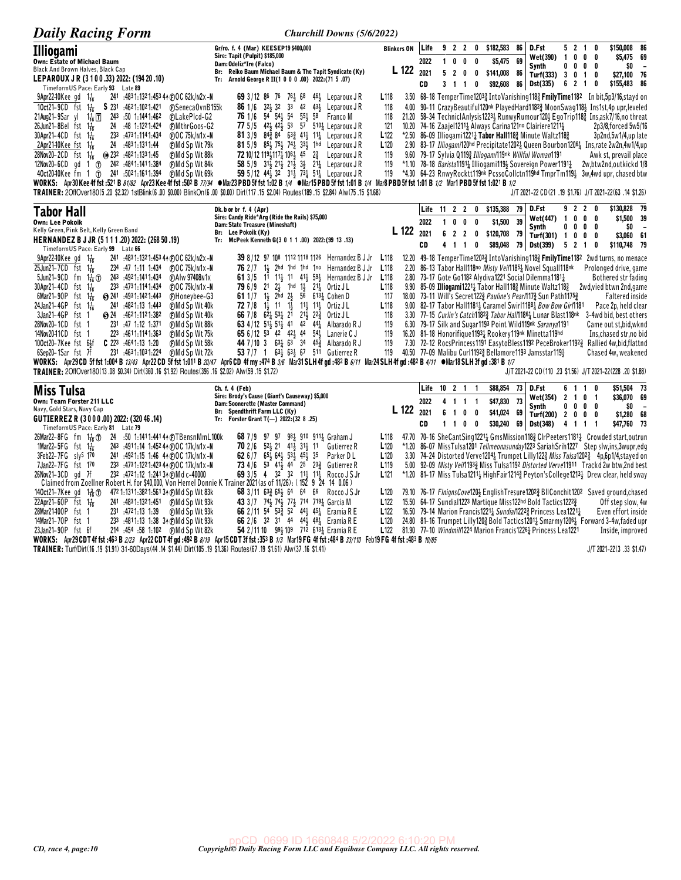## Illiogami

**Own: Estate of Michael Baum**
Black And Brown Halves, Black Cap
**LEPAROUX J R (3 1 0 0 .33) 2022: (194 20 .10)**

Gr/ro. f. 4 (Mar) KEESEP19 $400,000
Sire: Tapit (Pulpit) $185,000
Dam: Odeliz*Ire (Falco)
Br: Reiko Baum Michael Baum & The Tapit Syndicate (Ky)
Tr: Arnold George R II(1 0 0 0 .00) 2022:(71 5 .07)

Blinkers ON — L 122

| | | | | | | | | | | | | |
|---|---|---|---|---|---|---|---|---|---|---|---|---|
| Life | 9 | 2 | 2 | 0 | $182,583 | 86 | D.Fst | 5 | 2 | 1 | 0 | $150,008 86 |
| 2022 | 1 | 0 | 0 | 0 | $5,475 | 69 | Wet(390) | 1 | 0 | 0 | 0 | $5,475 69 |
| 2021 | 5 | 2 | 0 | 0 | $141,008 | 86 | Synth | 0 | 0 | 0 | 0 | $0 – |
| CD | 3 | 1 | 1 | 0 | $92,608 | 86 | Turf(333) | 3 | 0 | 1 | 0 | $27,100 76 |
| | | | | | | | Dst(335) | 6 | 2 | 1 | 0 | $155,483 86 |

TimeformUS Pace: Early 93 Late 89

```
9Apr22-10Kee gd 1 1/16  241 :4831:1321:4534↑ ⒻOC 62k/n2x-N   69 3/12 86 76 76½ 68 46¼ Leparoux J R   L118  3.50 68-18 TemperTime1203¾ IntoVanishing118¾ FmilyTime1182  In bit,5p3/16,stayd on
1Oct21-9CD fst 1 1/16  S 231 :4621:1021:421 ⒻSenecaOvnB155k  86 1/6 32½ 32 33 42 43½ Leparoux J R    118  4.00 90-11 CrazyBeautiful120nk PlayedHard1182¾ MoonSwag118½ Ins1st,4p upr,leveled
21Aug21-9Sar yl 1 1/16 Ⓣ 243 :50 1:1441:462 ⒻLakePlcd-G2  76 1/6 54 54½ 54 55½ 58 Franco M    118  21.20 58-34 TechnicAnlysis1223½ RunwyRumour120½ EgoTrip118¾ Ins,ask7/16,no threat
26Jun21-8Bel fst 1 1/16  24 :48 1:1221:424 ⒻMthrGoos-G2  77 5/5 42½ 42½ 53 57 510¼ Leparoux J R   121  10.20 74-16 Zaajel1211¼ Always Carina121no Clairiere1211¼   2p3/8,forced 5w5/16
30Apr21-4CD fst 1 1/16  233 :4731:1141:434 ⒻOC 75k/n1x-N   81 3/9 84¾ 84 63¾ 41½ 11¼ Leparoux J R   L122 *2.50 86-09 Illiogami1221¼ Tabor Hall118¾ Minute Waltz118¾   3p2nd,5w1/4,up late
2Apr21-10Kee fst 1 1/16  24 :4831:1311:44 ⒻMd Sp Wt 79k   81 5/9 85½ 75½ 74¼ 33½ 1hd Leparoux J R   L120  2.90 83-17 Illiogami120hd Precipitate1202¼ Queen Bourbon1206¼ Ins,rate 2w2n,4w1/4,up
28Nov20-2CD fst 1 1/16  ⓦ 232 :4821:1331:45 ⒻMd Sp Wt 88k  72 10/12 119½117¼ 106½ 45 2¾ Leparoux J R  119  9.60 79-17 Sylvia Q119¾ Illiogami119nk Willful Woman1191   Awk st, prevail place
12Nov20-6CD gd 1 Ⓣ  242 :4841:1411:384 ⒻMd Sp Wt 84k   58 5/9 31½ 21½ 21½ 3½ 21¼ Leparoux J R   119 *1.10 78-18 Barista1191¼ Illiogami119½ Sovereign Power1191¼   2w,btw2nd,outkickd 1/8
4Oct20-10Kee fm 1 Ⓣ  241 :5021:1611:394 ⒻMd Sp Wt 69k   59 5/12 44½ 32 31½ 73¼ 51¼ Leparoux J R   119 *4.30 64-23 RnwyRocktt119nk PcssoCollctn119hd TmprTm119½ 3w,4wd upr, chased btw
```

WORKS: Apr30 Kee 4f fst :521 B 81/82 Apr23 Kee 4f fst :502 B 77/94 ●Mar23 PBD 5f fst 1:02 B 1/4 ●Mar15 PBD 5f fst 1:01 B 1/4 Mar8 PBD 5f fst 1:01 B 1/2 Mar1 PBD 5f fst 1:021 B 1/2
TRAINER: 2OffOver180(5 .20 $2.32) 1stBlink(6 .00 $0.00) BlinkOn(6 .00 $0.00) Dirt(117 .15 $2.04) Routes(189 .15 $2.84) Alw(75 .15 $1.68)  J/T 2021-22 CD(21 .19 $1.76) J/T 2021-22(63 .14 $1.26)

## Tabor Hall

**Own: Lee Pokoik**
Kelly Green, Pink Belt, Kelly Green Band
**HERNANDEZ B J JR (5 1 1 1 .20) 2022: (268 50 .19)**

Dk. b or br f. 4 (Apr)
Sire: Candy Ride*Arg (Ride the Rails) $75,000
Dam: State Treasure (Mineshaft)
Br: Lee Pokoik (Ky)
Tr: McPeek Kenneth G(3 0 1 1 .00) 2022:(99 13 .13)

L 122

| | | | | | | | | | | | | |
|---|---|---|---|---|---|---|---|---|---|---|---|---|
| Life | 11 | 2 | 2 | 0 | $135,388 | 79 | D.Fst | 9 | 2 | 2 | 0 | $130,828 79 |
| 2022 | 1 | 0 | 0 | 0 | $1,500 | 39 | Wet(447) | 1 | 0 | 0 | 0 | $1,500 39 |
| 2021 | 6 | 2 | 2 | 0 | $120,708 | 79 | Synth | 0 | 0 | 0 | 0 | $0 – |
| CD | 4 | 1 | 1 | 0 | $89,048 | 79 | Turf(301) | 1 | 0 | 0 | 0 | $3,060 61 |
| | | | | | | | Dst(399) | 5 | 2 | 1 | 0 | $110,748 79 |

TimeformUS Pace: Early 99 Late 66

```
9Apr22-10Kee gd 1 1/16  241 :4831:1321:4534↑ ⒻOC 62k/n2x-N   39 8/12 97 108 1112 1118 1126 Hernandez B J Jr L118  12.20 49-18 TemperTime1203¾ IntoVanishing118¾ FmilyTime1182  2wd turns, no menace
25Jun21-7CD fst 1 1/16  234 :47 1:11 1:434 ⒻOC 75k/n1x-N   76 2/7 1½ 2hd 1hd 1hd 1no Hernandez B J Jr L118  2.20 86-13 Tabor Hall118no Misty Veil1185½ Novel Squall118nk  Prolonged drive, game
5Jun21-9CD fm 1 1/16 Ⓣ 243 :4921:1411:434 ⒻAlw 97408n1x   61 3/5 11 11½ 11 41½ 59½ Hernandez B J Jr L118  2.80 73-17 Gote Go118² Alydiva1221 Social Dilemma1181½   Bothered str fading
30Apr21-4CD fst 1 1/16  233 :4731:1141:434 ⒻOC 75k/n1x-N   79 6/9 21 2½ 1hd 1½ 21¼ Ortiz J L    L118  9.90 85-09 Illiogami1221¼ Tabor Hall118¾ Minute Waltz118¾  2wd,vied btwn 2nd,game
6Mar21-9OP fst 1 1/16  Ⓢ 241 :4931:1421:443 ⒻHoneybee-G3   61 1/7 1½ 2hd 2½ 56 613¼ Cohen D      117  18.00 73-11 Will's Secret122¾ Pauline's Pearl1173¾ Sun Path1175¾  Faltered inside
24Jan21-4GP fst 1 1/16  241 :4821:13 1:443 ⒻMd Sp Wt 40k   72 7/8 1½ 11 1½ 11½ 11½ Ortiz J L    L118  9.00 82-17 Tabor Hall1181½ Caramel Swirl1188¾ Bow Bow Girl1181  Pace 2p, held clear
3Jan21-4GP fst 1  Ⓢ 24 :4621:1121:382 ⒻMd Sp Wt 40k   66 7/8 62½ 53¼ 21 21½ 22¾ Ortiz J L    118  3.30 77-15 Curlin's Catch1182¾ Tabor Hall1186¼ Lunar Blast118nk 3-4wd bid, best others
28Nov20-10CD fst 1  231 :47 1:12 1:371 ⒻMd Sp Wt 88k   63 4/12 51½ 51½ 41 42 44½ Albarado R J   119  6.30 79-17 Silk and Sugar1193 Point Wild119nk Saranya1191   Came out st,bid,wknd
14Nov20-11CD fst 1  223 :4611:1141:363 ⒻMd Sp Wt 75k   65 6/12 53 42 42½ 44 54½ Lanerie C J    119  16.20 81-18 Honorifique1193¼ Rookery119nk Minetta119hd  Ins,chased str,no bid
10Oct20-7Kee fst 6½f  C 223 :4641:13 1:20 ⒻMd Sp Wt 58k   44 7/10 3 63½ 63 34 45¾ Albarado R J   119  7.30 72-12 RocsPrincess1191 EasytoBless1192 PeceBroker1192¾ Rallied 4w,bid,flattnd
6Sep20-1Sar fst 7f  231 :4631:1031:224 ⒻMd Sp Wt 72k   53 7/7 1 63½ 63½ 67 511 Gutierrez R   119  40.50 77-09 Malibu Curl1192¾ Bellamore1193 Jamsstar119½   Chased 4w, weakened
```

WORKS: Apr29 CD 5f fst 1:004 B 13/43 Apr22 CD 5f fst 1:011 B 20/47 Apr6 CD 4f my :474 B 3/6 Mar31 SLH 4f gd :482 B 6/11 Mar24 SLH 4f gd :482 B 4/11 ●Mar18 SLH 3f gd :381 B 1/7
TRAINER: 2OffOver180(13 .08 $0.34) Dirt(360 .16 $1.92) Routes(396 .16 $2.02) Alw(59 .15 $1.72)  J/T 2021-22 CD(110 .23 $1.56) J/T 2021-22(228 .20 $1.88)

## Miss Tulsa

**Own: Team Forster 211 LLC**
Navy, Gold Stars, Navy Cap
**GUTIERREZ R (3 0 0 0 .00) 2022: (320 46 .14)**

Ch. f. 4 (Feb)
Sire: Brody's Cause (Giant's Causeway) $5,000
Dam: Sooneretta (Master Command)
Br: Spendthrift Farm LLC (Ky)
Tr: Forster Grant T(— ) 2022:(32 8 .25)

L 122

| | | | | | | | | | | | | |
|---|---|---|---|---|---|---|---|---|---|---|---|---|
| Life | 10 | 2 | 1 | 1 | $88,854 | 73 | D.Fst | 6 | 1 | 1 | 0 | $51,504 73 |
| 2022 | 4 | 1 | 1 | 1 | $47,830 | 73 | Wet(354) | 2 | 1 | 0 | 1 | $36,070 69 |
| 2021 | 6 | 1 | 0 | 0 | $41,024 | 69 | Synth | 0 | 0 | 0 | 0 | $0 – |
| CD | 1 | 1 | 0 | 0 | $30,240 | 69 | Turf(200) | 2 | 0 | 0 | 0 | $1,280 68 |
| | | | | | | | Dst(348) | 4 | 1 | 1 | 1 | $47,760 73 |

TimeformUS Pace: Early 81 Late 79

```
26Mar22-8FG fm 1 1/16 Ⓣ 24 :50 1:1411:4414↑ ⒻTBensnMmL100k  68 7/9 97 97 98¼ 910 911¼ Graham J    L118  47.70 70-16 SheCantSing1221¼ GmsMission118¾ ClrPeeters1181¼ Crowded start,outrun
1Mar22-5FG fst 1 1/16  243 :4911:14 1:4524↑ ⒻOC 17k/n1x-N   70 2/6 52½ 21 41½ 31½ 11 Gutierrez R   L120 *1.20 86-07 MissTulsa1201 Tellmeonasunday1223 SariahSrih1227 Step slw,ins,3wupr,edg
3Feb22-7FG sly⁵ 1 70  241 :4921:15 1:46 4↑ ⒻOC 17k/n1x-N   62 6/7 65½ 64½ 53½ 45½ 35 Parker D L   L120  3.30 74-24 Distorted Verve1204½ Trumpet Lilly122¾ Miss Tulsa1202¾ 4p,6p1/4,stayed on
7Jan22-7FG fst 1 70  233 :4731:1221:423 4↑ ⒻOC 17k/n1x-N   73 4/6 53 41½ 44 25 23¾ Gutierrez R   L119  5.00 92-09 Misty Veil1193¾ Miss Tulsa1192 Distorted Verve11911 Trackd 2w btw,2nd best
26Nov21-3CD gd 7f  232 :4721:12 1:241 3↑ ⒻMd c-40000    69 3/5 4 32 32 11½ 11¼ Rocco J S Jr  L121 *1.20 81-17 Miss Tulsa1211¼ HighFair1214¾ Peyton'sCollege1213½ Drew clear, held sway
  Claimed from Zoellner Robert H. for $40,000, Von Hemel Donnie K Trainer 2021(as of 11/26): (152 9 24 14 0.06 )
14Oct21-7Kee gd 1 3/8 Ⓣ 472 1:1311:3821:561 3↑ ⒻMd Sp Wt 83k  68 3/11 63¾ 65½ 64 64 66 Rocco J S Jr  L120  79.10 76-17 FlnignsCove120½ EnglishTresure1202¾ BllConchit1202 Saved ground,chased
22Apr21-6OP fst 1 1/16  241 :4831:1321:451 ⒻMd Sp Wt 93k   43 3/7 74½ 74½ 77½ 714 719¼ Garcia M    L122  15.50 64-17 Sundial1223 Martique Miss122hd Bold Tactics1222¾   Off step slow, 4w
28Mar21-10OP fst 1  231 :4721:13 1:391 ⒻMd Sp Wt 93k   66 2/11 54 53¾ 52 44½ 45¼ Eramia R E   L122  16.50 79-14 Marion Francis1221¼ Sundial1222¾ Princess Lea1221¼   Even effort inside
14Mar21-7OP fst 1  233 :4811:13 1:38 3↑ ⒻMd Sp Wt 93k   66 2/6 32 31 44 44½ 48¼ Eramia R E   L120  24.80 81-16 Trumpet Lilly120¾ Bold Tactics1201¼ Smarmy1206½ Forward 3-4w,faded upr
23Jan21-9OP fst 6f  214 :454 :58 1:102 ⒻMd Sp Wt 82k   54 2/11 10 99½ 109 712 613¼ Eramia R E   L122  81.90 77-10 Windmill1224 Marion Francis1226¼ Princess Lea1221   Inside, improved
```

WORKS: Apr29 CD T 4f fst :463 B 2/23 Apr22 CD T 4f gd :492 B 8/19 Apr15 CD T 3f fst :353 B 1/3 Mar19 FG 4f fst :484 B 33/110 Feb19 FG 4f fst :483 B 10/85
TRAINER: Turf/Dirt(16 .19 $1.91) 31-60Days(44 .14 $1.44) Dirt(105 .19 $1.36) Routes(67 .19 $1.61) Alw(37 .16 $1.41)  J/T 2021-22(3 .33 $1.47)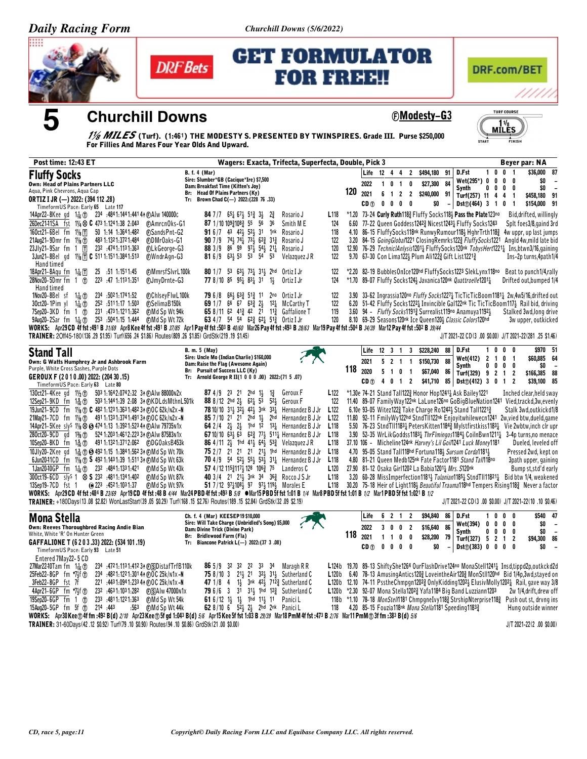# Churchill Downs (5/6/2022)

GET FORMULATOR FOR FREE!! — DRF Bets — DRF.com/BET

## 5 Churchill Downs — Ⓕ Modesty–G3

**1⅛ MILES (Turf). (1:46¹) THE MODESTY S. PRESENTED BY TWINSPIRES. Grade III. Purse $250,000 For Fillies And Mares Four Year Olds And Upward.**

Post time: 12:43 ET — Wagers: Exacta, Trifecta, Superfecta, Double, Pick 3 — Beyer par: NA

---

### Fluffy Socks

B. f. 4 (Mar)
Sire: Slumber*GB (Cacique*Ire) $7,500
Dam: Breakfast Time (Kitten's Joy)
Br: Head Of Plains Partners (Ky)
Tr: Brown Chad C(—) 2022:(228 76 .33)

Own: Head of Plains Partners LLC
Aqua, Pink Chevrons, Aqua Cap
ORTIZ I JR (—) 2022: (394 112 .28)
TimeformUS Pace: Early 65 Late 117

Weight: 120

| | | | | | | | | | | | |
|---|---|---|---|---|---|---|---|---|---|---|---|
| Life | 12 | 4 | 4 | 2 | $494,180 | 91 | D.Fst | 1 | 0 | 0 | 1 | $36,000 | 87 |
| 2022 | 1 | 0 | 1 | 0 | $27,300 | 84 | Wet(295*) | 0 | 0 | 0 | 0 | $0 | – |
| 2021 | 6 | 1 | 2 | 2 | $240,000 | 91 | Synth | 0 | 0 | 0 | 0 | $0 | – |
| CD Ⓣ | 0 | 0 | 0 | 0 | $0 | – | Turf(257) | 11 | 4 | 4 | 1 | $458,180 | 91 |
| | | | | | | | Dst Ⓣ(464) | 3 | 1 | 0 | 1 | $154,000 | 91 |

```
14Apr22–8Kee gd  1⅛ Ⓣ  23⁴ :48⁴1:14⁴1:44¹ 4↑ ⒻAlw 140000c     84 7/7  65½ 67½ 51¾ 3½  2¾   Rosario J      L118  *1.20 73–24 Curly Ruth118¾ Fluffy Socks118½ Pass the Plate123no   Bid,drifted, willingly
26Dec21–11SA fst 1¼ ⊗ C 47³ 1:12⁴1:38 2:04³ ⒻAmrcnOks–G1      87 1/10 109¾108¾ 55  56  36   Smith M E      124    6.60 77–22 Queen Goddess1242¾ Nicest1243½ Fluffy Socks1243     Splt foes3/8,gaind 3rd
16Oct21–6Bel fm 1⅛ ⓉT  50  1:14 1:36⁴1:48²   ⒻSandsPnt–G2     91 6/7  43  42½ 52½ 31  1nk  Rosario J      118    4.10 86–15 FluffySocks118nk RunwyRumour118½ HghrTrth118¾      4w uppr, up last jumps
21Aug21–9Dmr fm 1⅛ Ⓣ  48³ 1:13²1:37²1:48⁴   ⒻDMrOaks–G1      90 7/9  74½ 74½ 73½ 62¾ 31¾  Rosario J      122    3.20 84–15 GoingGlobal1221 ClosingRemrks122¾ FluffySocks1221   Angld 4w,mild late bid
23Jly21–9Sar fm 1 ⓉT  23² :47⁴1:11³1:36³    ⒻLkGeorge–G3     88 3/9  86  99  97½ 54½ 21¼  Rosario J      120   12.90 76–29 TechnicAnlysis1201¼ FluffySocks120nk TobysHert1221¼   Ins,btwn3/16,gaining
3Jun21–8Bel gd 1⅛ ⓉT C 51¹ 1:15¹1:38⁴1:51³  ⒻWndrAgn–G3      81 6/9  63½ 53  54  53   Velazquez J R  122    9.70 67–30 Con Lima122½ Plum Ali122¾ Gift List1221¾          Ins–2p turns,4path1/4
  Hand timed
18Apr21–8Aqu fm 1⅟₁₆ ⓉT  25  :51 1:15¹1:45  ⒻMmrsfSlvrL100k 80 1/7  53  63½ 73½ 31½ 2hd  Ortiz I Jr     122   *2.20 82–19 BubblesOnIce120hd FluffySocks1223 SlekLynx118no   Beat to punch1/4,rally
28Nov20–5Dmr fm 1 Ⓣ  22³ :47 1:11³1:35¹    ⒻJmyDrnte–G3     77 8/10 85  95½ 83¼ 31  1½   Ortiz I Jr     124   *1.70 89–07 Fluffy Socks124½ Javanica120nk Quattroelle1201¼  Drifted out,bumped 1/4
  Hand timed
1Nov20–8Bel sf 1⅟₁₆ Ⓣ 23⁴ :50²1:17⁴1:52    ⒻChlseyFlwL100k  79 6/8  66½ 63¾ 51¾ 11  2no  Ortiz I Jr     122    3.90 33–62 Ingrassia120no Fluffy Socks1227¼ TicTicTicBoom1181¾  2w,4w5/16,drifted out
3Oct20–1Pim yl 1⅟₁₆ Ⓣ 25² :51¹1:17 1:50³    ⒻSelimaB150k     69 1/7  66  67  63¾ 2½  12½  McCarthy T     122    6.20 51–42 Fluffy Socks1222½ Invincible Gal122nk Tic TicTicBoom117½ Rail bid, driving
7Sep20–3KD fm 1 Ⓣ  23¹ :47³1:12¹1:36²       ⒻMd Sp Wt 94k    65 8/11 62  41¾ 42  21  11¾  Gaffalione T   119    3.60 94 – Fluffy Socks1191¾ Surrealist119no Anamuya1192½    Stalked 3wd,long drive
9Aug20–2Sar fm 1⅟₁₆ Ⓣ 25³ :50⁴1:15 1:44⁴     ⒻMd Sp Wt 72k    63 4/7  54  54  62¾ 62½ 51¾  Ortiz I Jr     120    8.10 69–29 Seasons120nk Ice Queen120½ Classic Colors120hd    3w upper, outkicked
```

**WORKS:** Apr29 CD 4f fst :49¹ B 31/69 Apr8 Kee 4f fst :49¹ B 40/60 Mar26 Pay 4f fst :49³ B 28/63 Mar19 Pay 4f fst :50⁴ B 34/39 Mar12 Pay 4f fst :50² B 39/44
**TRAINER:** 2Off45-180(136 .29 $1.95) Turf(656 .24 $1.86) Routes(809 .26 $1.85) GrdStk(219 .19 $1.45)
J/T 2021-22 CD(3 .00 $0.00) J/T 2021-22(281 .25 $1.46)

---

### Stand Tall

B. m. 5 (May)
Sire: Uncle Mo (Indian Charlie) $160,000
Dam: Raise the Flag (Awesome Again)
Br: Pursuit of Success LLC (Ky)
Tr: Arnold George R II(1 0 0 0 .00) 2022:(71 5 .07)

Own: G Watts Humphrey Jr and Ashbrook Farm
Purple, White Cross Sashes, Purple Dots
GEROUX F (2 0 1 0 .00) 2022: (204 30 .15)
TimeformUS Pace: Early 63 Late 80

Weight: 118

| | | | | | | | | | | | |
|---|---|---|---|---|---|---|---|---|---|---|---|
| Life | 12 | 3 | 1 | 3 | $228,240 | 88 | D.Fst | 1 | 0 | 0 | 0 | $970 | 51 |
| 2021 | 5 | 2 | 1 | 1 | $150,730 | 88 | Wet(412) | 2 | 1 | 0 | 1 | $60,885 | 64 |
| 2020 | 5 | 1 | 0 | 1 | $67,040 | 86 | Synth | 0 | 0 | 0 | 0 | $0 | – |
| CD Ⓣ | 4 | 0 | 1 | 2 | $41,710 | 85 | Turf(329) | 9 | 2 | 1 | 2 | $166,385 | 88 |
| | | | | | | | Dst Ⓣ(412) | 3 | 0 | 1 | 2 | $39,100 | 85 |

```
13Oct21–4Kee gd  1½ Ⓣ  50³ 1:16⁴2:07⁴2:32 3↑ ⒻAlw 88000n2x    87 4/9  23  21  2hd 1½  1¾   Geroux F       L122  *1.30e 74–21 Stand Tall122¾ Honor Hop1241½ Ask Bailey1221   Inched clear,held sway
12Sep21–9KD fm 1⅝ Ⓣ  50³ 1:14⁴1:39 2:08 3↑ ⒻKDLdsMthnL501k  88 8/12 2hd 2½  62½ 53  52½  Geroux F       122   11.40 89–07 FamilyWay122nk LaLune126no GoBigBlueNation1241 Vied,trackd3w,evenly
19Jun21–9CD fm 1⅛ Ⓣ C 48² 1:12³1:36³1:48² 3↑ ⒻOC 62k/n2x–N  78 10/10 31½ 32½ 42½ 3nk 33½  Hernandez B J Jr L122 6.10e 93–05 Witez122¾ Take Charge Ro1242½ Stand Tall1221¾  Stalk 3wd,outkickd1/8
21May21–7CD fm 1⅛ Ⓣ  49¹ 1:13¹1:37⁴1:49¹ 3↑ ⒻOC 62k/n2x–N   85 7/10 21  21  2hd 1½  2hd  Hernandez B J Jr L122 11.80 92–11 FmilyWy122hd StndTll122nk Enjoyitwhilewecn1241 2w,vied btw,dueld,game
14Apr21–5Kee sly⁵ 1⅛ ⊗ S 47⁴ 1:13 1:39²1:52³ 4↑ ⒻAlw 79735n1x 64 2/4 2½ 2½ 1hd 12 13¼ Hernandez B J Jr L118 5.50 76–23 StndTll1183¼ PetersKitten1184¾ Mylstfirstkiss1183¼ Vie 2wbtw,inch clr upr
28Oct20–9CD gd 1⅜ Ⓣ  52⁴ 1:20³1:46¹2:23 3↑ ⒻAlw 87583n1x  67 10/10 63½ 63  62¾ 77½ 511¼ Hernandez B J Jr L118 3.90 52–35 WrLikGoddss1183¾ ThrFlmingos1184½ CoilnBwn1211¼  3–4p turns,no menace
10Sep20–8KD fm 1⅝ Ⓣ  49¹ 1:13²1:37¹2:06²   ⒻDGOaksB453k     86 4/11 2½  1hd 41½ 64½ 53¾  Velazquez J R  L118 37.10 106 – Micheline124nk Harvey's Lil Goil1241 Luck Money1181  Dueled, leveled off
10Jly20–2Kee gd 1⅜ Ⓣ S 49² 1:15 1:38⁴1:56² 3↑ ⒻMd Sp Wt 70k  75 2/7  21  21  21  21½ 1hd  Hernandez B J Jr L118 4.70 95–05 Stand Tall118hd Fortuna118½ Sursum Corda1181½  Pressed 2wd, kept on
6Jun20 11CD fm 1⅛ Ⓣ S 49² 1:14³1:39 1:51¹ 3↑ ⒻMd Sp Wt 63k  70 4/9  54  52½ 55½ 53½ 31¼  Hernandez B J Jr L118 4.80 81–21 Queen Medb125nk Fate Factor1181 Stand Tall118no  3path upper, gaining
1Jan20–10GP fm 1⅟₁₆ Ⓣ 23² :48¹1:13¹1:42¹  ⒻMd Sp Wt 54k    57 4/12 115¾117½ 128 106¾ 75 Landeros C    L120 27.90 81–12 Osaka Girl1202 La Babia1201¼ Mrs. S120nk        Bump st,std'd early
30Oct19–6CD sly⁵ 1 ⊗ S 23² :48¹1:13¹1:40²   ⒻMd Sp Wt 87k    40 3/4  21  21½ 3nk 34  36¾  Rocco J S Jr   L118  3.20 60–28 MissImperfection1181½ Tulanian1185¼ StndTll11821¼ Bid btw 1/4, weakened
13Sep19–7CD fst 1 ⓗ 22³ :45²1:03¹1:37      ⒻMd Sp Wt 97k    51 7/12 97¼108½ 97 97½ 119½ Morales E      L118 30.20 75–18 Heir of Light118½ Beautiful Trauma118hd Tempers Rising118¾ Never a factor
```

**WORKS:** Apr29 CD 4f fst :48⁴ B 23/69 Apr19 CD 4f fst :48 B 4/44 Mar24 PBD 4f fst :49³ B 5/8 ●Mar15 PBD 5f fst 1:01 B 1/4 Mar8 PBD 5f fst 1:01 B 1/2 Mar1 PBD 5f fst 1:02¹ B 1/2
**TRAINER:** +180Days(13 .08 $2.82) WonLastStart(39 .05 $0.29) Turf(168 .15 $2.76) Routes(189 .15 $2.84) GrdStk(32 .09 $2.19)
J/T 2021-22 CD(3 .00 $0.00) J/T 2021-22(10 .10 $0.46)

---

### Mona Stella

Ch. f. 4 (Mar) KEESEP19 $10,000
Sire: Will Take Charge (Unbridled's Song) $5,000
Dam: Divine Trick (Divine Park)
Br: Bridlewood Farm (Fla)
Tr: Biancone Patrick L(—) 2022:(37 3 .08)

Own: Reeves Thoroughbred Racing Andie Bian
White, White 'R' On Hunter Green
GAFFALIONE T (6 2 0 3 .33) 2022: (534 101 .19)
TimeformUS Pace: Early 93 Late 51

Weight: 118

| | | | | | | | | | | | |
|---|---|---|---|---|---|---|---|---|---|---|---|
| Life | 6 | 2 | 1 | 2 | $94,840 | 86 | D.Fst | 1 | 0 | 0 | 0 | $540 | 47 |
| 2022 | 3 | 0 | 0 | 2 | $16,640 | 86 | Wet(394) | 0 | 0 | 0 | 0 | $0 | – |
| 2021 | 1 | 1 | 0 | 0 | $28,200 | 79 | Synth | 0 | 0 | 0 | 0 | $0 | – |
| CD Ⓣ | 0 | 0 | 0 | 0 | $0 | – | Turf(327) | 5 | 2 | 1 | 2 | $94,300 | 86 |
| | | | | | | | Dst Ⓣ(383) | 0 | 0 | 0 | 0 | $0 | – |

```
  Entered 7May22– 5 CD
27Mar22 40Tam fm 1⅟₁₆ Ⓣ 23⁴ :47²1:11³1:41² 3↑ ⒻⓈDistafTrfB110k 86 5/9 32 32 22 33 34 Maragh R R L124b 19.70 89–13 ShiftyShe1264 OurFlashDrive124no MonaStell1241¼ Insd,tippd2p,outkckd2d
25Feb22–8GP fm *7½f Ⓣ 23⁴ :48²1:12²1:30¹ 4↑ ⒻOC 25k/n1x–N  75 8/10 3  21½ 21  32½ 31½ Sutherland C  L120b  6.40 78–13 AmusingAntics120¾ LoveintheAir120¾ MonStll120hd Bid 1/4p,3wd,stayed on
3Feb22–8GP fst 7f  22¹ :44³1:09⁴1:23⁴ 4↑ ⒻOC 25k/n1x–N     47 1/8  4  1½  3nk 42½ 712¾ Sutherland C  L120b 12.10 74–11 PssthеChmpgn1202¾ OnlyKidding1202½ ElusivMolly1202½ Rail, gave way 3/8
4Apr21–6GP fm *7½f Ⓣ 23² :46³1:10³1:28²     ⒻⓈAlw 47000n1x  79 6/6  3  31  31½ 1hd 12¾ Sutherland C  L120b *2.30 92–07 Mona Stella1202¾ Yafa1184 Big Band Luzziann1203    2w 1/4,drift,drew off
19Sep20–8GP fm 1 Ⓣ  23³ :48¹1:12¹1:36³      ⒻMd Sp Wt 54k    61 6/12 1½ 1½ 1hd 11½ 11    Panici L       118b *1.10 78–18 MonStel1181 ChmpgneIvy118¾ StrshipNterprise118¾  Push out st, drvng ins
15Aug20–5GP fm 5f Ⓣ 21⁴ :44³  :56³           ⒻMd Sp Wt 44k    62 8/10 6  52½ 2½  2hd 2nk   Panici L       118    4.20 85–15 Fouzia118nk Mona Stella1181 Speeding1183¾       Hung outside winner
```

**WORKS:** Apr30 Kee Ⓣ 4f fm :49² B(d) 2/10 Apr23 Kee Ⓣ 5f gd 1:04³ B(d) 5/6 Apr15 Kee 5f fst 1:03 B 29/39 Mar18 PmM 4f fst :47³ B 2/76 Mar11 PmM Ⓣ 3f fm :38³ B(d) 5/6
**TRAINER:** 31-60Days(42 .12 $0.92) Turf(79 .10 $0.90) Routes(94 .10 $0.86) GrdStk(21 .00 $0.00)
J/T 2021-22(2 .00 $0.00)

---

CD, race 5, page:11 — Copyright© Daily Racing Form LLC and Equibase Company LLC. All rights reserved.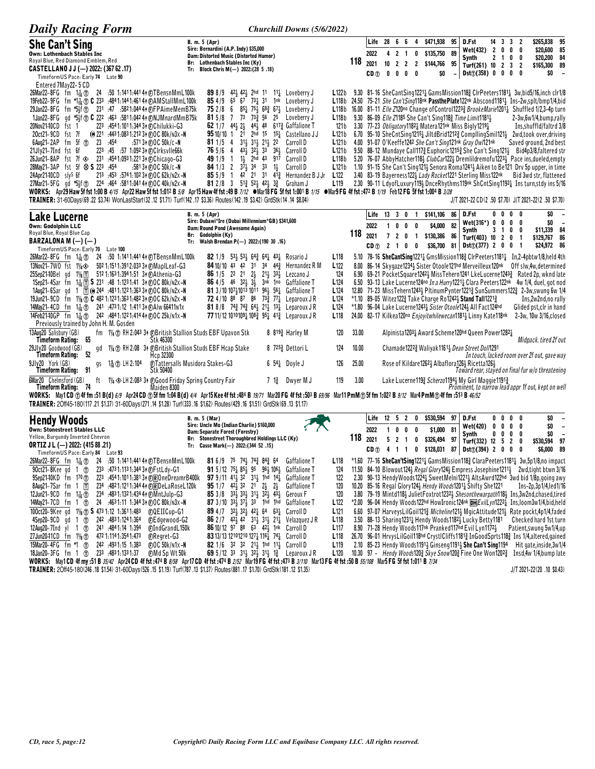## She Can't Sing

B. m. 5 (Apr)
Sire: Bernardini (A.P. Indy) $35,000
Dam: Distorted Music (Distorted Humor)
Br: Lothenbach Stables Inc (Ky)
Tr: Block Chris M(—) 2022:(28 5 .18)

Own: Lothenbach Stables Inc
Royal Blue, Red Diamond Emblem, Red
CASTELLANO J J (—) 2022: (367 62 .17)
TimeformUS Pace: Early 74 Late 90
Entered 7May22- 5 CD

118

| | Starts | 1st | 2nd | 3rd | Earnings | Speed | | Starts | 1st | 2nd | 3rd | Earnings | Speed |
|---|---|---|---|---|---|---|---|---|---|---|---|---|---|
| Life | 28 | 6 | 6 | 4 | $471,938 | 95 | D.Fst | 14 | 3 | 3 | 2 | $265,838 | 95 |
| 2022 | 4 | 2 | 1 | 0 | $135,750 | 89 | Wet(432) | 2 | 0 | 0 | 0 | $20,600 | 85 |
| 2021 | 10 | 2 | 2 | 2 | $144,766 | 95 | Synth | 2 | 1 | 0 | 0 | $20,200 | 84 |
| CD ⓣ | 0 | 0 | 0 | 0 | $0 | – | Turf(261) | 10 | 2 | 3 | 2 | $165,300 | 89 |
| | | | | | | | Dst ⓣ(358) | 0 | 0 | 0 | 0 | $0 | – |

26Mar22–8FG fm 1 1/16 ⓣ 24 :50 1:14 11:44 14↑ ⓕTBensnMmL100k 89 8/9 4 2½ 4 2½ 2hd 11 1 1¼ Loveberry J L122b 9.30 81–16 SheCantSing1221¼ GamsMission118¾ ClrPeeters1181¼ 3w,bid5/16,inch clr1/8
19Feb22–9FG fm *1 1/16 ⓣ C 23³ :484 1:144 1:461 4↑ ⓕAMStallMmL100k 85 4/9 65 67 73¼ 31 1nk Loveberry J L118b 24.50 75–21 She Can'tSing118nk PassthePlate122nk Abscond1181¼ Ins–2w,splt/bmp1/4,bid
29Jan22–8FG fm *5½ ⓣ 231 :47 :582 1:044 4↑ ⓕFPAimeMemB75k 75 2/8 6 85¼ 75½ 68¾ 67¼ Loveberry J L118b 16.00 81–11 Elle Z120no Change of Control1223¾ BrookeMarie1201¼ Shuffled 1/2,3–4p turn
1Jan22–8FG gd *5½ ⓣ C 22² :46³ :581 1:042 4↑ ⓕⓇNJMnardMmB75k 81 5/8 7 73 73¾ 56 25 Loveberry J L118b 9.30 86–09 Elle Z1185 She Can't Sing118¾ Time Limit1181½ 2–3w,6w1/4,bump,rally
20Nov21–10CD fst 1 22³ :454 1:101 1:344 3↑ ⓕChilukki-G3 62 1/7 44½ 2½ 44½ 48 617¾ Gaffalione T 121b 3.30 77–23 Obligatory1182¼ Matera121nk Miss Bigly1219¼ Ins,shuffld/faltrd 3/8
2Oct21–9CD fst 7f ⊕ 221 :443 1:083 1:212 3↑ ⓕOC 80k/n3x-N 95 10/10 1 21 2hd 15 15¼ Castellano J J L121b 6.70 95–10 SheCntSing1215¼ JiltdBrid1212¾ ComplllngSmil121½ 2wd,took over,driving
6Aug21–2AP fm 5f ⓣ 23 :454 :571 3↑ ⓕOC 50k/c-N 81 1/5 4 31½ 31½ 21½ 22 Carroll D L121b 4.00 91–07 O'Keeffe1242 She Can't Sing121nk Gray Owl121nk Saved ground, 2nd best
21Jly21–7Ind fst 6f 22³ :45 :57 1:092 3↑ ⓕClrksvlle66k 76 5/6 4 43½ 32½ 33 36¼ Carroll D L121b 9.50 88–12 Mundaye Call1173¾ Euphoric1215¾ She Can't Sing121¼ Bid4p3/8,faltered str
26Jun21–8AP fst 7f ◈ 231 :454 1:093 1:221 3↑ ⓕChicago-G3 49 1/9 1 1½ 2hd 43 917 Carroll D L118b 5.20 76–07 AbbyHatcher118½ ClubCar122½ Dremlildremofu1223¼ Pace ins,dueled,empty
28May21–3AP fst 5f ⊗ S 22³ :454 :581 3↑ ⓕOC 50k/c-N 84 1/3 2 37½ 34 33 1½ Carroll D L121b 1.10 91–15 She Can't Sing121½ Senora Roma1241¼ Aiken to Be121 Drv 5p upper, in time
24Apr21–10CD sly⑤ 6f 213 :453 :574 1:102 3↑ ⓕOC 62k/n2x-N 85 5/9 1 42 21 31 41¾ Hernandez B J Jr L122 3.40 83–19 Bayerness122¼ Lady Rocket1221 Sterling Miss122nk Bid 3wd str, flattened
27Mar21–5FG gd *5½ ⓣ 224 :464 :581 1:041 4↑ ⓕOC 40k/n2x-N 81 2/8 3 51¾ 52¼ 42½ 3¾ Graham J L119 2.30 90–11 LdyofLuxury119½ DnceRhythms119nk ShCntSing1192¼ Ins turn,stdy ins 5/16

WORKS: Apr29 Haw 5f fst 1:00 B 4/15 Apr22 Haw 5f fst 1:012 B 5/8 Apr15 Haw 4f fst :49 B 7/12 ●Mar18 FG 5f fst 1:001 B 1/15 ●Mar9 FG 4f fst :472 B 1/19 Feb12 FG 5f fst 1:004 B 3/28
TRAINER: 31-60Days(69 .22 $3.74) WonLastStart(32 .12 $1.71) Turf(142 .17 $3.36) Routes(142 .19 $3.42) GrdStk(14 .14 $8.04) J/T 2021-22 CD(2 .50 $7.70) J/T 2021-22(2 .50 $7.70)

## Lake Lucerne

B. m. 5 (Apr)
Sire: Dubawi*Ire (Dubai Millennium*GB) $341,600
Dam: Round Pond (Awesome Again)
Br: Godolphin (Ky)
Tr: Walsh Brendan P(—) 2022:(190 30 .16)

Own: Godolphin LLC
Royal Blue, Royal Blue Cap
BARZALONA M (—) (—)
TimeformUS Pace: Early 70 Late 100

118

| | Starts | 1st | 2nd | 3rd | Earnings | Speed | | Starts | 1st | 2nd | 3rd | Earnings | Speed |
|---|---|---|---|---|---|---|---|---|---|---|---|---|---|
| Life | 13 | 3 | 0 | 1 | $141,106 | 86 | D.Fst | 0 | 0 | 0 | 0 | $0 | – |
| 2022 | 1 | 0 | 0 | 0 | $4,000 | 82 | Wet(316*) | 0 | 0 | 0 | 0 | $0 | – |
| 2021 | 7 | 2 | 0 | 1 | $130,386 | 86 | Synth | 3 | 1 | 0 | 0 | $11,339 | 84 |
| CD ⓣ | 2 | 1 | 0 | 0 | $24,972 | 81 | Turf(403) | 10 | 2 | 0 | 1 | $129,767 | 86 |
| | | | | | | | Dst ⓣ(377) | 2 | 0 | 0 | 1 | $24,972 | 86 |

26Mar22–8FG fm 1 1/16 ⓣ 24 :50 1:14 11:44 14↑ ⓕTBensnMmL100k 82 1/9 53½ 53½ 64¾ 64½ 43¼ Rosario J L118 5.10 78–16 SheCantSing1221¼ GmsMission118¾ ClrPeeters1181¼ In,2–4pbtw1/8,held 4th
13Nov21–7WO fst 1⅛ ◈ 502 1:151 1:391 2:033 3↑ ⓕMaplLeaf-G3 84 10/10 43 42 31 34 44¾ Hernandez R M L122 8.00 86–14 Skygaze1234½ Sister Otoole121hd Merveilleux120nk Off slw,4w,determined
25Sep21–8Bel gd 1⅛ Ⓣ 512 1:163 1:394 1:51 3↑ ⓕAthenia-G3 86 1/5 22 21 2½ 21½ 33½ Lezcano J 124 6.90 69–21 PocketSquare1242½ MissTehern1241 LkeLucerne1243¾ Rated 2p, wknd late
1Sep21–4Sar fm 1 1/16 Ⓣ S 231 :48 1:123 1:41 3↑ ⓕOC 80k/n2x-N 86 4/5 46 32½ 3½ 3nk 1no Gaffalione T L124 6.50 93–13 Lake Lucerne124no In a Hurry122¼ Clara Peeters122nk 4w 1/4, duel, got nod
1Aug21–6Sar gd 1 Ⓣ ⊕ 244 :481 1:122 1:363 3↑ ⓕOC 80k/n2x-N 81 3/10 107¼ 1013 1011 96½ 56¼ Gaffalione T L124 12.80 71–23 MissTehern1243¼ PltinumPynter1221¾ SunSummers122¾ 2–3w,swung 6w 1/4
19Jun21–9CD fm 1⅛ ⓣ C 482 1:123 1:363 1:482 3↑ ⓕOC 62k/n2x-N 72 4/10 88 87 86 73¾ 77¼ Leparoux J R L124 *1.10 89–05 Witez122¾ Take Charge Ro1242½ Stand Tall1221¾ Ins,2w2nd,no rally
14May21–4CD fm 1 1/16 ⓣ 241 :473 1:12 1:411 3↑ ⓕAlw 66411n1x 81 8/8 74¾ 74¾ 64½ 21½ 13¼ Leparoux J R L124 *1.80 96–04 Lake Lucerne1243¼ Sister Otoole124½ All Fact124hd Glided pst,clr in hand
14Feb21–10GP fm 1 1/16 ⓣ 242 :484 1:122 1:414 4↑ ⓕOC 25k/n1x-N 77 11/12 1010 109½ 108¾ 95¼ 41¾ Leparoux J R L118 24.00 82–17 Kilkea120no Enjoyitwhilewecan1181½ Linny Kate118nk 2–3w, 10w 3/16,closed

Previously trained by John H. M. Gosden
13Aug20 Salisbury (GB) fm 1¼ ⓣ RH 2:043 3↑ ⓕBritish Stallion Studs EBF Upavon Stk 8 819¾ Harley M 120 33.00 Alpinista1203¼ Award Scheme120hd Queen Power1282¼
Timeform Rating: 65 Stk 46300 Midpack. tired 2f out
29Jly20 Goodwood (GB) gd 1¼ ⓣ RH 2:08 3↑ ⓕBritish Stallion Studs EBF Hcap Stake 8 725¾ Dettori L 124 10.00 Chamade1222¾ Waliyak1161½ Dean Street Doll1291
Timeform Rating: 52 Hcp 32300 In touch, lacked room over 2f out, gave way
9Jly20 York (GB) gs 1 5/16 ⓣ LH 2:104 ⓕTattersalls Musidora Stakes-G3 6 54¼ Doyle J 126 25.00 Rose of Kildare1262½ Albaflora126½ Ricetta126½
Timeform Rating: 91 Stk 50400 Toward rear, stayed on final fur w/o threatening
6Mar20 Chelmsford (GB) ft 1¼ ◈ LH 2:083 3↑ ⓕGood Friday Spring Country Fair 7 1¾ Dwyer M J 119 3.00 Lake Lucerne119¾ Scherzo1194½ My Girl Maggie1191¾
Timeform Rating: 74 Maiden 8300 Prominent, to narrow lead appr 1f out, kept on well

WORKS: May1 CD ⓣ 4f fm :51 B(d) 6/9 Apr24 CD ⓣ 5f fm 1:04 B(d) 4/4 Apr15 Kee 4f fst :484 B 19/71 Mar20 FG 4f fst :503 B 69/96 Mar11 PmM ⓣ 5f fm 1:022 B 9/12 Mar4 PmM ⓣ 4f fm :513 B 46/52
TRAINER: 2Off45-180(117 .21 $1.37) 31-60Days(271 .14 $1.28) Turf(333 .16 $1.62) Routes(429 .16 $1.51) GrdStk(69 .13 $1.17)

## Hendy Woods

B. m. 5 (Mar)
Sire: Uncle Mo (Indian Charlie) $160,000
Dam: Separate Forest (Forestry)
Br: Stonestreet Thoroughbred Holdings LLC (Ky)
Tr: Casse Mark(—) 2022:(344 52 .15)

Own: Stonestreet Stables LLC
Yellow, Burgundy Inverted Chevron
ORTIZ J L (—) 2022: (415 88 .21)
TimeformUS Pace: Early 84 Late 93

118

| | Starts | 1st | 2nd | 3rd | Earnings | Speed | | Starts | 1st | 2nd | 3rd | Earnings | Speed |
|---|---|---|---|---|---|---|---|---|---|---|---|---|---|
| Life | 12 | 5 | 2 | 0 | $530,594 | 97 | D.Fst | 0 | 0 | 0 | 0 | $0 | – |
| 2022 | 1 | 0 | 0 | 0 | $1,000 | 81 | Wet(420) | 0 | 0 | 0 | 0 | $0 | – |
| 2021 | 5 | 2 | 1 | 0 | $326,494 | 97 | Synth | 0 | 0 | 0 | 0 | $0 | – |
| CD ⓣ | 4 | 1 | 1 | 0 | $128,031 | 87 | Turf(332) | 12 | 5 | 2 | 0 | $530,594 | 97 |
| | | | | | | | Dst ⓣ(394) | 2 | 0 | 0 | 1 | $6,000 | 89 |

26Mar22–8FG fm 1 1/16 ⓣ 24 :50 1:14 11:44 14↑ ⓕTBensnMmL100k 81 6/9 75 74½ 74¾ 84¾ 64 Gaffalione T L118 *1.60 77–16 SheCan'tSing1221¼ GamsMission118¾ ClaraPeeters1181¼ 3w,5p1/8,no impact
9Oct21–8Kee gd 1 ⓣ 23³ :473 1:113 1:344 3↑ ⓕFstLdy-G1 91 5/12 75¾ 85½ 95 96½ 106½ Gaffalione T 124 11.50 84–10 Blowout124½ Regal Glory124½ Empress Josephine1211½ 2wd,tight btwn 3/16
4Sep21–10KD fm 170 ⓣ 22³ :454 1:101 1:381 3↑ ⓕⓇOneDreamrB400k 97 9/11 41½ 32 31½ 1hd 14½ Gaffalione T 122 2.30 90–13 HendyWoods1224½ SweetMelni1221½ AltsAwrd122hd 3wd bid 1/8p,going away
8Aug21–7Sar fm 1 Ⓣ 234 :482 1:121 1:344 4↑ ⓕⓇDeLaRoseL120k 95 1/7 42½ 32 21 2½ 2½ Gaffalione T 120 10.20 85–16 Regal Glory120½ Hendy Woods1201½ Shifty She1221 Ins–2p,3p1/4,led1/16
12Jun21–9CD fm 1 1/16 ⓣ 234 :483 1:132 1:434 4↑ ⓕMntJulp-G3 85 3/8 33½ 33½ 31½ 32½ 43½ Geroux F 120 3.80 79–19 Mintd118½ JulietFoxtrot1232½ Shesonthewarpath118½ Ins,3w2nd,chased,tired
14May21–7CD fm 1 ⓣ 24 :463 1:11 1:344 3↑ ⓕOC 80k/n3x-N 87 3/10 33½ 37½ 33 1hd 1hd Gaffalione T L122 *2.00 96–04 Hendy Woods122hd HowIronic124nk ⒹⒽEvilLyn1222½ Ins,loom3w1/4,bid,held
10Oct20–9Kee gd 1⅛ ⓣ S 473 1:12 1:361 1:483 ⓕQEIICup-G1 89 4/7 32½ 32½ 42½ 64 63¼ Carroll D L121 6.60 97–07 HarveysLilGoil121¾ Micheline121½ MgicAttitude121½ Rate pockt,4p1/4,faded
4Sep20–9CD gd 1 ⓣ 242 :483 1:124 1:364 ⓕEdgewood-G2 86 2/7 42½ 42 31½ 31½ 21¼ Velazquez J R L118 3.50 88–13 Sharing1231¼ Hendy Woods1182½ Lucky Betty1181 Checked hard 1st turn
12Aug20–7Ind yl 1 ⓣ 241 :484 1:14 1:394 ⓕIndGrandL150k 86 10/12 97 88 63 42½ 1nk Carroll D L117 8.90 71–28 Hendy Woods117nk Pranked117hd Evil Lyn1172½ Patient,swung 5w1/4,up
27Jun20–11CD fm 1⅛ ⓣ 472 1:111 1:354 1:473 ⓕRegret-G3 83 13/13 121012 10 127¼ 116½ 74½ Carroll D L118 26.70 96–01 HrvysLilGoil118hd CrystlCliffs1181¾ InGoodSprts118¾ Ins 1/4,altered,gained
15Mar20–4FG fm *1 ⓣ 242 :493 1:15 1:383 ⓕOC 50k/n1x-N 82 1/6 32 32 21½ 1hd 11½ Carroll D L119 2.10 85–23 Hendy Woods1191½ Ginseng1191¾ She Can't Sing1194 Hit gate,inside,3w1/4
18Jan20–3FG fm 1 ⓣ 23³ :483 1:133 1:37 ⓕMd Sp Wt 50k 69 5/12 33 31½ 32½ 31½ 1¾ Leparoux J R L120 10.30 97 – Hendy Woods120¾ Skye Snow120¾ Fine One Won1202¾ Insd,4w 1/4,bump late

WORKS: May1 CD 4f my :51 B 35/42 Apr24 CD 4f fst :474 B 8/58 Apr17 CD 4f fst :474 B 2/52 Mar19 FG 4f fst :473 B 3/110 Mar13 FG 4f fst :50 B 55/108 Mar5 FG 5f fst 1:011 B 7/34
TRAINER: 2Off45-180(246 .18 $1.54) 31-60Days(526 .15 $1.19) Turf(787 .13 $1.37) Routes(881 .17 $1.70) GrdStk(181 .12 $1.35) J/T 2021-22(20 .10 $0.43)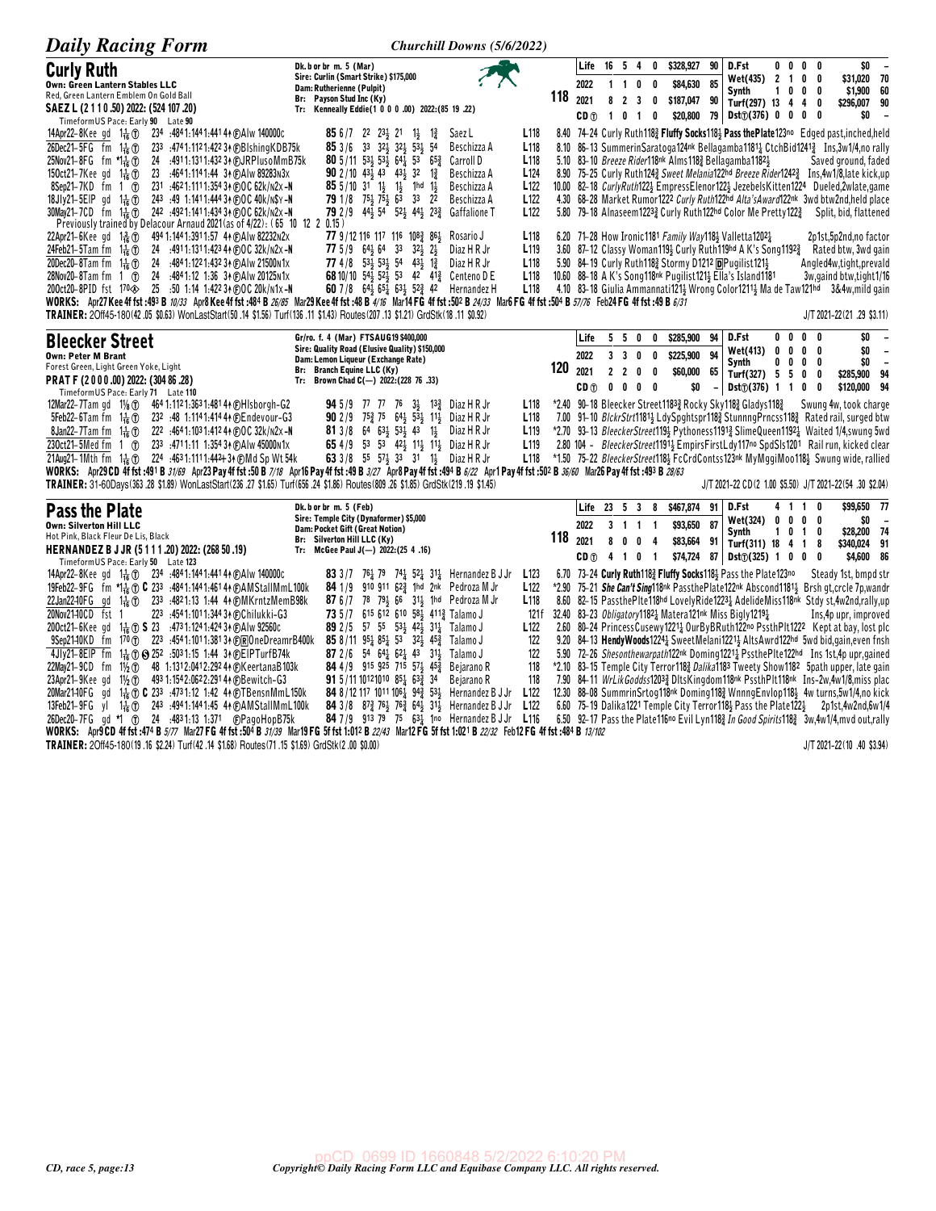## Curly Ruth

Dk. b or br m. 5 (Mar)
Sire: Curlin (Smart Strike) $175,000
Dam: Rutherienne (Pulpit)
Br: Payson Stud Inc (Ky)
Tr: Kenneally Eddie(1 0 0 0 .00) 2022:(85 19 .22)

Own: Green Lantern Stables LLC
Red, Green Lantern Emblem On Gold Ball
SAEZ L (2 1 1 0 .50) 2022: (524 107 .20)
TimeformUS Pace: Early 90 Late 90

118

| | | | | | | | | | | | | | | |
|---|---|---|---|---|---|---|---|---|---|---|---|---|---|---|
| Life | 16 | 5 | 4 | 0 | $328,927 | 90 | D.Fst | 0 | 0 | 0 | 0 | $0 | – |
| 2022 | 1 | 1 | 0 | 0 | $84,630 | 85 | Wet(435) | 2 | 1 | 0 | 0 | $31,020 | 70 |
| 2021 | 8 | 2 | 3 | 0 | $187,047 | 90 | Synth | 1 | 0 | 0 | 0 | $1,900 | 60 |
| CD Ⓣ | 1 | 0 | 1 | 0 | $20,800 | 79 | Turf(297) | 13 | 4 | 4 | 0 | $296,007 | 90 |
| | | | | | | | DstⓉ(376) | 0 | 0 | 0 | 0 | $0 | – |

14Apr22–8Kee gd 1⅛ Ⓣ 234 :4841:1441:4414 ⒻAlw 140000c 85 6/7 22 23½ 21 1½ 1¾ Saez L L118 8.40 74–24 Curly Ruth118¾ Fluffy Socks118½ Pass thePlate123no Edged past,inched,held
26Dec21–5FG fm 1⅛ Ⓣ 233 :4741:1121:4223↑ ⒻBlshingKDB75k 85 3/6 33 32½ 32½ 53½ 54 Beschizza A L118 8.10 86–13 SummerinSaratoga124nk Bellagamba1181¼ CtchBid1241¾ Ins,3w1/4,no rally
25Nov21–8FG fm *1⅛ Ⓣ 24 :4911:1311:4323↑ ⒻJRPIusoMmB75k 80 5/11 53½ 53½ 64¼ 53 65¾ Carroll D L118 5.10 83–10 Breeze Rider118nk Alms118¾ Bellagamba1182½ Saved ground, faded
15Oct21–7Kee gd 1⅛ Ⓣ 23 :4641:1141:44 3↑ ⒻAlw 89283n3x 90 2/10 43½ 43 43½ 32 1¾ Beschizza A L124 8.90 75–25 Curly Ruth124¾ Sweet Melania122hd Breeze Rider1242¾ Ins,4w1/8,late kick,up
8Sep21–7KD fm 1 Ⓣ 231 :4621:1111:3543↑ ⒻOC 62k/n2x–N 85 5/10 31 1½ 1½ 1hd 1½ Beschizza A L122 10.00 82–18 CurlyRuth122½ EmpressElenor122½ JezebelsKitten1224 Dueled,2wlate,game
18Jly21–5EIP gd 1⅛ Ⓣ 243 :49 1:1411:4443↑ ⒻOC 40k/N$Y–N 79 1/8 75¾ 75½ 63 33 22 Beschizza A L122 4.30 68–28 Market Rumor1222 Curly Ruth122hd Alta'sAward122nk 3wd btw2nd,held place
30May21–7CD fm 1⅛ Ⓣ 242 :4921:1411:4343↑ ⒻOC 62k/n2x–N 79 2/9 44½ 54 52½ 44½ 23¾ Gaffalione T L122 5.80 79–18 Alnaseem1223¾ Curly Ruth122hd Color Me Pretty122¾ Split, bid, flattened
Previously trained by Delacour Arnaud 2021(as of 4/22): (65 10 12 2 0.15)
22Apr21–6Kee gd 1⅜ Ⓣ 494 1:1441:3911:57 4↑ ⒻAlw 82232n2x 77 9/12 116 117 116 108¾ 86½ Rosario J L118 6.20 71–28 How Ironic1181 Family Way118½ Valletta1202¼ 2p1st,5p2nd,no factor
24Feb21–5Tam fm 1⅛ Ⓣ 24 :4911:1311:4234↑ ⒻOC 32k/n2x–N 77 5/9 64½ 64 33 32½ 2½ Diaz H R Jr L119 3.60 87–12 Classy Woman119½ Curly Ruth119hd A K's Song1192¾ Rated btw, 3wd gain
20Dec20–8Tam fm 1⅛ Ⓣ 24 :4841:1221:4323↑ ⒻAlw 21500n1x 77 4/8 53½ 53½ 54 43½ 1¾ Diaz H R Jr L118 5.90 84–19 Curly Ruth118¾ Stormy D1212 ⒹPugilist121½ Angled4w,tight,prevald
28Nov20–8Tam fm 1 Ⓣ 24 :4841:12 1:36 3↑ ⒻAlw 20125n1x 68 10/10 54½ 52½ 53 42 41¾ Centeno D E L118 10.60 88–18 A K's Song118nk Pugilist121½ Ella's Island1181 3w,gaind btw,tight1/16
20Oct20–8PID fst 170⊗ 25 :50 1:14 1:4223↑ ⒻOC 20k/n1x–N 60 7/8 64½ 65½ 63½ 52¾ 42 Hernandez H L118 4.10 83–18 Giulia Ammannati121½ Wrong Color1211½ Ma de Taw121hd 3&4w,mild gain

WORKS: Apr27 Kee 4f fst :493 B 10/33 Apr8 Kee 4f fst :484 B 26/85 Mar29 Kee 4f fst :48 B 4/16 Mar14 FG 4f fst :502 B 24/33 Mar6 FG 4f fst :504 B 57/76 Feb24 FG 4f fst :49 B 6/31
TRAINER: 2Off45-180(42 .05 $0.63) WonLastStart(50 .14 $1.56) Turf(136 .11 $1.43) Routes(207 .13 $1.21) GrdStk(18 .11 $0.92) J/T 2021-22(21 .29 $3.11)

## Bleecker Street

Gr/ro. f. 4 (Mar) FTSAUG19 $400,000
Sire: Quality Road (Elusive Quality) $150,000
Dam: Lemon Liqueur (Exchange Rate)
Br: Branch Equine LLC (Ky)
Tr: Brown Chad C(—) 2022:(228 76 .33)

Own: Peter M Brant
Forest Green, Light Green Yoke, Light
PRAT F (2 0 0 0 .00) 2022: (304 86 .28)
TimeformUS Pace: Early 71 Late 110

120

| | | | | | | | | | | | | | |
|---|---|---|---|---|---|---|---|---|---|---|---|---|---|
| Life | 5 | 5 | 0 | 0 | $285,900 | 94 | D.Fst | 0 | 0 | 0 | 0 | $0 | – |
| 2022 | 3 | 3 | 0 | 0 | $225,900 | 94 | Wet(413) | 0 | 0 | 0 | 0 | $0 | – |
| 2021 | 2 | 2 | 0 | 0 | $60,000 | 65 | Synth | 0 | 0 | 0 | 0 | $0 | – |
| CD Ⓣ | 0 | 0 | 0 | 0 | $0 | – | Turf(327) | 5 | 5 | 0 | 0 | $285,900 | 94 |
| | | | | | | | DstⓉ(376) | 1 | 1 | 0 | 0 | $120,000 | 94 |

12Mar22–7Tam gd 1⅛ Ⓣ 464 1:1121:3631:4814↑ ⒻHlsborgh-G2 94 5/9 77 77 76 3½ 13¾ Diaz H R Jr L118 *2.40 90–18 Bleecker Street1183¾ Rocky Sky118¾ Gladys118¾ Swung 4w, took charge
5Feb22–6Tam fm 1⅛ Ⓣ 232 :48 1:1141:4144↑ ⒻEndevour-G3 90 2/9 75¾ 75 64½ 53½ 11½ Diaz H R Jr L118 7.00 91–10 BlckrStrt1181½ LdySpghtspr118¾ StunnngPrncss118¾ Rated rail, surged btw
8Jan22–7Tam fm 1⅛ Ⓣ 222 :4641:1031:4124↑ ⒻOC 32k/n2x–N 81 3/8 64 63½ 53½ 43 1½ Diaz H R Jr L119 *2.70 93–13 BleeckerStreet119½ Pythoness1191¾ StunningPrincess1192¼ Waited 1/4,swung 5wd
23Oct21–5Med fm 1 Ⓣ 233 :4711:11 1:3543↑ ⒻAlw 45000n1x 65 4/9 53 53 42½ 11½ 11½ Diaz H R Jr L119 2.80 104 – BleecherStreet1191½ EmpirsFirstLdy117no SpdSls1201 Rail run, kicked clear
21Aug21–1Mth fm 1⅛ Ⓣ 224 :4631:1111:442↑3↑ ⒻMd Sp Wt 54k 63 3/8 55 57½ 33 31 1½ Diaz H R Jr L118 *1.50 75–22 BleeckerStreet118½ FcCrdContss123nk MyMggiMoo118½ Swung wide, rallied

WORKS: Apr29 CD 4f fst :491 B 31/69 Apr23 Pay 4f fst :50 B 7/18 Apr16 Pay 4f fst :49 B 3/27 Apr8 Pay 4f fst :494 B 6/22 Apr1 Pay 4f fst :502 B 36/60 Mar26 Pay 4f fst :493 B 28/63
TRAINER: 31-60Days(363 .28 $1.89) WonLastStart(236 .27 $1.65) Turf(656 .24 $1.86) Routes(809 .26 $1.85) GrdStk(219 .19 $1.45) J/T 2021-22 CD(2 1.00 $5.50) J/T 2021-22(54 .30 $2.04)

## Pass the Plate

Dk. b or br m. 5 (Feb)
Sire: Temple City (Dynaformer) $5,000
Dam: Pocket Gift (Great Notion)
Br: Silverton Hill LLC (Ky)
Tr: McGee Paul J(—) 2022:(25 4 .16)

Own: Silverton Hill LLC
Hot Pink, Black Fleur De Lis, Black
HERNANDEZ B J JR (5 1 1 1 .20) 2022: (268 50 .19)
TimeformUS Pace: Early 50 Late 123

118

| | | | | | | | | | | | | | |
|---|---|---|---|---|---|---|---|---|---|---|---|---|---|
| Life | 23 | 5 | 3 | 8 | $467,874 | 91 | D.Fst | 4 | 1 | 1 | 0 | $99,650 | 77 |
| 2022 | 3 | 1 | 1 | 1 | $93,650 | 87 | Wet(324) | 0 | 0 | 0 | 0 | $0 | – |
| 2021 | 8 | 0 | 0 | 4 | $83,664 | 91 | Synth | 1 | 0 | 1 | 0 | $28,200 | 74 |
| CD Ⓣ | 4 | 1 | 0 | 1 | $74,724 | 87 | Turf(311) | 18 | 4 | 1 | 8 | $340,024 | 91 |
| | | | | | | | DstⓉ(325) | 1 | 0 | 0 | 0 | $4,600 | 86 |

14Apr22–8Kee gd 1⅛ Ⓣ 234 :4841:1441:4414 ⒻAlw 140000c 83 3/7 76½ 79 74½ 52½ 31¼ Hernandez B J Jr L123 6.70 73–24 Curly Ruth118¾ Fluffy Socks118½ Pass the Plate123no Steady 1st, bmpd str
19Feb22–9FG fm *1⅛ Ⓣ C 233 :4841:1441:4614↑ ⒻAMStallMmL100k 84 1/9 910 911 62¾ 1hd 2nk Pedroza M Jr L122 *2.90 75–21 She Can't Sing118nk PassthePlate122nk Abscond1181½ Brsh gt,crcle 7p,wandr
22Jan22–10FG gd 1⅛ Ⓣ 233 :4821:13 1:44 4↑ ⒻMKrntzMemB98k 87 6/7 78 79½ 66 31½ 1hd Pedroza M Jr L118 8.60 82–15 PassthePlte118hd LovelyRide1223¼ AdelideMiss118nk Stdy st,4w2nd,rally,up
20Nov21–10CD fst 1 223 :4541:1011:3443↑ ⒻChilukki-G3 73 5/7 615 612 610 58½ 411¾ Talamo J 121f 32.40 83–23 Obligatory1182¼ Matera121nk Miss Bigly1219½ Ins,4p upr, improved
20Oct21–6Kee gd 1⅛ Ⓣ S 23 :4731:1241:4243↑ ⒻAlw 92560c 89 2/5 57 55 53½ 42½ 31¼ Talamo J L122 2.60 80–24 PrincessCusewy1221¼ OurByBRuth122no PsstthPlt1222 Kept at bay, lost plc
9Sep21–10KD fm 170 Ⓣ 223 :4541:1011:3813↑ ⒻⓇOneDreamrB400k 85 8/11 95¼ 85½ 53 32½ 45¾ Talamo J 122 9.20 84–13 HendyWoods1224½ SweetMelani1221½ AltsAwrd122hd 5wd bid,gain,even fnsh
4Jly21–8EIP fm 1⅛ Ⓣ S 252 :5031:15 1:44 3↑ ⒻEIPTurfB74k 87 2/6 54 64½ 62¼ 43 31½ Talamo J 122 5.90 72–26 Shesonthewarpath122nk Doming1221¼ PsstthePlte122hd Ins 1st,4p upr,gained
22May21–9CD fm 1½ Ⓣ 48 1:1312:0412:2924↑ ⒻKeertanaB103k 84 4/9 915 925 715 57½ 45¾ Bejarano R 118 *2.10 83–15 Temple City Terror118¾ Dalika1183 Tweety Show1182 5path upper, late gain
23Apr21–9Kee gd 1½ Ⓣ 493 1:1542:0622:2914↑ ⒻBewitch-G3 91 5/11 10121010 85½ 63¾ 34 Bejarano R 118 7.90 84–11 WrLikGoddss1203¾ DltsKingdom118nk PsstthPlt118nk Ins–2w,4w1/8,miss plac
20Mar21–10FG gd 1⅛ Ⓣ C 233 :4731:12 1:42 4↑ ⒻTBensnMmL150k 84 8/12 117 1011 106¼ 94¾ 53½ Hernandez B J Jr L122 12.30 88–08 SummrinSrtog118nk Doming118¾ WnnngEnvlop118½ 4w turns,5w1/4,no kick
13Feb21–9FG yl 1⅛ Ⓣ 243 :4941:1441:45 4↑ ⒻAMStallMmL100k 84 3/8 87¾ 76½ 76¾ 64½ 31½ Hernandez B J Jr L122 6.60 75–19 Dalika1221 Temple City Terror118½ Pass the Plate122½ 2p1st,4w2nd,6w1/4
26Dec20–7FG gd *1 Ⓣ 24 :4831:13 1:371 ⒻPagoHopB75k 84 7/9 913 79 75 63¼ 1no Hernandez B J Jr L116 6.50 92–17 Pass the Plate116no Evil Lyn118¾ In Good Spirits118¾ 3w,4w1/4,mvd out,rally

WORKS: Apr9 CD 4f fst :474 B 5/77 Mar27 FG 4f fst :504 B 31/39 Mar19 FG 5f fst 1:012 B 22/43 Mar12 FG 5f fst 1:021 B 22/32 Feb12 FG 4f fst :484 B 13/102
TRAINER: 2Off45-180(19 .16 $2.24) Turf(42 .14 $1.68) Routes(71 .15 $1.69) GrdStk(2 .00 $0.00) J/T 2021-22(10 .40 $3.94)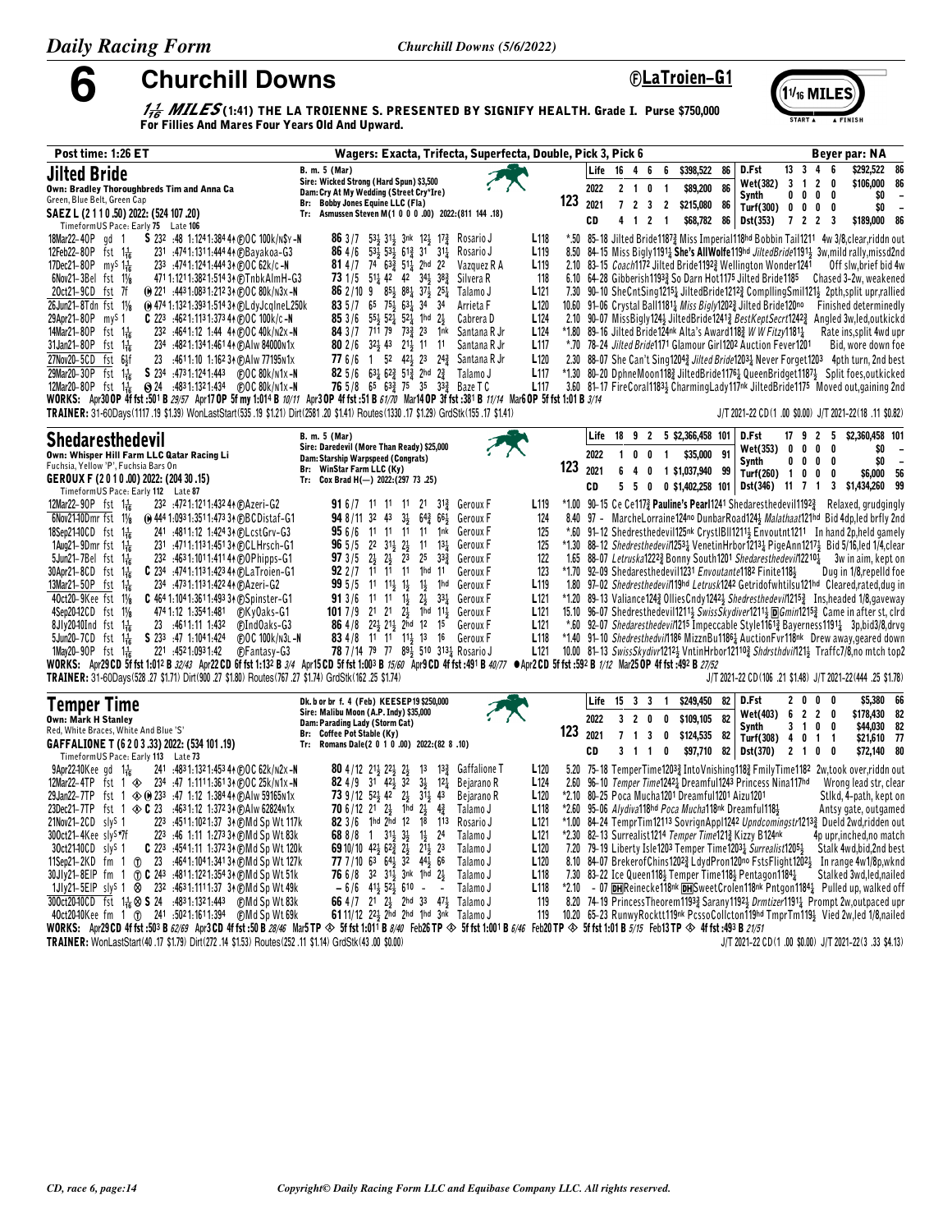# 6 Churchill Downs

ⒻLaTroien-G1

**1 1/16 MILES** (1:41) THE LA TROIENNE S. PRESENTED BY SIGNIFY HEALTH. Grade I. Purse $750,000
For Fillies And Mares Four Years Old And Upward.

Post time: 1:26 ET — Wagers: Exacta, Trifecta, Superfecta, Double, Pick 3, Pick 6 — Beyer par: NA

## Jilted Bride

Own: Bradley Thoroughbreds Tim and Anna Ca
Green, Blue Belt, Green Cap
SAEZ L (2 1 1 0 .50) 2022: (524 107 .20)

B. m. 5 (Mar)
Sire: Wicked Strong (Hard Spun) $3,500
Dam: Cry At My Wedding (Street Cry*Ire)
Br: Bobby Jones Equine LLC (Fla)
Tr: Asmussen Steven M(1 0 0 0 .00) 2022:(811 144 .18)

123

| | Starts | 1st | 2nd | 3rd | Earnings | Beyer | | | | | | | |
|---|---|---|---|---|---|---|---|---|---|---|---|---|---|
| Life | 16 | 4 | 6 | 6 | $398,522 | 86 | D.Fst | 13 | 3 | 4 | 6 | $292,522 | 86 |
| 2022 | 2 | 1 | 0 | 1 | $89,200 | 86 | Wet(382) | 3 | 1 | 2 | 0 | $106,000 | 86 |
| 2021 | 7 | 2 | 3 | 2 | $215,080 | 86 | Synth | 0 | 0 | 0 | 0 | $0 | – |
| CD | 4 | 1 | 2 | 1 | $68,782 | 86 | Turf(300) | 0 | 0 | 0 | 0 | $0 | – |
| | | | | | | | Dst(353) | 7 | 2 | 2 | 3 | $189,000 | 86 |

TimeformUS Pace: Early 75 Late 106

```
18Mar22-4OP gd 1     S 232 :48 1:1241:3844↑ⒻOC 100k/n$y-N   86 3/7  53½ 31½ 3nk 12½ 17¾  Rosario J      L118  *.50 85-18 Jilted Bride1187¾ Miss Imperial118hd Bobbin Tail1211 4w 3/8,clear,riddn out
12Feb22-8OP  fst 1 1/16  231 :4741:1311:4444↑ⒻBayakoa-G3     86 4/6  53½ 53½ 61¾ 31  31¼  Rosario J      L119  8.50 84-15 Miss Bigly1191¼ She's AllWolfe119hd JiltedBride1191½ 3w,mild rally,missd2nd
17Dec21-8OP  my5 1 1/16  233 :4741:1241:4443↑ⒻOC 62k/c-N     81 4/7  74 63¾ 51¼ 2hd 22   Vazquez R A    L119  2.10 83-15 Coach1172 Jilted Bride1192¾ Wellington Wonder1241   Off slw,brief bid 4w
6Nov21-3Bel  fst 1⅛   4711:1211:3821:5143↑ⒻTnbkAlmH-G3   73 1/5  51¼ 42 42 34½ 38¾  Silvera R      118   6.10 64-28 Gibberish1193¾ So Darn Hot1175 Jilted Bride1185   Chased 3-2w, weakened
2Oct21-9CD   fst 7f   Ⓡ221 :4431:0831:2123↑ⒻOC 80k/n3x-N     86 2/10 9  85½ 88¼ 37½ 25¼  Talamo J       L121  7.30 90-10 SheCntSing1215¼ JiltedBride1212¾ CompllingSmil121½ 2pth,split up,rallied
26Jun21-8Tdn fst 1⅛   Ⓡ4741:1321:3931:5143↑ⒻLdyJcqlneL250k 83 5/7  65 75½ 63¼ 34  34   Arrieta F      L120  10.60 91-06 Crystal Ball1181¼ Miss Bigly1202¾ Jilted Bride120no  Finished determinedly
29Apr21-8OP  my5 1    C 223 :4621:1131:3734↑ⒻOC 100k/c-N   85 3/6  55½ 52½ 52¼ 1hd 2½   Cabrera D      L124  2.10 90-07 MissBigly124½ JiltedBride1241¾ BestKeptSecrt1242¾ Angled 3w,led,outkickd
14Mar21-8OP  fst 1 1/16  232 :4641:12 1:44 4↑ⒻOC 40k/n2x-N     84 3/7  711 79 73¾ 23  1nk  Santana R Jr   L124  *1.80 89-16 Jilted Bride124nk Alta's Award118¾ W W Fitzy1181¼   Rate ins,split 4wd upr
31Jan21-8OP  fst 1 1/16  234 :4821:1341:4614↑ⒻAlw 84000n1x     80 2/6  32½ 43 21½ 11  11   Santana R Jr   L117  *.70 78-24 Jilted Bride1171 Glamour Girl1202 Auction Fever1201   Bid, wore down foe
27Nov20-5CD  fst 6½f  23 :4611:10 1:1623↑ⒻAlw 77195n1x     77 6/6  1  52 42½ 23  24¾  Santana R Jr   L120  2.30 88-07 She Can't Sing1204¾ Jilted Bride1203¼ Never Forget1203  4pth turn, 2nd best
29Mar20-3OP  fst 1 1/16  S 234 :4731:1121:443  ⒻOC 80k/n1x-N    82 5/6  63½ 62¾ 51¾ 2hd 2¾   Talamo J       L117  *1.30 80-20 DphneMoon118¾ JiltedBride1176½ QueenBridget1187½ Split foes,outkicked
12Mar20-8OP  fst 1 1/16  ⊗24 :4831:1321:434  ⒻOC 80k/n1x-N    76 5/8  65 63¾ 75 35  33¾  Baze T C       L117  3.60 81-17 FireCoral1183½ CharmingLady117nk JiltedBride1175 Moved out,gaining 2nd
```

WORKS: Apr30OP 4f fst :501 B 29/57 Apr17OP 5f my 1:014 B 10/11 Apr3OP 4f fst :51 B 61/70 Mar14OP 3f fst :381 B 11/14 Mar6OP 5f fst 1:01 B 3/14
TRAINER: 31-60Days(1117 .19 $1.39) WonLastStart(535 .19 $1.21) Dirt(2581 .20 $1.41) Routes(1330 .17 $1.29) GrdStk(155 .17 $1.41)
J/T 2021-22 CD(1 .00 $0.00) J/T 2021-22(18 .11 $0.82)

## Shedaresthedevil

Own: Whisper Hill Farm LLC Qatar Racing Li
Fuchsia, Yellow 'P', Fuchsia Bars On
GEROUX F (2 0 1 0 .00) 2022: (204 30 .15)

B. m. 5 (Mar)
Sire: Daredevil (More Than Ready) $25,000
Dam: Starship Warpspeed (Congrats)
Br: WinStar Farm LLC (Ky)
Tr: Cox Brad H(—) 2022:(297 73 .25)

123

| | Starts | 1st | 2nd | 3rd | Earnings | Beyer | | | | | | | |
|---|---|---|---|---|---|---|---|---|---|---|---|---|---|
| Life | 18 | 9 | 2 | 5 | $2,366,458 | 101 | D.Fst | 17 | 9 | 2 | 5 | $2,360,458 | 101 |
| 2022 | 1 | 0 | 0 | 1 | $35,000 | 91 | Wet(353) | 0 | 0 | 0 | 0 | $0 | – |
| 2021 | 6 | 4 | 0 | 1 | $1,037,940 | 99 | Synth | 0 | 0 | 0 | 0 | $0 | – |
| CD | 5 | 5 | 0 | 0 | $1,402,258 | 101 | Turf(260) | 1 | 0 | 0 | 0 | $6,000 | 56 |
| | | | | | | | Dst(346) | 11 | 7 | 1 | 3 | $1,434,260 | 99 |

TimeformUS Pace: Early 112 Late 87

```
12Mar22-9OP  fst 1 1/16  232 :4721:1211:4324↑ⒻAzeri-G2       91 6/7  11 11 11 21  31¾  Geroux F   L119  *1.00 90-15 Ce Ce117¾ Pauline's Pearl1241 Shedaresthedevil1192¾   Relaxed, grudgingly
6Nov21-10Dmr fst 1⅛   Ⓡ4441:0931:3511:4733↑ⒻBCDistaf-G1   94 8/11 32 43 3½ 64¾ 66½  Geroux F   124   8.40 97 - MarcheLorraine124no DunbarRoad124½ Malathaat121hd Bid 4dp,led brfly 2nd
18Sep21-10CD fst 1 1/16  241 :4811:12 1:4243↑ⒻLcstGrv-G3     95 6/6  11 11 11 11  1nk  Geroux F   125   *.60 91-12 Shedresthedevil125nk CrystlBll1211½ Envoutnt1211 In hand 2p,held gamely
1Aug21-9Dmr fst 1 1/16  231 :4711:1131:4513↑ⒻCLHrsch-G1     96 5/5  22 31½ 2½ 11  13¼  Geroux F   125   *1.30 88-12 Shedresthedevil1253¼ VenetinHrbor1213¼ PigeAnn1217½ Bid 5/16,led 1/4,clear
5Jun21-7Bel  fst 1 1/16  232 :4631:1011:4114↑ⒻOPhipps-G1     97 3/5  2½ 2½ 23 25  33¾  Geroux F   122   1.65 88-07 Letruska1222¾ Bonny South1201 Shedaresthedevil12210½   3w in aim, kept on
30Apr21-8CD  fst 1 1/16  C 234 :4741:1131:4234↑ⒻLaTroien-G1   92 2/7  11 11 11 1hd 11  Geroux F   123   *1.70 92-09 Shedaresthedevil1231 Envoutante1182 Finite118½   Dug in 1/8,repelld foe
13Mar21-5OP  fst 1 1/16  234 :4731:1131:4224↑ⒻAzeri-G2       99 5/5  11 11½ 1½ 1½  1hd  Geroux F   L119  1.80 97-02 Shedresthedevil119hd Letrusk1242 Getridofwhtilsu121hd Cleared,rated,dug in
4Oct20-9Kee  fst 1⅛   C 4641:1041:3611:4933↑ⒻSpinster-G1   91 3/6  11 11 1½ 2½ 33¼  Geroux F   L121  *1.20 89-13 Valiance124¾ OlliesCndy1242½ Shedresthedevil1215¾ Ins,headed 1/8,gaveway
4Sep20-12CD  fst 1⅛   4741:12 1:3541:481  ⒻKyOaks-G1        101 7/9 21 21 2½ 1hd 11½  Geroux F   L121  15.10 96-07 Shedresthedevil1211½ SwissSkydiver1211½ ⓓGmin1215¾ Came in after st, clrd
8Jly20-10Ind fst 1 1/16  23 :4611:11 1:432  ⒻIndOaks-G3       86 4/8  22½ 21½ 2hd 12  15   Geroux F   L121  *.60 92-07 Shedaresthedevil1215 Impeccable Style1161¾ Bayerness1191¼ 3p,bid3/8,drvg
5Jun20-7CD   fst 1 1/16  S 233 :47 1:1041:424  ⒻOC 100k/n3L-N   83 4/8  11 11 11½ 13  16   Geroux F   L118  *1.40 91-10 Shedresthedvil1186 MizznBu1186¼ AuctionFvr118nk Drew away,geared down
1May20-9OP   fst 1 1/16  221 :4521:0931:42  ⒻFantasy-G3        78 7/14 79 77 89¼ 510 313¼ Rosario J  L121  10.00 81-13 SwissSkydivr1212¼ VntinHrbor12110¾ Shdrsthdvil121½ Traffc7/8,no mtch top2
```

WORKS: Apr29CD 5f fst 1:012 B 32/43 Apr22CD 6f fst 1:132 B 3/4 Apr15CD 5f fst 1:003 B 15/60 Apr9CD 4f fst :491 B 40/77 ●Apr2CD 5f fst :592 B 1/12 Mar25OP 4f fst :492 B 27/52
TRAINER: 31-60Days(528 .27 $1.71) Dirt(900 .27 $1.80) Routes(767 .27 $1.74) GrdStk(162 .25 $1.74)
J/T 2021-22 CD(106 .21 $1.48) J/T 2021-22(444 .25 $1.78)

## Temper Time

Own: Mark H Stanley
Red, White Braces, White And Blue 'S'
GAFFALIONE T (6 2 0 3 .33) 2022: (534 101 .19)

Dk. b or br f. 4 (Feb) KEESEP19 $250,000
Sire: Malibu Moon (A.P. Indy) $35,000
Dam: Parading Lady (Storm Cat)
Br: Coffee Pot Stable (Ky)
Tr: Romans Dale(2 0 1 0 .00) 2022:(82 8 .10)

123

| | Starts | 1st | 2nd | 3rd | Earnings | Beyer | | | | | | | |
|---|---|---|---|---|---|---|---|---|---|---|---|---|---|
| Life | 15 | 3 | 3 | 1 | $249,450 | 82 | D.Fst | 2 | 0 | 0 | 0 | $5,380 | 66 |
| 2022 | 3 | 2 | 0 | 0 | $109,105 | 82 | Wet(403) | 6 | 2 | 2 | 0 | $178,430 | 82 |
| 2021 | 7 | 1 | 3 | 0 | $124,535 | 82 | Synth | 3 | 1 | 0 | 0 | $44,030 | 82 |
| CD | 3 | 1 | 1 | 0 | $97,710 | 82 | Turf(308) | 4 | 0 | 1 | 1 | $21,610 | 77 |
| | | | | | | | Dst(370) | 2 | 1 | 0 | 0 | $72,140 | 80 |

TimeformUS Pace: Early 113 Late 73

```
9Apr22-10Kee gd 1 1/16   241 :4831:1321:4534↑ⒻOC 62k/n2x-N     80 4/12 21½ 22½ 2½ 13  13¾  Gaffalione T  L120  5.20 75-18 TemperTime1203¾ IntoVnishing118¾ FmilyTime1182 2w,took over,riddn out
12Mar22-4TP  fst 1 ◈   234 :47 1:1111:3614↑ⒻOC 25k/n1x-N     82 4/9  31 42½ 32 3½  12¼  Bejarano R    L124  2.60 96-10 Temper Time1242¼ Dreamful1243 Princess Nina117hd   Wrong lead str, clear
29Jan22-7TP  fst 1 ◈Ⓡ233 :47 1:12 1:3844↑ⒻAlw 59165n1x       73 9/12 52½ 42 2½ 31½ 43   Bejarano R    L120  *2.10 80-25 Poca Mucha1201 Dreamful1201 Aizu1201   Stlkd, 4-path, kept on
23Dec21-7TP  fst 1 ◈ C 23 :4631:12 1:3723↑ⒻAlw 62824n1x      70 6/12 21 2½ 1hd 2½  4¾   Talamo J      L118  *2.60 95-06 Alydiva118hd Poca Mucha118nk Dreamful118½   Antsy gate, outgamed
21Nov21-2CD  sly5 1      223 :4511:1021:37 3↑ⒻMd Sp Wt 117k  82 3/6  1hd 2hd 12 18  113  Rosario J     L121  *1.00 84-24 TemprTim12113 SovrignAppl1242 Upndcomingstr1213¾ Dueld 2wd,ridden out
30Oct21-4Kee sly5*7f     223 :46 1:11 1:2733↑ⒻMd Sp Wt 83k    68 8/8  1  31½ 3½ 1½  24   Talamo J      L121  *2.30 82-13 Surrealist1214 Temper Time121¾ Kizzy B124nk   4p upr,inched,no match
3Oct21-10CD  sly5 1    C 223 :4541:11 1:3723↑ⒻMd Sp Wt 120k  69 10/10 42½ 62¾ 2½ 21½ 23  Talamo J      L120  7.20 79-19 Liberty Isle1203 Temper Time1203½ Surrealist1205¼   Stalk 4wd,bid,2nd best
11Sep21-2KD  fm 1 ⓣ   23 :4641:1041:3413↑ⒻMd Sp Wt 127k   77 7/10 63 64½ 32 44½ 66   Talamo J      L120  8.10 84-07 BrekerofChins1202¾ LdydPron120no FstsFlight1202½ In range 4w1/8p,wknd
30Jly21-8EIP fm 1 ⓣ C 243 :4811:1221:3543↑ⒻMd Sp Wt 51k    76 6/8  32 31½ 3nk 1hd 2½   Talamo J      L118  7.30 83-22 Ice Queen118½ Temper Time118½ Pentagon1184¼   Stalked 3wd,led,nailed
1Jly21-5EIP  sly5 1 ⊗   232 :4631:1111:37 3↑ⒻMd Sp Wt 49k    – 6/6  41½ 52½ 610 -  -    Talamo J      L118  *2.10 - 07 ⓓReinecke118nk ⓓSweetCrolen118nk Pntgon1184¼ Pulled up, walked off
30Oct20-10CD fst 1 1/16 ⊗ S 24 :4831:1321:443  ⒻMd Sp Wt 83k   66 4/7  21 2½ 2hd 33  47¼  Talamo J      119   8.20 74-19 PrincessTheorem1193¾ Sarany1192½ Drmtizer1191¼ Prompt 2w,outpaced upr
4Oct20-10Kee fm 1 ⓣ   241 :5021:1611:394  ⒻMd Sp Wt 69k    61 11/12 22½ 2hd 2hd 1hd 3nk Talamo J      119   10.20 65-23 RunwyRocktt119nk PcssoCollcton119hd TmprTm119½ Vied 2w,led 1/8,nailed
```

WORKS: Apr29CD 4f fst :503 B 62/69 Apr3CD 4f fst :50 B 28/46 Mar5TP ◈ 5f fst 1:011 B 8/40 Feb26TP ◈ 5f fst 1:001 B 6/46 Feb20TP ◈ 5f fst 1:01 B 5/15 Feb13TP ◈ 4f fst :493 B 21/51
TRAINER: WonLastStart(40 .17 $1.79) Dirt(272 .14 $1.53) Routes(252 .11 $1.14) GrdStk(43 .00 $0.00)
J/T 2021-22 CD(1 .00 $0.00) J/T 2021-22(3 .33 $4.13)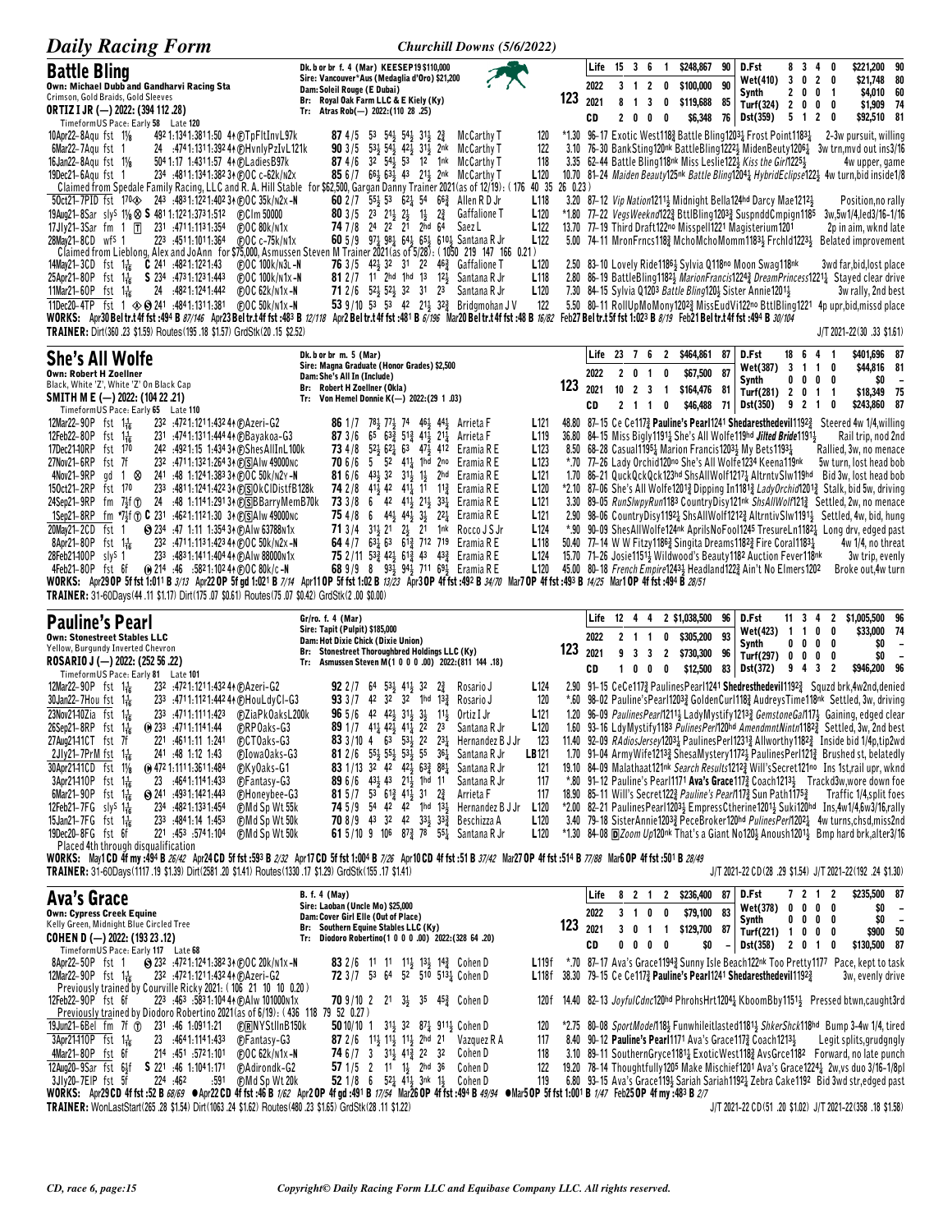## Battle Bling

**Own: Michael Dubb and Gandharvi Racing Sta**
Crimson, Gold Braids, Gold Sleeves
**ORTIZ I JR (—) 2022: (394 112 .28)**
TimeformUS Pace: Early 58 Late 120

Dk. b or br f. 4 (Mar) KEESEP19 $110,000
Sire: Vancouver*Aus (Medaglia d'Oro) $21,200
Dam: Soleil Rouge (E Dubai)
Br: Royal Oak Farm LLC & E Kiely (Ky)
Tr: Atras Rob(—) 2022:(110 28 .25)

**123**

| | | | | | | | | | | |
|---|---|---|---|---|---|---|---|---|---|---|
| Life | 15 | 3 | 6 | 1 | $248,867 | 90 | D.Fst | 8 3 4 0 | $221,200 | 90 |
| 2022 | 3 | 1 | 2 | 0 | $100,000 | 90 | Wet(410) | 3 0 2 0 | $21,748 | 80 |
| 2021 | 8 | 1 | 3 | 0 | $119,688 | 85 | Synth | 2 0 0 1 | $4,010 | 60 |
| | | | | | | | Turf(324) | 2 0 0 0 | $1,909 | 74 |
| CD | 2 | 0 | 0 | 0 | $6,348 | 76 | Dst(359) | 5 1 2 0 | $92,510 | 81 |

```
10Apr22–8Aqu fst 1⅛   49²1:13⁴1:38¹1:50 4↑ⒻTpFltInvL97k   87 4/5  5³ 5⁴½ 5⁴½ 3¹½ 2¾   McCarthy T    120   *1.30 96–17 Exotic West118¾ Battle Bling120¾ Frost Point1183¼   2–3w pursuit, willing
6Mar22–7Aqu fst 1     24  :47⁴1:13¹1:39² 4↑ⒻLadiesB97k    90 3/5  5³½ 5⁴½ 4²½ 3¹½ 2nk  McCarthy T    122    3.10 76–30 BankSting120nk BattleBling1222½ MidenBeuty1206½  3w trn,mvd out ins3/16
16Jan22–8Aqu fst 1⅛   50⁴1:17 1:43¹1:57 4↑ⒻLadiesB97k    87 4/6  3² 5⁴½ 5³ 1² 1nk    McCarthy T    118    3.35 62–44 Battle Bling118nk Miss Leslie122½ Kiss the Girl1225½    4w upper, game
19Dec21–6Aqu fst 1    23⁴ :48¹1:13⁴1:38² 3↑ⒻOC c-62k/n2x  85 6/7  6⁶½ 6³½ 4³ 2¹½ 2nk  McCarthy T    L120  10.70 81–24 Maiden Beauty125nk Battle Bling1204½ HybridEclipse122½ 4w turn,bid inside1/8
  Claimed from Spedale Family Racing, LLC and R. A. Hill Stable for $62,500, Gargan Danny Trainer 2021(as of 12/19): (176 40 35 26 0.23)
5Oct21–7PID fst 170◈  24³ :48³1:12²1:40² 3↑ⒻOC 35k/n2x -N  60 2/7  5⁵½ 5³ 6²½ 5⁴ 6⁶¾  Allen R D Jr   L118   3.20 87–12 Vip Nation1211½ Midnight Bella124hd Darcy Mae1212½    Position,no rally
19Aug21–8Sar sly⁵ 1⅛ ⊗ S 48¹1:12²1:37³1:51²  ⒻClm 50000     80 3/5  2³ 2¹½ 2½ 1½ 2¾    Gaffalione T   L120  *1.80 77–22 VegsWeeknd122¾ BttlBling1203¾ SuspnddCmpign1185  3w,5w1/4,led3/16–1/16
17Jly21–3Sar fm 1 Ⓣ   23¹ :47¹1:11³1:35⁴  ⒻOC 80k/n1x     74 7/8  2⁴ 2² 2¹ 2hd 6⁴   Saez L         L122  13.70 77–19 Third Draft122no Misspell1221 Magisterium1201    2p in aim, wknd late
28May21–8CD wf⁵ 1     22³ :45¹1:10¹1:36⁴  ⒻOC c-75k/n1x   60 5/9  9⁷½ 9⁸½ 6⁴½ 6⁵½ 6¹⁰½ Santana R Jr  L122   5.00 74–11 MronFrncs118¾ MchoMchoMomm1183½ Frchld1223½  Belated improvement
  Claimed from Lieblong, Alex and JoAnn for $75,000, Asmussen Steven M Trainer 2021(as of 5/28): (1050 219 147 166 0.21)
14May21–3CD fst 1¹⁄₁₆ C 24¹ :48²1:12²1:43  ⒻOC 100k/n3L -N  76 3/5  4²½ 3² 3¹ 2² 4⁶¾   Gaffalione T   L120   2.50 83–10 Lovely Ride1186½ Sylvia Q118no Moon Swag118nk    3wd far,bid,lost place
25Apr21–8OP fst 1¹⁄₁₆ S 23⁴ :47³1:12³1:44³  ⒻOC 100k/n1x -N 81 2/7  1¹ 2hd 1hd 1³ 1²½  Santana R Jr   L118   2.80 86–19 BattleBling1182½ MarionFrancis1224¾ DreamPrincess1221¼ Stayed clear drive
11Mar21–6OP fst 1¹⁄₁₆ 24 :48²1:12⁴1:44²   ⒻOC 62k/n1x -N    71 2/6  5²½ 5²½ 3² 3¹ 2³   Santana R Jr   L120   7.30 84–15 Sylvia Q1203 Battle Bling120½ Sister Annie1201½   3w rally, 2nd best
11Dec20–4TP fst 1 ◈⊗ 24¹ :48¹1:13¹1:38¹  ⒻOC 50k/n1x -N     53 9/10 5³ 5³ 4² 2¹½ 3²¾  Bridgmohan J V  122   5.50 80–11 RollUpMoMony120²¾ MissEudVi122no BttlBling1221 4p upr,bid,missd place
```

WORKS: Apr30 Bel tr.t 4f fst :49⁴ B 87/146 Apr23 Bel tr.t 4f fst :48³ B 12/118 Apr2 Bel tr.t 4f fst :48¹ B 6/196 Mar20 Bel tr.t 4f fst :48 B 16/82 Feb27 Bel tr.t 5f fst 1:02³ B 8/19 Feb21 Bel tr.t 4f fst :49⁴ B 30/104
TRAINER: Dirt(360 .23 $1.59) Routes(195 .18 $1.57) GrdStk(20 .15 $2.52) J/T 2021-22(30 .33 $1.61)

## She's All Wolfe

**Own: Robert H Zoellner**
Black, White 'Z', White 'Z' On Black Cap
**SMITH M E (—) 2022: (104 22 .21)**
TimeformUS Pace: Early 65 Late 110

Dk. b or br m. 5 (Mar)
Sire: Magna Graduate (Honor Grades) $2,500
Dam: She's All In (Include)
Br: Robert H Zoellner (Okla)
Tr: Von Hemel Donnie K(—) 2022:(29 1 .03)

**123**

| | | | | | | | | | | |
|---|---|---|---|---|---|---|---|---|---|---|
| Life | 23 | 7 | 6 | 2 | $464,861 | 87 | D.Fst | 18 6 4 1 | $401,696 | 87 |
| 2022 | 2 | 0 | 1 | 0 | $67,500 | 87 | Wet(387) | 3 1 1 0 | $44,816 | 81 |
| 2021 | 10 | 2 | 3 | 1 | $164,476 | 81 | Synth | 0 0 0 0 | $0 | – |
| | | | | | | | Turf(281) | 2 0 1 1 | $18,349 | 75 |
| CD | 2 | 1 | 1 | 0 | $46,488 | 71 | Dst(350) | 9 2 1 0 | $243,860 | 87 |

```
12Mar22–9OP fst 1¹⁄₁₆  23² :47²1:12¹1:43² 4↑ⒻAzeri-G2        86 1/7  7⁸½ 7⁷½ 7⁴ 4⁶½ 4⁴½  Arrieta F      L121  48.80 87–15 Ce Ce117¾ Pauline's Pearl1241 Shedresthedevil1192¾ Steered 4w 1/4,willing
12Feb22–8OP fst 1¹⁄₁₆  23¹ :47⁴1:13¹1:44⁴ 4↑ⒻBayakoa-G3       87 3/6  6⁵ 6³¾ 5¹¾ 4¹½ 2¹¼  Arrieta F      L119  36.80 84–15 Miss Bigly1191¼ She's All Wolfe119hd Jilted Bride1191½   Rail trip, nod 2nd
17Dec21–10RP fst 170   24² :49²1:15 1:43⁴ 3↑ⒻShesAllInL100k 73 4/8  5²½ 6²½ 4⁷½ 4⁷½ 4¹²  Eramia R E     L123   8.50 68–28 Casual1195¼ Marion Francis1203½ My Bets1193¼   Rallied, 3w, no menace
27Nov21–6RP fst 7f     23² :47¹1:13²1:26⁴ 3↑ⒻⓈAlw 49000nc   70 6/6  5 5² 4¹½ 1hd 2no   Eramia R E     L123   *.70 77–26 Lady Orchid120no She's All Wolfe1234 Keena119nk   5w turn, lost head bob
4Nov21–9RP gd 1 ⊗      24¹ :48 1:12⁴1:38³ 3↑ⒻOC 50k/n2y -N  81 6/6  4³½ 3² 3¹½ 1½ 2hd  Eramia R E     L121   1.70 86–21 QuckQckQck123hd ShsAllWolf1217¼ AltrntvSlw119hd  Bid 3w, lost head bob
15Oct21–2RP fst 170    23³ :48¹1:12⁴1:42² 3↑ⒻⓈOkClDistfB128k 74 2/8  4¹½ 4² 4¹½ 1¹ 1²½  Eramia R E     L123  *2.10 87–06 She's All Wolfe1201¾ Dipping In1181¾ LadyOrchid1201¾ Stalk, bid 5w, driving
24Sep21–9RP fm 7½f Ⓣ   24 :48 1:11⁴1:29¹ 3↑ⒻⓈBBarryMemB70k   73 3/8  6 4² 4¹½ 2¹½ 3³¾  Eramia R E     L121   3.30 89–05 RunSlwpyRun1183 CountryDisy121nk ShsAllWolf121¾  Settled, 2w, no menace
1Sep21–8RP fm *7½f Ⓣ C 23¹ :46²1:12¹1:30 3↑ⒻⓈAlw 49000nc     75 4/8  6 4⁴½ 4⁴½ 3½ 2²¼  Eramia R E     L121   2.90 98–06 CountryDisy1192¼ ShsAllWolf12123 AltrntvSlw1191½ Settled, 4w, bid, hung
20May21–2CD fst 1      ⊗23⁴ :47 1:11 1:35⁴ 3↑ⒻAlw 63788n1x  71 3/4  3¹½ 2¹ 2½ 2¹ 1nk  Rocco J S Jr   L124   *.90 90–09 ShesAllWolfe124nk AprilsNoFool1245 TresureLn1182½ Long drv, edged past
8Apr21–8OP fst 1¹⁄₁₆   23² :47³1:11³1:42³ 4↑ⒻOC 50k/n2x -N  64 4/7  6³½ 6³ 6¹¾ 7¹² 7¹⁹   Eramia R E     L118  50.40 77–14 W W Fitzy1186¾ Singita Dreams1182¾ Fire Coral1183½   4w 1/4, no threat
28Feb21–10OP sly⁵ 1    23³ :48³1:14¹1:40⁴ 4↑ⒻAlw 88000n1x  75 2/11 5³¾ 4²½ 6¹¾ 4³ 4³¾  Eramia R E     L124  15.70 71–26 Josie1151½ Wildwood's Beauty1182 Auction Fever118nk   3w trip, evenly
4Feb21–8OP fst 6f      ◑21⁴ :46 :58²1:10² 4↑ⒻOC 80k/c -N    68 9/9  8 9³½ 9⁴½ 7¹¹ 6⁹½  Eramia R E     L120  45.00 80–18 French Empire1243½ Headland122¾ Ain't No Elmers1202   Broke out,4w turn
```

WORKS: Apr29 OP 5f fst 1:01¹ B 3/13 Apr22 OP 5f gd 1:02¹ B 7/14 Apr11 OP 5f fst 1:02 B 13/23 Apr3 OP 4f fst :49² B 34/70 Mar7 OP 4f fst :49³ B 14/25 Mar1 OP 4f fst :49⁴ B 28/51
TRAINER: 31-60Days(44 .11 $1.17) Dirt(175 .07 $0.61) Routes(75 .07 $0.42) GrdStk(2 .00 $0.00)

## Pauline's Pearl

**Own: Stonestreet Stables LLC**
Yellow, Burgundy Inverted Chevron
**ROSARIO J (—) 2022: (252 56 .22)**
TimeformUS Pace: Early 81 Late 101

Gr/ro. f. 4 (Mar)
Sire: Tapit (Pulpit) $185,000
Dam: Hot Dixie Chick (Dixie Union)
Br: Stonestreet Thoroughbred Holdings LLC (Ky)
Tr: Asmussen Steven M(1 0 0 0 .00) 2022:(811 144 .18)

**123**

| | | | | | | | | | | |
|---|---|---|---|---|---|---|---|---|---|---|
| Life | 12 | 4 | 4 | 2 | $1,038,500 | 96 | D.Fst | 11 3 4 2 | $1,005,500 | 96 |
| 2022 | 2 | 1 | 1 | 0 | $305,200 | 93 | Wet(423) | 1 1 0 0 | $33,000 | 74 |
| 2021 | 9 | 3 | 3 | 2 | $730,300 | 96 | Synth | 0 0 0 0 | $0 | – |
| | | | | | | | Turf(297) | 0 0 0 0 | $0 | – |
| CD | 1 | 0 | 0 | 0 | $12,500 | 83 | Dst(372) | 9 4 3 2 | $946,200 | 96 |

```
12Mar22–9OP fst 1¹⁄₁₆   23² :47²1:12¹1:43² 4↑ⒻAzeri-G2      92 2/7  6⁴ 5³½ 4¹½ 3² 2¾    Rosario J        L124   2.90 91–15 CeCe117¾ PaulinesPearl1241 Shedresthedevil1192¾ Squzd brk,4w2nd,denied
30Jan22–7Hou fst 1¹⁄₁₆  23³ :47¹1:11²1:44² 4↑ⒻHouLdyCl-G3   93 3/7  4² 3² 3² 1hd 1³¾   Rosario J        120    *.60 98–02 Pauline'sPearl1203¾ GoldenCurl118¾ AudreysTime118nk Settled, 3w, driving
23Nov21–10Zia fst 1¹⁄₁₆ 23³ :47¹1:11¹1:42³  ⒻZiaPkOaksL200k  96 5/6  4² 4²½ 3¹½ 3½ 1¹½   Ortiz I Jr       L121   1.20 96–09 PaulinesPearl1211½ LadyMystify1213¾ GemstoneGal117½ Gaining, edged clear
26Sep21–8RP fst 1¹⁄₁₆   ◑23³ :47¹1:11⁴1:44  ⒻRPOaks-G3      89 1/7  4¹½ 4²½ 4¹½ 2² 2³   Santana R Jr     L120   1.60 93–16 LdyMystify1183 PulinesPerl120hd AmendmntNintn1182¾ Settled, 3w, 2nd best
27Aug21–11CT fst 7f     22¹ :46¹1:11 1:24¹  ⒻCTOaks-G3      83 3/10 4 6³ 5³½ 2² 2³½   Hernandez B J Jr  123  11.40 92–09 RAdiosJersey1203½ PaulinesPerl1231¾ Allworthy1182¾ Inside bid 1/4p,tip2wd
2Jly21–7PrM fst 1¹⁄₁₆   24¹ :48 1:12 1:43   ⒻIowaOaks-G3    81 2/6  5⁵½ 5⁵½ 5³½ 5⁵ 3⁶¼   Santana R Jr     LB121  1.70 91–04 ArmyWife1213¾ ShesaMystery1172½ PaulinesPerl121¾ Brushed st, belatedly
30Apr21–11CD fst 1⅛     ◑47²1:11¹1:36¹1:48⁴ ⒻKyOaks-G1       83 1/13 3² 4² 4²½ 6³¾ 8⁸¼   Santana R Jr     121   19.10 84–09 Malathaat121nk Search Results1212¾ Will'sSecret121no Ins 1st,rail upr, wknd
3Apr21–11OP fst 1¹⁄₁₆   23 :46⁴1:11⁴1:43   ⒻFantasy-G3     89 6/6  4³½ 4³ 2¹½ 1hd 1¹   Santana R Jr     117    *.80 91–12 Pauline's Pearl1171 Ava's Grace117¾ Coach1213½   Trackd3w,wore down foe
6Mar21–9OP fst 1¹⁄₁₆    ⊗24¹ :49¹1:14²1:43  ⒻHoneybee-G3    81 5/7  5³ 6¹¾ 4¹½ 3¹ 2¾    Arrieta F        117   18.90 85–11 Will's Secret122¾ Pauline's Pearl117¾ Sun Path1175¾   Traffic 1/4,split foes
12Feb21–7FG sly⁵ 1¹⁄₁₆  23⁴ :48²1:13³1:45⁴ ⒻMd Sp Wt 55k   74 5/9  5⁴ 4² 4² 1hd 1³½   Hernandez B J Jr L120  *2.00 82–21 PaulinesPearl1203½ EmpressCtherine1201½ Suki120hd Ins,4w1/4,6w3/16,rally
15Jan21–7FG fst 1¹⁄₁₆   23³ :48⁴1:14 1:45³ ⒻMd Sp Wt 50k   70 8/9  4³ 3² 4² 3³½ 3³¾   Beschizza A      L120   3.40 79–18 SisterAnnie1203¾ PeceBroker120hd PulinesPerl120²½ 4w turns,chsd,miss2nd
19Dec20–8FG fst 6f      22¹ :45³ :57⁴1:10⁴ ⒻMd Sp Wt 50k   61 5/10 9 10⁶ 8⁷¾ 7⁸ 5⁵¼   Santana R Jr     L120  *1.30 84–08 ⒹZoom Up120nk That's a Giant No120½ Anoush1201½ Bmp hard brk,alter3/16
  Placed 4th through disqualification
```

WORKS: May1 CD 4f my :49⁴ B 26/42 Apr24 CD 5f fst :59³ B 2/32 Apr17 CD 5f fst 1:00⁴ B 7/26 Apr10 CD 4f fst :51 B 37/42 Mar27 OP 4f fst :51⁴ B 77/88 Mar6 OP 4f fst :50¹ B 28/49
TRAINER: 31-60Days(1117 .19 $1.39) Dirt(2581 .20 $1.41) Routes(1330 .17 $1.29) GrdStk(155 .17 $1.41) J/T 2021-22 CD(28 .29 $1.54) J/T 2021-22(192 .24 $1.30)

## Ava's Grace

**Own: Cypress Creek Equine**
Kelly Green, Midnight Blue Circled Tree
**COHEN D (—) 2022: (193 23 .12)**
TimeformUS Pace: Early 117 Late 68

B. f. 4 (May)
Sire: Laoban (Uncle Mo) $25,000
Dam: Cover Girl Elle (Out of Place)
Br: Southern Equine Stables LLC (Ky)
Tr: Diodoro Robertino(1 0 0 0 .00) 2022:(328 64 .20)

**123**

| | | | | | | | | | | |
|---|---|---|---|---|---|---|---|---|---|---|
| Life | 8 | 2 | 1 | 2 | $236,400 | 87 | D.Fst | 7 2 1 2 | $235,500 | 87 |
| 2022 | 3 | 1 | 0 | 0 | $79,100 | 83 | Wet(378) | 0 0 0 0 | $0 | – |
| 2021 | 3 | 0 | 1 | 1 | $129,700 | 87 | Synth | 0 0 0 0 | $0 | – |
| | | | | | | | Turf(221) | 1 0 0 0 | $900 | 50 |
| CD | 0 | 0 | 0 | 0 | $0 | – | Dst(358) | 2 0 1 0 | $130,500 | 87 |

```
8Apr22–5OP fst 1       ⊗23² :47²1:12⁴1:38² 3↑ⒻOC 20k/n1x -N 83 2/6  1¹ 1¹ 1¹½ 1³½ 1⁴¾   Cohen D   L119f  *.70 87–17 Ava's Grace1194¾ Sunny Isle Beach122nk Too Pretty1177 Pace, kept to task
12Mar22–9OP fst 1¹⁄₁₆  23² :47²1:12¹1:43² 4↑ⒻAzeri-G2     72 3/7  5³ 6⁴ 5² 5¹⁰ 5¹³¼  Cohen D   L118f 38.30 79–15 Ce Ce117¾ Pauline's Pearl1241 Shedresthedevil1192¾   3w, evenly drive
  Previously trained by Courville Ricky 2021: (106 21 10 10 0.20)
12Feb22–9OP fst 6f     22³ :46³ :58³1:10⁴ 4↑ⒻAlw 101000n1x 70 9/10 2 2¹ 3½ 3⁵ 4⁵¾   Cohen D   120f  14.40 82–13 JoyfulCdnc120hd PhrohsHrt1204¼ KboomBby1151½ Pressed btwn,caught3rd
  Previously trained by Diodoro Robertino 2021(as of 6/19): (436 118 79 52 0.27)
19Jun21–6Bel fm 7f Ⓣ   23¹ :46 1:09¹1:21  ⒻⓇNYStllnB150k   50 10/10 1 3¹½ 3² 8⁷½ 9¹¹½  Cohen D   120   *2.75 80–08 SportModel118½ Funwhileitlasted1181¼ ShkerShck118hd Bump 3–4w 1/4, tired
3Apr21–11OP fst 1¹⁄₁₆  23 :46⁴1:11⁴1:43   ⒻFantasy-G3    87 2/6  1¹½ 1¹½ 1¹ 2hd 2¹    Vazquez R A  117   8.40 90–12 Pauline's Pearl1171 Ava's Grace117¾ Coach1213½   Legit splits,grudgngly
4Mar21–8OP fst 6f      21⁴ :45¹ :57²1:10¹ ⒻOC 62k/n1x -N  74 6/7  3 3¹½ 4¹¾ 2² 3²   Cohen D   118    3.10 89–11 SouthernGryce1181¾ ExoticWest118¾ AvsGrce1182 Forward, no late punch
12Aug20–9Sar fst 6½f   S 22¹ :46 1:10⁴1:17¹ ⒻAdirondk-G2 57 1/5 2 1¹ 1½ 2hd 3⁶   Cohen D   122   19.20 78–14 Thoughtfully1205 Make Mischief1201 Ava's Grace1224¼ 2w,vs duo 3/16–1/8pl
3Jly20–7EIP fst 5f     22⁴ :46² :59¹ ⒻMd Sp Wt 20k          52 1/8  6 5²½ 4¹½ 3nk 1½   Cohen D   119    6.80 93–15 Ava's Grace119½ Sariah Sariah1192½ Zebra Cake1192 Bid 3wd str,edged past
```

WORKS: Apr29 CD 4f fst :52 B 68/69 ●Apr22 CD 4f fst :46 B 1/62 Apr2 OP 4f gd :49¹ B 17/54 Mar26 OP 4f fst :49⁴ B 49/94 ●Mar5 OP 5f fst 1:00¹ B 1/47 Feb25 OP 4f my :48³ B 2/7
TRAINER: WonLastStart(265 .28 $1.54) Dirt(1063 .24 $1.62) Routes(480 .23 $1.65) GrdStk(28 .11 $1.22) J/T 2021-22 CD(51 .20 $1.02) J/T 2021-22(358 .18 $1.58)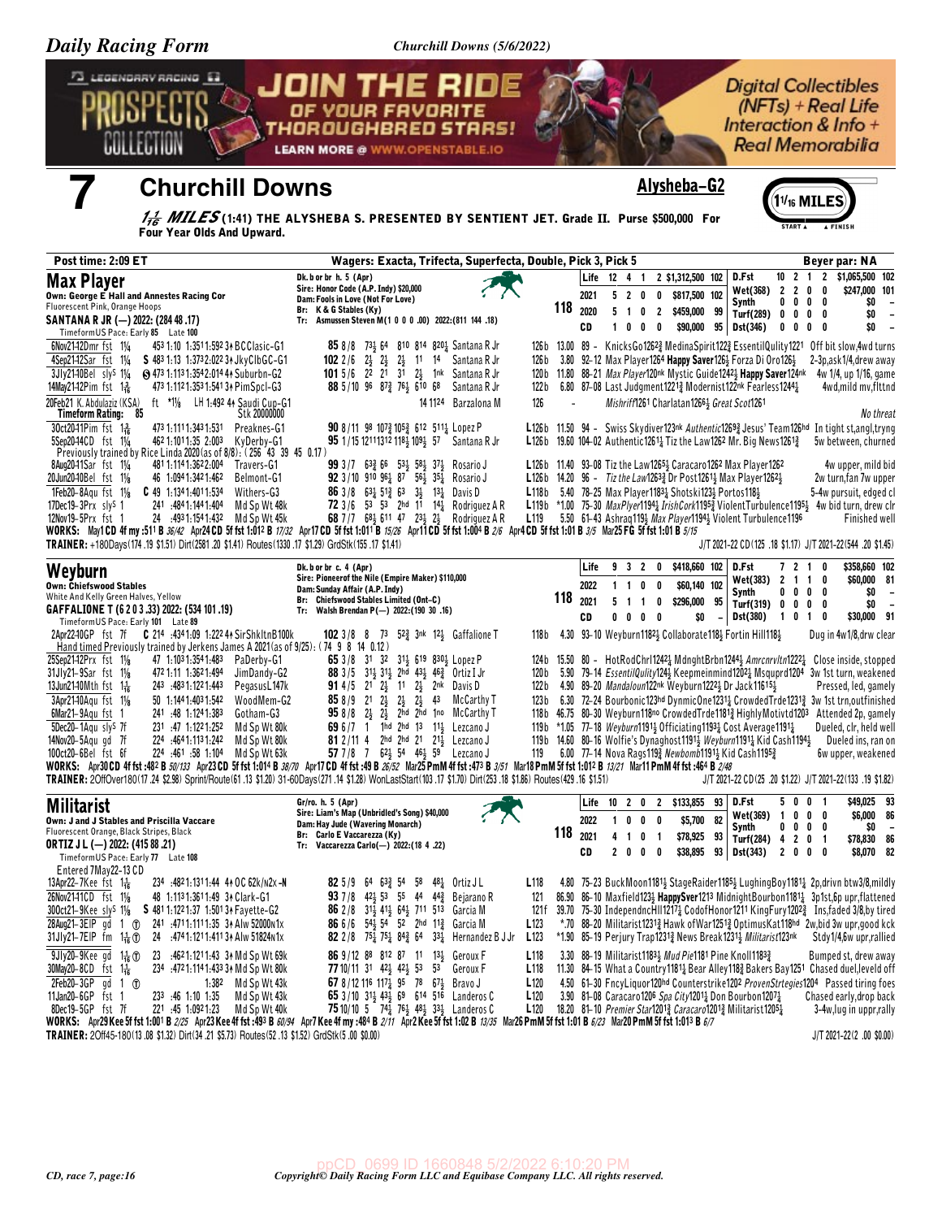**JOIN THE RIDE OF YOUR FAVORITE THOROUGHBRED STARS!** LEARN MORE @ WWW.OPENSTABLE.IO — LEGENDARY RACING PROSPECTS COLLECTION — Digital Collectibles (NFTs) + Real Life Interaction & Info + Real Memorabilia

# 7 Churchill Downs — Alysheba–G2

**1 1/16 MILES** (1:41) THE ALYSHEBA S. PRESENTED BY SENTIENT JET. Grade II. Purse $500,000 For Four Year Olds And Upward.

Post time: 2:09 ET — Wagers: Exacta, Trifecta, Superfecta, Double, Pick 3, Pick 5 — Beyer par: NA

## Max Player

Own: George E Hall and Annestes Racing Cor
Fluorescent Pink, Orange Hoops
SANTANA R JR (—) 2022: (284 48 .17)
TimeformUS Pace: Early 85 Late 100

Dk. b or br h. 5 (Apr)
Sire: Honor Code (A.P. Indy) $20,000
Dam: Fools in Love (Not For Love)
Br: K & G Stables (Ky)
Tr: Asmussen Steven M(1 0 0 0 .00) 2022:(811 144 .18)

118

| | | | | | | | | | | | | |
|---|---|---|---|---|---|---|---|---|---|---|---|---|
| Life | 12 | 4 | 1 | 2 | $1,312,500 | 102 | D.Fst | 10 | 2 | 1 | 2 | $1,065,500 102 |
| 2021 | 5 | 2 | 0 | 0 | $817,500 | 102 | Wet(368) | 2 | 2 | 0 | 0 | $247,000 101 |
| 2020 | 5 | 1 | 0 | 2 | $459,000 | 99 | Synth | 0 | 0 | 0 | 0 | $0 – |
| | | | | | | | Turf(289) | 0 | 0 | 0 | 0 | $0 – |
| CD | 1 | 0 | 0 | 0 | $90,000 | 95 | Dst(346) | 0 | 0 | 0 | 0 | $0 – |

```
6Nov21-12Dmr fst 1¼   453 1:10 1:3511:592 3↑BCClasic-G1      85 8/8  73½ 64  810 814 820¾ Santana R Jr   126b 13.00 89 – KnicksGo1262¾ MedinaSpirit122¾ EssentilQulity1221  Off bit slow,4wd turns
4Sep21-12Sar fst 1¼ S 483 1:13 1:3732:022 3↑JkyClbGC-G1      102 2/6 2½ 2½ 2½ 11 14    Santana R Jr   126b  3.80 92–12 Max Player1264 Happy Saver126½ Forza Di Oro126½   2-3p,ask1/4,drew away
3Jly21-10Bel slys 1¼ ⊗ 473 1:1131:3542:014 4↑Suburbn-G2      101 5/6 22 21 31 2½ 1nk  Santana R Jr   120b 11.80 88–21 Max Player120nk Mystic Guide1242½ Happy Saver124nk 4w 1/4, up 1/16, game
14May21-12Pim fst 1⅜   473 1:1121:3531:541 3↑PimSpcl-G3      88 5/10 96 87¾ 76½ 610 68 Santana R Jr   122b  6.80 87–08 Last Judgment1221¾ Modernist122nk Fearless1244¾   4wd,mild mv,flttnd
20Feb21 K. Abdulaziz (KSA) ft *1⅛ LH 1:492 4↑ Saudi Cup-G1      14 1124  Barzalona M   126   –   Mishriff1261 Charlatan1266½ Great Scot1261
   Timeform Rating: 85        Stk 20000000                                                                               No threat
30Oct20-11Pim fst 1⅜   473 1:1111:3431:531  Preaknes-G1          90 8/11 98 107¾ 105¾ 612 511¼ Lopez P    L126b 11.50 94 – Swiss Skydiver123nk Authentic1269¾ Jesus' Team126hd In tight st,angl,tryng
5Sep20-14CD fst 1¼     462 1:1011:35 2:003  KyDerby-G1           95 1/15 12111312 118½ 109½ 57 Santana R Jr L126b 19.60 104–02 Authentic1261¼ Tiz the Law1262 Mr. Big News1261¾   5w between, churned
   Previously trained by Rice Linda 2020(as of 8/8): (256 43 39 45 0.17)
8Aug20-11Sar fst 1¼   481 1:1141:3622:004  Travers-G1           99 3/7  63¾ 66 53½ 58½ 37½ Rosario J     L126b 11.40 93–08 Tiz the Law1265½ Caracaro1262 Max Player1262       4w upper, mild bid
20Jun20-10Bel fst 1⅛   46 1:0941:3421:462  Belmont-G1          92 3/10 910 96½ 87 56½ 35½ Rosario J     L126b 14.20 96 – Tiz the Law1263¾ Dr Post1261½ Max Player1262½   2w turn,fan 7w upper
1Feb20-8Aqu fst 1⅛   C 49 1:1341:4011:534  Withers-G3          86 3/8  63½ 51¾ 63 3½ 13¼ Davis D       L118b  5.40 78–25 Max Player1183¼ Shotski123½ Portos118½         5-4w pursuit, edged cl
17Dec19-3Prx sly5 1    241 :4841:1441:404  Md Sp Wt 48k        72 3/6  53 53 2hd 11 14¼ Rodriguez A R L119b *1.00 75–30 MaxPlyer1194¼ IrishCork1195¾ ViolentTurbulence1195½ 4w bid turn, drew clr
12Nov19-5Prx fst 1    24 :4931:1541:432  Md Sp Wt 45k        68 7/7  68½ 611 47 23½ 2½ Rodriguez A R L119  5.50 61–43 Ashraq119½ Max Player1194½ Violent Turbulence1196     Finished well
```

WORKS: May1 CD 4f my :511 B 36/42 Apr24 CD 5f fst 1:012 B 17/32 Apr17 CD 5f fst 1:011 B 15/26 Apr11 CD 5f fst 1:004 B 2/6 Apr4 CD 5f fst 1:01 B 3/5 Mar25 FG 5f fst 1:01 B 5/15

TRAINER: +180Days(174 .19 $1.51) Dirt(2581 .20 $1.41) Routes(1330 .17 $1.29) GrdStk(155 .17 $1.41) — J/T 2021-22 CD(125 .18 $1.17) J/T 2021-22(544 .20 $1.45)

## Weyburn

Own: Chiefswood Stables
White And Kelly Green Halves, Yellow
GAFFALIONE T (6 2 0 3 .33) 2022: (534 101 .19)
TimeformUS Pace: Early 101 Late 89

Dk. b or br c. 4 (Apr)
Sire: Pioneerof the Nile (Empire Maker) $110,000
Dam: Sunday Affair (A.P. Indy)
Br: Chiefswood Stables Limited (Ont-C)
Tr: Walsh Brendan P(—) 2022:(190 30 .16)

118

| | | | | | | | | | | | | |
|---|---|---|---|---|---|---|---|---|---|---|---|---|
| Life | 9 | 3 | 2 | 0 | $418,660 | 102 | D.Fst | 7 | 2 | 1 | 0 | $358,660 102 |
| 2022 | 1 | 1 | 0 | 0 | $60,140 | 102 | Wet(383) | 2 | 1 | 1 | 0 | $60,000 81 |
| 2021 | 5 | 1 | 1 | 0 | $296,000 | 95 | Synth | 0 | 0 | 0 | 0 | $0 – |
| | | | | | | | Turf(319) | 0 | 0 | 0 | 0 | $0 – |
| CD | 0 | 0 | 0 | 0 | $0 | – | Dst(380) | 1 | 0 | 1 | 0 | $30,000 91 |

```
2Apr22-10GP fst 7f   C 214 :4341:09 1:222 4↑SirShkltnB100k    102 3/8  8 73 52¾ 3nk 12½ Gaffalione T   118b  4.30 93–10 Weyburn1182½ Collaborate118½ Fortin Hill118½     Dug in 4w1/8,drw clear
   Hand timed Previously trained by Jerkens James A 2021(as of 9/25): (74 9 8 14 0.12)
25Sep21-12Prx fst 1⅛   47 1:1031:3541:483  PaDerby-G1          65 3/8  31 32 31½ 619 830¼ Lopez P       124b 15.50 80 – HotRodChrl1242¼ MdnghtBrbn1244½ Amrcnrvltn1222¼  Close inside, stopped
31Jly21-9Sar fst 1⅛   472 1:11 1:3621:494  JimDandy-G2         88 3/5  31½ 31½ 2hd 43½ 46¾ Ortiz I Jr    120b  5.90 79–14 EssentilQulity124½ Keepmeinmind1202¼ Msquprd1204 3w 1st turn, weakened
13Jun21-10Mth fst 1⅙   243 :4831:1221:443  PegasusL147k        91 4/5  21 2½ 11 2½ 2nk Davis D         122b  4.90 89–20 Mandaloun122nk Weyburn1222½ Dr Jack11615½        Pressed, led, gamely
3Apr21-10Aqu fst 1⅛   50 1:1441:4031:542  WoodMem-G2          85 8/9  21 2½ 2½ 2½ 43 McCarthy T      123b  6.30 72–24 Bourbonic123hd DynmicOne1231½ CrowdedTrde1231¾ 3w 1st trn,outfinished
6Mar21-9Aqu fst 1    241 :48 1:1241:383  Gotham-G3           95 8/8  2½ 2½ 2hd 2hd 1no McCarthy T     118b 46.75 80–30 Weyburn118no CrowdedTrde1181¾ HighlyMotivtd1203 Attended 2p, gamely
5Dec20-1Aqu sly5 7f   231 :47 1:1221:252  Md Sp Wt 80k        69 6/7  1 1hd 2hd 13 11½ Lezcano J       119b *1.05 77–18 Weyburn1191½ Officiating1193½ Cost Average1191¼     Dueled, clr, held well
14Nov20-5Aqu gd 7f    224 :4641:1131:242  Md Sp Wt 80k        81 2/11 4 2hd 2hd 21 21½ Lezcano J       119b 14.60 80–16 Wolfie's Dynaghost1191½ Weyburn1191¼ Kid Cash1194½   Dueled ins, ran on
10Oct20-6Bel fst 6f   224 :461 :58 1:104  Md Sp Wt 63k        57 7/8  7 62½ 54 46½ 59 Lezcano J       119   6.00 77–14 Nova Rags119¾ Newbomb1191½ Kid Cash1195¾       6w upper, weakened
```

WORKS: Apr30 CD 4f fst :482 B 50/133 Apr23 CD 5f fst 1:014 B 38/70 Apr17 CD 4f fst :49 B 26/52 Mar25 PmM 4f fst :473 B 3/51 Mar18 PmM 5f fst 1:012 B 13/21 Mar11 PmM 4f fst :464 B 2/48

TRAINER: 2OffOver180(17 .24 $2.98) Sprint/Route(61 .13 $1.20) 31-60Days(271 .14 $1.28) WonLastStart(103 .17 $1.70) Dirt(253 .18 $1.86) Routes(429 .16 $1.51) — J/T 2021-22 CD(25 .20 $1.22) J/T 2021-22(133 .19 $1.82)

## Militarist

Own: J and J Stables and Priscilla Vaccare
Fluorescent Orange, Black Stripes, Black
ORTIZ J L (—) 2022: (415 88 .21)
TimeformUS Pace: Early 77 Late 108
Entered 7May22-13 CD

Gr/ro. h. 5 (Apr)
Sire: Liam's Map (Unbridled's Song) $40,000
Dam: Hay Jude (Wavering Monarch)
Br: Carlo E Vaccarezza (Ky)
Tr: Vaccarezza Carlo(—) 2022:(18 4 .22)

118

| | | | | | | | | | | | | |
|---|---|---|---|---|---|---|---|---|---|---|---|---|
| Life | 10 | 2 | 0 | 2 | $133,855 | 93 | D.Fst | 5 | 0 | 0 | 1 | $49,025 93 |
| 2022 | 1 | 0 | 0 | 0 | $5,700 | 82 | Wet(369) | 1 | 0 | 0 | 0 | $6,000 86 |
| 2021 | 4 | 1 | 0 | 1 | $78,925 | 93 | Synth | 0 | 0 | 0 | 0 | $0 – |
| | | | | | | | Turf(284) | 4 | 2 | 0 | 1 | $78,830 86 |
| CD | 2 | 0 | 0 | 0 | $38,895 | 93 | Dst(343) | 2 | 0 | 0 | 0 | $8,070 82 |

```
13Apr22-7Kee fst 1⅙   234 :4821:1311:44 4↑OC 62k/n2x-N     82 5/9  64 63¾ 54 58 48¼ Ortiz J L       L118  4.80 75–23 BuckMoon1181½ StageRaider1185¼ LughingBoy1181¼ 2p,drivn btw3/8,mildly
26Nov21-11CD fst 1⅛   48 1:1131:3611:49 3↑Clark-G1          93 7/8  42½ 53 55 44 44¾ Bejarano R      121  86.90 86–10 Maxfield123½ HappySver1213 MidnightBourbon1181½ 3p1st,6p upr,flattened
30Oct21-9Kee sly5 1⅛ S 481 1:1221:37 1:501 3↑Fayette-G2        86 2/8  31½ 41½ 64½ 711 513 Garcia M      121f 39.70 75–30 IndependncHll1217¼ CodofHonor1211 KingFury1202¾ Ins,faded 3/8,by tired
28Aug21-3EIP gd 1 ⓣ  241 :4711:1111:35 3↑Alw 52000n1x     86 6/6  54½ 54 52 2hd 11¾ Garcia M        L123  *.70 88–20 Militarist1231¾ Hawk ofWar1251¾ OptimusKat118hd 2w,bid 3w upr,good kck
31Jly21-7EIP fm 1⅛ ⓣ 24 :4741:1211:411 3↑Alw 51824n1x     82 2/8  75½ 75¼ 84¾ 64 33¼ Hernandez B J Jr L123 *1.90 85–19 Perjury Trap1231¾ News Break1231½ Militarist123nk   Stdy1/4,6w upr,rallied
9Jly20-9Kee gd 1⅙ ⓣ  23 :4621:1211:43 3↑Md Sp Wt 69k      86 9/12 88 812 87 11 13½ Geroux F        L118  3.30 88–19 Militarist1183½ Mud Pie1181 Pine Knoll1183¾   Bumped st, drew away
30May20-8CD fst 1⅙   234 :4721:1141:433 3↑Md Sp Wt 80k      77 10/11 31 42½ 42½ 53 53 Geroux F      L118 11.30 84–15 What a Country1181½ Bear Alley118¾ Bakers Bay1251 Chased duel,leveld off
2Feb20-3GP gd 1 ⓣ        1:382  Md Sp Wt 43k         67 8/12 116 117½ 95 78 67½ Bravo J           L120  4.50 61–30 FncyLiquor120hd Counterstrike1202 ProvenStrtegies1204 Passed tiring foes
11Jan20-6GP fst 1    233 :46 1:10 1:35  Md Sp Wt 43k         65 3/10 31½ 43½ 69 614 516 Landeros C      L120  3.90 81–08 Caracaro1206 Spa City1201½ Don Bourbon1207½    Chased early,drop back
8Dec19-5GP fst 7f    221 :45 1:0921:23  Md Sp Wt 40k         75 10/10 5 74½ 76½ 48½ 33½ Landeros C      L120 18.20 81–10 Premier Star1201¾ Caracaro1201¾ Militarist1205¼   3-4w,lug in uppr,rally
```

WORKS: Apr29 Kee 5f fst 1:001 B 2/25 Apr23 Kee 4f fst :493 B 60/94 Apr7 Kee 4f my :484 B 2/11 Apr2 Kee 5f fst 1:02 B 13/35 Mar26 PmM 5f fst 1:01 B 6/23 Mar20 PmM 5f fst 1:013 B 6/7

TRAINER: 2Off45-180(13 .08 $1.32) Dirt(34 .21 $5.73) Routes(52 .13 $1.52) GrdStk(5 .00 $0.00) — J/T 2021-22(2 .00 $0.00)

Copyright© Daily Racing Form LLC and Equibase Company LLC. All rights reserved.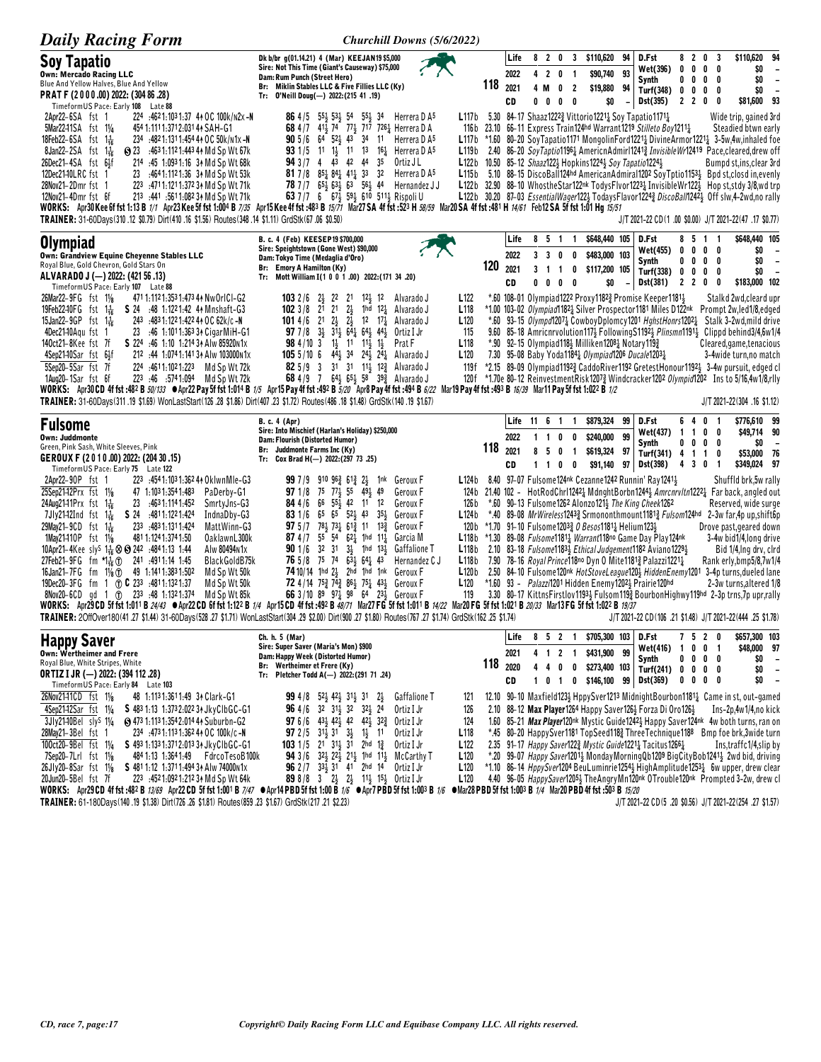## Soy Tapatio

**Own: Mercado Racing LLC**
Blue And Yellow Halves, Blue And Yellow
**PRAT F (2 0 0 0 .00) 2022: (304 86 .28)**
TimeformUS Pace: Early 108 Late 88

Dk b/br g(01.14.21) 4 (Mar) KEEJAN19 $5,000
Sire: Not This Time (Giant's Causeway) $75,000
Dam: Rum Punch (Street Hero)
Br: Miklin Stables LLC & Five Fillies LLC (Ky)
Tr: O'Neill Doug(—) 2022:(215 41 .19)

118

| | | | | | | | | | | | |
|---|---|---|---|---|---|---|---|---|---|---|---|
| Life | 8 | 2 | 0 | 3 | $110,620 | 94 | D.Fst | 8 | 2 0 3 | $110,620 | 94 |
| 2022 | 4 | 2 | 0 | 1 | $90,740 | 93 | Wet(396) | 0 | 0 0 0 | $0 | - |
| 2021 | 4 M | 0 | 2 | | $19,880 | 94 | Synth | 0 | 0 0 0 | $0 | - |
| | | | | | | | Turf(348) | 0 | 0 0 0 | $0 | - |
| CD | 0 | 0 | 0 | 0 | $0 | - | Dst(395) | 2 | 2 0 0 | $81,600 | 93 |

2Apr22–6SA fst 1 224 :4621:1031:37 4↑ OC 100k/n2x -N 86 4/5 55½ 53½ 54 55½ 34 Herrera D A5 L117b 5.30 84-17 Shaaz1222¾ Vittorio1221¼ Soy Tapatio1171¼ Wide trip, gained 3rd
5Mar22-11SA fst 1¼ 454 1:1111:3712:0314↑ SA H-G1 68 4/7 41½ 74 77½ 717 726¼ Herrera D A 116b 23.10 66-11 Express Train124hd Warrant1219 Stilleto Boy1211¼ Steadied btwn early
18Feb22–6SA fst 1 1/16 234 :4821:1311:4544↑ OC 50k/n1x -N 90 5/6 64 52½ 43 34 11 Herrera D A5 L117b *1.60 80-20 SoyTapatio1171 MongolinFord1221¾ DivineArmor1221¼ 3-5w,4w,inhaled foe
8Jan22–2SA fst 1 1/16 ⓢ 23 :4631:1121:4434↑ Md Sp Wt 67k 93 1/5 11 1½ 11 13 16¼ Herrera D A5 L119b 2.40 86-20 SoyTaptio1196¼ AmericnAdmirl1241¾ InvisibleWr12419 Pace,cleared,drew off
26Dec21–4SA fst 6½f 214 :45 1:0931:16 3↑ Md Sp Wt 68k 94 3/7 4 43 42 44 35 Ortiz J L L122b 10.50 85-12 Shaaz122½ Hopkins1224½ Soy Tapatio1224½ Bumpd st,ins,clear 3rd
12Dec21-10LRC fst 1 23 :4641:1121:36 3↑ Md Sp Wt 53k 81 7/8 85½ 84¼ 41¼ 33 32 Herrera D A5 L115b 5.10 88-15 DiscoBall124hd AmericanAdmiral1202 SoyTptio1153½ Bpd st,closd in,evenly
28Nov21–2Dmr fst 1 223 :4711:1211:372 3↑ Md Sp Wt 71k 78 7/7 65½ 63½ 63 56½ 44 Hernandez J J L122b 32.90 88-10 WhostheStar122nk TodysFlvor1223½ InvisibleWr122½ Hop st,stdy 3/8,wd trp
12Nov21–4Dmr fst 6f 213 :441 :5611:082 3↑ Md Sp Wt 71k 63 7/7 6 67½ 59½ 610 511½ Rispoli U L122b 30.20 87-03 EssentialWager122½ TodaysFlavor1224¾ DiscoBall1242½ Off slw,4-2wd,no rally

**WORKS:** Apr30 Kee 6f fst 1:13 B 1/1 Apr23 Kee 5f fst 1:004 B 7/35 Apr15 Kee 4f fst :483 B 15/71 Mar27 SA 4f fst :523 H 58/59 Mar20 SA 4f fst :481 H 14/61 Feb12 SA 5f fst 1:01 Hg 15/51
**TRAINER:** 31-60Days(310 .12 $0.79) Dirt(410 .16 $1.56) Routes(348 .14 $1.11) GrdStk(67 .06 $0.50) J/T 2021-22 CD(1 .00 $0.00) J/T 2021-22(47 .17 $0.77)

## Olympiad

**Own: Grandview Equine Cheyenne Stables LLC**
Royal Blue, Gold Chevron, Gold Stars On
**ALVARADO J (—) 2022: (421 56 .13)**
TimeformUS Pace: Early 107 Late 88

B. c. 4 (Feb) KEESEP19 $700,000
Sire: Speightstown (Gone West) $90,000
Dam: Tokyo Time (Medaglia d'Oro)
Br: Emory A Hamilton (Ky)
Tr: Mott William I(1 0 0 1 .00) 2022:(171 34 .20)

120

| | | | | | | | | | | | |
|---|---|---|---|---|---|---|---|---|---|---|---|
| Life | 8 | 5 | 1 | 1 | $648,440 | 105 | D.Fst | 8 | 5 1 1 | $648,440 | 105 |
| 2022 | 3 | 3 | 0 | 0 | $483,000 | 103 | Wet(455) | 0 | 0 0 0 | $0 | - |
| 2021 | 3 | 1 | 1 | 0 | $117,200 | 105 | Synth | 0 | 0 0 0 | $0 | - |
| | | | | | | | Turf(338) | 0 | 0 0 0 | $0 | - |
| CD | 0 | 0 | 0 | 0 | $0 | - | Dst(381) | 2 | 2 0 0 | $183,000 | 102 |

26Mar22–9FG fst 1⅛ 471 1:1121:3531:4734↑ NwOrlCl-G2 103 2/6 2½ 22 21 12½ 12 Alvarado J L122 *.60 108-01 Olympiad1222 Proxy1182¾ Promise Keeper1181½ Stalkd 2wd,cleard upr
19Feb22-10FG fst 1 1/16 S 24 :48 1:1221:42 4↑ Mnshaft-G3 102 3/8 21 21 2½ 1hd 12¼ Alvarado J L118 *1.00 103-02 Olympiad1182¼ Silver Prospector1181 Miles D122nk Prompt 2w,led1/8,edged
15Jan22–9GP fst 1 1/16 243 :4831:1221:4224↑ OC 62k/c -N 101 4/6 21 2½ 2½ 12 17¼ Alvarado J L120 *.60 93-15 Olympd1207¼ CowboyDplomcy1201 HghstHonrs1202½ Stalk 3-2wd,mild drive
4Dec21-10Aqu fst 1 23 :46 1:0111:363 3↑ CigarMiH-G1 97 7/8 3½ 31½ 64½ 64½ 44½ Ortiz I Jr 115 9.60 85-18 Amricnrvolution117½ FollowingS1192½ Plinsmn1191½ Clippd behind3/4,6w1/4
14Oct21–8Kee fst 7f S 224 :46 1:10 1:214 3↑ Alw 85920n1x 98 4/10 3 1½ 11 11½ 1½ Prat F L118 *.90 92-15 Olympiad118½ Milliken1208½ Notary119¾ Cleared,game,tenacious
4Sep21-10Sar fst 6½f 212 :44 1:0741:141 3↑ Alw 103000n1x 105 5/10 6 44½ 34 24½ 24½ Alvarado J L120 7.30 95-08 Baby Yoda1184½ Olympiad1206 Ducale1203¼ 3-4wide turn,no match
5Sep20–5Sar fst 7f 224 :4611:1021:223 Md Sp Wt 72k 82 5/9 3 31 31 11½ 12¾ Alvarado J 119f *2.15 89-09 Olympiad1192¾ CaddoRiver1192 GretestHonour1192½ 3-4w pursuit, edged cl
1Aug20–1Sar fst 6f 223 :46 :5741:094 Md Sp Wt 72k 68 4/9 7 64½ 65½ 58 39¾ Alvarado J 120f *1.70e 80-12 ReinvestmentRisk1207¾ Windcracker1202 Olympid1202 Ins to 5/16,4w1/8,rlly

**WORKS:** Apr30 CD 4f fst :482 B 50/133 ●Apr22 Pay 5f fst 1:014 B 1/5 Apr15 Pay 4f fst :492 B 5/20 Apr8 Pay 4f fst :494 B 6/22 Mar19 Pay 4f fst :493 B 16/39 Mar11 Pay 5f fst 1:022 B 1/2
**TRAINER:** 31-60Days(311 .19 $1.69) WonLastStart(126 .28 $1.86) Dirt(407 .23 $1.72) Routes(486 .18 $1.48) GrdStk(140 .19 $1.67) J/T 2021-22(304 .16 $1.12)

## Fulsome

**Own: Juddmonte**
Green, Pink Sash, White Sleeves, Pink
**GEROUX F (2 0 1 0 .00) 2022: (204 30 .15)**
TimeformUS Pace: Early 75 Late 122

B. c. 4 (Apr)
Sire: Into Mischief (Harlan's Holiday) $250,000
Dam: Flourish (Distorted Humor)
Br: Juddmonte Farms Inc (Ky)
Tr: Cox Brad H(—) 2022:(297 73 .25)

118

| | | | | | | | | | | | |
|---|---|---|---|---|---|---|---|---|---|---|---|
| Life | 11 | 6 | 1 | 1 | $879,324 | 99 | D.Fst | 6 | 4 0 1 | $776,610 | 99 |
| 2022 | 1 | 1 | 0 | 0 | $240,000 | 99 | Wet(437) | 1 | 1 0 0 | $49,714 | 90 |
| 2021 | 8 | 5 | 0 | 1 | $619,324 | 97 | Synth | 0 | 0 0 0 | $0 | - |
| | | | | | | | Turf(341) | 4 | 1 1 0 | $53,000 | 76 |
| CD | 1 | 1 | 0 | 0 | $91,140 | 97 | Dst(398) | 4 | 3 0 1 | $349,024 | 97 |

2Apr22–9OP fst 1 223 :4541:1031:3624↑ OklwnMle-G3 99 7/9 910 96¾ 61¾ 2½ 1nk Geroux F L124b 8.40 97-07 Fulsome124nk Cezanne1242 Runnin' Ray1241½ Shuffld brk,5w rally
25Sep21-12Prx fst 1⅛ 47 1:1031:3541:483 PaDerby-G1 97 1/8 75 77½ 55 49½ 49 Geroux F 124b 21.40 102 - HotRodChrl1242½ MdnghtBorbn1244½ Amrcnrvltn1222¼ Far back, angled out
24Aug21-11Prx fst 1 1/16 23 :4631:1141:452 SmrtyJns-G3 84 4/6 66 55½ 42 11 12 Geroux F 126b *.60 90-13 Fulsome1262 Alonzo121½ The King Cheek1262 Reserved, wide surge
7Jly21-12Ind fst 1 1/16 S 24 :4831:1221:424 IndnaDby-G3 83 1/6 65 65 52½ 43 35½ Geroux F L124b *.40 89-08 MrWireless1243¾ Srmononthmount1181¾ Fulsom124hd 2-3w far,4p up,shift6p
29May21–9CD fst 1 1/16 233 :4831:1311:424 MattWinn-G3 97 5/7 78½ 73¼ 61¾ 11 13¾ Geroux F 120b *1.70 91-10 Fulsome1203¾ O Besos1181½ Helium123½ Drove past,geared down
1May21-11OP fst 1⅛ 481 1:1241:3741:50 OaklawnL300k 87 4/7 55 54 62¼ 1hd 11¼ Garcia M L118b *1.30 89-08 Fulsome1181¼ Warrant118no Game Day Play124nk 3-4w bid1/4,long drive
10Apr21–4Kee sly5 1 1/16 ⊗ ⓢ 242 :4841:13 1:44 Alw 80494n1x 90 1/6 32 31 3½ 1hd 13½ Gaffalione T L118b 2.10 83-18 Fulsome1183½ Ethical Judgement1182 Aviano1229½ Bid 1/4,lng drv, clrd
27Feb21–9FG fm *1 1/16 ⓣ 241 :4911:14 1:45 BlackGoldB75k 76 5/8 75 74 63½ 64¼ 43 Hernandez C J L118b 7.90 78-16 Royal Prince118no Dyn O Mite1181¾ Palazzi1221¼ Rank erly,bmp5/8,7w1/4
16Jan21–7FG fm 1⅛ ⓣ 49 1:1411:3831:502 Md Sp Wt 50k 74 10/14 1hd 2½ 2hd 1hd 1nk Geroux F L120b 2.50 84-10 Fulsome120nk HotStoveLeague120½ HiddenEnemy1201 3-4p turns,dueled lane
19Dec20–3FG fm 1 ⓣ C 233 :4811:1321:37 Md Sp Wt 50k 72 4/14 75¾ 74¾ 86½ 75¼ 43½ Geroux F L120 *1.60 93 - Palazzi1201 Hidden Enemy1202½ Prairie120hd 2-3w turns,altered 1/8
8Nov20–6CD gd 1 ⓣ 233 :48 1:1321:374 Md Sp Wt 85k 66 3/10 89 97½ 98 64 23½ Geroux F 119 3.30 80-17 KittnsFirstlov1193½ Fulsom119¾ BourbonHighwy119hd 2-3p trns,7p uprally

**WORKS:** Apr29 CD 5f fst 1:011 B 24/43 ●Apr22 CD 6f fst 1:122 B 1/4 Apr15 CD 4f fst :492 B 48/71 Mar27 FG 5f fst 1:011 B 14/22 Mar20 FG 5f fst 1:021 B 20/33 Mar13 FG 5f fst 1:022 B 19/37
**TRAINER:** 2OffOver180(41 .27 $1.44) 31-60Days(528 .27 $1.71) WonLastStart(304 .29 $2.00) Dirt(900 .27 $1.80) Routes(767 .27 $1.74) GrdStk(162 .25 $1.74) J/T 2021-22 CD(106 .21 $1.48) J/T 2021-22(444 .25 $1.78)

## Happy Saver

**Own: Wertheimer and Frere**
Royal Blue, White Stripes, White
**ORTIZ I JR (—) 2022: (394 112 .28)**
TimeformUS Pace: Early 84 Late 103

Ch. h. 5 (Mar)
Sire: Super Saver (Maria's Mon) $900
Dam: Happy Week (Distorted Humor)
Br: Wertheimer et Frere (Ky)
Tr: Pletcher Todd A(—) 2022:(291 71 .24)

118

| | | | | | | | | | | | |
|---|---|---|---|---|---|---|---|---|---|---|---|
| Life | 8 | 5 | 2 | 1 | $705,300 | 103 | D.Fst | 7 | 5 2 0 | $657,300 | 103 |
| 2021 | 4 | 1 | 2 | 1 | $431,900 | 99 | Wet(416) | 1 | 0 0 1 | $48,000 | 97 |
| 2020 | 4 | 4 | 0 | 0 | $273,400 | 103 | Synth | 0 | 0 0 0 | $0 | - |
| | | | | | | | Turf(241) | 0 | 0 0 0 | $0 | - |
| CD | 1 | 0 | 1 | 0 | $146,100 | 99 | Dst(369) | 0 | 0 0 0 | $0 | - |

26Nov21-11CD fst 1⅛ 48 1:1131:3611:49 3↑ Clark-G1 99 4/8 52½ 42½ 31½ 31 2½ Gaffalione T 121 12.10 90-10 Maxfield123½ HppySver1213 MidnightBourbon1181¼ Came in st, out-gamed
4Sep21-12Sar fst 1¼ S 483 1:13 1:3732:022 3↑ JkyClbGC-G1 96 4/6 32 31½ 32 32½ 24 Ortiz I Jr 126 2.10 88-12 Max Player1264 Happy Saver126½ Forza Di Oro126½ Ins-2p,4w1/4,no kick
3Jly21-10Bel sly5 1¼ ⊗ 473 1:1131:3542:014 4↑ Suburbn-G2 97 6/6 43½ 42½ 42 42½ 32¾ Ortiz I Jr 124 1.60 85-21 Max Player120nk Mystic Guide1242½ Happy Saver124nk 4w both turns, ran on
28May21–3Bel fst 1 234 :4731:1131:362 4↑ OC 100k/c -N 97 2/5 31½ 31 3½ 1½ 11 Ortiz I Jr L118 *.45 80-20 HappySver1181 TopSeed118¾ ThreeTechnique1188 Bmp foe brk,3wide turn
10Oct20–9Bel fst 1¼ S 493 1:1321:3712:013 3↑ JkyClbGC-G1 103 1/5 21 31½ 31 2hd 1¾ Ortiz I Jr L122 2.35 91-17 Happy Saver122¾ Mystic Guide1221¼ Tacitus1266¼ Ins,traffc1/4,slip by
7Sep20–7Lrl fst 1⅛ 484 1:13 1:3641:49 FdrcoTesoB100k 94 3/6 32½ 22½ 21½ 1hd 11½ McCarthy T L120 *.20 99-07 HappySaver1201½ MondayMorningQb1209 BigCityBob1241½ 2wd bid, driving
26Jly20–8Sar fst 1⅛ S 481 1:12 1:3711:494 3↑ Alw 74000n1x 96 2/7 33½ 31 41 2hd 14 Ortiz I Jr L120 *1.10 86-14 HppySver1204 BeuLuminrie1254½ HighAmplitude1253½ 6w upper, drew clear
20Jun20–5Bel fst 7f 223 :4521:0921:212 3↑ Md Sp Wt 64k 89 8/8 3 2½ 2½ 11½ 15½ Ortiz I Jr L120 4.40 96-05 HappySaver1205½ TheAngryMn120nk OTrouble120nk Prompted 3-2w, drew cl

**WORKS:** Apr29 CD 4f fst :482 B 13/69 Apr22 CD 5f fst 1:001 B 7/47 ●Apr14 PBD 5f fst 1:00 B 1/6 ●Apr7 PBD 5f fst 1:003 B 1/6 ●Mar28 PBD 5f fst 1:003 B 1/4 Mar20 PBD 4f fst :503 B 15/20
**TRAINER:** 61-180Days(140 .19 $1.38) Dirt(726 .26 $1.81) Routes(859 .23 $1.67) GrdStk(217 .21 $2.23) J/T 2021-22 CD(5 .20 $0.56) J/T 2021-22(254 .27 $1.57)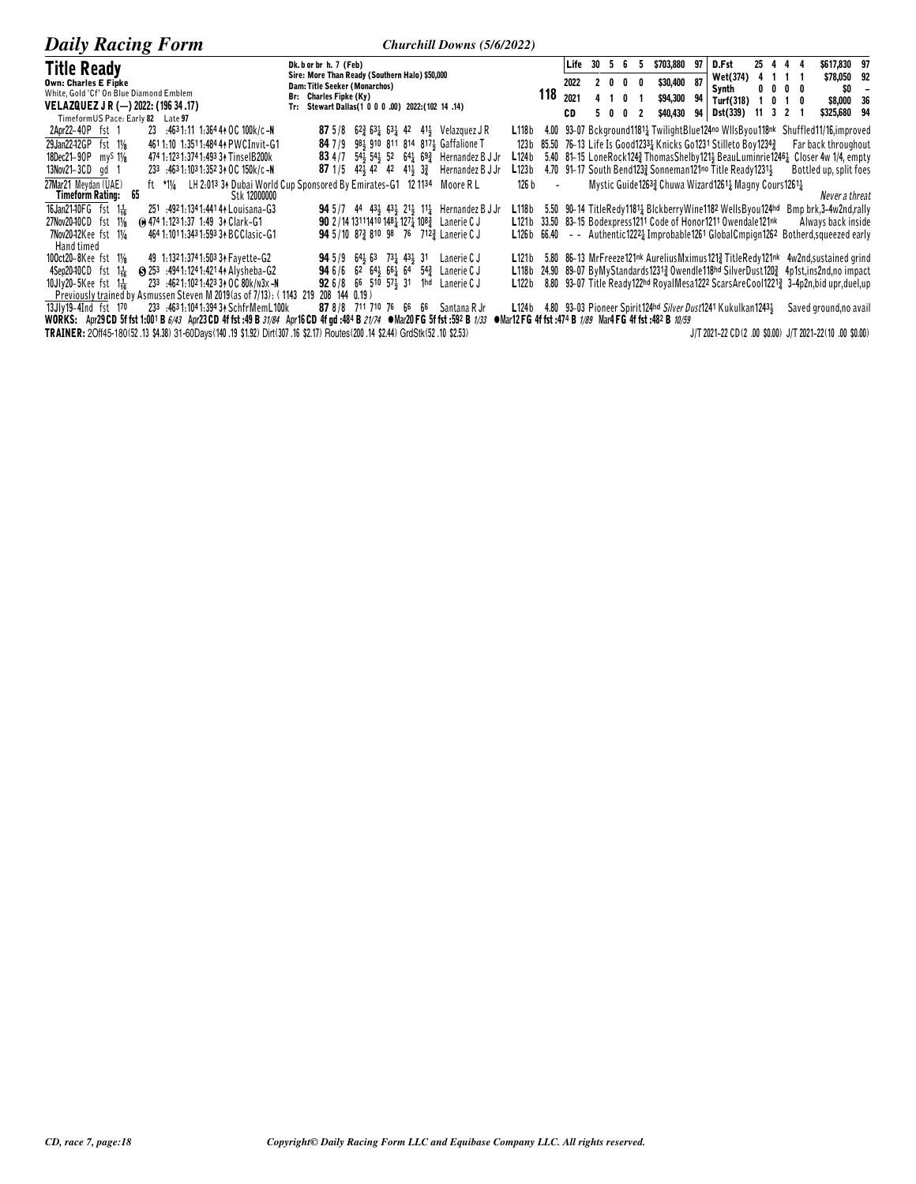## Title Ready

**Own: Charles E Fipke**
White, Gold 'Cf' On Blue Diamond Emblem
**VELAZQUEZ J R (—) 2022: (196 34 .17)**
TimeformUS Pace: Early **82** Late **97**

Dk. b or br h. 7 (Feb)
Sire: More Than Ready (Southern Halo) $50,000
Dam: Title Seeker (Monarchos)
Br: Charles Fipke (Ky)
Tr: Stewart Dallas(1 0 0 0 .00) 2022:(102 14 .14)

**118**

| | | | | | | | | | | | | | | |
|---|---|---|---|---|---|---|---|---|---|---|---|---|---|---|
| Life | 30 | 5 | 6 | 5 | $703,880 | 97 | D.Fst | 25 | 4 | 4 | 4 | $617,830 | 97 |
| 2022 | 2 | 0 | 0 | 0 | $30,400 | 87 | Wet(374) | 4 | 1 | 1 | 1 | $78,050 | 92 |
| 2021 | 4 | 1 | 0 | 1 | $94,300 | 94 | Synth | 0 | 0 | 0 | 0 | $0 | – |
| CD | 5 | 0 | 0 | 2 | $40,430 | 94 | Turf(318) | 1 | 0 | 1 | 0 | $8,000 | 36 |
| | | | | | | | Dst(339) | 11 | 3 | 2 | 1 | $325,680 | 94 |

2Apr22–4OP fst 1 23 :46³1:11 1:36⁴ 4↑ OC 100k/c-N **87** 5/8 6²¾ 6³½ 6³¼ 4² 4¹½ Velazquez J R L118b 4.00 93-07 Bckground118¹¼ TwilightBlue124no WllsByou118nk Shuffled11/16,improved
29Jan22-12GP fst 1⅛ 46¹1:10 1:35¹1:48⁴ 4↑ PWCInvit-G1 **84** 7/9 9⁸½ 9¹⁰ 8¹¹ 8¹⁴ 8¹⁷½ Gaffalione T 123b 85.50 76-13 Life Is Good123³¼ Knicks Go123¹ Stilleto Boy123⁴¾ Far back throughout
18Dec21–9OP my⁵ 1⅛ 47⁴1:12³1:37⁴1:49³ 3↑ TinselB200k **83** 4/7 5⁴½ 5⁴½ 5² 6⁴¼ 6⁹¾ Hernandez B J Jr L124b 5.40 81-15 LoneRock124¾ ThomasShelby121½ BeauLuminrie124⁶¼ Closer 4w 1/4, empty
13Nov21–3CD gd 1 23³ :46³1:10³1:35² 3↑ OC 150k/c-N **87** 1/5 4²½ 4² 4² 4¹½ 3¾ Hernandez B J Jr L123b 4.70 91-17 South Bend123¾ Sonneman121no Title Ready123¹½ Bottled up, split foes
27Mar21 Meydan (UAE) ft *1¼ LH 2:01³ 3↑ Dubai World Cup Sponsored By Emirates-G1 12 11³⁴ Moore R L 126 b – Mystic Guide126³¾ Chuwa Wizard126¹½ Magny Cours126¹¼
**Timeform Rating: 65** Stk 12000000 *Never a threat*
16Jan21-10FG fst 1 1/16 25¹ :49²1:13⁴1:44¹ 4↑ Louisana-G3 **94** 5/7 4⁴ 4³½ 4³½ 2¹½ 1¹½ Hernandez B J Jr L118b 5.50 90-14 TitleRedy118¹½ BlckberryWine118² WellsByou124hd Bmp brk,3-4w2nd,rally
27Nov20-10CD fst 1⅛ ⊕47⁴1:12³1:37 1:49 3↑ Clark-G1 **90** 2/14 13¹¹14¹⁰ 14⁸¼ 12⁷½ 10⁸¾ Lanerie C J L121b 33.50 83-15 Bodexpress121¹ Code of Honor121¹ Owendale121nk Always back inside
7Nov20-12Kee fst 1¼ 46⁴1:10¹1:34³1:59³ 3↑ BCClasic-G1 **94** 5/10 8⁷¾ 8¹⁰ 9⁸ 7⁶ 7¹²¾ Lanerie C J L126b 66.40 – – Authentic122²¼ Improbable126¹ GlobalCmpign126² Botherd,squeezed early
Hand timed
10Oct20–8Kee fst 1⅛ 49 1:13²1:37⁴1:50³ 3↑ Fayette-G2 **94** 5/9 6⁴½ 6³ 7³¼ 4³½ 3¹ Lanerie C J L121b 5.80 86-13 MrFreeze121nk AureliusMximus121¾ TitleRedy121nk 4w2nd,sustained grind
4Sep20-10CD fst 1 1/16 Ⓢ25³ :49⁴1:12⁴1:42¹ 4↑ Alysheba-G2 **94** 6/6 6² 6⁴½ 6⁶¼ 6⁴ 5⁴¾ Lanerie C J L118b 24.90 89-07 ByMyStandards123¹¾ Owendle118hd SilverDust120¾ 4p1st,ins2nd,no impact
10Jly20–5Kee fst 1 1/16 23³ :46²1:10²1:42³ 3↑ OC 80k/n3x-N **92** 6/8 6⁶ 5¹⁰ 5⁷½ 3¹ 1hd Lanerie C J L122b 8.80 93-07 Title Ready122hd RoyalMesa122² ScarsAreCool122¹¾ 3-4p2n,bid upr,duel,up
Previously trained by Asmussen Steven M 2019(as of 7/13): (1143 219 208 144 0.19)
13Jly19–4Ind fst 1⁷⁰ 23³ :46³1:10⁴1:39⁴ 3↑ SchfrMemL100k **87** 8/8 7¹¹ 7¹⁰ 7⁶ 6⁶ 6⁶ Santana R Jr L124b 4.80 93-03 Pioneer Spirit124hd *Silver Dust*124¹ Kukulkan124³½ Saved ground,no avail

**WORKS:** Apr29 CD 5f fst 1:00¹ B *6/43* Apr23 CD 4f fst :49 B *31/84* Apr16 CD 4f gd :48⁴ B *21/74* ●Mar20 FG 5f fst :59² B *1/33* ●Mar12 FG 4f fst :47⁴ B *1/89* Mar4 FG 4f fst :48² B *10/59*

**TRAINER:** 2Off45-180(52 .13 $4.38) 31-60Days(140 .19 $1.92) Dirt(307 .16 $2.17) Routes(200 .14 $2.44) GrdStk(52 .10 $2.53) J/T 2021-22 CD(2 .00 $0.00) J/T 2021-22(10 .00 $0.00)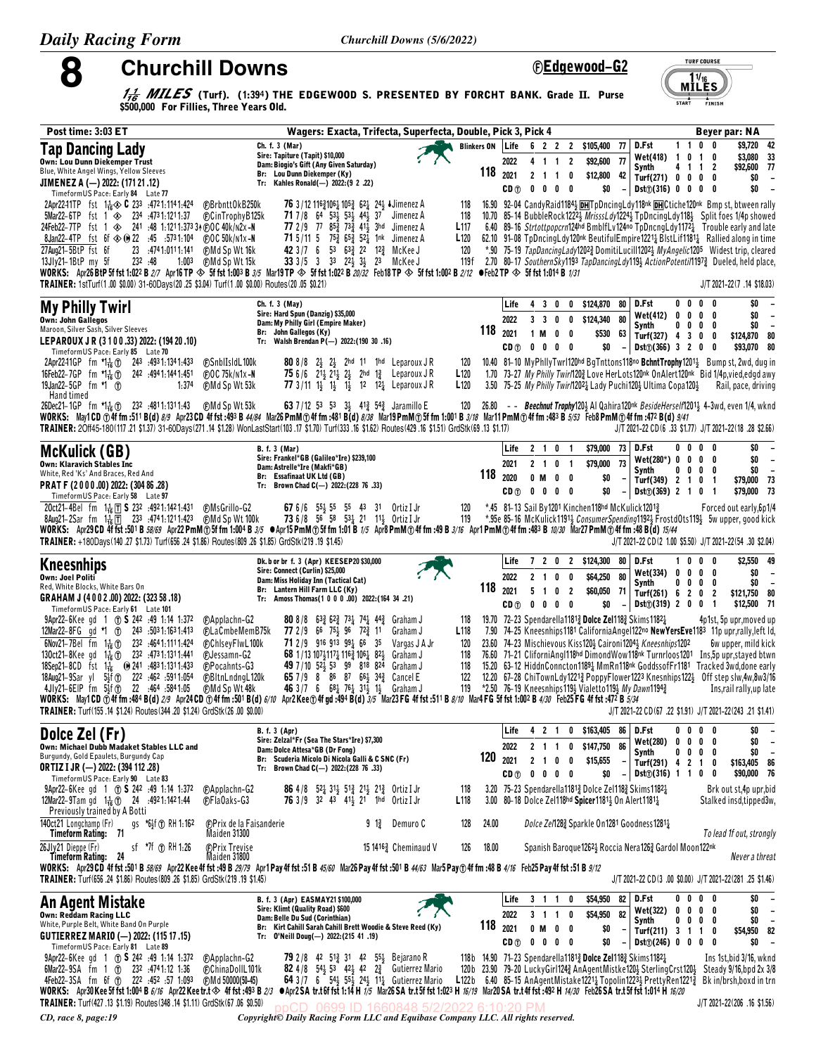# 8 Churchill Downs

**ⒻEdgewood-G2**

**1 1/16 MILES (Turf). (1:39⁴) THE EDGEWOOD S. PRESENTED BY FORCHT BANK. Grade II. Purse $500,000 For Fillies, Three Years Old.**

TURF COURSE 1 1/16 MILES

**Post time: 3:03 ET** — Wagers: Exacta, Trifecta, Superfecta, Double, Pick 3, Pick 4 — Beyer par: NA

---

## Tap Dancing Lady

Ch. f. 3 (Mar)
Sire: Tapiture (Tapit) $10,000
Dam: Biogio's Gift (Any Given Saturday)
Br: Lou Dunn Diekemper (Ky)
Tr: Kahles Ronald(—) 2022:(9 2 .22)
Own: Lou Dunn Diekemper Trust
Blue, White Angel Wings, Yellow Sleeves
JIMENEZ A (—) 2022: (171 21 .12)
Blinkers ON — 118

| | Starts | 1st | 2nd | 3rd | Earnings | Beyer |
|---|---|---|---|---|---|---|
| Life | 6 | 2 | 2 | 2 | $105,400 | 77 |
| 2022 | 4 | 1 | 1 | 2 | $92,600 | 77 |
| 2021 | 2 | 1 | 1 | 0 | $12,800 | 42 |
| CD Ⓣ | 0 | 0 | 0 | 0 | $0 | – |
| D.Fst | 1 | 1 | 0 | 0 | $9,720 | 42 |
| Wet(418) | 1 | 0 | 1 | 0 | $3,080 | 33 |
| Synth | 4 | 1 | 1 | 2 | $92,600 | 77 |
| Turf(271) | 0 | 0 | 0 | 0 | $0 | – |
| Dst(Ⓣ)(316) | 0 | 0 | 0 | 0 | $0 | – |

TimeformUS Pace: Early 84 Late 77

2Apr22-11TP fst 1⅛ ◈ C 23³ :47²1:11⁴1:42⁴ ⒻBrbntt OkB250k 76 3/12 116¾106½ 105¾ 6²½ 2⁴½ ♦Jimenez A 118 16.90 92-04 CandyRaid1184½ DH TpDncingLdy118nk DH Ctiche120nk Bmp st, btween rally
5Mar22-6TP fst 1 ◈ 23⁴ :47³1:12¹1:37 ⒻCinTrophyB125k 71 7/8 6⁴ 5³½ 5³½ 4⁴½ 3⁷ Jimenez A 118 10.70 85-14 BubbleRock1222½ MrisssLdy1224½ TpDncingLdy118½ Split foes 1/4p showed
24Feb22-7TP fst 1 ◈ 24¹ :48 1:12¹1:37³ 3↑ⒻⓄC 40k/n2x-N 77 2/9 7⁷ 8⁵¾ 5³½ 4¹½ 3hd Jimenez A L117 6.40 89-16 Strtottpopcrn124hd BmblfLv124no TpDncngLdy1172½ Trouble early and late
8Jan22-4TP fst 6f ◈ Ⓗ 22 :45 :57³1:10⁴ ⒻⓄC 50k/n1x-N 71 5/11 5 7⁵¾ 6⁵¾ 5²½ 1nk Jimenez A L120 62.10 91-08 TpDncingLdy120nk BeutifulEmpire1221¼ BlstLif1181¼ Rallied along in time
27Aug21-5BtP fst 6f 23 :47⁴1:01¹1:14¹ ⒻMd Sp Wt 16k 42 3/7 6 5³ 6³¾ 2² 1²¾ McKee J 120 *.90 75-19 TapDancingLady1202¾ DomitiLucill1202½ MyAngelic1205 Widest trip, cleared
13Jly21-1BtP my 5f 23² :48 1:00³ ⒻMd Sp Wt 15k 33 3/5 3 3³ 2²½ 3½ 2³ McKee J 119f 2.70 80-17 SouthernSky1193 TapDancingLdy119½ ActionPotenti1197¾ Dueled, held place,

WORKS: Apr26 BtP 5f fst 1:02² B 2/7 Apr16 TP ◈ 5f fst 1:00³ B 3/5 Mar19 TP ◈ 5f fst 1:02² B 20/32 Feb18 TP ◈ 5f fst 1:00² B 2/12 ●Feb2 TP ◈ 5f fst 1:01⁴ B 1/31
TRAINER: 1stTurf(1 .00 $0.00) 31-60Days(20 .25 $3.04) Turf(1 .00 $0.00) Routes(20 .05 $0.21) — J/T 2021-22(7 .14 $18.03)

---

## My Philly Twirl

Ch. f. 3 (May)
Sire: Hard Spun (Danzig) $35,000
Dam: My Philly Girl (Empire Maker)
Br: John Gallegos (Ky)
Tr: Walsh Brendan P(—) 2022:(190 30 .16)
Own: John Gallegos
Maroon, Silver Sash, Silver Sleeves
LEPAROUX J R (3 1 0 0 .33) 2022: (194 20 .10) — 118

| | Starts | 1st | 2nd | 3rd | Earnings | Beyer |
|---|---|---|---|---|---|---|
| Life | 4 | 3 | 0 | 0 | $124,870 | 80 |
| 2022 | 3 | 3 | 0 | 0 | $124,340 | 80 |
| 2021 | 1 | M | 0 | 0 | $530 | 63 |
| CD Ⓣ | 0 | 0 | 0 | 0 | $0 | – |
| D.Fst | 0 | 0 | 0 | 0 | $0 | – |
| Wet(412) | 0 | 0 | 0 | 0 | $0 | – |
| Synth | 0 | 0 | 0 | 0 | $0 | – |
| Turf(327) | 4 | 3 | 0 | 0 | $124,870 | 80 |
| Dst(Ⓣ)(366) | 3 | 2 | 0 | 0 | $93,070 | 80 |

TimeformUS Pace: Early 85 Late 70

2Apr22-11GP fm *1⅛ Ⓣ 24³ :49³1:13⁴1:43¹ ⒻSnblIsldL100k 80 8/8 2½ 2½ 2hd 1¹ 1hd Leparoux J R 120 10.40 81-10 MyPhllyTwrl120hd BgTnttons118no BchntTrophy1201½ Bump st, 2wd, dug in
16Feb22-7GP fm *1⅛ Ⓣ 24² :49⁴1:14⁴1:45¹ ⒻⓄC 75k/n1x-N 75 6/6 2¹½ 2¹½ 2½ 2hd 1¾ Leparoux J R L120 1.70 73-27 My Philly Twirl120¾ Love HerLots120nk OnAlert120nk Bid 1/4p,vied,edgd awy
19Jan22-5GP fm *1 Ⓣ 1:37⁴ ⒻMd Sp Wt 53k 77 3/11 1½ 1½ 1½ 1² 1²½ Leparoux J R L120 3.50 75-25 My Philly Twirl1202½ Lady Puchi120½ Ultima Copa120½ Rail, pace, driving
Hand timed
26Dec21-1GP fm *1⅛ Ⓣ 23² :48¹1:13¹1:43 ⒻMd Sp Wt 53k 63 7/12 5³ 5³ 3½ 4¹¾ 5⁴¾ Jaramillo E 120 26.80 - - Beechnut Trophy120½ Al Qahira120nk BesideHerself1201½ 4-3wd, even 1/4, wknd

WORKS: May1 CD Ⓣ 4f fm :51¹ B(d) 8/9 Apr23 CD 4f fst :49³ B 44/84 Mar26 PmM Ⓣ 4f fm :48¹ B(d) 8/38 Mar19 PmM Ⓣ 5f fm 1:00¹ B 3/18 Mar11 PmM Ⓣ 4f fm :48³ B 5/53 Feb8 PmM Ⓣ 4f fm :47² B(d) 9/41
TRAINER: 2Off45-180(117 .21 $1.37) 31-60Days(271 .14 $1.28) WonLastStart(103 .17 $1.70) Turf(333 .16 $1.62) Routes(429 .16 $1.51) GrdStk(69 .13 $1.17) — J/T 2021-22 CD(6 .33 $1.77) J/T 2021-22(18 .28 $2.66)

---

## McKulick (GB)

B. f. 3 (Mar)
Sire: Frankel*GB (Galileo*Ire) $239,100
Dam: Astrelle*Ire (Makfi*GB)
Br: Essafinaat UK Ltd (GB)
Tr: Brown Chad C(—) 2022:(228 76 .33)
Own: Klaravich Stables Inc
White, Red 'Ks' And Braces, Red And
PRAT F (2 0 0 0 .00) 2022: (304 86 .28) — 118

| | Starts | 1st | 2nd | 3rd | Earnings | Beyer |
|---|---|---|---|---|---|---|
| Life | 2 | 1 | 0 | 1 | $79,000 | 73 |
| 2021 | 2 | 1 | 0 | 1 | $79,000 | 73 |
| 2020 | 0 | M | 0 | 0 | $0 | – |
| CD Ⓣ | 0 | 0 | 0 | 0 | $0 | – |
| D.Fst | 0 | 0 | 0 | 0 | $0 | – |
| Wet(280*) | 0 | 0 | 0 | 0 | $0 | – |
| Synth | 0 | 0 | 0 | 0 | $0 | – |
| Turf(349) | 2 | 1 | 0 | 1 | $79,000 | 73 |
| Dst(Ⓣ)(369) | 2 | 1 | 0 | 1 | $79,000 | 73 |

TimeformUS Pace: Early 58 Late 97

2Oct21-4Bel fm 1 1/16 Ⓣ S 23² :49²1:14²1:43¹ ⒻMsGrillo-G2 67 6/6 5⁵½ 5⁵ 5⁵ 4³ 3¹ Ortiz I Jr 120 *.45 81-13 Sail By1201 Kinchen118hd McKulick1201¾ Forced out early,6p1/4
8Aug21-2Sar fm 1 1/16 Ⓣ 23³ :47⁴1:12¹1:42³ ⒻMd Sp Wt 100k 73 6/8 5⁶ 5⁸ 5³½ 2¹ 1¹½ Ortiz I Jr 119 *.95e 85-16 McKulick1191½ ConsumerSpending1192½ FrostdOts119½ 5w upper, good kick

WORKS: Apr29 CD 4f fst :50¹ B 58/69 Apr22 PmM Ⓣ 5f fm 1:00⁴ B 3/5 ●Apr15 PmM Ⓣ 5f fm 1:01 B 1/5 Apr8 PmM Ⓣ 4f fm :49 B 3/16 Apr1 PmM Ⓣ 4f fm :48³ B 10/30 Mar27 PmM Ⓣ 4f fm :48 B(d) 15/44
TRAINER: +180Days(140 .27 $1.73) Turf(656 .24 $1.86) Routes(809 .26 $1.85) GrdStk(219 .19 $1.45) — J/T 2021-22 CD(2 1.00 $5.50) J/T 2021-22(54 .30 $2.04)

---

## Kneesnhips

Dk. b or br. f. 3 (Apr) KEESEP20 $30,000
Sire: Connect (Curlin) $25,000
Dam: Miss Holiday Inn (Tactical Cat)
Br: Lantern Hill Farm LLC (Ky)
Tr: Amoss Thomas(1 0 0 0 .00) 2022:(164 34 .21)
Own: Joel Politi
Red, White Blocks, White Bars On
GRAHAM J (4 0 0 2 .00) 2022: (323 58 .18) — 118

| | Starts | 1st | 2nd | 3rd | Earnings | Beyer |
|---|---|---|---|---|---|---|
| Life | 7 | 2 | 0 | 2 | $124,300 | 80 |
| 2022 | 2 | 1 | 0 | 0 | $64,250 | 80 |
| 2021 | 5 | 1 | 0 | 2 | $60,050 | 71 |
| CD Ⓣ | 0 | 0 | 0 | 0 | $0 | – |
| D.Fst | 1 | 0 | 0 | 0 | $2,550 | 49 |
| Wet(334) | 0 | 0 | 0 | 0 | $0 | – |
| Synth | 0 | 0 | 0 | 0 | $0 | – |
| Turf(261) | 6 | 2 | 0 | 2 | $121,750 | 80 |
| Dst(Ⓣ)(319) | 2 | 0 | 0 | 1 | $12,500 | 71 |

TimeformUS Pace: Early 61 Late 101

9Apr22-6Kee gd 1 Ⓣ S 24² :49 1:14 1:37² ⒻApplachn-G2 80 8/8 6³¾ 6²¾ 7³¼ 7⁴½ 4⁴¾ Graham J 118 19.70 72-23 Spendarella1181¾ Dolce Zel118¾ Skims1182¼ 4p1st, 5p upr,moved up
12Mar22-8FG gd *1 Ⓣ 24³ :50³1:16³1:41³ ⒻLaCmbeMemB75k 77 2/9 6⁶ 7⁵½ 9⁶ 7²¾ 1¹ Graham J L118 7.90 74-25 Kneesnhips1181 CaliforniaAngel122no NewYersEve1183 11p upr,rally,left ld,
6Nov21-7Bel fm 1 1/16 Ⓣ 23² :46⁴1:11¹1:42⁴ ⒻChlseyFlwL100k 71 2/9 9¹⁶ 9¹³ 9⁹½ 6⁶ 3⁵ Vargas J A Jr 120 23.60 74-23 Mischievous Kiss120½ Caironi1204½ Kneesnhips1202 6w upper, mild kick
13Oct21-8Kee gd 1 1/16 Ⓣ 23² :47³1:13¹1:44¹ ⒻJessamn-G2 68 1/13 10⁷½11⁷½ 11⁶¾ 10⁶½ 8²½ Graham J 118 76.60 71-21 CliforniAngl118hd DimondWow118nk Turnrloos1201 Ins,5p upr,stayed btwn
18Sep21-8CD fst 1 1/16 Ⓗ 24¹ :48³1:13¹1:43³ ⒻPocahnts-G3 49 7/10 5²½ 5³ 9⁹ 8¹⁸ 8²⁴ Graham J 118 15.20 63-12 HiddnConncton1189½ MmRn118nk GoddssofFr1181 Tracked 3wd,done early
18Aug21-9Sar yl 5½f Ⓣ 22² :46² :59¹1:05⁴ ⒻBltnLndngL120k 65 7/9 8 8⁶ 8⁷ 6⁶½ 3⁴¾ Cancel E 122 12.20 67-28 ChiTownLdy1221¾ PoppyFlower1223 Knesnhips122½ Off step slw,4w,8w3/16
4Jly21-6ElP fm 5½f Ⓣ 22 :46⁴ :58⁴1:05 ⒻMd Sp Wt 48k 46 3/7 6 6⁸½ 7⁶½ 3¹½ 1½ Graham J 119 *2.50 76-19 Kneesnhips119½ Vialetto119½ My Dawn1194¾ Ins,rail rally,up late

WORKS: May1 CD Ⓣ 4f fm :48⁴ B(d) 2/9 Apr24 CD Ⓣ 4f fm :50¹ B(d) 6/10 Apr2 Kee Ⓣ 4f gd :49⁴ B(d) 3/5 Mar23 FG 4f fst :51¹ B 8/10 Mar4 FG 5f fst 1:00² B 4/30 Feb25 FG 4f fst :47² B 5/34
TRAINER: Turf(155 .14 $1.24) Routes(344 .20 $1.24) GrdStk(26 .00 $0.00) — J/T 2021-22 CD(67 .22 $1.91) J/T 2021-22(243 .21 $1.41)

---

## Dolce Zel (Fr)

B. f. 3 (Apr)
Sire: Zelzal*Fr (Sea The Stars*Ire) $7,300
Dam: Dolce Attesa*GB (Dr Fong)
Br: Scuderia Micolo Di Nicola Galli & C SNC (Fr)
Tr: Brown Chad C(—) 2022:(228 76 .33)
Own: Michael Dubb Madaket Stables LLC and
Burgundy, Gold Epaulets, Burgundy Cap
ORTIZ I JR (—) 2022: (394 112 .28) — 120

| | Starts | 1st | 2nd | 3rd | Earnings | Beyer |
|---|---|---|---|---|---|---|
| Life | 4 | 2 | 1 | 0 | $163,405 | 86 |
| 2022 | 2 | 1 | 1 | 0 | $147,750 | 86 |
| 2021 | 2 | 1 | 0 | 0 | $15,655 | – |
| CD Ⓣ | 0 | 0 | 0 | 0 | $0 | – |
| D.Fst | 0 | 0 | 0 | 0 | $0 | – |
| Wet(280) | 0 | 0 | 0 | 0 | $0 | – |
| Synth | 0 | 0 | 0 | 0 | $0 | – |
| Turf(291) | 4 | 2 | 1 | 0 | $163,405 | 86 |
| Dst(Ⓣ)(316) | 1 | 1 | 0 | 0 | $90,000 | 76 |

TimeformUS Pace: Early 90 Late 83

9Apr22-6Kee gd 1 Ⓣ S 24² :49 1:14 1:37² ⒻApplachn-G2 86 4/8 5²½ 3¹½ 5¹¾ 2¹½ 2¹¾ Ortiz I Jr 118 3.20 75-23 Spendarella1181¾ Dolce Zel118¾ Skims1182¼ Brk out st,4p upr,bid
12Mar22-9Tam gd 1 1/16 Ⓣ 24 :49²1:14²1:44 ⒻFlaOaks-G3 76 3/9 3² 4³ 4¹½ 2¹ 1hd Ortiz I Jr L118 3.00 80-18 Dolce Zel118hd Spicer1181½ On Alert1181¼ Stalked insd,tipped3w,
Previously trained by A Botti
14Oct21 Longchamp (Fr) gs *6½f Ⓣ RH 1:16² ⒻPrix de la Faisanderie Maiden 31300 — 9 1¾ Demuro C 128 24.00 Dolce Zel128¾ Sparkle On1281 Goodness1281¼ To lead 1f out, strongly
Timeform Rating: 71
26Jly21 Dieppe (Fr) sf *7f Ⓣ RH 1:26 ⒻPrix Trevise Maiden 31800 — 15 14¹⁶¾ Cheminaud V 126 18.00 Spanish Baroque1262½ Roccia Nera126¾ Gardol Moon122nk Never a threat
Timeform Rating: 44

WORKS: Apr29 CD 4f fst :50¹ B 58/69 Apr22 Kee 4f fst :49 B 29/79 Apr1 Pay 4f fst :51 B 45/60 Mar26 Pay 4f fst :50¹ B 44/63 Mar5 Pay Ⓣ 4f fm :48 B 4/16 Feb25 Pay 4f fst :51 B 9/12
TRAINER: Turf(656 .24 $1.86) Routes(809 .26 $1.85) GrdStk(219 .19 $1.45) — J/T 2021-22 CD(3 .00 $0.00) J/T 2021-22(281 .25 $1.46)

---

## An Agent Mistake

B. f. 3 (Apr) EASMAY21 $100,000
Sire: Klimt (Quality Road) $600
Dam: Belle Du Sud (Corinthian)
Br: Kirt Cahill Sarah Cahill Brett Woodie & Steve Reed (Ky)
Tr: O'Neill Doug(—) 2022:(215 41 .19)
Own: Reddam Racing LLC
White, Purple Belt, White Band On Purple
GUTIERREZ MARIO (—) 2022: (115 17 .15) — 118

| | Starts | 1st | 2nd | 3rd | Earnings | Beyer |
|---|---|---|---|---|---|---|
| Life | 3 | 1 | 1 | 0 | $54,950 | 82 |
| 2022 | 3 | 1 | 1 | 0 | $54,950 | 82 |
| 2021 | 0 | M | 0 | 0 | $0 | – |
| CD Ⓣ | 0 | 0 | 0 | 0 | $0 | – |
| D.Fst | 0 | 0 | 0 | 0 | $0 | – |
| Wet(322) | 0 | 0 | 0 | 0 | $0 | – |
| Synth | 0 | 0 | 0 | 0 | $0 | – |
| Turf(211) | 3 | 1 | 1 | 0 | $54,950 | 82 |
| Dst(Ⓣ)(246) | 0 | 0 | 0 | 0 | $0 | – |

TimeformUS Pace: Early 81 Late 89

9Apr22-6Kee gd 1 Ⓣ S 24² :49 1:14 1:37² ⒻApplachn-G2 79 2/8 4² 5¹¾ 3¹ 4² 5⁵½ Bejarano R 118b 14.90 71-23 Spendarella1181¾ Dolce Zel118¾ Skims1182¼ Ins 1st,bid 3/16, wknd
6Mar22-9SA fm 1 Ⓣ 23² :47⁴1:12 1:36 ⒻChinaDollL101k 82 4/8 5⁴½ 5³ 4²½ 4² 2¾ Gutierrez Mario 120b 23.90 79-20 LuckyGirl124¾ AnAgentMistke120½ SterlingCrst120½ Steady 9/16,bpd 2x 3/8
4Feb22-3SA fm 6f Ⓣ 22² :45² :57 1:09³ ⒻMd 50000(50-45) 64 3/7 6 5⁴½ 5⁵½ 2⁴½ 1¹¼ Gutierrez Mario L122b 6.40 85-15 AnAgentMistake1221¼ Topolin1223½ PrettyRen1221¾ Bk in/brsh,boxd in trn

WORKS: Apr30 Kee 5f fst 1:00⁴ B 6/16 Apr22 Kee tr.t ◈ 4f fst :49³ B 2/3 ●Apr2 SA tr.t 6f fst 1:14 H 1/5 Mar26 SA tr.t 5f fst 1:02³ H 16/19 Mar20 SA tr.t 4f fst :49² H 14/30 Feb26 SA tr.t 5f fst 1:01⁴ H 16/20
TRAINER: Turf(427 .13 $1.19) Routes(348 .14 $1.11) GrdStk(67 .06 $0.50) — J/T 2021-22(06 .16 $1.56)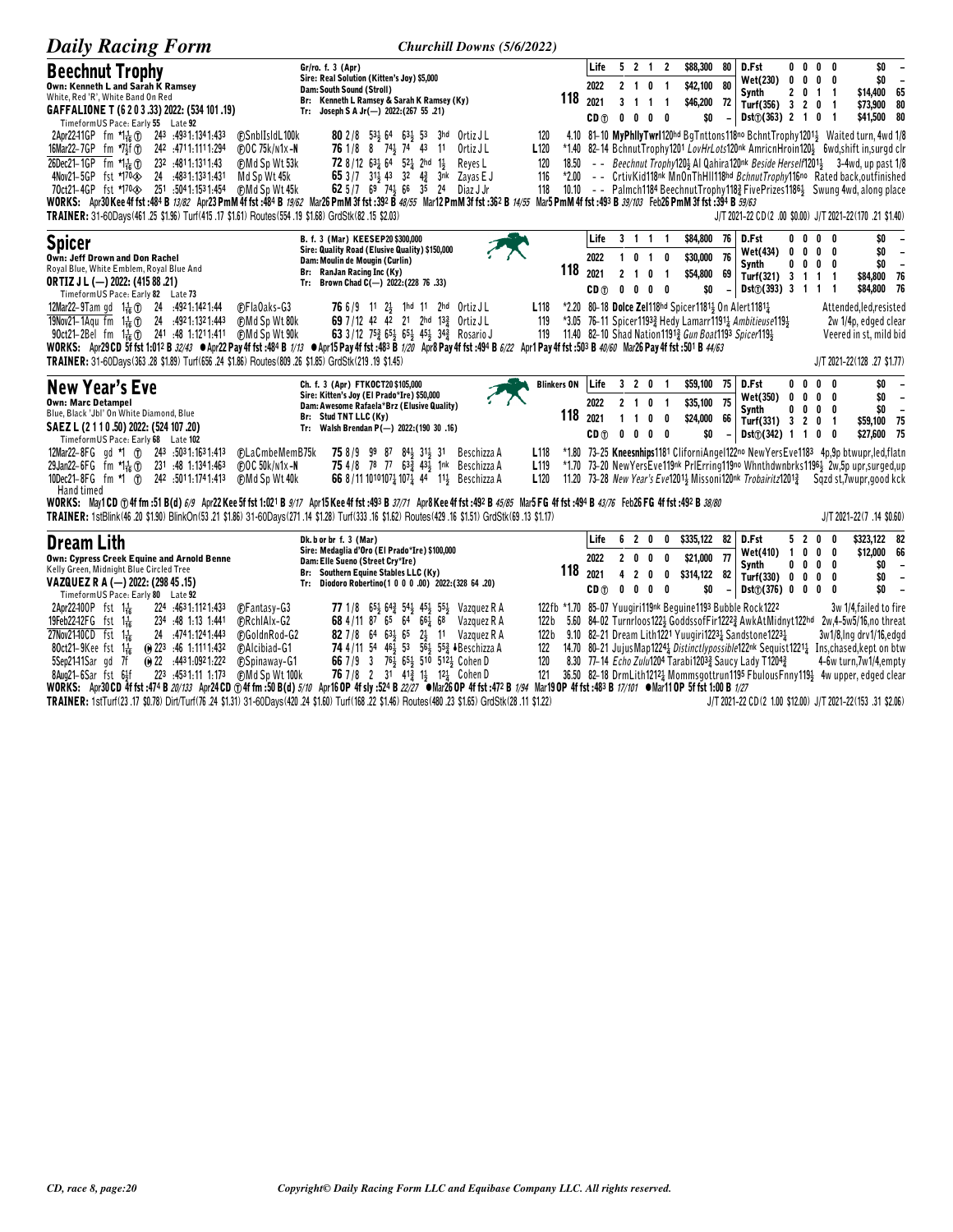## Beechnut Trophy

Own: Kenneth L and Sarah K Ramsey
White, Red 'R', White Band On Red
GAFFALIONE T (6 2 0 3 .33) 2022: (534 101 .19)
TimeformUS Pace: Early 55 Late 92

Gr/ro. f. 3 (Apr)
Sire: Real Solution (Kitten's Joy) $5,000
Dam: South Sound (Stroll)
Br: Kenneth L Ramsey & Sarah K Ramsey (Ky)
Tr: Joseph S A Jr(—) 2022:(267 55 .21)

118

| | | | | | |
|---|---|---|---|---|---|
| Life | 5 2 1 2 | $88,300 80 | D.Fst | 0 0 0 0 | $0 – |
| 2022 | 2 1 0 1 | $42,100 80 | Wet(230) | 0 0 0 0 | $0 – |
| 2021 | 3 1 1 1 | $46,200 72 | Synth | 2 0 1 1 | $14,400 65 |
| CD ⓣ | 0 0 0 0 | $0 – | Turf(356) | 3 2 0 1 | $73,900 80 |
| | | | Dst ⓣ(363) | 2 1 0 1 | $41,500 80 |

2Apr22-11GP fm *1 1/16 ⓣ 24³ :49³1:13⁴1:43³ ⓕSnbllsldL100k 80 2/8 53½ 64 63½ 53 3hd Ortiz J L 120 4.10 81–10 MyPhllyTwrl120hd BgTnttons118no BchntTrophy1201½ Waited turn, 4wd 1/8
16Mar22-7GP fm *7½f ⓣ 24² :47¹1:11¹1:29⁴ ⓕOC 75k/n1x-N 76 1/8 8 74½ 74 43 11 Ortiz J L L120 *1.40 82–14 BchnutTrophy1201 LovHrLots120nk AmricnHroin120½ 6wd,shift in,surgd clr
26Dec21-1GP fm *1 1/16 ⓣ 23² :48¹1:13¹1:43 ⓕMd Sp Wt 53k 72 8/12 63½ 64 52½ 2hd 1½ Reyes L 120 18.50 -- Beechnut Trophy120½ Al Qahira120nk Beside Herself1201½ 3–4wd, up past 1/8
4Nov21-5GP fst *170⊗ 24 :48³1:13³1:43¹ Md Sp Wt 45k 65 3/7 31½ 43 32 4¾ 3nk Zayas E J 116 *2.00 -- CrtivKid118nk MnOnThHll118hd BchnutTrophy116no Rated back,outfinished
7Oct21-4GP fst *170⊗ 25¹ :50⁴1:15³1:45⁴ ⓕMd Sp Wt 45k 62 5/7 69 74½ 66 35 24 Diaz J Jr 118 10.10 -- Palmch1184 BeechnutTrophy118¾ FivePrizes1186½ Swung 4wd, along place

WORKS: Apr30 Kee 4f fst :48⁴ B 13/82 Apr23 PmM 4f fst :48⁴ B 19/62 Mar26 PmM 3f fst :39² B 48/55 Mar12 PmM 3f fst :36² B 14/55 Mar5 PmM 4f fst :49³ B 39/103 Feb26 PmM 3f fst :39⁴ B 59/63
TRAINER: 31-60Days(461 .25 $1.96) Turf(415 .17 $1.61) Routes(554 .19 $1.68) GrdStk(82 .15 $2.03)
J/T 2021-22 CD(2 .00 $0.00) J/T 2021-22(170 .21 $1.40)

## Spicer

Own: Jeff Drown and Don Rachel
Royal Blue, White Emblem, Royal Blue And
ORTIZ J L (—) 2022: (415 88 .21)
TimeformUS Pace: Early 82 Late 73

B. f. 3 (Mar) KEESEP20 $300,000
Sire: Quality Road (Elusive Quality) $150,000
Dam: Moulin de Mougin (Curlin)
Br: RanJan Racing Inc (Ky)
Tr: Brown Chad C(—) 2022:(228 76 .33)

118

| | | | | | |
|---|---|---|---|---|---|
| Life | 3 1 1 1 | $84,800 76 | D.Fst | 0 0 0 0 | $0 – |
| 2022 | 1 0 1 0 | $30,000 76 | Wet(434) | 0 0 0 0 | $0 – |
| 2021 | 2 1 0 1 | $54,800 69 | Synth | 0 0 0 0 | $0 – |
| CD ⓣ | 0 0 0 0 | $0 – | Turf(321) | 3 1 1 1 | $84,800 76 |
| | | | Dst ⓣ(393) | 3 1 1 1 | $84,800 76 |

12Mar22-9Tam gd 1 1/16 ⓣ 24 :49²1:14²1:44 ⓕFlaOaks-G3 76 6/9 11 2½ 1hd 11 2hd Ortiz J L L118 *2.20 80–18 Dolce Zel118hd Spicer1181½ On Alert1181½ Attended,led,resisted
19Nov21-1Aqu fm 1 1/16 ⓣ 24 :49²1:13²1:44³ ⓕMd Sp Wt 80k 69 7/12 42 42 21 2hd 13¾ Ortiz J L 119 *3.05 76–11 Spicer1193¾ Hedy Lamarr1191½ Ambitieuse119½ 2w 1/4p, edged clear
9Oct21-2Bel fm 1 1/16 ⓣ 24¹ :48 1:12¹1:41¹ ⓕMd Sp Wt 90k 63 3/12 75¾ 65½ 65½ 45½ 34¾ Rosario J 119 11.40 82–10 Shad Nation1191¾ Gun Boat1193 Spicer119½ Veered in st, mild bid

WORKS: Apr29 CD 5f fst 1:01² B 32/43 ● Apr22 Pay 4f fst :48⁴ B 1/13 ● Apr15 Pay 4f fst :48³ B 1/20 Apr8 Pay 4f fst :49⁴ B 6/22 Apr1 Pay 4f fst :50³ B 40/60 Mar26 Pay 4f fst :50¹ B 44/63
TRAINER: 31-60Days(363 .28 $1.89) Turf(656 .24 $1.86) Routes(809 .26 $1.85) GrdStk(219 .19 $1.45)
J/T 2021-22(128 .27 $1.77)

## New Year's Eve

Own: Marc Detampel
Blue, Black 'Jbl' On White Diamond, Blue
SAEZ L (2 1 1 0 .50) 2022: (524 107 .20)
TimeformUS Pace: Early 68 Late 102

Ch. f. 3 (Apr) FTKOCT20 $105,000
Sire: Kitten's Joy (El Prado*Ire) $50,000
Dam: Awesome Rafaela*Brz (Elusive Quality)
Br: Stud TNT LLC (Ky)
Tr: Walsh Brendan P(—) 2022:(190 30 .16)

Blinkers ON

118

| | | | | | |
|---|---|---|---|---|---|
| Life | 3 2 0 1 | $59,100 75 | D.Fst | 0 0 0 0 | $0 – |
| 2022 | 2 1 0 1 | $35,100 75 | Wet(350) | 0 0 0 0 | $0 – |
| 2021 | 1 1 0 0 | $24,000 66 | Synth | 0 0 0 0 | $0 – |
| CD ⓣ | 0 0 0 0 | $0 – | Turf(331) | 3 2 0 1 | $59,100 75 |
| | | | Dst ⓣ(342) | 1 1 0 0 | $27,600 75 |

12Mar22-8FG gd *1 ⓣ 24³ :50³1:16³1:41³ ⓕLaCmbeMemB75k 75 8/9 99 87 84½ 31½ 31 Beschizza A L118 *1.80 73–25 Kneesnhips1181 CliforniAngel122no NewYersEve1183 4p,9p btwupr,led,flatn
29Jan22-6FG fm *1 1/16 ⓣ 23¹ :48 1:13⁴1:46³ ⓕOC 50k/n1x-N 75 4/8 78 77 63¾ 43½ 1nk Beschizza A L119 *1.70 73–20 NewYersEve119nk PrlErring119no Whnthdwnbrks1196½ 2w,5p upr,surged,up
10Dec21-8FG fm *1 ⓣ 24² :50¹1:17⁴1:41³ ⓕMd Sp Wt 40k 66 8/11 1010 107½ 107½ 44 11½ Beschizza A L120 11.20 73–28 New Year's Eve1201½ Missoni120nk Trobairitz1201¾ Sqzd st,7wupr,good kck
Hand timed

WORKS: May1 CD ⓣ 4f fm :51 B(d) 6/9 Apr22 Kee 5f fst 1:02¹ B 9/17 Apr15 Kee 4f fst :49³ B 37/71 Apr8 Kee 4f fst :49² B 45/85 Mar5 FG 4f fst :49⁴ B 43/76 Feb26 FG 4f fst :49² B 38/80
TRAINER: 1stBlink(46 .20 $1.90) BlinkOn(53 .21 $1.86) 31-60Days(271 .14 $1.28) Turf(333 .16 $1.62) Routes(429 .16 $1.51) GrdStk(69 .13 $1.17)
J/T 2021-22(7 .14 $0.60)

## Dream Lith

Own: Cypress Creek Equine and Arnold Benne
Kelly Green, Midnight Blue Circled Tree
VAZQUEZ R A (—) 2022: (298 45 .15)
TimeformUS Pace: Early 80 Late 92

Dk. b or br f. 3 (Mar)
Sire: Medaglia d'Oro (El Prado*Ire) $100,000
Dam: Elle Sueno (Street Cry*Ire)
Br: Southern Equine Stables LLC (Ky)
Tr: Diodoro Robertino(1 0 0 0 .00) 2022:(328 64 .20)

118

| | | | | | |
|---|---|---|---|---|---|
| Life | 6 2 0 0 | $335,122 82 | D.Fst | 5 2 0 0 | $323,122 82 |
| 2022 | 2 0 0 0 | $21,000 77 | Wet(410) | 1 0 0 0 | $12,000 66 |
| 2021 | 4 2 0 0 | $314,122 82 | Synth | 0 0 0 0 | $0 – |
| CD ⓣ | 0 0 0 0 | $0 – | Turf(331) | 0 0 0 0 | $0 – |
| | | | Dst ⓣ(376) | 0 0 0 0 | $0 – |

2Apr22-10OP fst 1 1/16 22⁴ :46³1:12¹1:43³ ⓕFantasy-G3 77 1/8 65½ 64¾ 54½ 45½ 55½ Vazquez R A 122 fb *1.70 85–07 Yuugiri119nk Beguine1193 Bubble Rock1222 3w 1/4,failed to fire
19Feb22-12FG fst 1 1/16 23⁴ :48 1:13 1:44¹ ⓕRchlAlx-G2 68 4/11 87 65 64 66½ 68 Vazquez R A 122 b 5.60 84–02 Turnrloos122½ GoddssofFir122¾ AwkAtMidnyt122hd 2w,4-5w5/16,no threat
27Nov21-10CD fst 1 1/16 24 :47⁴1:12⁴1:44³ ⓕGoldnRod-G2 82 7/8 64 63½ 65 2½ 11 Vazquez R A 122 b 9.10 82–21 Dream Lith1221 Yuugiri1223½ Sandstone1223½ 3w1/8,lng drv1/16,edgd
8Oct21-9Kee fst 1 1/16 ⊕ 22³ :46 1:11¹1:43² ⓕAlcibiad-G1 74 4/11 54 46½ 53 56½ 55¾ ♦Beschizza A 122 14.70 80–21 JujusMap1224½ Distinctlypossible122nk Sequist1221½ Ins,chased,kept on btw
5Sep21-11Sar gd 7f ⊕ 22 :44³1:09²1:22² ⓕSpinaway-G1 66 7/9 3 76½ 65½ 510 512½ Cohen D 120 8.30 77–14 Echo Zulu1204 Tarabi1203¾ Saucy Lady T1204¾ 4-6w turn,7w1/4,empty
8Aug21-6Sar fst 6½f 22³ :45³1:11 1:17³ ⓕMd Sp Wt 100k 76 7/8 2 31 41¾ 1½ 12½ Cohen D 121 36.50 82–18 DrmLith1212½ Mommsgottrun1195 FbulousFnny119½ 4w upper, edged clear

WORKS: Apr30 CD 4f fst :47⁴ B 20/133 Apr24 CD ⓣ 4f fm :50 B(d) 5/10 Apr16 OP 4f sly :52⁴ B 22/27 ● Mar26 OP 4f fst :47² B 1/94 Mar19 OP 4f fst :48³ B 17/101 ● Mar11 OP 5f fst 1:00 B 1/27
TRAINER: 1stTurf(23 .17 $0.78) Dirt/Turf(76 .24 $1.31) 31-60Days(420 .24 $1.60) Turf(168 .22 $1.46) Routes(480 .23 $1.65) GrdStk(28 .11 $1.22)
J/T 2021-22 CD(2 1.00 $12.00) J/T 2021-22(153 .31 $2.06)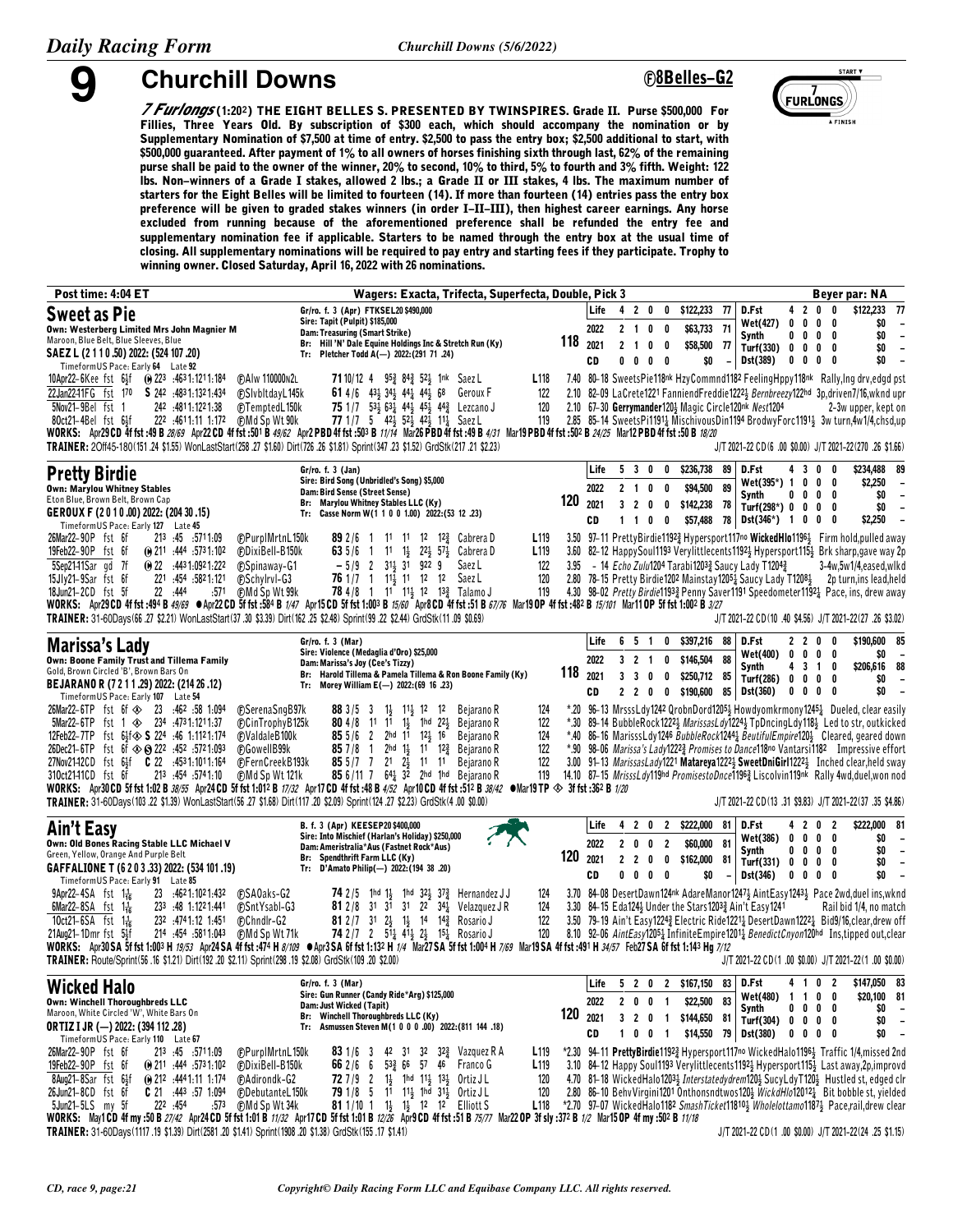# 9 Churchill Downs

**Ⓕ8Belles–G2**

*7 Furlongs* (1:20²) THE EIGHT BELLES S. PRESENTED BY TWINSPIRES. Grade II. Purse $500,000 For Fillies, Three Years Old. By subscription of $300 each, which should accompany the nomination or by Supplementary Nomination of $7,500 at time of entry. $2,500 to pass the entry box; $2,500 additional to start, with $500,000 guaranteed. After payment of 1% to all owners of horses finishing sixth through last, 62% of the remaining purse shall be paid to the owner of the winner, 20% to second, 10% to third, 5% to fourth and 3% fifth. Weight: 122 lbs. Non–winners of a Grade I stakes, allowed 2 lbs.; a Grade II or III stakes, 4 lbs. The maximum number of starters for the Eight Belles will be limited to fourteen (14). If more than fourteen (14) entries pass the entry box preference will be given to graded stakes winners (in order I–II–III), then highest career earnings. Any horse excluded from running because of the aforementioned preference shall be refunded the entry fee and supplementary nomination fee if applicable. Starters to be named through the entry box at the usual time of closing. All supplementary nominations will be required to pay entry and starting fees if they participate. Trophy to winning owner. Closed Saturday, April 16, 2022 with 26 nominations.

**Post time: 4:04 ET** — Wagers: Exacta, Trifecta, Superfecta, Double, Pick 3 — Beyer par: NA

---

## Sweet as Pie

Own: Westerberg Limited Mrs John Magnier M
Maroon, Blue Belt, Blue Sleeves, Blue
**SAEZ L (2 1 1 0 .50) 2022: (524 107 .20)**
TimeformUS Pace: Early 64 Late 92

Gr/ro. f. 3 (Apr) FTKSEL20 $490,000
Sire: Tapit (Pulpit) $185,000
Dam: Treasuring (Smart Strike)
Br: Hill 'N' Dale Equine Holdings Inc & Stretch Run (Ky)
Tr: Pletcher Todd A(—) 2022:(291 71 .24)

**118**

| | | | | | | |
|---|---|---|---|---|---|---|
| Life | 4 2 0 0 | $122,233 | 77 | D.Fst | 4 2 0 0 | $122,233 77 |
| 2022 | 2 1 0 0 | $63,733 | 71 | Wet(427) | 0 0 0 0 | $0 – |
| 2021 | 2 1 0 0 | $58,500 | 77 | Synth | 0 0 0 0 | $0 – |
| CD | 0 0 0 0 | $0 | – | Turf(330) | 0 0 0 0 | $0 – |
| | | | | Dst(389) | 0 0 0 0 | $0 – |

```
10Apr22-6Kee fst 6½f  ⓦ223 :4631:1211:184  ⒻAlw 110000n2L     71 10/12 4  95¾ 84¾ 52½ 1nk  Saez L       L118  7.40 80-18 SweetsPie118nk HzyCommnd1182 FeelingHppy118nk Rally,Ing drv,edgd pst
22Jan22-11FG fst 170  S 242 :4831:1321:434  ⒻSlvbltdayL145k    61 4/6  43½ 34½ 44½ 44½ 68  Geroux F       122  2.10 82-09 LaCrete1221 FanniendFreddie1222½ Bernbreezy122nd 3p,driven7/16,wknd upr
5Nov21-9Bel fst 1     242 :4811:1221:38   ⒻTemptedL150k      75 1/7  53½ 63¾ 44½ 45½ 44¾ Lezcano J     120  2.10 67-30 Gerrymander120½ Magic Circle120nk Nest1204        2-3w upper, kept on
8Oct21-4Bel fst 6½f   222 :4611:11 1:172  ⒻMd Sp Wt 90k      77 1/7  5  42½ 52½ 42½ 11¼ Saez L        119  2.85 85-14 SweetsPi1191¼ MischivousDin1194 BrodwyForc1191½ 3w turn,4w1/4,chsd,up
```

WORKS: Apr29CD 4f fst :49 B 28/69 Apr22CD 4f fst :50¹ B 49/62 Apr2PBD 4f fst :50³ B 11/14 Mar26PBD 4f fst :49 B 4/31 Mar19PBD 4f fst :50² B 24/25 Mar12PBD 4f fst :50 B 18/20
TRAINER: 2Off45-180(151 .24 $1.55) WonLastStart(258 .27 $1.60) Dirt(726 .26 $1.81) Sprint(347 .23 $1.52) GrdStk(217 .21 $2.23) — J/T 2021-22 CD(6 .00 $0.00) J/T 2021-22(270 .26 $1.66)

---

## Pretty Birdie

Own: Marylou Whitney Stables
Eton Blue, Brown Belt, Brown Cap
**GEROUX F (2 0 1 0 .00) 2022: (204 30 .15)**
TimeformUS Pace: Early 127 Late 45

Gr/ro. f. 3 (Jan)
Sire: Bird Song (Unbridled's Song) $5,000
Dam: Bird Sense (Street Sense)
Br: Marylou Whitney Stables LLC (Ky)
Tr: Casse Norm W(1 1 0 0 1.00) 2022:(53 12 .23)

**120**

| | | | | | | |
|---|---|---|---|---|---|---|
| Life | 5 3 0 0 | $236,738 | 89 | D.Fst | 4 3 0 0 | $234,488 89 |
| 2022 | 2 1 0 0 | $94,500 | 89 | Wet(395*) | 1 0 0 0 | $2,250 – |
| 2021 | 3 2 0 0 | $142,238 | 78 | Synth | 0 0 0 0 | $0 – |
| CD | 1 1 0 0 | $57,488 | 78 | Turf(298*) | 0 0 0 0 | $0 – |
| | | | | Dst(346*) | 1 0 0 0 | $2,250 – |

```
26Mar22-9OP fst 6f    213 :45  :5711:09   ⒻPurplMrtnL150k    89 2/6  1  11 11 12 12¾ Cabrera D     L119  3.50 97-11 PrettyBirdie1192¾ Hypersport117no WickedHlo1196½ Firm hold,pulled away
19Feb22-9OP fst 6f    ⓦ211 :444 :5731:102 ⒻDixiBell-B150k    63 5/6  1  11 1½ 22½ 57½ Cabrera D     L119  3.60 82-12 HappySoul1193 Verylittlecents1192½ Hypersport115½ Brk sharp,gave way 2p
5Sep21-11Sar gd 7f    ⓦ22 :4431:0921:222  ⒻSpinaway-G1      – 5/9  2  31½ 31 922 9      Saez L        122  3.95  – 14 Echo Zulu1204 Tarabi1203¾ Saucy Lady T1204¾      3-4w,5w1/4,eased,wlkd
15Jly21-9Sar fst 6f   221 :454 :5821:121  ⒻSchylrvl-G3      76 1/7  1  11½ 11 12 12     Saez L        120  2.80 78-15 Pretty Birdie1202 Mainstay1205¼ Saucy Lady T1208½   2p turn,ins lead,held
18Jun21-2CD fst 5f    22  :444      :571  ⒻMd Sp Wt 99k      78 4/8  1  11 11½ 12 13¾   Talamo J      119  4.30 98-02 Pretty Birdie1193¾ Penny Saver1191 Speedometer1192¼ Pace, ins, drew away
```

WORKS: Apr29CD 4f fst :49⁴ B 49/69 ●Apr22CD 5f fst :58⁴ B 1/47 Apr15CD 5f fst 1:00³ B 15/60 Apr8CD 4f fst :51 B 67/76 Mar19OP 4f fst :48² B 15/101 Mar11OP 5f fst 1:00² B 3/27
TRAINER: 31-60Days(66 .27 $2.21) WonLastStart(37 .30 $3.39) Dirt(162 .25 $2.48) Sprint(99 .22 $2.44) GrdStk(11 .09 $0.69) — J/T 2021-22 CD(10 .40 $4.56) J/T 2021-22(27 .26 $3.02)

---

## Marissa's Lady

Own: Boone Family Trust and Tillema Family
Gold, Brown Circled 'B', Brown Bars On
**BEJARANO R (7 2 1 1 .29) 2022: (214 26 .12)**
TimeformUS Pace: Early 107 Late 54

Gr/ro. f. 3 (Mar)
Sire: Violence (Medaglia d'Oro) $25,000
Dam: Marissa's Joy (Cee's Tizzy)
Br: Harold Tillema & Pamela Tillema & Ron Boone Family (Ky)
Tr: Morey William E(—) 2022:(69 16 .23)

**118**

| | | | | | | |
|---|---|---|---|---|---|---|
| Life | 6 5 1 0 | $397,216 | 88 | D.Fst | 2 2 0 0 | $190,600 85 |
| 2022 | 3 2 1 0 | $146,504 | 88 | Wet(400) | 0 0 0 0 | $0 – |
| 2021 | 3 3 0 0 | $250,712 | 85 | Synth | 4 3 1 0 | $206,616 88 |
| CD | 2 2 0 0 | $190,600 | 85 | Turf(286) | 0 0 0 0 | $0 – |
| | | | | Dst(360) | 0 0 0 0 | $0 – |

```
26Mar22-6TP fst 6f ◈  23  :462 :58 1:094  ⒻSerenaSngB97k     88 3/5  3  1½ 11½ 12 12    Bejarano R     124  *.20 96-13 MrsssLdy1242 QrobnDord1205½ Howdyomkrmony1245¼ Dueled, clear easily
5Mar22-6TP fst 1 ◈    234 :4731:1211:37   ⒻCinTrophyB125k    80 4/8  11 11 1½ 1hd 22½  Bejarano R     122  *.30 89-14 BubbleRock1222½ MarissasLdy1224½ TpDncingLdy118½ Led to str, outkicked
12Feb22-7TP fst 6½f◈ S 224 :46 1:1121:174 ⒻValdaleB100k      85 5/6  2  2hd 11 12½ 16   Bejarano R     124  *.40 86-16 MarisssLdy1246 BubbleRock1244½ BeutifulEmpire120½ Cleared, geared down
26Dec21-6TP fst 6f ◈ ⓢ222 :452 :5721:093  ⒻGowellB99k        85 7/8  1  2hd 1½ 11 12¾  Bejarano R     122  *.90 98-06 Marissa's Lady1222¾ Promises to Dance118no Vantarsi1182 Impressive effort
27Nov21-12CD fst 6½f  C 22 :4531:1011:164 ⒻFernCreekB193k    85 5/7  7  21 2½ 11 11    Bejarano R     122  3.00 91-13 MarissasLady1221 Matareya1222½ SweetDniGirl1222½ Inched clear,held sway
31Oct21-11CD fst 6f   213 :454 :5741:10   ⒻMd Sp Wt 121k     85 6/11 7  64½ 32 2hd 1hd Bejarano R     119 14.10 87-15 MrsssLdy119hd PromisestoDnce1196¾ Liscolvin119nk Rally 4wd,duel,won nod
```

WORKS: Apr30CD 5f fst 1:02 B 38/55 Apr24CD 5f fst 1:01² B 17/32 Apr17CD 4f fst :48 B 4/52 Apr10CD 4f fst :51² B 38/42 ●Mar19TP ◈ 3f fst :36² B 1/20
TRAINER: 31-60Days(103 .22 $1.39) WonLastStart(56 .27 $1.68) Dirt(117 .20 $2.09) Sprint(124 .27 $2.23) GrdStk(4 .00 $0.00) — J/T 2021-22 CD(13 .31 $9.83) J/T 2021-22(37 .35 $4.86)

---

## Ain't Easy

Own: Old Bones Racing Stable LLC Michael V
Green, Yellow, Orange And Purple Belt
**GAFFALIONE T (6 2 0 3 .33) 2022: (534 101 .19)**
TimeformUS Pace: Early 91 Late 85

B. f. 3 (Apr) KEESEP20 $400,000
Sire: Into Mischief (Harlan's Holiday) $250,000
Dam: Ameristralia*Aus (Fastnet Rock*Aus)
Br: Spendthrift Farm LLC (Ky)
Tr: D'Amato Philip(—) 2022:(194 38 .20)

**120**

| | | | | | | |
|---|---|---|---|---|---|---|
| Life | 4 2 0 2 | $222,000 | 81 | D.Fst | 4 2 0 2 | $222,000 81 |
| 2022 | 2 0 0 2 | $60,000 | 81 | Wet(386) | 0 0 0 0 | $0 – |
| 2021 | 2 2 0 0 | $162,000 | 81 | Synth | 0 0 0 0 | $0 – |
| CD | 0 0 0 0 | $0 | – | Turf(331) | 0 0 0 0 | $0 – |
| | | | | Dst(346) | 0 0 0 0 | $0 – |

```
9Apr22-4SA fst 1⅙     23  :4621:1021:432  ⒻSAOaks-G2         74 2/5  1hd 1½ 1hd 32½ 37¾ Hernandez J J 124  3.70 84-08 DesertDawn124nk AdareManor1247¾ AintEasy1243½ Pace 2wd,duel ins,wknd
6Mar22-8SA fst 1⅙     233 :48 1:1221:441  ⒻSntYsabl-G3       81 2/8  31 31 31 22 34¼    Velazquez J R  124  3.30 84-15 Eda124¾ Under the Stars1203¾ Ain't Easy1241     Rail bid 1/4, no match
10Oct21-6SA fst 1⅙    232 :4741:12 1:451  ⒻChndlr-G2         81 2/7  31 2½ 1½ 14 14¾    Rosario J      122  3.50 79-19 Ain't Easy1224¾ Electric Ride1221¼ DesertDawn1222¼ Bid9/16,clear,drew off
21Aug21-1Dmr fst 5½f  214 :454 :5811:043  ⒻMd Sp Wt 71k      74 2/7  2  51¼ 41½ 2½ 15¼ Rosario J      120  8.10 92-06 AintEasy1205¼ InfiniteEmpire1201¼ BenedictCnyon120hd Ins,tipped out,clear
```

WORKS: Apr30SA 5f fst 1:00³ H 19/53 Apr24SA 4f fst :47⁴ H 8/109 ●Apr3SA 6f fst 1:13² H 1/4 Mar27SA 5f fst 1:00⁴ H 7/69 Mar19SA 4f fst :49¹ H 34/57 Feb27SA 6f fst 1:14³ Hg 7/12
TRAINER: Route/Sprint(56 .16 $1.21) Dirt(192 .20 $2.11) Sprint(298 .19 $2.08) GrdStk(109 .20 $2.00) — J/T 2021-22 CD(1 .00 $0.00) J/T 2021-22(1 .00 $0.00)

---

## Wicked Halo

Own: Winchell Thoroughbreds LLC
Maroon, White Circled 'W', White Bars On
**ORTIZ I JR (—) 2022: (394 112 .28)**
TimeformUS Pace: Early 110 Late 67

Gr/ro. f. 3 (Mar)
Sire: Gun Runner (Candy Ride*Arg) $125,000
Dam: Just Wicked (Tapit)
Br: Winchell Thoroughbreds LLC (Ky)
Tr: Asmussen Steven M(1 0 0 0 .00) 2022:(811 144 .18)

**120**

| | | | | | | |
|---|---|---|---|---|---|---|
| Life | 5 2 0 2 | $167,150 | 83 | D.Fst | 4 1 0 2 | $147,050 83 |
| 2022 | 2 0 0 1 | $22,500 | 83 | Wet(480) | 1 1 0 0 | $20,100 81 |
| 2021 | 3 2 0 1 | $144,650 | 81 | Synth | 0 0 0 0 | $0 – |
| CD | 1 0 0 1 | $14,550 | 79 | Turf(304) | 0 0 0 0 | $0 – |
| | | | | Dst(380) | 0 0 0 0 | $0 – |

```
26Mar22-9OP fst 6f    213 :45  :5711:09   ⒻPurplMrtnL150k    83 1/6  3  42 31 32 32¾   Vazquez R A   L119  *2.30 94-11 PrettyBirdie1192¾ Hypersport117no WickedHalo1196½ Traffic 1/4,missed 2nd
19Feb22-9OP fst 6f    ⓦ211 :444 :5731:102 ⒻDixiBell-B150k    66 2/6  6  53¾ 66 57 46   Franco G      L119  3.10 84-12 Happy Soul1193 Verylittlecents1192½ Hypersport115½ Last away,2p,improvd
8Aug21-8Sar fst 6½f   ⓦ212 :4441:11 1:174 ⒻAdirondk-G2      72 7/9  2  1½ 1hd 11½ 13½ Ortiz J L      120  4.70 81-18 WickedHalo1203½ Interstatedyrem120½ SucyLdyT120½ Hustled st, edged clr
26Jun21-8CD fst 6f    C 21 :443 :57 1:094 ⒻDebutanteL150k    79 1/8  5  11 11½ 1hd 31½ Ortiz J L      120  2.80 86-10 BehvVirgini1201 Onthonsndtwos120½ WickdHlo12012¼ Bit bobble st, yielded
5Jun21-5LS my 5f      222 :454      :573  ⒻMd Sp Wt 34k      81 1/10 1  1½ 1½ 12 12    Elliott S     L118  *2.70 97-07 WickedHalo1182 SmashTicket11810½ Wholelottamo1187¼ Pace,rail,drew clear
```

WORKS: May1CD 4f my :50 B 27/42 Apr24CD 5f fst 1:01 B 11/32 Apr17CD 5f fst 1:01 B 12/26 Apr9CD 4f fst :51 B 75/77 Mar22OP 3f sly :37² B 1/2 Mar15OP 4f my :50² B 11/18
TRAINER: 31-60Days(1117 .19 $1.39) Dirt(2581 .20 $1.41) Sprint(1908 .20 $1.38) GrdStk(155 .17 $1.41) — J/T 2021-22 CD(1 .00 $0.00) J/T 2021-22(24 .25 $1.15)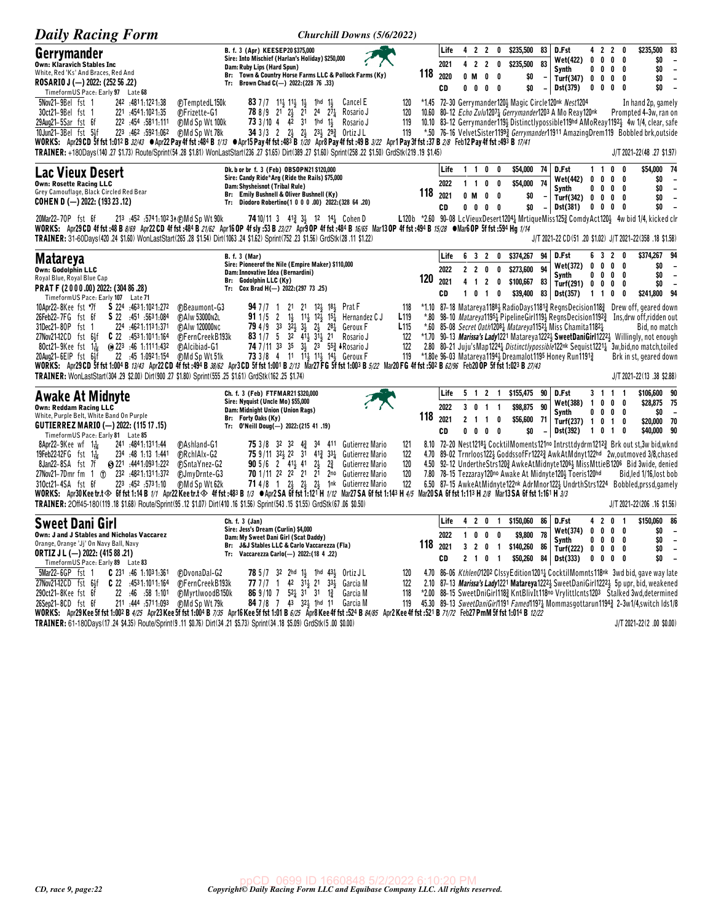## Gerrymander

**Own: Klaravich Stables Inc**
White, Red 'Ks' And Braces, Red And
**ROSARIO J (—) 2022: (252 56 .22)**

B. f. 3 (Apr) KEESEP20 $375,000
Sire: Into Mischief (Harlan's Holiday) $250,000
Dam: Ruby Lips (Hard Spun)
Br: Town & Country Horse Farms LLC & Pollock Farms (Ky)
Tr: Brown Chad C(—) 2022:(228 76 .33)

**118**

| | | | | | | | | | | | | |
|---|---|---|---|---|---|---|---|---|---|---|---|---|
| Life | 4 | 2 | 2 | 0 | $235,500 | 83 | D.Fst | 4 | 2 | 2 | 0 | $235,500 83 |
| 2021 | 4 | 2 | 2 | 0 | $235,500 | 83 | Wet(422) | 0 | 0 | 0 | 0 | $0 – |
| 2020 | 0 | M | 0 | 0 | $0 | – | Synth | 0 | 0 | 0 | 0 | $0 – |
| CD | 0 | 0 | 0 | 0 | $0 | – | Turf(347) | 0 | 0 | 0 | 0 | $0 – |
| | | | | | | | Dst(379) | 0 | 0 | 0 | 0 | $0 – |

TimeformUS Pace: Early 97 Late 68

5Nov21–9Bel fst 1 :24² :48¹1:12²1:38 ⒻTemptedL150k **83** 7/7 1½ 1½ 1½ 1hd 1½ Cancel E 120 *1.45 72–30 Gerrymander120½ Magic Circle120nk Nest120⁴ In hand 2p, gamely
3Oct21–9Bel fst 1 :22¹ :45⁴1:10²1:35 ⒻFrizette-G1 **78** 8/9 2¹ 2½ 2¹ 2⁴ 2⁷¼ Rosario J 120 10.60 80–12 Echo Zulu120⁷¼ Gerrymander120³ A Mo Reay120nk Prompted 4-3w, ran on
29Aug21–5Sar fst 6f :22² :45⁴ :58¹1:11¹ ⒻMd Sp Wt 100k **73** 3/10 4 4² 3¹ 1hd 1½ Rosario J 119 10.10 83–12 Gerrymander119½ Distinctlypossible119hd AMoReay1192½ 4w 1/4, clear, safe
10Jun21–3Bel fst 5½f :22³ :46² :59²1:06² ⒻMd Sp Wt 78k **34** 3/3 2 2½ 2½ 2³½ 2⁹¾ Ortiz J L 119 *.50 76–16 VelvetSister1199¾ Gerrymander11911 AmazingDrem119 Bobbled brk,outside

WORKS: Apr29 CD 5f fst 1:01² B 32/43 ● Apr22 Pay 4f fst :48⁴ B 1/13 ● Apr15 Pay 4f fst :48³ B 1/20 Apr8 Pay 4f fst :49 B 3/22 Apr1 Pay 3f fst :37 B 2/8 Feb12 Pay 4f fst :49³ B 17/41
TRAINER: +180Days(140 .27 $1.73) Route/Sprint(54 .28 $1.81) WonLastStart(236 .27 $1.65) Dirt(389 .27 $1.60) Sprint(258 .22 $1.50) GrdStk(219 .19 $1.45) J/T 2021-22(48 .27 $1.97)

## Lac Vieux Desert

**Own: Rosette Racing LLC**
Grey Camouflage, Black Circled Red Bear
**COHEN D (—) 2022: (193 23 .12)**

Dk. b or br f. 3 (Feb) OBSOPN21 $120,000
Sire: Candy Ride*Arg (Ride the Rails) $75,000
Dam: Shysheisnot (Tribal Rule)
Br: Emily Bushnell & Oliver Bushnell (Ky)
Tr: Diodoro Robertino(1 0 0 0 .00) 2022:(328 64 .20)

**118**

| | | | | | | | | | | | | |
|---|---|---|---|---|---|---|---|---|---|---|---|---|
| Life | 1 | 1 | 0 | 0 | $54,000 | 74 | D.Fst | 1 | 1 | 0 | 0 | $54,000 74 |
| 2022 | 1 | 1 | 0 | 0 | $54,000 | 74 | Wet(442) | 0 | 0 | 0 | 0 | $0 – |
| 2021 | 0 | M | 0 | 0 | $0 | – | Synth | 0 | 0 | 0 | 0 | $0 – |
| CD | 0 | 0 | 0 | 0 | $0 | – | Turf(342) | 0 | 0 | 0 | 0 | $0 – |
| | | | | | | | Dst(381) | 0 | 0 | 0 | 0 | $0 – |

20Mar22–7OP fst 6f :21³ :45² :57⁴1:10² 3↑ⒻMd Sp Wt 90k **74** 10/11 3 4¹¾ 3½ 1² 1⁴½ Cohen D L120b *2.60 90–08 LcVieuxDesert1204½ MrtiqueMiss125¾ ComdyAct120½ 4w bid 1/4, kicked clr

WORKS: Apr29 CD 4f fst :48 B 8/69 Apr22 CD 4f fst :48⁴ B 21/62 Apr16 OP 4f sly :53 B 23/27 Apr9 OP 4f fst :48⁴ B 16/65 Mar13 OP 4f fst :49⁴ B 15/28 ● Mar6 OP 5f fst :59⁴ Hg 1/14
TRAINER: 31-60Days(420 .24 $1.60) WonLastStart(265 .28 $1.54) Dirt(1063 .24 $1.62) Sprint(752 .23 $1.56) GrdStk(28 .11 $1.22) J/T 2021-22 CD(51 .20 $1.02) J/T 2021-22(358 .18 $1.58)

## Matareya

**Own: Godolphin LLC**
Royal Blue, Royal Blue Cap
**PRAT F (2 0 0 0 .00) 2022: (304 86 .28)**

B. f. 3 (Mar)
Sire: Pioneerof the Nile (Empire Maker) $110,000
Dam: Innovative Idea (Bernardini)
Br: Godolphin LLC (Ky)
Tr: Cox Brad H(—) 2022:(297 73 .25)

**120**

| | | | | | | | | | | | | |
|---|---|---|---|---|---|---|---|---|---|---|---|---|
| Life | 6 | 3 | 2 | 0 | $374,267 | 94 | D.Fst | 6 | 3 | 2 | 0 | $374,267 94 |
| 2022 | 2 | 2 | 0 | 0 | $273,600 | 94 | Wet(372) | 0 | 0 | 0 | 0 | $0 – |
| 2021 | 4 | 1 | 2 | 0 | $100,667 | 83 | Synth | 0 | 0 | 0 | 0 | $0 – |
| CD | 1 | 0 | 1 | 0 | $39,400 | 83 | Turf(291) | 0 | 0 | 0 | 0 | $0 – |
| | | | | | | | Dst(357) | 1 | 1 | 0 | 0 | $241,800 94 |

TimeformUS Pace: Early 107 Late 71

10Apr22–8Kee fst *7f S :22⁴ :46³1:10²1:27² ⒻBeaumont-G3 **94** 7/7 1 2¹ 2¹ 1²½ 1⁸½ Prat F 118 *1.10 87–18 Matareya1188½ RadioDays1181¾ RegnsDecision118¾ Drew off, geared down
26Feb22–7FG fst 6f S :22 :45¹ :56³1:08⁴ ⒻAlw 53000n2L **91** 1/5 2 1½ 1¹½ 1²½ 1⁵½ Hernandez C J L119 *.80 98–10 Matareya1195½ PipelineGirl119½ RegnsDecision1192¾ Ins,drw off,ridden out
31Dec21–8OP fst 1 :22⁴ :46²1:11³1:37¹ ⒻAlw 120000nc **79** 4/9 3³ 3²½ 3½ 2½ 2⁶¾ Geroux F L115 *.60 85–08 Secret Oath1206¾ Matareya1152½ Miss Chamita1182½ Bid, no match
27Nov21–12CD fst 6½f C :22 :45³1:10¹1:16⁴ ⒻFernCreekB193k **83** 1/7 5 3² 4¹½ 3¹½ 2¹ Rosario J 122 *1.10 90–13 Marissa's Lady1221 Matareya1222½ SweetDaniGirl1222½ Willingly, not enough
8Oct21–9Kee fst 1¹⁄₁₆ ⓦ :22³ :46 1:11¹1:43² ⒻAlcibiad-G1 **74** 7/11 3³ 3⁵ 3½ 2³ 5⁵¾ ♣Rosario J 122 2.80 80–21 Juju'sMap1224½ Distinctlypossible122nk Sequist1221¼ 3w,bid,no match,toiled
20Aug21–6EIP fst 6½f :22 :45 1:09²1:15⁴ ⒻMd Sp Wt 51k **73** 3/8 4 1¹ 1¹½ 1¹½ 1⁴½ Geroux F 119 *1.80e 96–03 Matareya1194½ Dreamalot1195 Honey Run1191¾ Brk in st, geared down

WORKS: Apr30 Kee 5f fst 1:00⁴ B 7/35 Apr23 Kee 5f fst 1:00⁴ B 7/35 Apr16 Kee 5f fst 1:01 B 6/25 Apr8 Kee 4f fst :52⁴ B 84/85 Apr2 Kee 4f fst :52¹ B 71/72 Feb27 PmM 5f fst 1:01⁴ B 12/22
TRAINER: WonLastStart(304 .29 $2.00) Dirt(900 .27 $1.80) Sprint(555 .25 $1.61) GrdStk(162 .25 $1.74) J/T 2021-22(13 .38 $2.88)

## Awake At Midnyte

**Own: Reddam Racing LLC**
White, Purple Belt, White Band On Purple
**GUTIERREZ MARIO (—) 2022: (115 17 .15)**

Ch. f. 3 (Feb) FTFMAR21 $320,000
Sire: Nyquist (Uncle Mo) $55,000
Dam: Midnight Union (Union Rags)
Br: Forty Oaks (Ky)
Tr: O'Neill Doug(—) 2022:(215 41 .19)

**118**

| | | | | | | | | | | | | |
|---|---|---|---|---|---|---|---|---|---|---|---|---|
| Life | 5 | 1 | 2 | 1 | $155,475 | 90 | D.Fst | 3 | 1 | 1 | 1 | $106,600 90 |
| 2022 | 3 | 0 | 1 | 1 | $98,875 | 90 | Wet(388) | 1 | 0 | 0 | 0 | $28,875 75 |
| 2021 | 2 | 1 | 1 | 0 | $56,600 | 71 | Synth | 0 | 0 | 0 | 0 | $0 – |
| CD | 0 | 0 | 0 | 0 | $0 | – | Turf(237) | 1 | 0 | 1 | 0 | $20,000 70 |
| | | | | | | | Dst(392) | 1 | 0 | 1 | 0 | $40,000 90 |

TimeformUS Pace: Early 81 Late 85

8Apr22–9Kee wf 1¹⁄₁₆ :24¹ :48⁴1:13¹1:44 ⒻAshland-G1 **75** 3/8 3² 3² 4¾ 3⁴ 4¹¹ Gutierrez Mario 121 8.10 72–20 Nest1218½ CocktilMoments121no Intrsttdydrm1212¾ Brk out st,3w bid,wknd
19Feb22–12FG fst 1¹⁄₁₆ :23⁴ :48 1:13 1:44¹ ⒻRchlAlx-G2 **75** 9/11 3²½ 2² 3¹ 4¹¾ 3³¼ Gutierrez Mario 122 4.70 89–02 Trnrloos122½ GoddssofFr1222¾ AwkAtMdnyt122hd 2w,outmoved 3/8,chased
8Jan22–8SA fst 7f ⓢ :22¹ :44¹1:09³1:22² ⒻSntaYnez-G2 **90** 5/6 2 4¹½ 4¹ 2½ 2¾ Gutierrez Mario 120 4.50 92–12 UndertheStrs120¾ AwkeAtMidnyte1206½ MissMttieB1206 Bid 3wide, denied
27Nov21–7Dmr fm 1 ⓣ :23² :48²1:13¹1:37² ⒻJmyDrnte-G3 **70** 1/11 2² 2² 2¹ 2¹ 2no Gutierrez Mario 120 7.80 78–15 Tezzaray120no Awake At Midnyte120½ Toeris120hd Bid,led 1/16,lost bob
31Oct21–4SA fst 6f :22³ :45² :57³1:10 ⒻMd Sp Wt 62k **71** 4/8 1 2½ 2½ 2½ 1nk Gutierrez Mario 122 6.50 87–15 AwkeAtMidnyte122nk AdrMnor122½ UndrthStrs1224 Bobbled,prssd,gamely

WORKS: Apr30 Kee tr.t ◈ 6f fst 1:14 B 1/1 Apr22 Kee tr.t ◈ 4f fst :48³ B 1/3 ● Apr2 SA 6f fst 1:12¹ H 1/12 Mar27 SA 6f fst 1:14³ H 4/5 Mar20 SA 6f fst 1:11³ H 2/8 Mar13 SA 6f fst 1:16¹ H 3/3
TRAINER: 2Off45-180(119 .18 $1.68) Route/Sprint(95 .12 $1.07) Dirt(410 .16 $1.56) Sprint(543 .15 $1.55) GrdStk(67 .06 $0.50) J/T 2021-22(206 .16 $1.56)

## Sweet Dani Girl

**Own: J and J Stables and Nicholas Vaccarez**
Orange, Orange 'Jj' On Navy Ball, Navy
**ORTIZ J L (—) 2022: (415 88 .21)**

Ch. f. 3 (Jan)
Sire: Jess's Dream (Curlin) $4,000
Dam: My Sweet Dani Girl (Scat Daddy)
Br: J&J Stables LLC & Carlo Vaccarezza (Fla)
Tr: Vaccarezza Carlo(—) 2022:(18 4 .22)

**118**

| | | | | | | | | | | | | |
|---|---|---|---|---|---|---|---|---|---|---|---|---|
| Life | 4 | 2 | 0 | 1 | $150,060 | 86 | D.Fst | 4 | 2 | 0 | 1 | $150,060 86 |
| 2022 | 1 | 0 | 0 | 0 | $9,800 | 78 | Wet(374) | 0 | 0 | 0 | 0 | $0 – |
| 2021 | 3 | 2 | 0 | 1 | $140,260 | 86 | Synth | 0 | 0 | 0 | 0 | $0 – |
| CD | 2 | 1 | 0 | 1 | $50,260 | 84 | Turf(222) | 0 | 0 | 0 | 0 | $0 – |
| | | | | | | | Dst(333) | 0 | 0 | 0 | 0 | $0 – |

TimeformUS Pace: Early 89 Late 83

5Mar22–6GP fst 1 C :23¹ :46 1:10³1:36¹ ⒻDvonaDal-G2 **78** 5/7 3² 2hd 1½ 1hd 4³½ Ortiz J L 120 4.70 86–06 Kthleen01202 ClssyEdition1201¼ CocktilMomnts118nk 3wd bid, gave way late
27Nov21–12CD fst 6½f C :22 :45³1:10¹1:16⁴ ⒻFernCreekB193k **77** 7/7 1 4² 3¹½ 2¹ 3³½ Garcia M 122 2.10 87–13 Marissa's Lady1221 Matareya1222½ SweetDaniGirl1222½ 5p upr, bid, weakened
29Oct21–8Kee fst 6f :22 :46 :58 1:10¹ ⒻMyrtlwoodB150k **86** 9/10 7 5²½ 3¹ 3¹ 1¾ Garcia M 118 *2.00 88–15 SweetDniGirl118¾ KntBlivIt118no Vrylittlcnts120³ Stalked 3wd,determined
26Sep21–8CD fst 6f :21¹ :44⁴ :57¹1:09³ ⒻMd Sp Wt 79k **84** 7/8 7 4³ 3²½ 1hd 1¹ Garcia M 119 45.30 89–13 SweetDaniGirl1191 Famed1197½ Mommasgottarun1194¾ 2-3w1/4,switch lds1/8

WORKS: Apr29 Kee 5f fst 1:00² B 4/25 Apr23 Kee 5f fst 1:00⁴ B 7/35 Apr16 Kee 5f fst 1:01 B 6/25 Apr8 Kee 4f fst :52⁴ B 84/85 Apr2 Kee 4f fst :52¹ B 71/72 Feb27 PmM 5f fst 1:01⁴ B 12/22
TRAINER: 61-180Days(17 .24 $4.35) Route/Sprint(9 .11 $0.76) Dirt(34 .21 $5.73) Sprint(34 .18 $5.09) GrdStk(5 .00 $0.00) J/T 2021-22(2 .00 $0.00)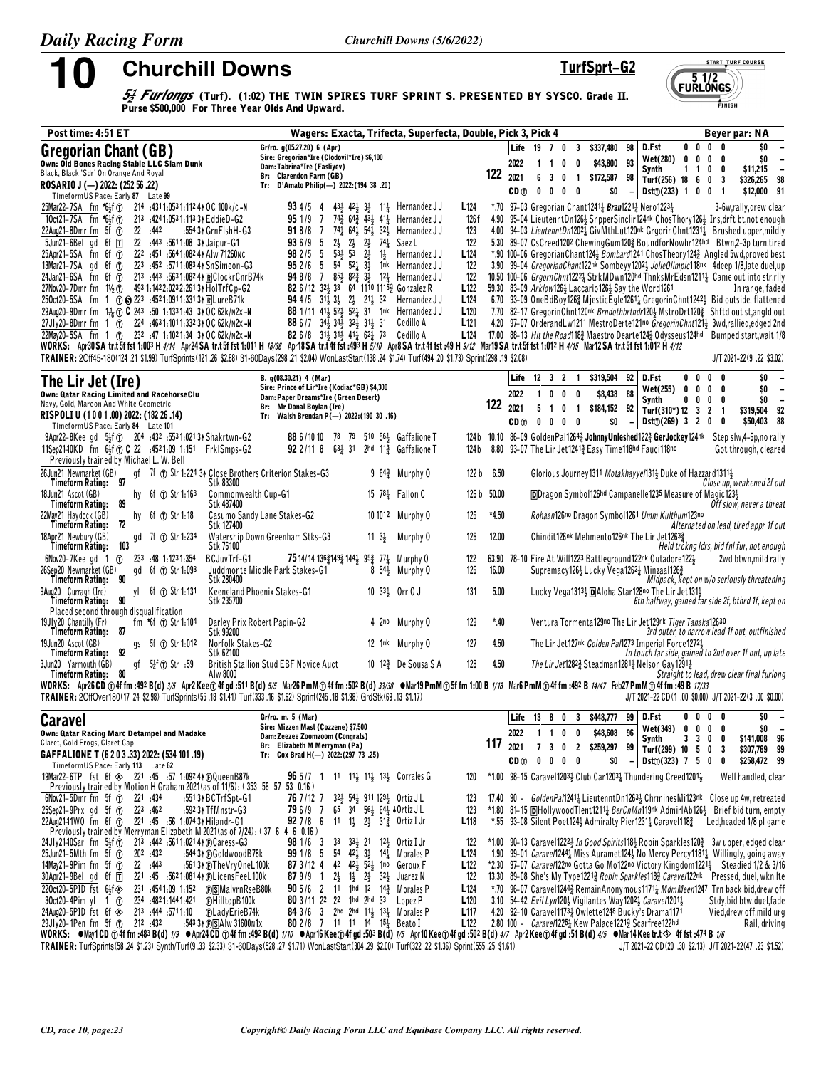# 10 Churchill Downs

**TurfSprt–G2**

*5½ Furlongs* **(Turf). (1:02) THE TWIN SPIRES TURF SPRINT S. PRESENTED BY SYSCO. Grade II.** Purse $500,000 For Three Year Olds And Upward.

START TURF COURSE 5 1/2 FURLONGS FINISH

Post time: 4:51 ET — Wagers: Exacta, Trifecta, Superfecta, Double, Pick 3, Pick 4 — Beyer par: NA

---

## Gregorian Chant (GB)

Own: Old Bones Racing Stable LLC Slam Dunk
Black, Black 'Sdr' On Orange And Royal
**ROSARIO J (—) 2022: (252 56 .22)**
TimeformUS Pace: Early 87 Late 99

Gr/ro. g(05.27.20) 6 (Apr)
Sire: Gregorian*Ire (Clodovil*Ire) $6,100
Dam: Tabrina*Ire (Fasliyev)
Br: Clarendon Farm (GB)
Tr: D'Amato Philip(—) 2022:(194 38 .20)

**122**

| | | | | | | | | | | | |
|---|---|---|---|---|---|---|---|---|---|---|---|
| Life | 19 | 7 | 0 | 3 | $337,480 | 98 | D.Fst | 0 0 0 0 | $0 | – |
| 2022 | 1 | 1 | 0 | 0 | $43,800 | 93 | Wet(280) | 0 0 0 0 | $0 | – |
| 2021 | 6 | 3 | 0 | 1 | $172,587 | 98 | Synth | 1 1 0 0 | $11,215 | – |
| CD⑦ | 0 | 0 | 0 | 0 | $0 | – | Turf(256) | 18 6 0 3 | $326,265 | 98 |
| | | | | | | | Dst⑦(233) | 1 0 0 1 | $12,000 | 91 |

```
25Mar22–7SA fm *6½f ⑦ 214 :4311:0531:112 4↑OC 100k/c-N   93 4/5 4 43½ 42½ 3½ 11¼ Hernandez J J L124 *.70 97-03 Gregorian Chant1241¼ Bran1221¼ Nero1223¼ 3-6w,rally,drew clear
10ct21–7SA fm *6½f ⑦ 213 :4241:0531:113 3↑EddieD-G2       95 1/9 7 74¾ 64¾ 43½ 41¼ Hernandez J J 126f 4.90 95-04 LieutenntDn126½ SnpperSinclir124nk ChosThory126½ Ins,drft bt,not enough
22Aug21–8Dmr fm 5f ⑦ 22 :442 :554 3↑GrnFlshH-G3           91 8/8 7 74½ 64½ 54½ 32½ Hernandez J J 123 4.00 94-03 LieutennDn1202¼ GivMthLut120nk GrgorinChnt1231¼ Brushed upper,mildly
5Jun21–6Bel gd 6f ⊤ 22 :443 :5611:08 3↑Jaipur-G1           93 6/9 5 2½ 2½ 2½ 74¼ Saez L 122 5.30 89-07 CsCreed1202 ChewingGum120¾ BoundforNowhr124hd Btwn,2-3p turn,tired
25Apr21–5SA fm 6f ⑦ 222 :451 :5641:082 4↑Alw 71260nc      98 2/5 5 53½ 53 2½ 1½ Hernandez J J L124 *.90 100-06 GregorianChant124½ Bombard1241 ChosTheory124¾ Angled 5wd,proved best
13Mar21–7SA gd 6f ⑦ 223 :452 :5711:083 4↑SnSimeon-G3      95 2/6 5 54 52¼ 3½ 1nk Hernandez J J 122 3.90 99-04 GregorianChant122nk Sombeyy1202¼ JolieOlimpic118nk 4deep 1/8,late duel,up
24Jan21–6SA fm 6f ⑦ 213 :443 :5631:082 4↑ⓇClockrCnrB74k   94 8/8 7 85½ 82¾ 3½ 12¼ Hernandez J J 122 10.50 100-06 GrgornChnt1222¼ StrkMDwn120hd ThnksMrEdsn1211¼ Came out into str,rlly
27Nov20–7Dmr fm 1½ ⑦ 493 1:1422:0232:261 3↑HolTrfCp-G2      82 6/12 32½ 31 64 1110 1115¾ Gonzalez R L122 59.30 83-09 Arklow126½ Laccario126½ Say the Word1261 In range, faded
25Oct20–5SA fm 1 ⑦ⓈS 223 :4521:0911:331 3↑ⓇLureB71k       94 4/5 31½ 31 2½ 21½ 32 Hernandez J J L124 6.70 93-09 OneBdBoy126¾ MjesticEgle1261¼ GregorinChnt1242½ Bid outside, flattened
29Aug20–9Dmr fm 1⅙ ⑦ C 243 :50 1:1331:43 3↑OC 62k/n2x-N      88 1/11 41½ 52½ 52¼ 31 1nk Hernandez J J L120 7.70 82-17 GregorinChnt120nk Brndothbrtndr120½ MstroDrt120¾ Shftd out st,angld out
27Jly20–8Dmr fm 1 ⑦ 224 :4631:1011:332 3↑OC 62k/n2x-N      88 6/7 34½ 34½ 32½ 31½ 31 Cedillo A L121 4.20 97-07 OrderandLw1211 MestroDerte121no GregorinChnt121½ 3wd,rallied,edged 2nd
22May20–5SA fm 1 ⑦ 232 :47 1:1021:34 3↑OC 62k/n2x-N        82 6/8 31½ 31½ 41½ 62½ 73 Cedillo A L124 17.00 88-13 Hit the Road118¾ Maestro Dearte124¾ Odysseus124hd Bumped start,wait 1/8
```

WORKS: Apr30 SA tr.t 5f fst 1:003 H 4/14 Apr24 SA tr.t 5f fst 1:011 H 18/36 Apr18 SA tr.t 4f fst :493 H 5/10 Apr8 SA tr.t 4f fst :49 H 9/12 Mar19 SA tr.t 5f fst 1:012 H 4/15 Mar12 SA tr.t 5f fst 1:012 H 4/12

TRAINER: 2Off45-180(124 .21 $1.99) TurfSprints(121 .26 $2.88) 31-60Days(298 .21 $2.04) WonLastStart(138 .24 $1.74) Turf(494 .20 $1.73) Sprint(298 .19 $2.08) J/T 2021-22(9 .22 $3.02)

---

## The Lir Jet (Ire)

Own: Qatar Racing Limited and RacehorseClu
Navy, Gold, Maroon And White Geometric
**RISPOLI U (1 0 0 1 .00) 2022: (182 26 .14)**
TimeformUS Pace: Early 84 Late 101

B. g(08.30.21) 4 (Mar)
Sire: Prince of Lir*Ire (Kodiac*GB) $4,300
Dam: Paper Dreams*Ire (Green Desert)
Br: Mr Donal Boylan (Ire)
Tr: Walsh Brendan P(—) 2022:(190 30 .16)

**122**

| | | | | | | | | | | | |
|---|---|---|---|---|---|---|---|---|---|---|---|
| Life | 12 | 3 | 2 | 1 | $319,504 | 92 | D.Fst | 0 0 0 0 | $0 | – |
| 2022 | 1 | 0 | 0 | 0 | $8,438 | 88 | Wet(255) | 0 0 0 0 | $0 | – |
| 2021 | 5 | 1 | 0 | 1 | $184,152 | 92 | Synth | 0 0 0 0 | $0 | – |
| CD⑦ | 0 | 0 | 0 | 0 | $0 | – | Turf(310*) | 12 3 2 1 | $319,504 | 92 |
| | | | | | | | Dst⑦(269) | 3 2 0 0 | $50,403 | 88 |

```
9Apr22–8Kee gd 5½f ⑦ 204 :432 :5531:021 3↑Shakrtwn-G2     88 6/10 10 78 79 510 56¼ Gaffalione T 124b 10.10 86-09 GoldenPal1264¾ JohnnyUnleshed122¾ GerJockey124nk Step slw,4–6p,no rally
11Sep21–10KD fm 6½f ⑦ C 22 :4521:09 1:151 FrklSmps-G2    92 2/11 8 63¼ 31 2hd 11¾ Gaffalione T 124b 8.80 93-07 The Lir Jet1241¾ Easy Time118hd Fauci118no Got through, cleared
Previously trained by Michael L. W. Bell
26Jun21 Newmarket (GB) gf 7f ⑦ Str 1:224 3↑ Close Brothers Criterion Stakes-G3   9 64¾ Murphy O 122 b 6.50 Glorious Journey1311 Motakhayyel131½ Duke of Hazzard1311½
 Timeform Rating: 97 Stk 83300 Close up, weakened 2f out
18Jun21 Ascot (GB) hy 6f ⑦ Str 1:163 Commonwealth Cup-G1   15 78¼ Fallon C 126 b 50.00 ⒹDragon Symbol126hd Campanelle1235 Measure of Magic123½
 Timeform Rating: 89 Stk 487400 Off slow, never a threat
22May21 Haydock (GB) hy 6f ⑦ Str 1:18 Casumo Sandy Lane Stakes-G2   10 1012 Murphy O 126 *4.50 Rohaan126no Dragon Symbol1261 Umm Kulthum123no
 Timeform Rating: 72 Stk 127400 Alternated on lead, tired appr 1f out
18Apr21 Newbury (GB) gd 7f ⑦ Str 1:234 Watership Down Greenham Stks-G3   11 3½ Murphy O 126 12.00 Chindit126nk Mehmento126nk The Lir Jet126¾
 Timeform Rating: 103 Stk 76100 Held trckng ldrs, bid fnl fur, not enough
6Nov20–7Kee gd 1 ⑦ 233 :48 1:1231:354 BCJuvTrf-G1    75 14/14 136¾149¾ 144½ 95¾ 77¼ Murphy O 122 63.90 78-10 Fire At Will1223 Battleground122nk Outadore122½ 2wd btwn,mild rally
26Sep20 Newmarket (GB) gd 6f ⑦ Str 1:093 Juddmonte Middle Park Stakes-G1   8 54½ Murphy O 126 16.00 Supremacy126½ Lucky Vega1262½ Minzaal126¾
 Timeform Rating: 90 Stk 280400 Midpack, kept on w/o seriously threatening
9Aug20 Curragh (Ire) yl 6f ⑦ Str 1:131 Keeneland Phoenix Stakes-G1   10 33½ Orr O J 131 5.00 Lucky Vega1313½ ⒹAloha Star128no The Lir Jet131½
 Timeform Rating: 90 Stk 235700 6th halfway, gained far side 2f, bthrd 1f, kept on
 Placed second through disqualification
19Jly20 Chantilly (Fr) fm *6f ⑦ Str 1:104 Darley Prix Robert Papin-G2   4 2no Murphy O 129 *.40 Ventura Tormenta129no The Lir Jet129nk Tiger Tanaka12630
 Timeform Rating: 87 Stk 99200 3rd outer, to narrow lead 1f out, outfinished
19Jun20 Ascot (GB) gs 5f ⑦ Str 1:012 Norfolk Stakes-G2   12 1nk Murphy O 127 4.50 The Lir Jet127nk Golden Pal1273 Imperial Force1272½
 Timeform Rating: 92 Stk 62100 In touch far side, gained to 2nd over 1f out, up late
3Jun20 Yarmouth (GB) gf 5½f ⑦ Str :59 British Stallion Stud EBF Novice Auct   10 12¾ De Sousa S A 128 4.50 The Lir Jet1282¾ Steadman1281¼ Nelson Gay1291¼
 Timeform Rating: 80 Alw 8000 Straight to lead, drew clear final furlong
```

WORKS: Apr26 CD ⑦ 4f fm :492 B(d) 3/5 Apr2 Kee ⑦ 4f gd :511 B(d) 5/5 Mar26 PmM ⑦ 4f fm :502 B(d) 33/38 ●Mar19 PmM ⑦ 5f fm 1:00 B 1/18 Mar6 PmM ⑦ 4f fm :492 B 14/47 Feb27 PmM ⑦ 4f fm :49 B 17/33

TRAINER: 2OffOver180(17 .24 $2.98) TurfSprints(55 .18 $1.41) Turf(333 .16 $1.62) Sprint(245 .18 $1.98) GrdStk(69 .13 $1.17) J/T 2021-22 CD(1 .00 $0.00) J/T 2021-22(3 .00 $0.00)

---

## Caravel

Own: Qatar Racing Marc Detampel and Madake
Claret, Gold Frogs, Claret Cap
**GAFFALIONE T (6 2 0 3 .33) 2022: (534 101 .19)**
TimeformUS Pace: Early 113 Late 62

Gr/ro. m. 5 (Mar)
Sire: Mizzen Mast (Cozzene) $7,500
Dam: Zeezee Zoomzoom (Congrats)
Br: Elizabeth M Merryman (Pa)
Tr: Cox Brad H(—) 2022:(297 73 .25)

**117**

| | | | | | | | | | | | |
|---|---|---|---|---|---|---|---|---|---|---|---|
| Life | 13 | 8 | 0 | 3 | $448,777 | 99 | D.Fst | 0 0 0 0 | $0 | – |
| 2022 | 1 | 1 | 0 | 0 | $48,608 | 96 | Wet(349) | 0 0 0 0 | $0 | – |
| 2021 | 7 | 3 | 0 | 2 | $259,297 | 99 | Synth | 3 3 0 0 | $141,098 | 96 |
| CD⑦ | 0 | 0 | 0 | 0 | $0 | – | Turf(299) | 10 5 0 3 | $307,769 | 99 |
| | | | | | | | Dst⑦(323) | 7 5 0 0 | $258,472 | 99 |

```
19Mar22–6TP fst 6f ◈ 221 :45 :57 1:092 4↑ⒻQueenB87k       96 5/7 1 11 11½ 11½ 13½ Corrales G 120 *1.00 98-15 Caravel1203½ Club Car1203½ Thundering Creed1201½ Well handled, clear
Previously trained by Motion H Graham 2021(as of 11/6): (353 56 57 53 0.16)
6Nov21–5Dmr fm 5f ⑦ 221 :43 :5513↑BCTrfSpt-G1          76 7/12 7 32½ 54½ 911 129½ Ortiz J L 123 17.40 90 - GoldenPal1241¼ LieutenntDn1263½ ChrminesMi123nk Close up 4w, retreated
25Sep21–9Prx gd 5f ⑦ 223 :462 :5923↑TfMnstr-G3           79 6/9 7 65 34 56½ 64¼ ♦Ortiz J L 123 *1.80 81-15 ⒹHollywoodTlent1211¼ BerCnMn119nk AdmirlAb126½ Brief bid turn, empty
22Aug21–11WO fm 6f ⑦ 221 :45 :56 1:074 3↑Hilandr-G1       92 7/8 6 11 1½ 2½ 31¾ Ortiz I Jr L118 *.55 93-08 Silent Poet124½ Admiralty Pier1231¼ Caravel118¾ Led,headed 1/8 pl game
Previously trained by Merryman Elizabeth M 2021(as of 7/24): (37 6 4 6 0.16)
24Jly21–10Sar fm 5½f ⑦ 213 :442 :5611:021 4↑ⒻCaress-G3   98 1/6 3 33 33½ 21 12½ Ortiz I Jr 122 *1.00 90-13 Caravel1222½ In Good Spirits118½ Robin Sparkles120¾ 3w upper, edged clear
25Jun21–5Mth fm 5f ⑦ 202 :432 :5443↑ⒻGoldwoodB78k         99 1/8 5 54 42½ 3½ 14¼ Morales P L124 1.90 99-01 Caravel1244¼ Miss Auramet124½ No Mercy Percy1181¼ Willingly, going away
14May21–9Pim fm 5f ⑦ 22 :443 :5613↑ⒻTheVryOneL100k        87 3/12 4 42 42½ 52½ 1no Geroux F L122 *2.30 97-07 Caravel122no Gotta Go Mo122no Victory Kingdom1221¼ Steadied 1/2 & 3/16
30Apr21–9Bel gd 6f ⊤ 221 :45 :5621:081 4↑ⒻLicensFeeL100k   87 9/9 1 2½ 1½ 2½ 32½ Juarez N 122 13.30 89-08 She's My Type1221¾ Robin Sparkles118¾ Caravel122nk Pressed, duel, wkn lte
22Oct20–5PID fst 6½f◈ 231 :4541:09 1:152 ⒻⓈMalvrnRseB80k     90 5/6 2 11 1hd 12 14¾ Morales P L124 *.70 96-07 Caravel1244¾ RemainAnonymous1171¼ MdmMeen1247 Trn back bid,drew off
3Oct20–4Pim yl 1 ⑦ 234 :4821:1441:421 ⒻHilltopB100k       80 3/11 22 22 1hd 2hd 33 Lopez P L120 3.10 54-42 Evil Lyn120½ Vigilantes Way1202½ Caravel1201½ Stdy,bid btw,duel,fade
24Aug20–5PID fst 6f ◈ 213 :444 :5711:10 ⒻLadyErieB74k        84 3/6 3 2hd 2hd 11½ 13½ Morales P L117 4.20 92-10 Caravel1173½ Owlette1248 Bucky's Drama1171 Vied,drew off,mild urg
29Jly20–1Pen fm 5f ⑦ 212 :432 :5433↑ⒻⓈAlw 31600n1x         80 2/8 7 11 11 14 15¼ Beato I L122 2.80 100 - Caravel1225¼ Kew Palace1221¾ Scarfree122hd Rail, driving
```

WORKS: ●May1 CD ⑦ 4f fm :483 B(d) 1/9 ●Apr24 CD ⑦ 4f fm :492 B(d) 1/10 ●Apr16 Kee ⑦ 4f gd :503 B(d) 1/5 Apr10 Kee ⑦ 4f gd :502 B(d) 4/7 Apr2 Kee ⑦ 4f gd :51 B(d) 4/5 ●Mar14 Kee tr.t ◈ 4f fst :474 B 1/6

TRAINER: TurfSprints(58 .24 $1.23) Synth/Turf(9 .33 $2.33) 31-60Days(528 .27 $1.71) WonLastStart(304 .29 $2.00) Turf(322 .22 $1.36) Sprint(555 .25 $1.61) J/T 2021-22 CD(20 .30 $2.13) J/T 2021-22(47 .23 $1.52)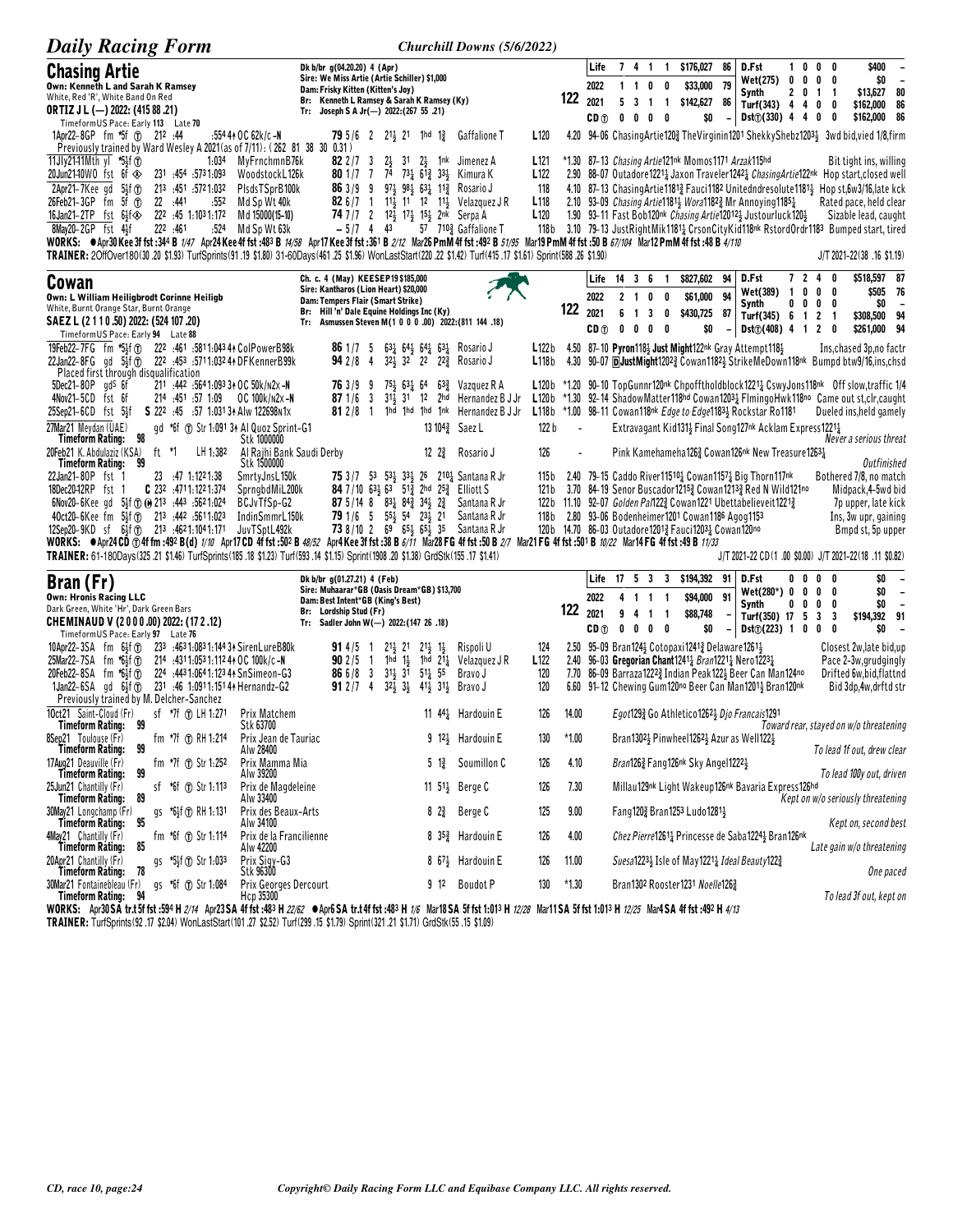## Chasing Artie

Dk b/br g(04.20.20) 4 (Apr)
Sire: We Miss Artie (Artie Schiller) $1,000
Dam: Frisky Kitten (Kitten's Joy)
Br: Kenneth L Ramsey & Sarah K Ramsey (Ky)
Tr: Joseph S A Jr(—) 2022:(267 55 .21)

Own: Kenneth L and Sarah K Ramsey
White, Red 'R', White Band On Red
ORTIZ J L (—) 2022: (415 88 .21)
TimeformUS Pace: Early 113 Late 70

122

| | Life | 7 | 4 | 1 | 1 | $176,027 | 86 | D.Fst | 1 | 0 | 0 | 0 | $400 | – |
|---|---|---|---|---|---|---|---|---|---|---|---|---|---|---|
| | 2022 | 1 | 1 | 0 | 0 | $33,000 | 79 | Wet(275) | 0 | 0 | 0 | 0 | $0 | – |
| | 2021 | 5 | 3 | 1 | 1 | $142,627 | 86 | Synth | 2 | 0 | 1 | 1 | $13,627 | 80 |
| | CD⊕ | 0 | 0 | 0 | 0 | $0 | – | Turf(343) | 4 | 4 | 0 | 0 | $162,000 | 86 |
| | | | | | | | | Dst⊕(330) | 4 | 4 | 0 | 0 | $162,000 | 86 |

1Apr22–8GP fm *5f ⊕ :212 :44 :5544 OC 62k/c -N 79 5/6 2 2½ 21 1hd 1¾ Gaffalione T L120 4.20 94-06 ChasingArtie120¾ TheVirginin1201 ShekkyShebz1203½ 3wd bid,vied 1/8,firm
Previously trained by Ward Wesley A 2021(as of 7/11): (262 81 38 30 0.31)
11Jly21-11Mth yl *5½f ⊕ 1:034 MyFrnchmnB76k 82 2/7 3 2½ 31 2½ 1nk Jimenez A L121 *1.30 87-13 Chasing Artie121nk Momos1171 Arzak115hd Bit tight ins, willing
20Jun21-10WO fst 6f ◈ 231 :454 :5731:093 WoodstockL126k 80 1/7 7 74 73¼ 61¾ 33½ Kimura K L122 2.90 88-07 Outadore1221¼ Jaxon Traveler1242¼ ChasingArtie122nk Hop start,closed well
2Apr21-7Kee gd 5½f ⊕ 213 :451 :5721:032 PlsdsTSprB100k 86 3/9 9 97½ 98½ 63¾ 11¾ Rosario J 118 4.10 87-13 ChasingArtie1181¾ Fauci1182 Unitedndresolute1181½ Hop st,6w3/16,late kck
26Feb21-3GP fm 5f ⊕ 22 :441 :552 Md Sp Wt 40k 82 6/7 1 11½ 11 12 11½ Velazquez J R L118 2.10 93-09 Chasing Artie1181½ Wora1182¾ Mr Annoying1185½ Rated pace, held clear
16Jan21-2TP fst 6½f ◈ 222 :45 1:1031:172 Md 15000(15-10) 74 7/7 2 12½ 17½ 15½ 2nk Serpa A L120 1.90 93-11 Fast Bob120nk Chasing Artie12012½ Justourluck120½ Sizable lead, caught
8May20-2GP fst 4½f 222 :461 :524 Md Sp Wt 63k – 5/7 4 43 57 710¾ Gaffalione T 118b 3.10 79-13 JustRightMik1181¼ CrsonCityKid118nk RstordOrdr1183 Bumped start, tired

WORKS: ●Apr30 Kee 3f fst :344 B 1/47 Apr24 Kee 4f fst :483 B 14/58 Apr17 Kee 3f fst :361 B 2/12 Mar26 PmM 4f fst :492 B 51/95 Mar19 PmM 4f fst :50 B 67/104 Mar12 PmM 4f fst :48 B 4/110
TRAINER: 2OffOver180(30 .20 $1.93) TurfSprints(91 .19 $1.80) 31-60Days(461 .25 $1.96) WonLastStart(220 .22 $1.42) Turf(415 .17 $1.61) Sprint(588 .26 $1.90) J/T 2021-22(38 .16 $1.19)

## Cowan

Ch. c. 4 (May) KEESEP19 $185,000
Sire: Kantharos (Lion Heart) $20,000
Dam: Tempers Flair (Smart Strike)
Br: Hill 'n' Dale Equine Holdings Inc (Ky)
Tr: Asmussen Steven M(1 0 0 0 .00) 2022:(811 144 .18)

Own: L William Heiligbrodt Corinne Heiligh
White, Burnt Orange Star, Burnt Orange
SAEZ L (2 1 1 0 .50) 2022: (524 107 .20)
TimeformUS Pace: Early 94 Late 88

122

| | Life | 14 | 3 | 6 | 1 | $827,602 | 94 | D.Fst | 7 | 2 | 4 | 0 | $518,597 | 87 |
|---|---|---|---|---|---|---|---|---|---|---|---|---|---|---|
| | 2022 | 2 | 1 | 0 | 0 | $61,000 | 94 | Wet(389) | 1 | 0 | 0 | 0 | $505 | 76 |
| | 2021 | 6 | 1 | 3 | 0 | $430,725 | 87 | Synth | 0 | 0 | 0 | 0 | $0 | – |
| | CD⊕ | 0 | 0 | 0 | 0 | $0 | – | Turf(345) | 6 | 1 | 2 | 1 | $308,500 | 94 |
| | | | | | | | | Dst⊕(408) | 4 | 1 | 2 | 0 | $261,000 | 94 |

19Feb22–7FG fm 5½f ⊕ 222 :461 :5811:0434 ColPowerB98k 86 1/7 5 63¼ 64½ 64¼ 63½ Rosario J L122b 4.50 87-10 Pyron118½ Just Might122nk Gray Attempt118½ Ins,chased 3p,no factr
22Jan22–8FG gd 5½f ⊕ 222 :453 :5711:0324 DFKennerB99k 94 2/8 4 32½ 32 22 22¾ Rosario J L118b 4.30 90-07 DJustMight1202¾ Cowan1182½ StrikeMeDown118nk Bumpd btw9/16,ins,chsd
Placed first through disqualification
5Dec21–8OP gd 6f 211 :444 :5641:0933 OC 50k/n2x -N 76 3/9 9 75½ 63¼ 64 63¾ Vazquez R A L120b *1.20 90-10 TopGunnr120nk Chpofftholdblock1221¼ CswyJons118nk Off slow,traffic 1/4
4Nov21–5CD fst 6f 214 :451 :57 1:09 OC 100k/n2x -N 87 1/6 3 31½ 31 12 2hd Hernandez B J Jr L120b *1.30 92-14 ShadowMatter118hd Cowan1203¼ FlmingoHwk118no Came out st,clr,caught
25Sep21–6CD fst 5½f S 222 :45 :57 1:0313 Alw 122698n1x 81 2/8 1 1hd 1hd 1hd 1nk Hernandez B J Jr L118b *1.00 98-11 Cowan118nk Edge to Edge1183½ Rockstar Ro1181 Dueled ins,held gamely
27Mar21 Meydan (UAE) gd *6f ⊕ Str 1:091 3↑ Al Quoz Sprint-G1 Stk 1000000 13 104¾ Saez L 122 b – Extravagant Kid131½ Final Song127nk Acklam Express1221¼ Never a serious threat
Timeform Rating: 98
20Feb21 K. Abdulaziz (KSA) ft *1 LH 1:382 Al Rajhi Bank Saudi Derby Stk 1500000 12 2¾ Rosario J 126 – Pink Kamehameha126¾ Cowan126nk New Treasure1263¼ Outfinished
Timeform Rating: 99
22Jan21–8OP fst 1 23 :47 1:1221:38 SmrtyJnsL150k 75 3/7 53 53½ 33½ 26 210¼ Santana R Jr 115b 2.40 79-15 Caddo River11510¼ Cowan1157½ Big Thorn117nk Bothered 7/8, no match
18Dec20-12RP fst 1 C 232 :4711:1221:374 SprngbdMiL200k 84 7/10 63½ 63 51¾ 2hd 25¾ Elliott S 121b 3.70 84-19 Senor Buscador1215¾ Cowan1213¾ Red N Wild121no Midpack,4-5wd bid
6Nov20–6Kee gd 5½f ⊕ ⓖ 213 :443 :5621:024 BCJvTfSp-G2 87 5/14 8 83½ 84¾ 34½ 2¾ Santana R Jr 122b 11.10 92-07 Golden Pal122¾ Cowan1221 Ubettabelieveit1221¾ 7p upper, late kick
4Oct20–6Kee fm 5½f ⊕ 213 :442 :5611:023 IndinSmmrL150k 79 1/6 5 55½ 54 23½ 21 Santana R Jr 118b 2.80 93-06 Bodenheimer1201 Cowan1186 Agog1153 Ins, 3w upr, gaining
12Sep20–9KD sf 6½f ⊕ 213 :4621:1041:171 JuvTSptL492k 73 8/10 2 69 65½ 65½ 35 Santana R Jr 120b 14.70 86-03 Outadore1201¾ Fauci1203¼ Cowan120no Bmpd st, 5p upper

WORKS: ●Apr24 CD ⊕ 4f fm :492 B(d) 1/10 Apr17 CD 4f fst :502 B 48/52 Apr4 Kee 3f fst :38 B 6/11 Mar28 FG 4f fst :50 B 2/7 Mar21 FG 4f fst :501 B 10/22 Mar14 FG 4f fst :49 B 11/33
TRAINER: 61-180Days(325 .21 $1.46) TurfSprints(185 .18 $1.23) Turf(593 .14 $1.15) Sprint(1908 .20 $1.38) GrdStk(155 .17 $1.41) J/T 2021-22 CD(1 .00 $0.00) J/T 2021-22(18 .11 $0.82)

## Bran (Fr)

Dk b/br g(01.27.21) 4 (Feb)
Sire: Muhaarar*GB (Oasis Dream*GB) $13,700
Dam: Best Intent*GB (King's Best)
Br: Lordship Stud (Fr)
Tr: Sadler John W(—) 2022:(147 26 .18)

Own: Hronis Racing LLC
Dark Green, White 'Hr', Dark Green Bars
CHEMINAUD V (2 0 0 0 .00) 2022: (17 2 .12)
TimeformUS Pace: Early 97 Late 76

122

| | Life | 17 | 5 | 3 | 3 | $194,392 | 91 | D.Fst | 0 | 0 | 0 | 0 | $0 | – |
|---|---|---|---|---|---|---|---|---|---|---|---|---|---|---|
| | 2022 | 4 | 1 | 1 | 1 | $94,000 | 91 | Wet(280*) | 0 | 0 | 0 | 0 | $0 | – |
| | 2021 | 9 | 4 | 1 | 1 | $88,748 | – | Synth | 0 | 0 | 0 | 0 | $0 | – |
| | CD⊕ | 0 | 0 | 0 | 0 | $0 | – | Turf(350) | 17 | 5 | 3 | 3 | $194,392 | 91 |
| | | | | | | | | Dst⊕(223) | 1 | 0 | 0 | 0 | $0 | – |

10Apr22–3SA fm 6½f ⊕ 233 :4631:0831:1443 SirenLureB80k 91 4/5 1 21½ 21 21½ 1½ Rispoli U 124 2.50 95-09 Bran124½ Cotopaxi1241¾ Delaware1261½ Closest 2w,late bid,up
25Mar22–7SA fm *6½f ⊕ 214 :4311:0531:1124 OC 100k/c -N 90 2/5 1 1hd 1½ 1hd 21¼ Velazquez J R L122 2.40 96-03 Gregorian Chant1241¼ Bran1221¼ Nero1223¼ Pace 2-3w,grudgingly
20Feb22–8SA fm *6½f ⊕ 224 :4431:0641:1234 SnSimeon-G3 86 6/8 3 31½ 31 51½ 55 Bravo J 120 7.70 86-09 Barraza1222¾ Indian Peak122½ Beer Can Man124no Drifted 6w,bid,flattnd
1Jan22–6SA gd 6½f ⊕ 231 :46 1:0911:1514 Hernandez-G2 91 2/7 4 32½ 3½ 41½ 31½ Bravo J 120 6.60 91-12 Chewing Gum120no Beer Can Man1201½ Bran120nk Bid 3dp,4w,drftd str
Previously trained by M. Delcher-Sanchez
10Oct21 Saint-Cloud (Fr) sf *7f ⊕ LH 1:271 Prix Matchem Stk 63700 11 44¼ Hardouin E 126 14.00 Egot129¾ Go Athletico1262½ Djo Francais1291 Toward rear, stayed on w/o threatening
Timeform Rating: 99
8Sep21 Toulouse (Fr) fm *7f ⊕ RH 1:214 Prix Jean de Tauriac Alw 28400 9 12½ Hardouin E 130 *1.00 Bran1302½ Pinwheel1262½ Azur as Well122½ To lead 1f out, drew clear
Timeform Rating: 99
17Aug21 Deauville (Fr) fm *7f ⊕ Str 1:252 Prix Mamma Mia Alw 39200 5 1¾ Soumillon C 126 4.10 Bran126¾ Fang126nk Sky Angel1222½ To lead 100y out, driven
Timeform Rating: 99
25Jun21 Chantilly (Fr) sf *6f ⊕ Str 1:113 Prix de Magdeleine Alw 33400 11 51½ Berge C 126 7.30 Millau129nk Light Wakeup126nk Bavaria Express126hd Kept on w/o seriously threatening
Timeform Rating: 89
30May21 Longchamp (Fr) gs *6½f ⊕ RH 1:131 Prix des Beaux-Arts Alw 34100 8 2¾ Berge C 125 9.00 Fang120¾ Bran1253 Ludo1281½ Kept on, second best
Timeform Rating: 95
4May21 Chantilly (Fr) fm *6f ⊕ Str 1:114 Prix de la Francilienne Alw 42200 8 35¾ Hardouin E 126 4.00 Chez Pierre1261¼ Princesse de Saba1224½ Bran126nk Late gain w/o threatening
Timeform Rating: 85
20Apr21 Chantilly (Fr) gs *5½f ⊕ Str 1:033 Prix Sigy-G3 Stk 96300 8 67½ Hardouin E 126 11.00 Suesa1223½ Isle of May1221¼ Ideal Beauty122¾ One paced
Timeform Rating: 78
30Mar21 Fontainebleau (Fr) gs *6f ⊕ Str 1:084 Prix Georges Dercourt Hcp 35300 9 12 Boudot P 130 *1.30 Bran1302 Rooster1231 Noelle126¾ To lead 3f out, kept on
Timeform Rating: 94

WORKS: Apr30 SA tr.t 5f fst :594 H 2/14 Apr23 SA 4f fst :483 H 22/62 ●Apr6 SA tr.t 4f fst :483 H 1/6 Mar18 SA 5f fst 1:013 H 12/28 Mar11 SA 5f fst 1:013 H 12/25 Mar4 SA 4f fst :492 H 4/13
TRAINER: TurfSprints(92 .17 $2.04) WonLastStart(101 .27 $2.52) Turf(299 .15 $1.79) Sprint(321 .21 $1.71) GrdStk(55 .15 $1.09)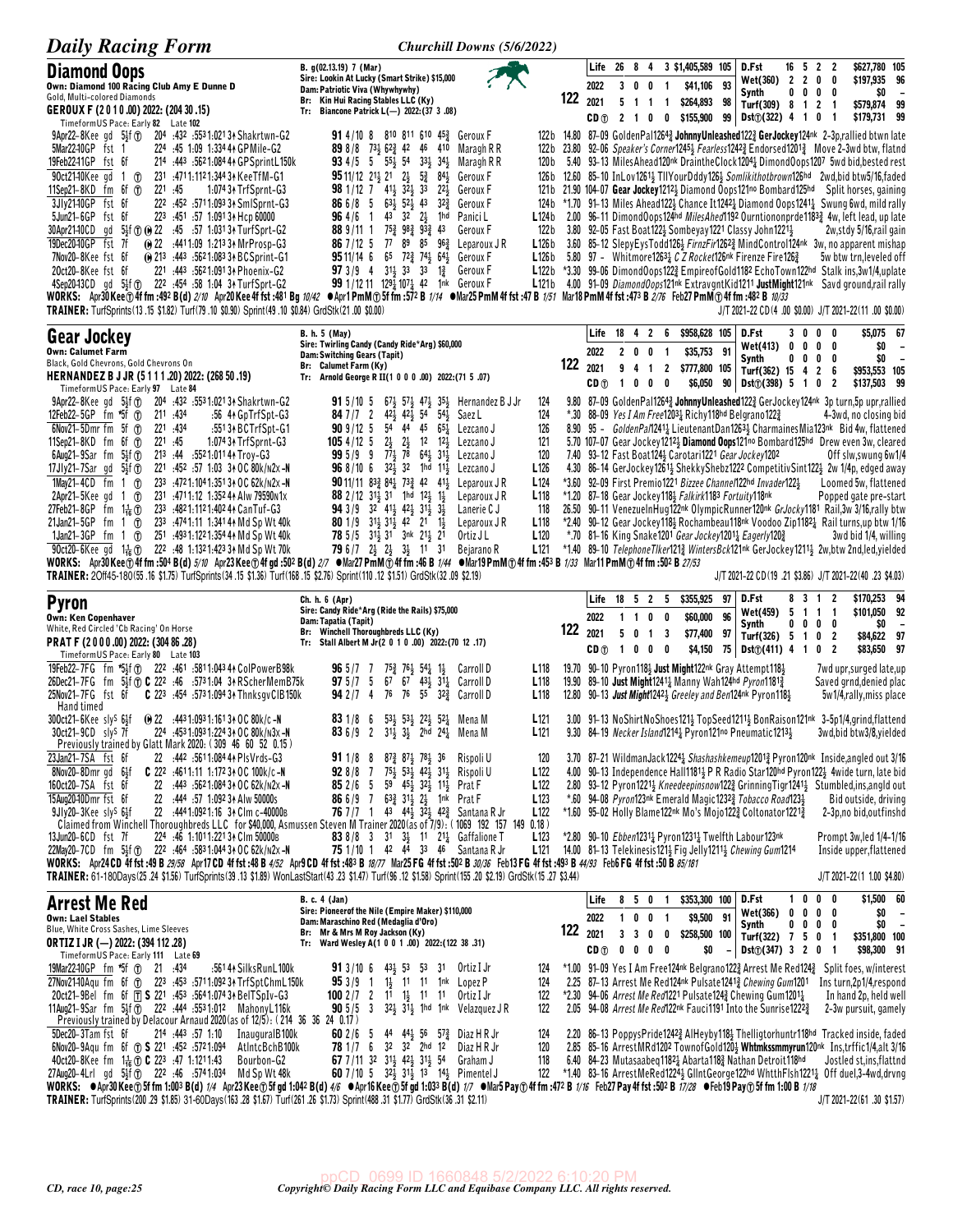## Diamond Oops

**Own: Diamond 100 Racing Club Amy E Dunne D**
Gold, Multi-colored Diamonds
**GEROUX F (2 0 1 0 .00) 2022: (204 30 .15)**
TimeformUS Pace: Early 82 Late 102

B. g(02.13.19) 7 (Mar)
Sire: Lookin At Lucky (Smart Strike) $15,000
Dam: Patriotic Viva (Whywhywhy)
Br: Kin Hui Racing Stables LLC (Ky)
Tr: Biancone Patrick L(—) 2022:(37 3 .08)

122

| | | | | | | |
|---|---|---|---|---|---|---|
| Life | 26 | 8 | 4 | 3 | $1,405,589 | 105 |
| 2022 | 3 | 0 | 0 | 1 | $41,106 | 93 |
| 2021 | 5 | 1 | 1 | 1 | $264,893 | 98 |
| CD ⓣ | 2 | 1 | 0 | 0 | $155,900 | 99 |
| D.Fst | 16 | 5 | 2 | 2 | $627,780 | 105 |
| Wet(360) | 2 | 2 | 0 | 0 | $197,935 | 96 |
| Synth | 0 | 0 | 0 | 0 | $0 | – |
| Turf(309) | 8 | 1 | 2 | 1 | $579,874 | 99 |
| Dst ⓣ(322) | 4 | 1 | 0 | 1 | $179,731 | 99 |

9Apr22–8Kee gd 5½f ⓣ 204 :432 :5531:021 3↑ Shakrtwn-G2 **91** 4/10 8 810 811 610 45¾ Geroux F 122b 14.80 87–09 GoldenPal1264¾ JohnnyUnleashed122¾ GerJockey124nk 2–3p,rallied btwn late
5Mar22-10GP fst 1 224 :45 1:09 1:334 4↑ GPMile-G2 **89** 8/8 73½ 62¾ 42 46 410 Maragh R R 122b 23.80 92–06 Speaker's Corner1245½ Fearless1242¾ Endorsed1201¾ Move 2–3wd btw, flatnd
19Feb22-11GP fst 6f 214 :443 :5621:084 4↑ GPSprintL150k **93** 4/5 5 55½ 54 33½ 34½ Maragh R R 120b 5.40 93–13 MilesAhead120nk DraintheClock1204½ DimondOops1207 5wd bid,bested rest
9Oct21-10Kee gd 1 ⓣ 231 :4711:1121:344 3↑ KeeTfM-G1 **95** 11/12 21½ 21 2½ 5¾ 84½ Geroux F 126b 12.60 85–10 InLov1261½ TllYourDddy126½ Somlikithotbrown126hd 2wd,bid btw5/16,faded
11Sep21–8KD fm 6f ⓣ 221 :45 1:074 3↑ TrfSprnt-G3 **98** 1/12 7 41½ 32½ 33 22¼ Geroux F 121b 21.90 104–07 Gear Jockey1212½ Diamond Oops121no Bombard125hd Split horses, gaining
3Jly21-10GP fst 6f 222 :452 :5711:093 3↑ SmlSprnt-G3 **86** 6/8 5 63½ 52½ 43 32¾ Geroux F 124b *1.70 91–13 Miles Ahead122½ Chance It1242¼ Diamond Oops1241¼ Swung 6wd, mild rally
5Jun21–6GP fst 6f 223 :451 :57 1:091 3↑ Hcp 60000 **96** 4/6 1 43 32 2½ 1hd Panici L L124b 2.00 96–11 DimondOops124hd MilesAhed1192 Ourntionnopride1183¾ 4w, left lead, up late
30Apr21-10CD gd 5½f ⓣ ⓗ 22 :45 :57 1:031 3↑ TurfSprt-G2 **88** 9/11 1 75¾ 98¾ 93¾ 43 Geroux F 122b 3.80 92–05 Fast Boat122½ Sombeyay1221 Classy John1221½ 2w,stdy 5/16,rail gain
19Dec20-10GP fst 7f ⓗ 22 :4411:09 1:213 3↑ MrProsp-G3 **86** 7/12 5 77 89 85 96¾ Leparoux J R L126b 3.60 85–12 SlepyEysTodd126½ FirnzFir1262¾ MindControl124nk 3w, no apparent mishap
7Nov20–8Kee fst 6f ⓗ 213 :443 :5621:083 3↑ BCSprint-G1 **95** 11/14 6 65 72¾ 74½ 64½ Geroux F L126b 5.80 97 – Whitmore1263½ C Z Rocket126nk Firenze Fire126¾ 5w btw trn,leveled off
20Oct20–8Kee fst 6f 221 :443 :5621:091 3↑ Phoenix-G2 **97** 3/9 4 31½ 33 33 1¾ Geroux F L122b *3.30 99–06 DimondOops122¾ EmpireofGold1182 EchoTown122hd Stalk ins,3w1/4,uplate
4Sep20-13CD gd 5½f ⓣ 222 :454 :58 1:04 3↑ TurfSprt-G2 **99** 1/12 11 129¾ 107½ 42 1nk Geroux F L121b 4.00 91–09 DiamondOops121nk ExtravgntKid1211 JustMight121nk Savd ground,rail rally

**WORKS:** Apr30 Kee ⓣ 4f fm :492 B(d) 2/10 Apr20 Kee 4f fst :481 Bg 10/42 ●Apr1 PmM ⓣ 5f fm :572 B 1/14 ●Mar25 PmM 4f fst :47 B 1/51 Mar18 PmM 4f fst :473 B 2/76 Feb27 PmM ⓣ 4f fm :482 B 10/33
**TRAINER:** TurfSprints(13 .15 $1.82) Turf(79 .10 $0.90) Sprint(49 .10 $0.84) GrdStk(21 .00 $0.00) J/T 2021-22 CD(4 .00 $0.00) J/T 2021-22(11 .00 $0.00)

## Gear Jockey

**Own: Calumet Farm**
Black, Gold Chevrons, Gold Chevrons On
**HERNANDEZ B J JR (5 1 1 1 .20) 2022: (268 50 .19)**
TimeformUS Pace: Early 97 Late 84

B. h. 5 (May)
Sire: Twirling Candy (Candy Ride*Arg) $60,000
Dam: Switching Gears (Tapit)
Br: Calumet Farm (Ky)
Tr: Arnold George R II(1 0 0 0 .00) 2022:(71 5 .07)

122

| | | | | | | |
|---|---|---|---|---|---|---|
| Life | 18 | 4 | 2 | 6 | $958,628 | 105 |
| 2022 | 2 | 0 | 0 | 1 | $35,753 | 91 |
| 2021 | 9 | 4 | 1 | 2 | $777,800 | 105 |
| CD ⓣ | 1 | 0 | 0 | 0 | $6,050 | 90 |
| D.Fst | 3 | 0 | 0 | 0 | $5,075 | 67 |
| Wet(413) | 0 | 0 | 0 | 0 | $0 | – |
| Synth | 0 | 0 | 0 | 0 | $0 | – |
| Turf(362) | 15 | 4 | 2 | 6 | $953,553 | 105 |
| Dst ⓣ(398) | 5 | 1 | 0 | 2 | $137,503 | 99 |

9Apr22–8Kee gd 5½f ⓣ 204 :432 :5531:021 3↑ Shakrtwn-G2 **91** 5/10 5 67½ 57½ 47½ 35½ Hernandez B J Jr 124 9.80 87–09 GoldenPal1264¾ JohnnyUnleashed122¾ GerJockey124nk 3p turn,5p upr,rallied
12Feb22–5GP fm *5f ⓣ 211 :434 :56 4↑ GpTrfSpt-G3 **84** 7/7 2 42½ 42½ 54 54½ Saez L 124 *.30 88–09 Yes I Am Free1203½ Richy118hd Belgrano122¾ 4–3wd, no closing bid
6Nov21–5Dmr fm 5f ⓣ 221 :434 :551 3↑ BCTrfSpt-G1 **90** 9/12 5 54 44 45 65½ Lezcano J 126 8.90 95 – GoldenPal1241¼ LieutenantDan12631 CharmainesMia123nk Bid 4w, flattened
11Sep21–8KD fm 6f ⓣ 221 :45 1:074 3↑ TrfSprnt-G3 **105** 4/12 5 2½ 2½ 12 12½ Lezcano J 121 5.70 107–07 Gear Jockey1212½ Diamond Oops121no Bombard125hd Drew even 3w, cleared
6Aug21–9Sar fm 5½f ⓣ 213 :44 :5521:011 4↑ Troy-G3 **99** 5/9 9 77½ 78 64½ 31½ Lezcano J 120 7.40 93–12 Fast Boat124½ Carotari1221 Gear Jockey1202 Off slw,swung 6w1/4
17Jly21–7Sar gd 5½f ⓣ 221 :452 :57 1:03 3↑ OC 80k/n2x -N **96** 8/10 6 32½ 32 1hd 11½ Lezcano J L126 4.30 86–14 GerJockey1261½ ShekkyShebz1222 CompetitivSint122½ 2w 1/4p, edged away
1May21–4CD fm 1 ⓣ 233 :4721:1041:351 3↑ OC 62k/n2x -N **90** 11/11 83¾ 84½ 73¾ 42 41½ Leparoux J R L124 *3.60 92–09 First Premio1221 Bizzee Channel122hd Invader122½ Loomed 5w, flattened
2Apr21–5Kee gd 1 ⓣ 231 :4711:12 1:352 4↑ Alw 79590n1x **88** 2/12 31½ 31 1hd 12½ 1½ Leparoux J R L118 *1.20 87–18 Gear Jockey118½ Falkirk1183 Fortuity118nk Popped gate pre-start
27Feb21–8GP fm 1⅟₁₆ ⓣ 233 :4821:1121:402 4↑ CanTuf-G3 **94** 3/9 32 41½ 42½ 31½ 12 Lanerie C J 118 26.50 90–11 VenezuelnHug122nk OlympicRunner120nk GrJocky1181 Rail,3w 3/16,rally btw
21Jan21–5GP fm 1 ⓣ 233 :4741:11 1:341 4↑ Md Sp Wt 40k **80** 1/9 31½ 31½ 42 21 1½ Leparoux J R L118 *2.40 90–12 Gear Jockey118½ Rochambeau118nk Voodoo Zip1182¼ Rail turns,up btw 1/16
1Jan21–3GP fm 1 ⓣ 251 :4931:1221:354 4↑ Md Sp Wt 40k **78** 5/5 31½ 31 3nk 21½ 21 Ortiz J L L120 *.70 81–16 King Snake1201 Gear Jockey1203 Eagerly120¾ 3wd bid 1/4, willing
9Oct20–6Kee gd 1⅟₁₆ ⓣ 222 :48 1:1321:423 3↑ Md Sp Wt 70k **79** 6/7 2½ 2½ 3½ 11 31 Bejarano R L121 *1.40 89–10 TelephoneTlker121¾ WintersBck121nk GerJockey1211½ 2w,btw 2nd,led,yielded

**WORKS:** Apr30 Kee ⓣ 4f fm :504 B(d) 5/10 Apr23 Kee ⓣ 4f gd :502 B(d) 2/7 ●Mar27 PmM ⓣ 4f fm :46 B 1/44 ●Mar19 PmM ⓣ 4f fm :453 B 1/33 Mar11 PmM ⓣ 4f fm :502 B 27/53
**TRAINER:** 2Off45-180(55 .16 $1.75) TurfSprints(34 .15 $1.36) Turf(168 .15 $2.76) Sprint(110 .12 $1.51) GrdStk(32 .09 $2.19) J/T 2021-22 CD(19 .21 $3.86) J/T 2021-22(40 .23 $4.03)

## Pyron

**Own: Ken Copenhaver**
White, Red Circled 'Cb Racing' On Horse
**PRAT F (2 0 0 0 .00) 2022: (304 86 .28)**
TimeformUS Pace: Early 80 Late 103

Ch. h. 6 (Apr)
Sire: Candy Ride*Arg (Ride the Rails) $75,000
Dam: Tapatia (Tapit)
Br: Winchell Thoroughbreds LLC (Ky)
Tr: Stall Albert M Jr(2 0 1 0 .00) 2022:(70 12 .17)

122

| | | | | | | |
|---|---|---|---|---|---|---|
| Life | 18 | 5 | 2 | 5 | $355,925 | 97 |
| 2022 | 1 | 1 | 0 | 0 | $60,000 | 96 |
| 2021 | 5 | 0 | 1 | 3 | $77,400 | 97 |
| CD ⓣ | 1 | 0 | 0 | 0 | $4,150 | 75 |
| D.Fst | 8 | 3 | 1 | 2 | $170,253 | 94 |
| Wet(459) | 5 | 1 | 1 | 1 | $101,050 | 92 |
| Synth | 0 | 0 | 0 | 0 | $0 | – |
| Turf(326) | 5 | 1 | 0 | 2 | $84,622 | 97 |
| Dst ⓣ(411) | 4 | 1 | 0 | 2 | $83,650 | 97 |

19Feb22–7FG fm *5½f ⓣ 222 :461 :5811:043 4↑ ColPowerB98k **96** 5/7 7 75¾ 76½ 54¼ 1½ Carroll D L118 19.70 90–10 Pyron118½ Just Might122nk Gray Attempt118½ 7wd upr,surged late,up
26Dec21–7FG fm 5½f ⓣ C 222 :46 :5731:04 3↑ RScherMemB75k **97** 5/7 5 67 67 43½ 31½ Carroll D L118 19.90 89–10 Just Might1241½ Manny Wah124hd Pyron1181¾ Saved grnd,denied plac
25Nov21–7FG fst 6f C 23 :454 :5731:094 3↑ ThnksgvClB150k **94** 2/7 4 76 76 55 32¾ Carroll D L118 12.80 90–13 Just Might1242½ Greeley and Ben124nk Pyron118½ 5w1/4,rally,miss place
Hand timed
30Oct21–6Kee sly⁵ 6½f ⓗ 22 :4431:0931:161 3↑ OC 80k/c -N **83** 1/8 6 53½ 53½ 22½ 22¼ Mena M L121 3.00 91–13 NoShirtNoShoes121½ TopSeed1211½ BonRaison121nk 3–5p1/4,grind,flattend
3Oct21–9CD sly⁵ 7f 224 :4531:0931:224 3↑ OC 80k/n3x -N **83** 6/9 2 31½ 3½ 2hd 24¼ Mena M L121 9.30 84–19 Necker Island1214¼ Pyron121no Pneumatic1213½ 3wd,bid btw3/8,yielded
Previously trained by Glatt Mark 2020: (309 46 60 52 0.15)
23Jan21–7SA fst 6f 22 :442 :5611:084 4↑ PlsVrds-G3 **91** 1/8 8 87¾ 87½ 78½ 36 Rispoli U 120 3.70 87–21 WildmanJack1224¼ Shashashkemeup1201¾ Pyron120nk Inside,angled out 3/16
8Nov20–8Dmr gd 6½f C 232 :4611:11 1:172 3↑ OC 100k/c -N **92** 8/8 7 75½ 53½ 42½ 31½ Rispoli U L122 4.00 90–13 Independence Hall1181½ P R Radio Star120hd Pyron122½ 4wide turn, late bid
16Oct20–7SA fst 6f 22 :443 :5621:084 3↑ OC 62k/n2x -N **85** 2/6 5 59 45½ 32½ 11½ Prat F L122 2.80 93–12 Pyron1221½ Kneedeepinsnow122¾ GrinningTigr1241½ Stumbled,ins,angld out
15Aug20-10Dmr fst 6f 22 :444 :57 1:092 3↑ Alw 50000s **86** 6/9 7 63¾ 31½ 2½ 1nk Prat F L123 *.60 94–08 Pyron123nk Emerald Magic1232¾ Tobacco Road123½ Bid outside, driving
9Jly20–3Kee sly⁵ 6½f 22 :4441:0921:16 3↑ Clm c-40000B **76** 7/7 1 43 44½ 32½ 42¾ Santana R Jr L122 *1.60 95–02 Holly Blame122nk Mo's Mojo122¾ Coltonator1221¾ 2–3p,no bid,outfinshd
Claimed from Winchell Thoroughbreds LLC for $40,000, Asmussen Steven M Trainer 2020(as of 7/9): ( 1069 192 157 149 0.18 )
13Jun20–6CD fst 7f 224 :46 1:1011:221 3↑ Clm 50000B **83** 8/8 3 31 3½ 11 21¼ Gaffalione T L123 *2.80 90–10 Ebben1231¼ Pyron1231½ Twelfth Labour123nk Prompt 3w,led 1/4–1/16
22May20–7CD fst 5½f ⓣ 222 :462 :5831:044 3↑ OC 62k/n2x -N **75** 1/10 1 42 44 33 46 Santana R Jr L121 14.00 81–13 Telekinesis121½ Fig Jelly1211½ Chewing Gum1214 Inside upper,flattened

**WORKS:** Apr24 CD 4f fst :49 B 29/58 Apr17 CD 4f fst :48 B 4/52 Apr9 CD 4f fst :483 B 18/77 Mar25 FG 4f fst :502 B 30/36 Feb13 FG 4f fst :493 B 44/93 Feb6 FG 4f fst :50 B 85/181
**TRAINER:** 61-180Days(25 .24 $1.56) TurfSprints(39 .13 $1.89) WonLastStart(43 .23 $1.47) Turf(96 .12 $1.58) Sprint(155 .20 $2.19) GrdStk(15 .27 $3.44) J/T 2021-22(1 1.00 $4.80)

## Arrest Me Red

**Own: Lael Stables**
Blue, White Cross Sashes, Lime Sleeves
**ORTIZ I JR (—) 2022: (394 112 .28)**
TimeformUS Pace: Early 111 Late 69

B. c. 4 (Jan)
Sire: Pioneerof the Nile (Empire Maker) $110,000
Dam: Maraschino Red (Medaglia d'Oro)
Br: Mr & Mrs M Roy Jackson (Ky)
Tr: Ward Wesley A(1 0 0 1 .00) 2022:(122 38 .31)

122

| | | | | | | |
|---|---|---|---|---|---|---|
| Life | 8 | 5 | 0 | 1 | $353,300 | 100 |
| 2022 | 1 | 0 | 0 | 1 | $9,500 | 91 |
| 2021 | 3 | 3 | 0 | 0 | $258,500 | 100 |
| CD ⓣ | 0 | 0 | 0 | 0 | $0 | – |
| D.Fst | 1 | 0 | 0 | 0 | $1,500 | 60 |
| Wet(366) | 0 | 0 | 0 | 0 | $0 | – |
| Synth | 0 | 0 | 0 | 0 | $0 | – |
| Turf(322) | 7 | 5 | 0 | 1 | $351,800 | 100 |
| Dst ⓣ(347) | 3 | 2 | 0 | 1 | $98,300 | 91 |

19Mar22-10GP fm *5f ⓣ 21 :434 :561 4↑ SilksRunL100k **91** 3/10 6 6 43½ 53 53 31 Ortiz I Jr 124 *1.00 91–09 Yes I Am Free124nk Belgrano122¾ Arrest Me Red124¾ Split foes, w/interest
27Nov21-10Aqu fm 6f ⓣ 223 :453 :5711:092 3↑ TrfSptChmL150k **95** 3/9 1 1½ 11 11 1nk Lopez P 124 2.25 87–13 Arrest Me Red124nk Pulsate1241¾ Chewing Gum1201 Ins turn,2p1/4,respond
20Oct21–9Bel fm 6f ⓣ S 221 :453 :5641:074 3↑ BelTSpIv-G3 **100** 2/7 2 11 1½ 11 11 Ortiz I Jr 122 *2.30 94–06 Arrest Me Red1221 Pulsate124¾ Chewing Gum1201¼ In hand 2p, held well
11Aug21–9Sar fm 5½f ⓣ 222 :444 :5531:012 MahonyL116k **90** 5/5 3 32½ 31½ 1hd 1nk Velazquez J R 122 2.05 94–08 Arrest Me Red122nk Fauci1191 Into the Sunrise1222¾ 2–3w pursuit, gamely
Previously trained by Delacour Arnaud 2020 (as of 12/5): (214 36 36 24 0.17)
5Dec20–3Tam fst 6f 214 :443 :57 1:10 InauguralB100k **60** 2/6 5 44 44½ 56 57¾ Diaz H R Jr 124 2.20 86–13 PoppysPride1242¾ AlHeyby118½ Thelligtorhuntr118hd Tracked inside, faded
6Nov20–9Aqu fm 6f ⓣ S 221 :452 :5721:094 AtlntcBchB100k **78** 1/7 6 32 32 2hd 12 Diaz H R Jr 120 2.85 85–16 ArrestMRd1202 TownofGold120½ Whtmkssmmyrun120nk Ins,trffic1/4,alt 3/16
4Oct20–8Kee fm 1⅟₁₆ ⓣ C 223 :47 1:1211:43 Bourbon-G2 **67** 7/11 32 31½ 42½ 11½ 54 Graham J 118 6.40 84–23 Mutasaabeq1182½ Abarta118¾ Nathan Detroit118hd Jostled st,ins,flattnd
27Aug20–4Lrl gd 5½f ⓣ 222 :46 :5741:034 Md Sp Wt 48k **60** 7/10 5 32½ 31½ 13 14½ Pimentel J 122 *1.40 83–16 ArrestMeRed1224½ GllntGeorge122hd WhtthFlsh1221½ Off duel,3–4wd,drvng

**WORKS:** ●Apr30 Kee ⓣ 5f fm 1:003 B(d) 1/4 Apr23 Kee ⓣ 5f gd 1:042 B(d) 4/6 ●Apr16 Kee ⓣ 5f gd 1:033 B(d) 1/7 ●Mar5 Pay ⓣ 4f fm :472 B 1/16 Feb27 Pay 4f fst :502 B 17/28 ●Feb19 Pay ⓣ 5f fm 1:00 B 1/18
**TRAINER:** TurfSprints(200 .29 $1.85) 31-60Days(163 .28 $1.67) Turf(261 .26 $1.73) Sprint(488 .31 $1.77) GrdStk(36 .31 $2.11) J/T 2021-22(61 .30 $1.57)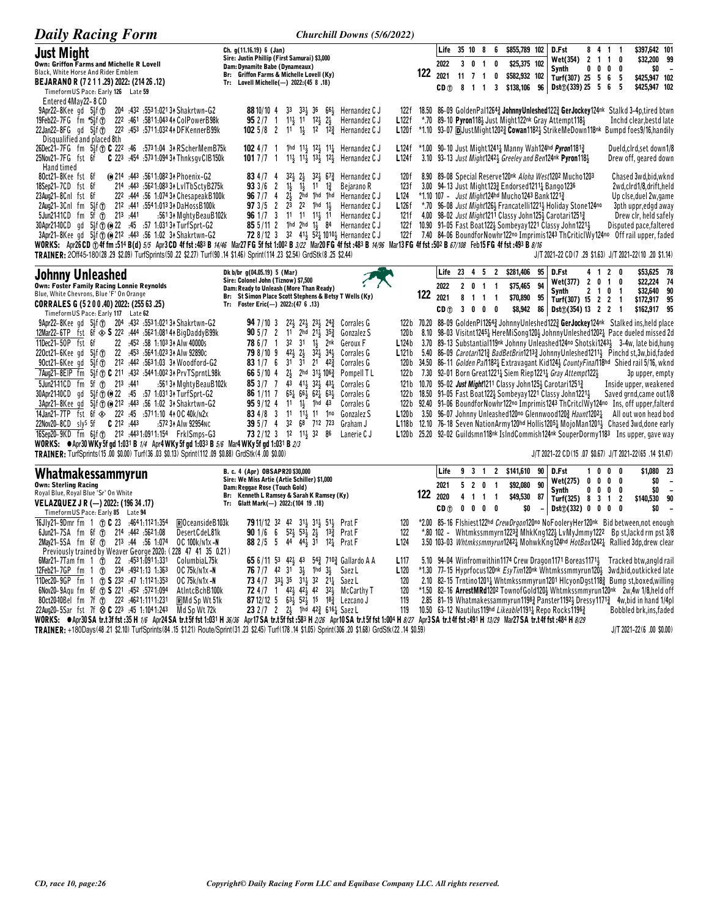## Just Might

Ch. g(11.16.19) 6 (Jan)
Sire: Justin Phillip (First Samurai) $3,000
Dam: Dynamite Babe (Dynameaux)
Br: Griffon Farms & Michelle Lovell (Ky)
Tr: Lovell Michelle(—) 2022:(45 8 .18)

Own: Griffon Farms and Michelle R Lovell
Black, White Horse And Rider Emblem
BEJARANO R (7 2 1 1 .29) 2022: (214 26 .12)
TimeformUS Pace: Early 126 Late 59

**122**

| | | | | | | | |
|---|---|---|---|---|---|---|---|
| Life | 35 10 8 6 | $855,789 | 102 | D.Fst | 8 4 1 1 | $397,642 | 101 |
| 2022 | 3 0 1 0 | $25,375 | 102 | Wet(354) | 2 1 1 0 | $32,200 | 99 |
| 2021 | 11 7 1 0 | $582,932 | 102 | Synth | 0 0 0 0 | $0 | - |
| CD ⓣ | 8 1 1 3 | $138,106 | 96 | Turf(307) | 25 5 6 5 | $425,947 | 102 |
| | | | | Dst ⓣ(339) | 25 5 6 5 | $425,947 | 102 |

Entered 4May22- 8 CD
9Apr22–8Kee gd 5½f ⓣ 204 :432 :5531:021 3↑Shakrtwn-G2 88 10/10 4 33 33½ 36 66½ Hernandez C J 122f 18.50 86-09 GoldenPal1264¾ JohnnyUnleshed122¾ GerJockey124nk Stalkd 3-4p,tired btwn
19Feb22–7FG fm *5½f ⓣ 222 :461 :5811:043 4↑ColPowerB98k 95 2/7 1 11½ 11 12½ 2½ Hernandez C J L122f *.70 89-10 Pyron118½ Just Might122nk Gray Attempt118½ Inchd clear,bestd late
22Jan22–8FG gd 5½f ⓣ 222 :453 :5711:032 4↑DFKennerB99k 102 5/8 2 11 1½ 12 12¾ Hernandez C J L120f *1.10 93-07 ⒹJustMight1202¾ Cowan1182½ StrikeMeDown118nk Bumpd foes9/16,handily
Disqualified and placed 8th
26Dec21–7FG fm 5½f ⓣ C 222 :46 :5731:04 3↑RSchrMemB75k 102 4/7 1 1hd 11½ 12½ 11¼ Hernandez C J L124f *1.00 90-10 Just Might1241¼ Manny Wah124hd Pyron1181¾ Dueld,clrd,set down1/8
25Nov21–7FG fst 6f C 223 :454 :5731:094 3↑ThnksgvClB150k 101 7/7 1 11½ 11½ 13½ 12½ Hernandez C J L124f 3.10 93-13 Just Might1242½ Greeley and Ben124nk Pyron118½ Drew off, geared down
Hand timed
8Oct21–8Kee fst 6f ⓦ 214 :443 :5611:082 3↑Phoenix-G2 83 4/7 4 32½ 2½ 32½ 67¾ Hernandez C J 120f 8.90 89-08 Special Reserve120nk Aloha West1202 Mucho1203 Chased 3wd,bid,wknd
18Sep21–7CD fst 6f 214 :443 :5621:083 3↑LvlTbSctyB275k 93 3/6 2 1½ 1½ 11 1¾ Bejarano R 123f 3.00 94-13 Just Might123¾ Endorsed1211¼ Bango1236 2wd,clrd1/8,drift,held
23Aug21–8Cnl fst 6f 22 :444 :56 1:074 3↑ChesapeakB100k 96 7/7 4 2½ 2hd 1hd 1hd Hernandez C J L124 *1.10 107 - Just Might124hd Mucho1243 Bank1221¾ Up clse,duel 2w,game
2Aug21–3Cnl fm 5½f ⓣ 212 :441 :5541:013 3↑DaHossB100k 97 3/5 2 23 22 1hd 1½ Hernandez C J L126f *.70 96-08 Just Might126½ Francatelli1221½ Holiday Stone124no 3pth uppr,edgd away
5Jun21–11CD fm 5f ⓣ 213 :441 :5613↑MghtyBeauB102k 96 1/7 3 11 11 11½ 11 Hernandez C J 121f 4.00 98-02 Just Might1211 Classy John125½ Carotari1251¾ Drew clr, held safely
30Apr21–10CD gd 5½f ⓣ ⓦ 22 :45 :57 1:031 3↑TurfSprt-G2 85 5/11 2 1hd 2hd 1½ 84 Hernandez C J 122f 10.90 91-05 Fast Boat122½ Sombeyay1221 Classy John1221½ Disputed pace,faltered
3Apr21–8Kee gd 5½f ⓣ ⓦ 212 :443 :56 1:02 3↑Shakrtwn-G2 72 8/12 3 32 41½ 52½ 1010½ Hernandez C J 122f 7.40 84-06 BoundforNowhr122no Imprimis1243 ThCriticlWy124no Off rail upper, faded

WORKS: Apr26 CD ⓣ 4f fm :514 B(d) 5/5 Apr3 CD 4f fst :483 B 14/46 Mar27 FG 5f fst 1:002 B 3/22 Mar20 FG 4f fst :483 B 14/96 Mar13 FG 4f fst :502 B 67/108 Feb15 FG 4f fst :493 B 8/16
TRAINER: 2Off45-180(28 .29 $2.09) TurfSprints(50 .22 $2.27) Turf(90 .14 $1.46) Sprint(114 .23 $2.54) GrdStk(8 .25 $2.44) J/T 2021-22 CD(7 .29 $1.63) J/T 2021-22(10 .20 $1.14)

## Johnny Unleashed

Dk b/br g(04.05.19) 5 (Mar)
Sire: Colonel John (Tiznow) $7,500
Dam: Ready to Unleash (More Than Ready)
Br: St Simon Place Scott Stephens & Betsy T Wells (Ky)
Tr: Foster Eric(—) 2022:(47 6 .13)

Own: Foster Family Racing Lonnie Reynolds
Blue, White Chevrons, Blue 'F' On Orange
CORRALES G (5 2 0 0 .40) 2022: (255 63 .25)
TimeformUS Pace: Early 117 Late 62

**122**

| | | | | | | | |
|---|---|---|---|---|---|---|---|
| Life | 23 4 5 2 | $281,406 | 95 | D.Fst | 4 1 2 0 | $53,625 | 78 |
| 2022 | 2 0 1 1 | $75,465 | 94 | Wet(377) | 2 0 1 0 | $22,224 | 74 |
| 2021 | 8 1 1 1 | $70,890 | 95 | Synth | 2 1 0 1 | $32,640 | 90 |
| CD ⓣ | 3 0 0 0 | $8,942 | 86 | Turf(307) | 15 2 2 1 | $172,917 | 95 |
| | | | | Dst ⓣ(354) | 13 2 2 1 | $162,917 | 95 |

9Apr22–8Kee gd 5½f ⓣ 204 :432 :5531:021 3↑Shakrtwn-G2 94 7/10 3 22½ 22½ 23½ 24¾ Corrales G 122b 70.20 88-09 GoldenPl1264¾ JohnnyUnleshed122¾ GerJockey124nk Stalked ins,held place
12Mar22–6TP fst 6f ◈ S 222 :444 :5621:081 4↑BigDaddyB99k 90 5/7 2 11 2hd 21½ 35¾ Gonzalez S 120b 8.10 98-03 Visitnt1245¼ HereMiSong120½ JohnnyUnleshed1202¼ Pace dueled missed 2d
11Dec21–5OP fst 6f 22 :452 :58 1:103 3↑Alw 40000s 78 6/7 1 32 31 1½ 2nk Geroux F L124b 3.70 89-13 Substantial119nk Johnny Unleashed124no Shotski1243½ 3-4w, late bid,hung
22Oct21–6Kee gd 5½f ⓣ 22 :453 :5641:023 3↑Alw 92890c 79 8/10 9 42½ 2½ 32½ 34½ Corrales G L121b 5.40 86-09 Carotari121¾ BadBetBrin1213¾ JohnnyUnleshed1211½ Pinchd st,3w,bid,faded
9Oct21–6Kee gd 5½f ⓣ 212 :442 :5631:03 3↑Woodford-G2 83 1/7 6 31 31 21 42¾ Corrales G 120b 34.50 86-11 Golden Pal1182½ Extravagant Kid124½ CountyFinal118hd Shied rail 5/16, wknd
7Aug21–8EIP fm 5½f ⓣ C 211 :432 :5441:002 3↑PrvTSprntL98k 66 5/10 4 2½ 2hd 31½ 106¾ Pompell T L 122b 7.30 92-01 Born Great1221¼ Siem Riep1221¼ Gray Attempt122½ 3p upper, empty
5Jun21–11CD fm 5f ⓣ 213 :441 :5613↑MghtyBeauB102k 85 3/7 7 43 41½ 32½ 43¼ Corrales G 121b 10.70 95-02 Just Might1211 Classy John125½ Carotari1251¾ Inside upper, weakened
30Apr21–10CD gd 5½f ⓣ ⓦ 22 :45 :57 1:031 3↑TurfSprt-G2 86 1/11 7 65½ 66½ 62¼ 63½ Corrales G 122b 18.50 91-05 Fast Boat122½ Sombeyay1221 Classy John1221½ Saved grnd,came out1/8
3Apr21–8Kee gd 5½f ⓣ ⓦ 212 :443 :56 1:02 3↑Shakrtwn-G2 95 9/12 4 11 1½ 1hd 43 Corrales G 122b 92.40 91-06 BoundforNowhr122no Imprimis1243 ThCritclWy124no Ins, off upper,faltered
14Jan21–7TP fst 6f ◈ 222 :45 :5711:10 4↑OC 40k/n2x 83 4/8 3 11 11½ 11 1no Gonzalez S L120b 3.50 96-07 Johnny Unleashed120no Glennwood120¾ Haunt1202¼ All out won head bod
22Nov20–8CD sly⁵ 5f C 212 :443 :572 3↑Alw 92954nc 39 5/7 4 32 68 712 723 Graham J L118b 12.10 76-18 Seven NationArmy120hd Hollis1205¼ MojoMan1201½ Chased 3wd,done early
16Sep20–9KD fm 6½f ⓣ 212 :4431:0911:154 FrklSmps-G3 73 2/12 3 12 11½ 32 86 Lanerie C J L120b 25.20 92-02 Guildsmn118nk IslndCommish124nk SouperDormy1183 Ins upper, gave way

WORKS: ●Apr30 WKy 5f gd 1:031 B 1/4 Apr4 WKy 5f gd 1:033 B 5/6 Mar4 WKy 5f gd 1:031 B 2/3
TRAINER: TurfSprints(15 .00 $0.00) Turf(36 .03 $0.13) Sprint(112 .09 $0.88) GrdStk(4 .00 $0.00) J/T 2021-22 CD(15 .07 $0.67) J/T 2021-22(65 .14 $1.47)

## Whatmakessammyrun

B. c. 4 (Apr) OBSAPR20 $30,000
Sire: We Miss Artie (Artie Schiller) $1,000
Dam: Reggae Rose (Touch Gold)
Br: Kenneth L Ramsey & Sarah K Ramsey (Ky)
Tr: Glatt Mark(—) 2022:(104 19 .18)

Own: Sterling Racing
Royal Blue, Royal Blue 'Sr' On White
VELAZQUEZ J R (—) 2022: (196 34 .17)
TimeformUS Pace: Early 85 Late 94

**122**

| | | | | | | | |
|---|---|---|---|---|---|---|---|
| Life | 9 3 1 2 | $141,610 | 90 | D.Fst | 1 0 0 0 | $1,080 | 23 |
| 2021 | 5 2 0 1 | $92,080 | 90 | Wet(275) | 0 0 0 0 | $0 | - |
| 2020 | 4 1 1 1 | $49,530 | 87 | Synth | 0 0 0 0 | $0 | - |
| CD ⓣ | 0 0 0 0 | $0 | - | Turf(325) | 8 3 1 2 | $140,530 | 90 |
| | | | | Dst ⓣ(332) | 0 0 0 0 | $0 | - |

16Jly21–9Dmr fm 1 ⓣ C 23 :4641:1121:354 ⓇOceansideB103k 79 11/12 32 42 31½ 31½ 51½ Prat F 120 *2.00 85-16 Flshiest122hd CrewDrgon120no NoFooleryHer120nk Bid between,not enough
6Jun21–7SA fm 6f ⓣ 214 :442 :5621:08 DesertCdeL81k 90 1/6 6 52½ 53½ 2½ 13¾ Prat F 122 *.80 102 - Whtmkssmmyrn1223¾ MhkKng122½ LvMyJmmy1222 Bp st,lackd rm pst 3/8
2May21–5SA fm 6f ⓣ 213 :44 :56 1:074 OC 100k/n1x-N 88 2/5 5 44 44½ 31 12½ Prat F L124 3.50 103-03 Whtmkssmmyrun1242½ MohwkKng124hd HotBox1242¼ Rallied 3dp,drew clear
Previously trained by Weaver George 2020: (228 47 41 35 0.21)
6Mar21–7Tam fm 1 ⓣ 22 :4531:0911:331 ColumbiaL75k 65 6/11 53 42½ 43 54¾ 710¾ Gallardo A A L117 5.10 94-04 Winfromwithin1174 Crew Dragon1171 Boreas1171½ Tracked btw,angld rail
12Feb21–7GP fm 1 ⓣ 234 :4921:13 1:363 OC 75k/n1x-N 76 7/7 42 31 3½ 1hd 3½ Saez L L120 *1.30 77-15 Hyprfocus120nk EsyTim120nk Whtmkssmmyrun120½ 3wd,bid,outkicked late
11Dec20–9GP fm 1 ⓣ S 232 :47 1:1121:353 OC 75k/n1x-N 73 4/7 33½ 35 31½ 32 21¼ Saez L 120 2.10 82-15 Trntino1201¼ Whtmkssmmyrun1201 HlcyonDgst118¾ Bump st,boxed,willing
6Nov20–9Aqu fm 6f ⓣ S 221 :452 :5721:094 AtlntcBchB100k 72 4/7 1 42½ 42½ 42 32½ McCarthy T 120 *1.50 82-16 ArrestMRd1202 TownofGold120½ Whtmkssmmyrun120nk 2w,4w 1/8,held off
8Oct20–10Bel fm 7f ⓣ 222 :4621:1111:231 ⓇMd Sp Wt 51k 87 12/12 5 63½ 52½ 15 18¾ Lezcano J 119 2.85 81-19 Whatmakessammyrun1198¾ Panster1192½ Dressy1171¾ 4w,bid in hand 1/4pl
22Aug20–5Sar fst 7f ⊗ C 223 :45 1:1041:243 Md Sp Wt 72k 23 2/7 2 2½ 1hd 42¾ 616¼ Saez L 119 10.50 63-12 Nautilus119hd Likeable1191¼ Repo Rocks1196¾ Bobbled brk,ins,faded

WORKS: ●Apr30 SA tr.t 3f fst :35 H 1/6 Apr24 SA tr.t 5f fst 1:031 H 36/36 Apr17 SA tr.t 5f fst :583 H 2/26 Apr10 SA tr.t 5f fst 1:004 H 8/27 Apr3 SA tr.t 4f fst :491 H 13/29 Mar27 SA tr.t 4f fst :484 H 8/29
TRAINER: +180Days(48 .21 $2.10) TurfSprints(84 .15 $1.21) Route/Sprint(31 .23 $2.45) Turf(178 .14 $1.05) Sprint(306 .20 $1.68) GrdStk(22 .14 $0.59) J/T 2021-22(6 .00 $0.00)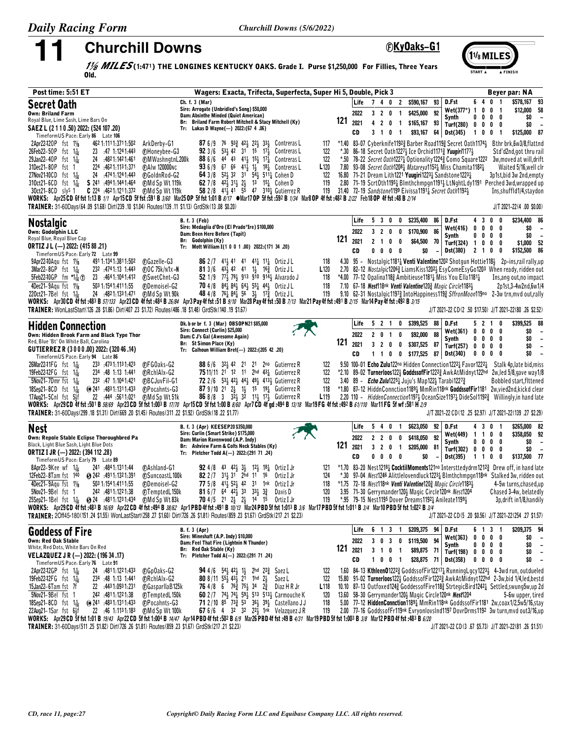# 11 Churchill Downs

Ⓕ**KyOaks–G1**

*1⅛ MILES* (1:47¹) THE LONGINES KENTUCKY OAKS. Grade I. Purse $1,250,000 For Fillies, Three Years Old.

**Post time: 5:51 ET** — Wagers: Exacta, Trifecta, Superfecta, Super Hi 5, Double, Pick 3 — Beyer par: NA

---

## Secret Oath

**Own: Briland Farm**
Royal Blue, Lime Sash, Lime Bars On
**SAEZ L (2 1 1 0 .50) 2022: (524 107 .20)**
TimeformUS Pace: Early 86 Late 106

Ch. f. 3 (Mar)
Sire: Arrogate (Unbridled's Song) $50,000
Dam: Absinthe Minded (Quiet American)
Br: Briland Farm Robert Mitchell & Stacy Mitchell (Ky)
Tr: Lukas D Wayne(—) 2022:(67 4 .06)

121

| | Starts | 1st | 2nd | 3rd | Earnings | Beyer |
|---|---|---|---|---|---|---|
| Life | 7 | 4 | 0 | 2 | $590,167 | 93 |
| 2022 | 3 | 2 | 0 | 1 | $425,000 | 92 |
| 2021 | 4 | 2 | 0 | 1 | $165,167 | 93 |
| CD | 3 | 1 | 0 | 1 | $93,167 | 64 |

| | Starts | 1st | 2nd | 3rd | Earnings | Beyer |
|---|---|---|---|---|---|---|
| D.Fst | 6 | 4 | 0 | 1 | $578,167 | 93 |
| Wet(377*) | 1 | 0 | 0 | 1 | $12,000 | 58 |
| Synth | 0 | 0 | 0 | 0 | $0 | – |
| Turf(280) | 0 | 0 | 0 | 0 | $0 | – |
| Dst(345) | 1 | 0 | 0 | 1 | $125,000 | 87 |

```
2Apr22 12OP fst 1⅛   46² 1:11¹1:37¹1:50²  ArkDerby-G1       87 6/9  76 93¾ 42½ 22½ 33¼  Contreras L   117  *1.40 83-07 Cyberknife1192¾ Barber Road119¾ Secret Oath1174½  Bthr brk,6w3/8,flattnd
26Feb22-50P fst 1₁₁₆  23 :47 1:12⁴1:44³  ⒻHoneybee-G3      92 3/6  53½ 42 31 15 17½  Contreras L   122  *.30 86-18 Secret Oath1227½ Ice Orchid1171¾ Yuugiri1177½  Std'd2nd,got thru rail
29Jan22-40P fst 1₁₁₆  24 :48²1:14²1:46¹  ⒻMWashngtnL200k   88 6/6  44 43 41½ 15½ 17¼  Contreras L   122  *.50 78-22 Secret Oath1227¼ Optionality1224¾ Como Square1222  3w,moved at will,drift
31Dec21-80P fst 1    22⁴ :46²1:11³1:37¹  ⒻAlw 120000NC     93 6/9  67 66 41½ 1½ 18¼  Contreras L   L120  7.80 93-08 Secret Oath1208¼ Matareya1152¼ Miss Chamita1182½  Waited 5/16,well clr
27Nov21-10CD fst 1₁₁₆ 24 :47⁴1:12⁴1:44³  ⒻGoldnRod-G2      64 3/8  52½ 32 31 54½ 511¼ Cohen D      122  16.80 71-21 Dream Lith1221 Yuugiri1223¼ Sandstone1223¼  3p1st,bid 3w 2nd,empty
31Oct21-6CD fst 1₁₁₆ S 24¹ :49⁴1:14⁴1:46⁴ ⒻMd Sp Wt 119k   62 7/8  42½ 31½ 2½ 13 15½  Cohen D       119  2.80 71-19 ScrtOth1195½ Blmthchmpgn1191½ LtNghtLdy1191  Perched 3wd,wrapped up
3Oct21-1CD sly⁵ 1    C 22⁴ :46²1:12¹1:37²  ⒻMd Sp Wt 119k  58 2/8  41½ 41 55 47 310¼  Gutierrez R  119  31.40 72-19 Sandstone1199 Eivissa1191½ Secret Oath1192½  Ins,shuffld1/4,staydon
```

WORKS: Apr25 CD 6f fst 1:13 B 1/1 Apr15 CD 5f fst :59¹ B 3/60 Mar25 OP 5f fst 1:01 B 8/17 ●Mar17 OP 5f fst :59² B 1/34 Mar8 OP 4f fst :48² B 2/22 Feb18 OP 4f fst :48 B 2/14
TRAINER: 31-60Days(64 .09 $1.68) Dirt(239 .10 $1.04) Routes(139 .11 $1.13) GrdStk(13 .08 $0.20) — J/T 2021-22(4 .00 $0.00)

---

## Nostalgic

**Own: Godolphin LLC**
Royal Blue, Royal Blue Cap
**ORTIZ J L (—) 2022: (415 88 .21)**
TimeformUS Pace: Early 72 Late 99

B. f. 3 (Feb)
Sire: Medaglia d'Oro (El Prado\*Ire) $100,000
Dam: Been Here Before (Tapit)
Br: Godolphin (Ky)
Tr: Mott William I(1 0 0 1 .00) 2022:(171 34 .20)

121

| | Starts | 1st | 2nd | 3rd | Earnings | Beyer |
|---|---|---|---|---|---|---|
| Life | 5 | 3 | 0 | 0 | $235,400 | 86 |
| 2022 | 3 | 2 | 0 | 0 | $170,900 | 86 |
| 2021 | 2 | 1 | 0 | 0 | $64,500 | 70 |
| CD | 0 | 0 | 0 | 0 | $0 | – |

| | Starts | 1st | 2nd | 3rd | Earnings | Beyer |
|---|---|---|---|---|---|---|
| D.Fst | 4 | 3 | 0 | 0 | $234,400 | 86 |
| Wet(416) | 0 | 0 | 0 | 0 | $0 | – |
| Synth | 0 | 0 | 0 | 0 | $0 | – |
| Turf(324) | 1 | 0 | 0 | 0 | $1,000 | 52 |
| Dst(380) | 2 | 1 | 0 | 0 | $152,500 | 86 |

```
9Apr22-10Aqu fst 1⅛   49¹ 1:13⁴1:38¹1:50²  ⒻGazelle-G3      86 2/7  41½ 41 41 41½ 11½  Ortiz J L  118  4.30 95 - Nostalgic1181½ Venti Valentine1202 Shotgun Hottie118½  2p-ins,rail rally,up
3Mar22-8GP fst 1₁₁₆   23² :47⁴1:13 1:44³  ⒻOC 75k/n1x-N    81 3/6  43½ 42 41 1½ 16¾  Ortiz J L  L120  2.70 82-12 Nostalgic1206¾ LiamsKiss1202½ EsyComeEsyGo1203  When ready, ridden out
5Feb22-10GP fm *1₁₁₆Ⓣ 23 :46⁴1:10⁴1:412  ⒻSwetChnt-G3     52 1/9  77½ 79½ 913 910 914¼  Alvarado J  118  *4.00 77-12 Opalina118¾ Ambitieuse1181¼ Miss You Ella118¼  Ins,ang out,no impact
4Dec21-9Aqu fst 1⅛    50³ 1:15⁴1:41¹1:55  ⒻDemoisel-G2     70 4/8  84¼ 84½ 64½ 55¼ 44½  Ortiz J L  118  7.10 67-18 Nest118nk Venti Valentine120¾ Magic Circle1183½  2p1st,3-4w2nd,6w1/4
22Oct21-7Bel fst 1₁₁₆ 24 :48²1:13³1:47¹  ⒻMd Sp Wt 90k     48 4/8  76½ 84½ 56 3½ 17¾  Ortiz J L  119  9.10 62-31 Nostalgic1197¾ IntoHappiness119¾ SffronMoon119no  2-3w trn,mvd out,rally
```

WORKS: Apr30 CD 4f fst :48³ B 57/133 Apr23 CD 4f fst :48⁴ B 26/84 Apr3 Pay 4f fst :51 B 9/10 Mar28 Pay 4f fst :50 B 7/13 Mar21 Pay 4f fst :49¹ B 2/15 Mar14 Pay 4f fst :49² B 3/15
TRAINER: WonLastStart(126 .28 $1.86) Dirt(407 .23 $1.72) Routes(486 .18 $1.48) GrdStk(140 .19 $1.67) — J/T 2021-22 CD(2 .50 $17.50) J/T 2021-22(80 .26 $2.52)

---

## Hidden Connection

**Own: Hidden Brook Farm and Black Type Thor**
Red, Blue 'Bt' On White Ball, Carolina
**GUTIERREZ R (3 0 0 0 .00) 2022: (320 46 .14)**
TimeformUS Pace: Early 94 Late 86

Dk. b or br f. 3 (Mar) OBSOPN21 $85,000
Sire: Connect (Curlin) $25,000
Dam: C J's Gal (Awesome Again)
Br: St Simon Place (Ky)
Tr: Calhoun William Bret(—) 2022:(205 42 .20)

121

| | Starts | 1st | 2nd | 3rd | Earnings | Beyer |
|---|---|---|---|---|---|---|
| Life | 5 | 2 | 1 | 0 | $399,525 | 88 |
| 2022 | 2 | 0 | 1 | 0 | $92,000 | 88 |
| 2021 | 3 | 2 | 0 | 0 | $307,525 | 87 |
| CD | 1 | 1 | 0 | 0 | $177,525 | 87 |

| | Starts | 1st | 2nd | 3rd | Earnings | Beyer |
|---|---|---|---|---|---|---|
| D.Fst | 5 | 2 | 1 | 0 | $399,525 | 88 |
| Wet(361) | 0 | 0 | 0 | 0 | $0 | – |
| Synth | 0 | 0 | 0 | 0 | $0 | – |
| Turf(257) | 0 | 0 | 0 | 0 | $0 | – |
| Dst(340) | 0 | 0 | 0 | 0 | $0 | – |

```
26Mar22-11FG fst 1₁₁₆  23³ :47³1:11³1:42³  ⒻFGOaks-G2      88 6/6  32½ 42 21 21 2no  Gutierrez R  122  9.50 100-01 Echo Zulu122no Hidden Connection1222½ Favor1222½  Stalk 4p,late bid,miss
19Feb22-12FG fst 1₁₁₆  23⁴ :48 1:13 1:44¹  ⒻRchlAlx-G2     75 11/11 21 12 11 2hd 43¼  Gutierrez R  122  *2.10 89-02 Turnerloos122½ GoddssofFir1222¾ AwkAtMidnyt122hd  2w,led 5/8,gave way1/8
5Nov21-7Dmr fst 1₁₁₆   23² :47 1:10⁴1:42¹  ⒻBCJuvFil-G1    72 2/6  53½ 42½ 44½ 49½ 413½  Gutierrez R  122  3.40 89 - Echo Zulu1225¼ Juju's Map122½ Tarabi1227¾  Bobbled start,flttened
18Sep21-8CD fst 1₁₁₆  ⓗ 24¹ :48³1:13¹1:43³  ⒻPocahnts-G3    87 9/10 21 2½ 1½ 15 19½  Gutierrez R  118  *1.80 87-12 HiddnConnction1189½ MmRin118nk GoddssofFir1181  2w,vied2nd,kickd clear
17Aug21-5Cnl fst 5½f   22 :44⁴ :56¹1:02¹  ⒻMd Sp Wt 51k   86 8/8  3 32½ 32 11½ 17½  Gutierrez R  L119  2.20 110 - HiddenConnection1197½ OceanSize1197½ DideSol1192¾  Willingly,in hand late
```

WORKS: Apr29 CD 4f fst :50¹ B 58/69 Apr23 CD 5f fst 1:00³ B 17/70 Apr15 CD 5f fst 1:00 B 8/60 Apr7 CD 4f gd :49⁴ B 13/18 Mar19 FG 4f fst :49² B 61/110 Mar11 FG 5f wf :58¹ H 2/9
TRAINER: 31-60Days(299 .18 $1.31) Dirt(669 .20 $1.45) Routes(311 .22 $1.92) GrdStk(18 .22 $1.77) — J/T 2021-22 CD(12 .25 $2.97) J/T 2021-22(139 .27 $2.29)

---

## Nest

**Own: Repole Stable Eclipse Thoroughbred Pa**
Black, Light Blue Sash, Light Blue Dots
**ORTIZ I JR (—) 2022: (394 112 .28)**
TimeformUS Pace: Early 79 Late 89

B. f. 3 (Apr) KEESEP20 $350,000
Sire: Curlin (Smart Strike) $175,000
Dam: Marion Ravenwood (A.P. Indy)
Br: Ashview Farm & Colts Neck Stables (Ky)
Tr: Pletcher Todd A(—) 2022:(291 71 .24)

121

| | Starts | 1st | 2nd | 3rd | Earnings | Beyer |
|---|---|---|---|---|---|---|
| Life | 5 | 4 | 0 | 1 | $623,050 | 92 |
| 2022 | 2 | 2 | 0 | 0 | $418,050 | 92 |
| 2021 | 3 | 2 | 0 | 1 | $205,000 | 81 |
| CD | 0 | 0 | 0 | 0 | $0 | – |

| | Starts | 1st | 2nd | 3rd | Earnings | Beyer |
|---|---|---|---|---|---|---|
| D.Fst | 4 | 3 | 0 | 1 | $265,000 | 82 |
| Wet(449) | 1 | 1 | 0 | 0 | $358,050 | 92 |
| Synth | 0 | 0 | 0 | 0 | $0 | – |
| Turf(302) | 0 | 0 | 0 | 0 | $0 | – |
| Dst(395) | 1 | 1 | 0 | 0 | $137,500 | 77 |

```
8Apr22-9Kee wf 1₁₁₆   24¹ :48⁴1:13¹1:44  ⒻAshland-G1       92 4/8  43 42½ 3½ 12½ 18¼  Ortiz I Jr  121  *1.70 83-20 Nest1218¼ CocktilMoments121no Intersttedydrm1212¾  Drew off, in hand late
12Feb22-8Tam fst 1⁴⁰  ⓢ 24² :49¹1:13²1:39¹  ⒻSuncoastL100k  82 2/7  31½ 31 2hd 11 16  Ortiz I Jr  124  *.30 97-04 Nest1246 Alittlelovendluck1223¼ Blmthchmpgn118nk  Stalked 3w, ridden out
4Dec21-9Aqu fst 1⅛    50³ 1:15⁴1:41¹1:55  ⒻDemoisel-G2     77 5/8  41½ 52½ 42 31 1nk  Ortiz I Jr  118  *1.75 72-18 Nest118nk Venti Valentine120¾ Magic Circle1183½  4-5w turns,chased,up
5Nov21-9Bel fst 1     24² :48¹1:12²1:38  ⒻTempdedL150k    81 6/7  64 42½ 33 33½ 3¾  Davis D  120  3.95 71-30 Gerrymander120½ Magic Circle120nk Nest1204  Chased 3-4w, belatedly
25Sep21-1Bel fst 1₁₁₆ ⓢ 24 :48¹1:12³1:43⁴  ⒻMd Sp Wt 83k    70 4/5  21 2½ 2½ 14 15  Ortiz I Jr  119  *.95 79-15 Nest1195 Dover Dreams1192¼ Anileate1199½  3p,drift in1/8,handily
```

WORKS: Apr29 CD 4f fst :48³ B 16/69 Apr22 CD 4f fst :49⁴ B 38/62 Apr1 PBD 4f fst :49¹ B 10/13 Mar24 PBD 5f fst 1:01³ B 3/6 Mar17 PBD 5f fst 1:01¹ B 3/4 Mar10 PBD 5f fst 1:02¹ B 3/4
TRAINER: 2Off45-180(151 .24 $1.55) WonLastStart(258 .27 $1.60) Dirt(726 .26 $1.81) Routes(859 .23 $1.67) GrdStk(217 .21 $2.23) — J/T 2021-22 CD(5 .20 $0.56) J/T 2021-22(254 .27 $1.57)

---

## Goddess of Fire

**Own: Red Oak Stable**
White, Red Dots, White Bars On Red
**VELAZQUEZ J R (—) 2022: (196 34 .17)**
TimeformUS Pace: Early 76 Late 91

B. f. 3 (Apr)
Sire: Mineshaft (A.P. Indy) $10,000
Dam: Feel That Fire (Lightnin N Thunder)
Br: Red Oak Stable (Ky)
Tr: Pletcher Todd A(—) 2022:(291 71 .24)

121

| | Starts | 1st | 2nd | 3rd | Earnings | Beyer |
|---|---|---|---|---|---|---|
| Life | 6 | 1 | 3 | 1 | $209,375 | 94 |
| 2022 | 3 | 0 | 3 | 0 | $119,500 | 94 |
| 2021 | 3 | 1 | 0 | 1 | $89,875 | 71 |
| CD | 1 | 0 | 0 | 1 | $28,875 | 71 |

| | Starts | 1st | 2nd | 3rd | Earnings | Beyer |
|---|---|---|---|---|---|---|
| D.Fst | 6 | 1 | 3 | 1 | $209,375 | 94 |
| Wet(363) | 0 | 0 | 0 | 0 | $0 | – |
| Synth | 0 | 0 | 0 | 0 | $0 | – |
| Turf(198) | 0 | 0 | 0 | 0 | $0 | – |
| Dst(358) | 0 | 0 | 0 | 0 | $0 | – |

```
2Apr22-12GP fst 1₁₁₆   24 :48¹1:12²1:43³  ⒻGpOaks-G2       94 4/6  54½ 42½ 1½ 2hd 22¾  Saez L  122  1.60 84-13 KthleenO1222¾ GoddssofFir12217¼ RunningLgcy1223½  4-3wd run, outdueled
19Feb22-12FG fst 1₁₁₆  23⁴ :48 1:13 1:44¹  ⒻRchlAlx-G2      80 8/11 55½ 43½ 21 1hd 2½  Saez L  122  15.80 91-02 Turnerloos122½ GoddssofFir1222¾ AwkAtMidnyt122hd  2-3w,bid 1/4,led,bestd
15Jan22-6Tam fst 7f    22 :44³1:09³1:23¹  ⒻGasparllaB125k  76 4/8  6 76¾ 75½ 34 2¾  Diaz H R Jr  L118  10.10 87-13 Outfoxed124¾ GoddessofFire118¾ StrtegicBird1242½  Settled,swung5w,up 2d
5Nov21-9Bel fst 1      24² :48¹1:12²1:38  ⒻTempdedL150k    60 2/7  74½ 74½ 59½ 513 513¼  Carmouche K  120  13.60 58-30 Gerrymander120½ Magic Circle120nk Nest1204  5-6w upper, tired
18Sep21-8CD fst 1₁₁₆  ⓗ 24¹ :48³1:13¹1:43³  ⒻPocahnts-G3     71 2/10 85 73¾ 53 36½ 39½  Castellano J J  118  5.00 77-12 HiddenConnction1189½ MmRin118nk GoddssofFir1181  2w,coax1/2,5w5/16,stay
22Aug21-1Sar fst 6½f   22 :46 1:11³1:18³  ⒻMd Sp Wt 100k   67 6/6  4 32 32 22½ 1nk  Velazquez J R  119  2.00 77-16 GoddssofFr119nk EvryonlovsInd1197 DovrDrms1192  3w trn,mvd out3/16,up
```

WORKS: Apr29 CD 5f fst 1:01 B 19/43 Apr22 CD 5f fst 1:00⁴ B 14/47 Apr14 PBD 4f fst :50² B 6/9 Mar26 PBD 4f fst :49 B 4/31 Mar19 PBD 5f fst 1:00³ B 3/8 Mar12 PBD 4f fst :48³ B 6/20
TRAINER: 31-60Days(511 .25 $1.82) Dirt(726 .26 $1.81) Routes(859 .23 $1.67) GrdStk(217 .21 $2.23) — J/T 2021-22 CD(3 .67 $5.73) J/T 2021-22(81 .26 $1.51)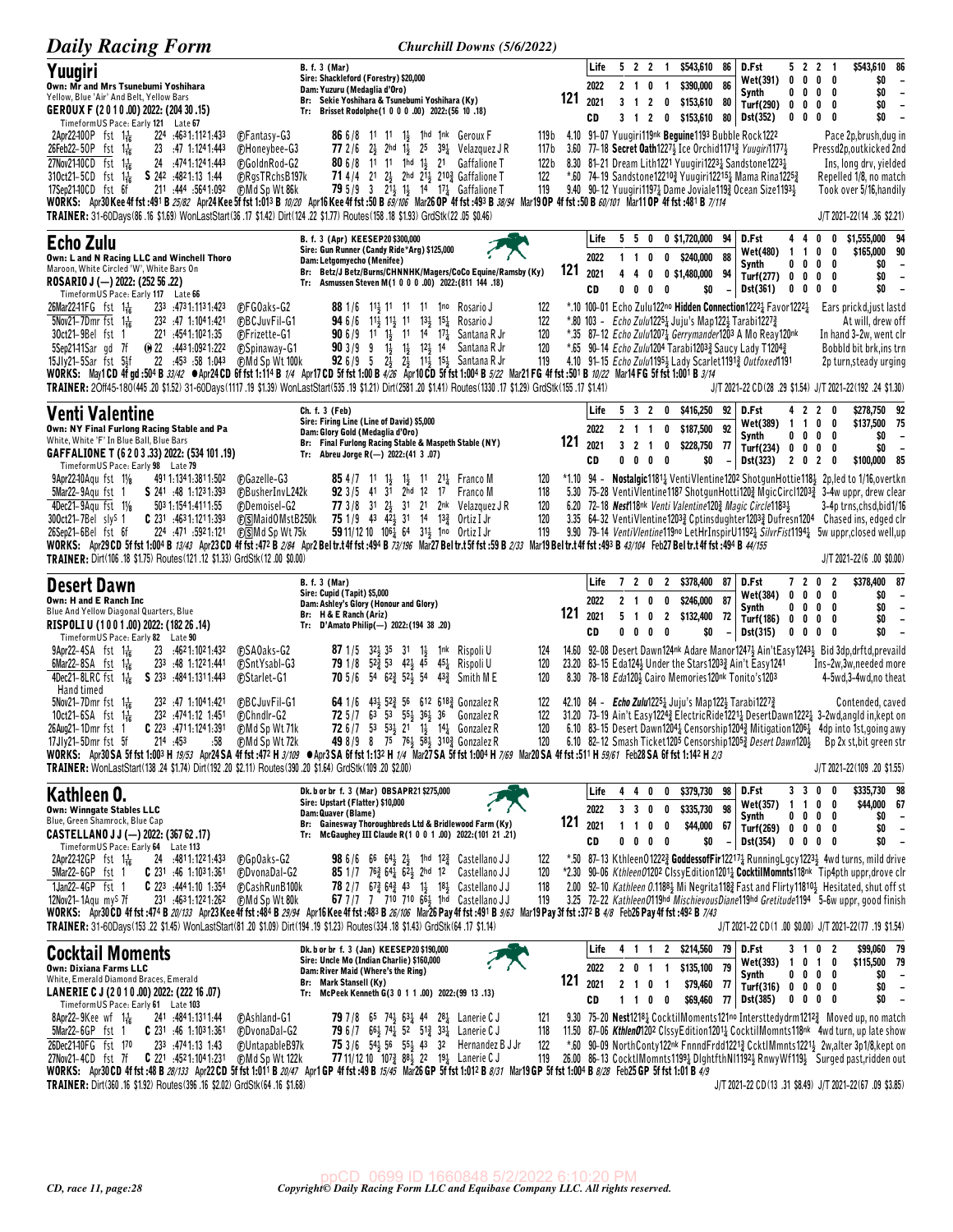## Yuugiri

B. f. 3 (Mar)
Sire: Shackleford (Forestry) $20,000
Dam: Yuzuru (Medaglia d'Oro)
Br: Sekie Yoshihara & Tsunebumi Yoshihara (Ky)
Tr: Brisset Rodolphe(1 0 0 0 .00) 2022:(56 10 .18)

Own: Mr and Mrs Tsunebumi Yoshihara
Yellow, Blue 'Air' And Belt, Yellow Bars
GEROUX F (2 0 1 0 .00) 2022: (204 30 .15)
TimeformUS Pace: Early 121 Late 67

121

| | | | | | | |
|---|---|---|---|---|---|---|
| Life | 5 2 2 1 | $543,610 86 | D.Fst | 5 2 2 1 | $543,610 | 86 |
| 2022 | 2 1 0 1 | $390,000 86 | Wet(391) | 0 0 0 0 | $0 | – |
| 2021 | 3 1 2 0 | $153,610 80 | Synth | 0 0 0 0 | $0 | – |
| CD | 3 1 2 0 | $153,610 80 | Turf(290) | 0 0 0 0 | $0 | – |
| | | | Dst(352) | 0 0 0 0 | $0 | – |

2Apr22-10OP fst 1 1/16 :224 :4631:1121:433 ⒻFantasy-G3 86 6/8 11 11 1½ 1hd 1nk Geroux F 119b 4.10 91-07 Yuugiri119nk Beguine1193 Bubble Rock1222 Pace 2p,brush,dug in
26Feb22-5OP fst 1 1/16 :23 :47 1:1241:443 ⒻHoneybee-G3 77 2/6 2½ 2hd 1½ 25 39¼ Velazquez J R 117b 3.60 77-18 Secret Oath1227½ Ice Orchid1171¾ Yuugiri1177½ Pressd2p,outkicked 2nd
27Nov21-10CD fst 1 1/16 :24 :4741:1241:443 ⒻGoldnRod-G2 80 6/8 11 11 1hd 1½ 21 Gaffalione T 122b 8.30 81-21 Dream Lith1221 Yuugiri1223¼ Sandstone1223¼ Ins, long drv, yielded
31Oct21-5CD fst 1 1/16 S :242 :4821:13 1:44 ⒻRgsTRchsB197k 71 4/4 21 2½ 2hd 21½ 210¾ Gaffalione T 122 *.60 74-19 Sandstone12210¾ Yuugiri1221 5¼ Mama Rina1225¾ Repelled 1/8, no match
17Sep21-10CD fst 6f :211 :444 :5641:092 ⒻMd Sp Wt 86k 79 5/9 3 21½ 1½ 14 17¼ Gaffalione T 119 9.40 90-12 Yuugiri1197¼ Dame Joviale119¾ Ocean Size1193½ Took over 5/16,handily

WORKS: Apr30 Kee 4f fst :491 B 25/82 Apr24 Kee 5f fst 1:013 B 10/20 Apr16 Kee 4f fst :50 B 69/106 Mar26 OP 4f fst :493 B 38/94 Mar19 OP 4f fst :50 B 60/101 Mar11 OP 4f fst :481 B 7/114
TRAINER: 31-60Days(86 .16 $1.69) WonLastStart(36 .17 $1.42) Dirt(124 .22 $1.77) Routes(158 .18 $1.93) GrdStk(22 .05 $0.46) J/T 2021-22(14 .36 $2.21)

## Echo Zulu

B. f. 3 (Apr) KEESEP20 $300,000
Sire: Gun Runner (Candy Ride*Arg) $125,000
Dam: Letgomyecho (Menifee)
Br: Betz/J Betz/Burns/CHNNHK/Magers/CoCo Equine/Ramsby (Ky)
Tr: Asmussen Steven M(1 0 0 0 .00) 2022:(811 144 .18)

Own: L and N Racing LLC and Winchell Thoro
Maroon, White Circled 'W', White Bars On
ROSARIO J (—) 2022: (252 56 .22)
TimeformUS Pace: Early 117 Late 66

121

| | | | | | | |
|---|---|---|---|---|---|---|
| Life | 5 5 0 0 | $1,720,000 94 | D.Fst | 4 4 0 0 | $1,555,000 | 94 |
| 2022 | 1 1 0 0 | $240,000 88 | Wet(480) | 1 1 0 0 | $165,000 | 90 |
| 2021 | 4 4 0 0 | $1,480,000 94 | Synth | 0 0 0 0 | $0 | – |
| CD | 0 0 0 0 | $0 – | Turf(277) | 0 0 0 0 | $0 | – |
| | | | Dst(361) | 0 0 0 0 | $0 | – |

26Mar22-11FG fst 1 1/16 :233 :4731:1131:423 ⒻFGOaks-G2 88 1/6 11½ 11 11 11 1no Rosario J 122 *.10 100-01 Echo Zulu122no Hidden Connection1222½ Favor1222¼ Ears prick'd,just lastd
5Nov21-7Dmr fst 1 1/16 :232 :47 1:1041:421 ⒻBCJuvFil-G1 94 6/6 11½ 11½ 11 13½ 15¼ Rosario J 122 *.80 103 - Echo Zulu1225¼ Juju's Map122½ Tarabi1227¾ At will, drew off
3Oct21-9Bel fst 1 :221 :4541:1021:35 ⒻFrizette-G1 90 6/9 11 1½ 11 14 17¼ Santana R Jr 120 *.35 87-12 Echo Zulu1207¼ Gerrymander1203 A Mo Reay120nk In hand 3-2w, went clr
5Sep21-11Sar gd 7f ⓦ:22 :4431:0921:222 ⒻSpinaway-G1 90 3/9 9 1½ 1½ 12½ 14 Santana R Jr 120 *.65 90-14 Echo Zulu1204 Tarabi1203¾ Saucy Lady T1204¾ Bobbld bit brk,ins trn
15Jly21-5Sar fst 5½f :22 :453 :58 1:043 ⒻMd Sp Wt 100k 92 6/9 5 2½ 2½ 11½ 15½ Santana R Jr 119 4.10 91-15 Echo Zulu1195½ Lady Scarlet1191¾ Outfoxed1191 2p turn,steady urging

WORKS: May1 CD 4f gd :504 B 33/42 ●Apr24 CD 6f fst 1:114 B 1/4 Apr17 CD 5f fst 1:004 B 4/26 Apr10 CD 5f fst 1:004 B 5/22 Mar21 FG 4f fst :501 B 10/22 Mar14 FG 5f fst 1:001 B 3/14
TRAINER: 2Off45-180(445 .20 $1.52) 31-60Days(1117 .19 $1.39) WonLastStart(535 .19 $1.21) Dirt(2581 .20 $1.41) Routes(1330 .17 $1.29) GrdStk(155 .17 $1.41) J/T 2021-22 CD(28 .29 $1.54) J/T 2021-22(192 .24 $1.30)

## Venti Valentine

Ch. f. 3 (Feb)
Sire: Firing Line (Line of David) $5,000
Dam: Glory Gold (Medaglia d'Oro)
Br: Final Furlong Racing Stable & Maspeth Stable (NY)
Tr: Abreu Jorge R(—) 2022:(41 3 .07)

Own: NY Final Furlong Racing Stable and Pa
White, White 'F' In Blue Ball, Blue Bars
GAFFALIONE T (6 2 0 3 .33) 2022: (534 101 .19)
TimeformUS Pace: Early 98 Late 79

121

| | | | | | | |
|---|---|---|---|---|---|---|
| Life | 5 3 2 0 | $416,250 92 | D.Fst | 4 2 2 0 | $278,750 | 92 |
| 2022 | 2 1 1 0 | $187,500 92 | Wet(389) | 1 1 0 0 | $137,500 | 75 |
| 2021 | 3 2 1 0 | $228,750 77 | Synth | 0 0 0 0 | $0 | – |
| CD | 0 0 0 0 | $0 – | Turf(234) | 0 0 0 0 | $0 | – |
| | | | Dst(323) | 2 0 2 0 | $100,000 | 85 |

9Apr22-10Aqu fst 1 1/8 :491 1:1341:3811:502 ⒻGazelle-G3 85 4/7 11 1½ 1½ 11 21¼ Franco M 120 *1.10 94 - Nostalgic1181¼ VentiVlentine1202 ShotgunHottie118½ 2p,led to 1/16,overtkn
5Mar22-9Aqu fst 1 S :241 :48 1:1231:393 ⒻBusherInvL242k 92 3/5 41 31 2hd 12 17 Franco M 118 5.30 75-28 VentiVlentine1187 ShotgunHotti120¾ MgicCircl1203¾ 3-4w uppr, drew clear
4Dec21-9Aqu fst 1 1/8 :503 1:1541:4111:55 ⒻDemoisel-G2 77 3/8 31 2½ 31 21 2nk Velazquez J R 120 6.20 72-18 Nest118nk Venti Valentine120¾ Magic Circle1183½ 3-4p trns,chsd,bid1/16
30Oct21-7Bel sly 1 C :231 :4631:1211:393 ⒻⓈMaidOMstB250k 75 1/9 43 42½ 31 14 13¾ Ortiz I Jr 120 3.35 64-32 VentiVlentine1203¾ Cptinsdughter1203¾ Dufresn1204 Chased ins, edged clr
26Sep21-6Bel fst 6f :224 :471 :5921:12 ⒻⓈMd Sp Wt 75k 59 11/12 10 106¼ 64 31½ 1no Ortiz I Jr 119 9.90 79-14 VentiVlentine119no LetHrInspirU1192¼ SilvrFist1194¼ 5w uppr,closed well,up

WORKS: Apr29 CD 5f fst 1:004 B 13/43 Apr23 CD 4f fst :472 B 2/84 Apr2 Bel tr.t 4f fst :494 B 73/196 Mar27 Bel tr.t 5f fst :59 B 2/33 Mar19 Bel tr.t 4f fst :493 B 43/104 Feb27 Bel tr.t 4f fst :494 B 44/155
TRAINER: Dirt(106 .18 $1.75) Routes(121 .12 $1.33) GrdStk(12 .00 $0.00) J/T 2021-22(6 .00 $0.00)

## Desert Dawn

B. f. 3 (Mar)
Sire: Cupid (Tapit) $5,000
Dam: Ashley's Glory (Honour and Glory)
Br: H & E Ranch (Ariz)
Tr: D'Amato Philip(—) 2022:(194 38 .20)

Own: H and E Ranch Inc
Blue And Yellow Diagonal Quarters, Blue
RISPOLI U (1 0 0 1 .00) 2022: (182 26 .14)
TimeformUS Pace: Early 82 Late 90

121

| | | | | | | |
|---|---|---|---|---|---|---|
| Life | 7 2 0 2 | $378,400 87 | D.Fst | 7 2 0 2 | $378,400 | 87 |
| 2022 | 2 1 0 0 | $246,000 87 | Wet(384) | 0 0 0 0 | $0 | – |
| 2021 | 5 1 0 2 | $132,400 72 | Synth | 0 0 0 0 | $0 | – |
| CD | 0 0 0 0 | $0 – | Turf(186) | 0 0 0 0 | $0 | – |
| | | | Dst(315) | 0 0 0 0 | $0 | – |

9Apr22-4SA fst 1 1/16 :23 :4621:1021:432 ⒻSAOaks-G2 87 1/5 32½ 35 31 1½ 1nk Rispoli U 124 14.60 92-08 Desert Dawn124nk Adare Manor1247½ Ain'tEasy1243½ Bid 3dp,drftd,prevaild
6Mar22-8SA fst 1 1/16 :233 :48 1:1221:441 ⒻSntYsabl-G3 79 1/8 52¾ 53 42¼ 45 45¼ Rispoli U 120 23.20 83-15 Eda124½ Under the Stars1203¾ Ain't Easy1241 Ins-2w,3w,needed more
4Dec21-8LRC fst 1 1/16 S :233 :4841:1311:443 ⒻStarlet-G1 70 5/6 54 62¾ 52½ 54 43¾ Smith M E 120 8.30 78-18 Eda120½ Cairo Memories120nk Tonito's1203 4-5wd,3-4wd,no theat
Hand timed
5Nov21-7Dmr fst 1 1/16 :232 :47 1:1041:421 ⒻBCJuvFil-G1 64 1/6 43½ 52¾ 56 612 618¾ Gonzalez R 122 42.10 84 - Echo Zulu1225¼ Juju's Map122½ Tarabi1227¾ Contended, caved
1Oct21-6SA fst 1 1/16 :232 :4741:12 1:451 ⒻChndlr-G2 72 5/7 53 55½ 36½ 36 Gonzalez R 122 31.20 73-19 Ain't Easy1224¾ ElectricRide1221½ DesertDawn1222¼ 3-2wd,angld in,kept on
26Aug21-1Dmr fst 1 C :223 :4711:1241:391 ⒻMd Sp Wt 71k 72 6/7 53 53½ 21 1½ 14¼ Gonzalez R 120 6.10 83-15 Desert Dawn1204¼ Censorship1204¾ Mitigation1206¼ 4dp into 1st,going awy
17Jly21-5Dmr fst 5f :214 :453 :58 ⒻMd Sp Wt 72k 59 8/12 8 75 76½ 58½ 310¾ Gonzalez R 120 6.10 82-12 Smash Ticket1205 Censorship1205¾ Desert Dawn120½ Bp 2x st,bit green str

WORKS: Apr30 SA 5f fst 1:003 H 19/53 Apr24 SA 4f fst :472 H 3/109 ●Apr3 SA 6f fst 1:132 H 1/4 Mar27 SA 5f fst 1:004 H 7/69 Mar20 SA 4f fst :511 H 59/61 Feb28 SA 6f fst 1:142 H 2/3
TRAINER: WonLastStart(138 .24 $1.74) Dirt(192 .20 $2.11) Routes(390 .20 $1.64) GrdStk(109 .20 $2.00) J/T 2021-22(109 .20 $1.55)

## Kathleen O.

Dk. b or br f. 3 (Mar) OBSAPR21 $275,000
Sire: Upstart (Flatter) $10,000
Dam: Quaver (Blame)
Br: Gainesway Thoroughbreds Ltd & Bridlewood Farm (Ky)
Tr: McGaughey III Claude R(1 0 0 1 .00) 2022:(101 21 .21)

Own: Winngate Stables LLC
Blue, Green Shamrock, Blue Cap
CASTELLANO J J (—) 2022: (367 62 .17)
TimeformUS Pace: Early 64 Late 113

121

| | | | | | | |
|---|---|---|---|---|---|---|
| Life | 4 4 0 0 | $379,730 98 | D.Fst | 3 3 0 0 | $335,730 | 98 |
| 2022 | 3 3 0 0 | $335,730 98 | Wet(357) | 1 1 0 0 | $44,000 | 67 |
| 2021 | 1 1 0 0 | $44,000 67 | Synth | 0 0 0 0 | $0 | – |
| CD | 0 0 0 0 | $0 – | Turf(269) | 0 0 0 0 | $0 | – |
| | | | Dst(354) | 0 0 0 0 | $0 | – |

2Apr22-12GP fst 1 1/16 :24 :4811:1221:433 ⒻGpOaks-G2 98 6/6 66 64½ 2½ 1hd 12¾ Castellano J J 122 *.50 87-13 Kthleen0122¾ GoddessofFir12217¼ RunningLgcy1223½ 4wd turns, mild drive
5Mar22-6GP fst 1 C :231 :46 1:1031:361 ⒻDvonaDal-G2 85 1/7 76¾ 64¼ 62½ 2hd 12 Castellano J J 120 *2.30 90-06 Kthleen0120² ClssyEdition1201¼ CocktilMomnts118nk Tip4pth uppr,drove clr
1Jan22-4GP fst 1 C :223 :4441:10 1:354 ⒻCashRunB100k 78 2/7 67¾ 64¾ 43 1½ 18½ Castellano J J 118 2.00 92-10 Kathleen 0.1188½ Mi Negrita118¾ Fast and Flirty11810½ Hesitated, shut off st
12Nov21-1Aqu my S 7f :231 :4631:1221:262 ⒻMd Sp Wt 80k 67 7/7 7 710 710 66½ 1hd Castellano J J 119 3.25 72-22 Kathleen0119hd MischievousDiane119hd Gretitude1194 5-6w uppr, good finish

WORKS: Apr30 CD 4f fst :474 B 20/133 Apr23 Kee 4f fst :484 B 29/94 Apr16 Kee 4f fst :483 B 26/106 Mar26 Pay 4f fst :491 B 9/63 Mar19 Pay 3f fst :372 B 4/8 Feb26 Pay 4f fst :492 B 7/43
TRAINER: 31-60Days(153 .22 $1.45) WonLastStart(81 .20 $1.09) Dirt(194 .19 $1.23) Routes(334 .18 $1.43) GrdStk(64 .17 $1.14) J/T 2021-22 CD(1 .00 $0.00) J/T 2021-22(77 .19 $1.54)

## Cocktail Moments

Dk. b or br f. 3 (Jan) KEESEP20 $190,000
Sire: Uncle Mo (Indian Charlie) $160,000
Dam: River Maid (Where's the Ring)
Br: Mark Stansell (Ky)
Tr: McPeek Kenneth G(3 0 1 1 .00) 2022:(99 13 .13)

Own: Dixiana Farms LLC
White, Emerald Diamond Braces, Emerald
LANERIE C J (2 0 1 0 .00) 2022: (222 16 .07)
TimeformUS Pace: Early 61 Late 103

121

| | | | | | | |
|---|---|---|---|---|---|---|
| Life | 4 1 1 2 | $214,560 79 | D.Fst | 3 1 0 2 | $99,060 | 79 |
| 2022 | 2 0 1 1 | $135,100 79 | Wet(393) | 1 0 1 0 | $115,500 | 79 |
| 2021 | 2 1 0 1 | $79,460 77 | Synth | 0 0 0 0 | $0 | – |
| CD | 1 1 0 0 | $69,460 77 | Turf(316) | 0 0 0 0 | $0 | – |
| | | | Dst(385) | 0 0 0 0 | $0 | – |

8Apr22-9Kee wf 1 1/16 :241 :4841:1311:44 ⒻAshland-G1 79 7/8 65 74½ 63¼ 44 28¼ Lanerie C J 121 9.30 75-20 Nest1218¼ CocktailMoments121no Interstteddyrm1212¾ Moved up, no match
5Mar22-6GP fst 1 C :231 :46 1:1031:361 ⒻDvonaDal-G2 79 6/7 66½ 74¼ 52 51¾ 33¼ Lanerie C J 118 11.50 87-06 Kthlen0120² ClssyEdition1201¼ CocktilMomnts118nk 4wd turn, up late show
26Dec21-10FG fst 170 :233 :4741:13 1:43 ⒻUntapableB97k 75 3/6 54½ 56 55½ 43 32 Hernandez B J Jr 122 *.60 90-09 NorthConty122nk FnnndFrdd1221¾ ScktlMmnts1221½ 2w,alter 3p1/8,kept on
27Nov21-4CD fst 7f C :221 :4521:1041:231 ⒻMd Sp Wt 122k 77 11/12 10 107¾ 88½ 22 19¼ Lanerie C J 119 26.00 86-13 CocktlMomnts1199¼ DlghtfthNl1192½ RnwyWf119½ Surged past,ridden out

WORKS: Apr30 CD 4f fst :48 B 28/133 Apr22 CD 5f fst 1:011 B 20/47 Apr1 GP 4f fst :49 B 15/45 Mar26 GP 5f fst 1:012 B 8/31 Mar19 GP 5f fst 1:004 B 8/28 Feb25 GP 5f fst 1:01 B 4/9
TRAINER: Dirt(360 .16 $1.92) Routes(396 .16 $2.02) GrdStk(64 .16 $1.68) J/T 2021-22 CD(13 .31 $8.49) J/T 2021-22(67 .09 $3.85)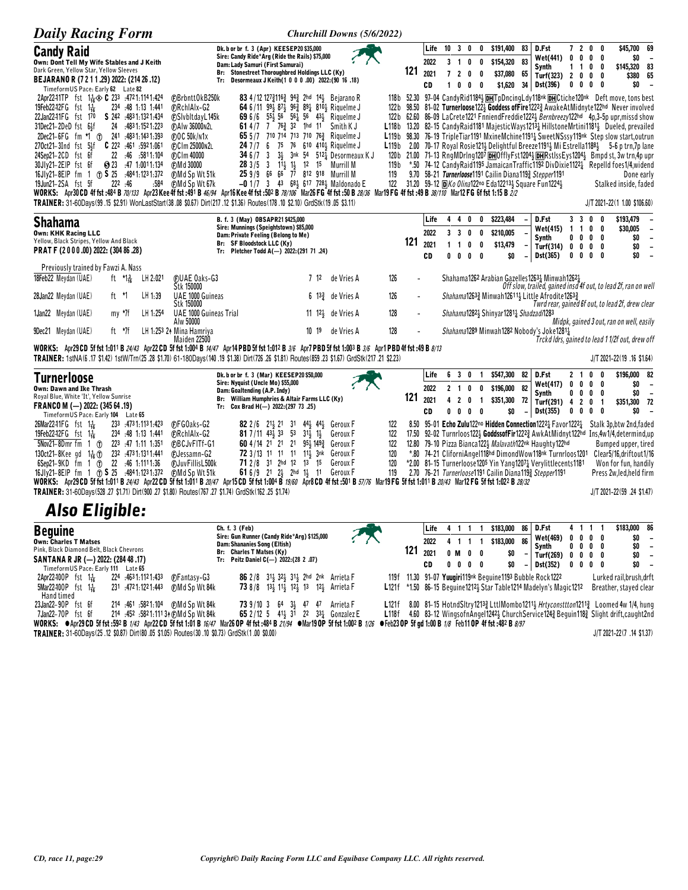## Candy Raid

Dk. b or br f. 3 (Apr) KEESEP20 $35,000
Sire: Candy Ride*Arg (Ride the Rails) $75,000
Dam: Lady Samuri (First Samurai)
Br: Stonestreet Thoroughbred Holdings LLC (Ky)
Tr: Desormeaux J Keith(1 0 0 0 .00) 2022:(90 16 .18)

Own: Dont Tell My Wife Stables and J Keith
Dark Green, Yellow Star, Yellow Sleeves
BEJARANO R (7 2 1 1 .29) 2022: (214 26 .12)

121

| | | | | | | | |
|---|---|---|---|---|---|---|---|
| Life | 10 | 3 | 0 | 0 | $191,400 | 83 | D.Fst 7 2 0 0 $45,700 69 |
| 2022 | 3 | 1 | 0 | 0 | $154,320 | 83 | Wet(441) 0 0 0 0 $0 – |
| 2021 | 7 | 2 | 0 | 0 | $37,080 | 65 | Synth 1 1 0 0 $145,320 83 |
| CD | 1 | 0 | 0 | 0 | $1,620 | 34 | Turf(323) 2 0 0 0 $380 65 / Dst(396) 0 0 0 0 $0 – |

TimeformUS Pace: Early 62 Late 82

2Apr22-11TP fst 1⅛ ◈ C 23³ :47²1:11⁴1:42⁴ ⒻBrbnttOkB250k 83 4/12 127¾116¾ 94¾ 2hd 14½ Bejarano R 118b 52.30 97–04 CandyRid1184½ DH TpDncingLdy118nk DH Ctiche120nk Deft move, tons best
19Feb22-12FG fst 1¹⁄₁₆ 23⁴ :48 1:13 1:44¹ ⒻRchlAlx-G2 64 6/11 99½ 87½ 96¾ 89¼ 810½ Riquelme J 122b 98.50 81–02 Turnerloose122½ Goddess ofFire1222¾ AwakeAtMidnyte122hd Never involved
22Jan22-11FG fst 1⁷⁰ S 24² :48³1:13²1:43⁴ ⒻSlvbltdayL145k 69 6/6 55½ 56 56¼ 56 43½ Riquelme J 122b 62.60 86–09 LaCrete1221 FnniendFreddie1222½ Bernbreezy122hd 4p,3-5p upr,missd show
31Dec21-2DeD fst 6½f 24 :48³1:15²1:22³ ⒻAlw 36000n2L 61 4/7 7 76¾ 32 1hd 11 Smith K J L118b 13.20 82–15 CandyRaid1181 MajesticWays1213½ HillstoneMrtini1181½ Dueled, prevailed
2Dec21-6FG fm *1 ⓣ 24¹ :48³1:14³1:39³ ⒻOC 50k/n1x 65 5/7 710 714 713 710 76¾ Riquelme J L119b 98.30 76–19 TripleTiar1191 MxineMchine1191½ SweetNSssy119nk Step slow start,outrun
27Oct21-3Ind fst 5½f C 22² :46¹ :59²1:06¹ ⒻClm 25000n2L 24 7/7 6 75 76 610 410½ Riquelme J L119b 2.00 70–17 Royal Rosie121½ Delightful Breeze1191½ Mi Estrella1188½ 5-6 p trn,7p lane
24Sep21-2CD fst 6f 22 :46 :58¹1:10⁴ ⒻClm 40000 34 6/7 3 3½ 3nk 54 512¼ Desormeaux K J 120b 21.00 71–13 RngMDrlng1207 DH OfflyFst1204½ DH RstlssEys1204½ Bmpd st, 3w trn,4p upr
30Jly21-2EIP fst 6f ◈ 23 :47 1:00¹1:13⁴ ⒻMd 30000 28 3/5 3 11½ 1½ 12 15 Murrill M 119b *.50 74–12 CandyRaid1195 JamaicanTraffic1192 DivDixie1122¼ Repelld foes1/4,widend
16Jly21-8EIP fm 1 ⓣ S 25 :48⁴1:12³1:37² ⒻMd Sp Wt 51k 25 9/9 66 66 77 812 918 Murrill M 119 9.70 58–21 Turnerloose1191 Cailin Diana119¾ Stepper1191 Done early
19Jun21-2SA fst 5f 22² :46 :58⁴ ⒻMd Sp Wt 67k –0 1/7 3 43 68½ 617 728½ Maldonado E 122 31.20 59–12 D Ko Olina122no Eda12213½ Square Fun1224½ Stalked inside, faded

WORKS: Apr30 CD 4f fst :48⁴ B 70/133 Apr23 Kee 4f fst :49¹ B 46/94 Apr16 Kee 4f fst :50² B 78/106 Mar26 FG 4f fst :50 B 28/36 Mar19 FG 4f fst :49 B 38/110 Mar12 FG 6f fst 1:15 B 2/2
TRAINER: 31-60Days(99 .15 $2.91) WonLastStart(38 .08 $0.67) Dirt(217 .12 $1.36) Routes(178 .10 $2.10) GrdStk(19 .05 $3.11) J/T 2021-22(1 1.00 $106.60)

## Shahama

B. f. 3 (May) OBSAPR21 $425,000
Sire: Munnings (Speightstown) $85,000
Dam: Private Feeling (Belong to Me)
Br: SF Bloodstock LLC (Ky)
Tr: Pletcher Todd A(—) 2022:(291 71 .24)

Own: KHK Racing LLC
Yellow, Black Stripes, Yellow And Black
PRAT F (2 0 0 0 .00) 2022: (304 86 .28)

121

| | | | | | | | |
|---|---|---|---|---|---|---|---|
| Life | 4 | 4 | 0 | 0 | $223,484 | – | D.Fst 3 3 0 0 $193,479 – |
| 2022 | 3 | 3 | 0 | 0 | $210,005 | – | Wet(415) 1 1 0 0 $30,005 – |
| 2021 | 1 | 1 | 0 | 0 | $13,479 | – | Synth 0 0 0 0 $0 – / Turf(314) 0 0 0 0 $0 – |
| CD | 0 | 0 | 0 | 0 | $0 | – | Dst(365) 0 0 0 0 $0 – |

Previously trained by Fawzi A. Nass

18Feb22 Meydan (UAE) ft *1³⁄₁₆ LH 2:02¹ ⒻUAE Oaks-G3 Stk 150000 7 1² de Vries A 126 – Shahama126² Arabian Gazelles1263¼ Minwah1262¼ Off slow, trailed, gained insd 4f out, to lead 2f, ran on well
28Jan22 Meydan (UAE) ft *1 LH 1:39 UAE 1000 Guineas Stk 150000 6 13¾ de Vries A 126 – Shahama12633¼ Minwah12611½ Little Afrodite1263¾ Twrd rear, gained 6f out, to lead 2f, drew clear
1Jan22 Meydan (UAE) my *7f LH 1:25⁴ UAE 1000 Guineas Trial Alw 50000 11 12½ de Vries A 128 – Shahama1282½ Shinyar1281½ Shadzadi1283
9Dec21 Meydan (UAE) ft *7f LH 1:25³ 2+ Mina Hamriya Maiden 22500 10 19 de Vries A 128 – Shahama1289 Minwah1282 Nobody's Joke1281¼ Midpk, gained 3 out, ran on well, easily / Trckd ldrs, gained to lead 1 1/2f out, drew off

WORKS: Apr29 CD 5f fst 1:01¹ B 24/43 Apr22 CD 5f fst 1:00⁴ B 14/47 Apr14 PBD 5f fst 1:01² B 3/6 Apr7 PBD 5f fst 1:00³ B 3/6 Apr1 PBD 4f fst :49 B 8/13
TRAINER: 1stNA(6 .17 $1.42) 1stW/Trn(25 .28 $1.70) 61-180Days(140 .19 $1.38) Dirt(726 .26 $1.81) Routes(859 .23 $1.67) GrdStk(217 .21 $2.23) J/T 2021-22(19 .16 $1.64)

## Turnerloose

Dk. b or br f. 3 (Mar) KEESEP20 $50,000
Sire: Nyquist (Uncle Mo) $55,000
Dam: Goaltending (A.P. Indy)
Br: William Humphries & Altair Farms LLC (Ky)
Tr: Cox Brad H(—) 2022:(297 73 .25)

Own: Dawn and Ike Thrash
Royal Blue, White 'It', Yellow Sunrise
FRANCO M (—) 2022: (345 64 .19)

121

| | | | | | | | |
|---|---|---|---|---|---|---|---|
| Life | 6 | 3 | 0 | 1 | $547,300 | 82 | D.Fst 2 1 0 0 $196,000 82 |
| 2022 | 2 | 1 | 0 | 0 | $196,000 | 82 | Wet(417) 0 0 0 0 $0 – |
| 2021 | 4 | 2 | 0 | 1 | $351,300 | 72 | Synth 0 0 0 0 $0 – / Turf(291) 4 2 0 1 $351,300 72 |
| CD | 0 | 0 | 0 | 0 | $0 | – | Dst(355) 0 0 0 0 $0 – |

TimeformUS Pace: Early 104 Late 65

26Mar22-11FG fst 1¹⁄₁₆ 23³ :47³1:11³1:42³ ⒻFGOaks-G2 82 2/6 21½ 21 31 44½ 44½ Geroux F 122 8.50 95–01 Echo Zulu122no Hidden Connection1222¼ Favor1222¼ Stalk 3p,btw 2nd,faded
19Feb22-12FG fst 1¹⁄₁₆ 23⁴ :48 1:13 1:44¹ ⒻRchlAlx-G2 81 7/11 43½ 33 53 31½ 1½ Geroux F 122 17.50 92–02 Turnrloos122½ GoddssofFir1222¾ AwkAtMidnyt122hd Ins,4w1/4,determind,up
5Nov21-8Dmr fm 1 ⓣ 22³ :47 1:11 1:35¹ ⒻBCJvFlTf-G1 60 4/14 21 21 21 95½ 149¾ Geroux F 122 12.80 79–10 Pizza Bianca122½ Malavath122nk Haughty122hd Bumped upper, tired
13Oct21-8Kee gd 1¹⁄₁₆ ⓣ 23² :47³1:13¹1:44¹ ⒻJessamn-G2 72 3/13 11 11 11 11½ 3nk Geroux F 120 *.80 74–21 CliforniAngel118hd DimondWow118nk Turnrloos1201 Clear5/16,driftout1/16
6Sep21-9KD fm 1 ⓣ 22 :46 1:11¹1:36 ⒻJuvFillisL500k 71 2/8 31 2hd 12 13 15 Geroux F 120 *2.00 81–15 Turnerloose1205 Yin Yang1207¼ Verylittlecents1181 Won for fun, handily
16Jly21-8EIP fm 1 ⓣ S 25 :48⁴1:12³1:37² ⒻMd Sp Wt 51k 61 6/9 21 2½ 2hd 1½ 11 Geroux F 119 2.70 76–21 Turnerloose1191 Cailin Diana119¾ Stepper1191 Press 2w,led,held firm

WORKS: Apr29 CD 5f fst 1:01¹ B 24/43 Apr22 CD 5f fst 1:01¹ B 20/47 Apr15 CD 5f fst 1:00⁴ B 19/60 Apr8 CD 4f fst :50¹ B 57/76 Mar19 FG 5f fst 1:01¹ B 20/43 Mar12 FG 5f fst 1:02² B 28/32
TRAINER: 31-60Days(528 .27 $1.71) Dirt(900 .27 $1.80) Routes(767 .27 $1.74) GrdStk(162 .25 $1.74) J/T 2021-22(59 .24 $1.47)

# Also Eligible:

## Beguine

Ch. f. 3 (Feb)
Sire: Gun Runner (Candy Ride*Arg) $125,000
Dam: Shananies Song (Eltish)
Br: Charles T Matses (Ky)
Tr: Peitz Daniel C(—) 2022:(28 2 .07)

Own: Charles T Matses
Pink, Black Diamond Belt, Black Chevrons
SANTANA R JR (—) 2022: (284 48 .17)

121

| | | | | | | | |
|---|---|---|---|---|---|---|---|
| Life | 4 | 1 | 1 | 1 | $183,000 | 86 | D.Fst 4 1 1 1 $183,000 86 |
| 2022 | 4 | 1 | 1 | 1 | $183,000 | 86 | Wet(469) 0 0 0 0 $0 – |
| 2021 | 0 | M | 0 | 0 | $0 | – | Synth 0 0 0 0 $0 – / Turf(290) 0 0 0 0 $0 – |
| CD | 0 | 0 | 0 | 0 | $0 | – | Dst(352) 0 0 0 0 $0 – |

TimeformUS Pace: Early 111 Late 65

2Apr22-10OP fst 1¹⁄₁₆ 22⁴ :46³1:11²1:43³ ⒻFantasy-G3 86 2/8 31½ 32½ 31½ 2hd 2nk Arrieta F 119f 11.30 91–07 Yuugiri119nk Beguine1193 Bubble Rock1222 Lurked rail,brush,drft
5Mar22-10OP fst 1¹⁄₁₆ 23¹ :47²1:12²1:44³ ⒻMd Sp Wt 84k 73 8/8 13½ 11½ 12½ 13 12½ Arrieta F L121f *1.50 86–15 Beguine1212½ Star Table1214 Madelyn's Magic1212 Breather, stayed clear
Hand timed
23Jan22-9OP fst 6f 21⁴ :46¹ :58²1:10⁴ ⒻMd Sp Wt 84k 73 9/10 3 64 3½ 47 47 Arrieta F L121f 8.00 81–15 HotndSltry1213¾ LttlMombo1211½ Hrtyconsttton1211¾ Loomed 4w 1/4, hung
7Jan22-7OP fst 6f 21⁴ :45² :58²1:11³ 4 ⒻMd Sp Wt 84k 65 2/12 5 41½ 31 22 33¼ Gonzalez E L118f 4.60 83–12 WingsofnAngel1242½ ChurchService124¾ Beguin118¾ Slight drift,caught2nd

WORKS: ●Apr29 CD 5f fst :59² B 1/43 Apr22 CD 5f fst 1:01 B 16/47 Mar26 OP 4f fst :48⁴ B 21/94 ●Mar19 OP 5f fst 1:00² B 1/26 ●Feb23 OP 5f gd 1:00 B 1/8 Feb11 OP 4f fst :48² B 8/97
TRAINER: 31-60Days(25 .12 $0.87) Dirt(80 .05 $1.05) Routes(30 .10 $0.73) GrdStk(1 .00 $0.00) J/T 2021-22(7 .14 $1.37)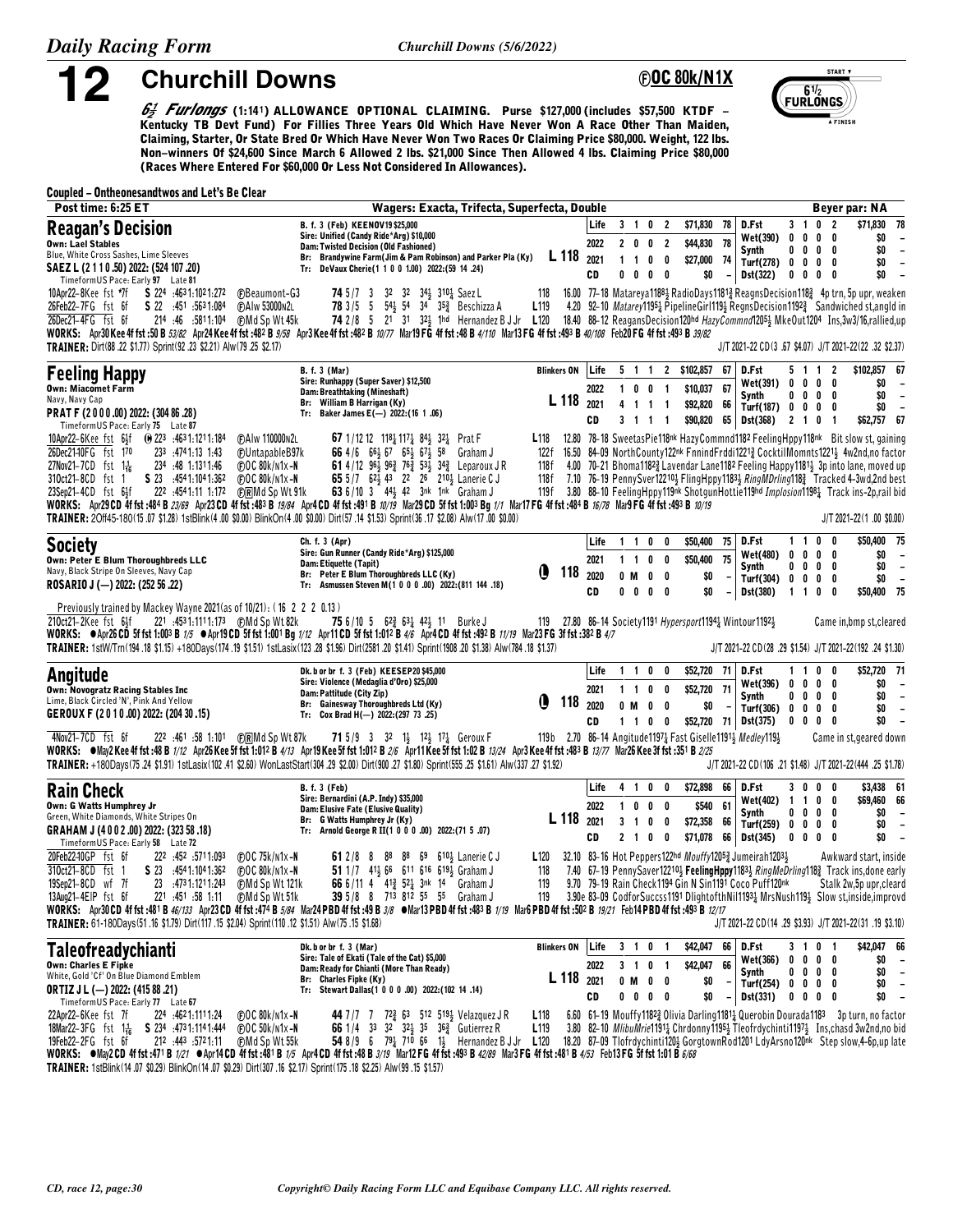# 12 Churchill Downs

**Ⓕ OC 80k/N1X**

**6½ Furlongs** (1:14¹) **ALLOWANCE OPTIONAL CLAIMING. Purse $127,000 (includes $57,500 KTDF – Kentucky TB Devt Fund) For Fillies Three Years Old Which Have Never Won A Race Other Than Maiden, Claiming, Starter, Or State Bred Or Which Have Never Won Two Races Or Claiming Price $80,000. Weight, 122 lbs. Non-winners Of $24,600 Since March 6 Allowed 2 lbs. $21,000 Since Then Allowed 4 lbs. Claiming Price $80,000 (Races Where Entered For $60,000 Or Less Not Considered In Allowances).**

**Coupled – Ontheonesandtwos and Let's Be Clear**

**Post time: 6:25 ET** | **Wagers: Exacta, Trifecta, Superfecta, Double** | **Beyer par: NA**

---

## Reagan's Decision

**Own: Lael Stables**
Blue, White Cross Sashes, Lime Sleeves
**SAEZ L (2 1 1 0 .50) 2022: (524 107 .20)**
TimeformUS Pace: Early 97 Late 81

B. f. 3 (Feb) KEENOV19 $25,000
Sire: Unified (Candy Ride*Arg) $10,000
Dam: Twisted Decision (Old Fashioned)
Br: Brandywine Farm(Jim & Pam Robinson) and Parker Pla (Ky)
Tr: DeVaux Cherie(1 1 0 0 1.00) 2022:(59 14 .24)

**L 118**

| | | | | | | | | | | | |
|---|---|---|---|---|---|---|---|---|---|---|---|
| Life | 3 | 1 | 0 | 2 | $71,830 | 78 | D.Fst | 3 1 0 2 | $71,830 | 78 |
| 2022 | 2 | 0 | 0 | 2 | $44,830 | 78 | Wet(390) | 0 0 0 0 | $0 | – |
| 2021 | 1 | 1 | 0 | 0 | $27,000 | 74 | Synth | 0 0 0 0 | $0 | – |
| CD | 0 | 0 | 0 | 0 | $0 | – | Turf(278) | 0 0 0 0 | $0 | – |
| | | | | | | | Dst(322) | 0 0 0 0 | $0 | – |

10Apr22–8Kee fst *7f S 22⁴ :46³1:10²1:27² ⒻBeaumont-G3 **74** 5/7 3 3² 3² 3⁴½ 3¹⁰¼ Saez L 118 16.00 77–18 Matareya1188¾ RadioDays1181¾ ReagnsDecision118¾ 4p trn, 5p upr, weaken
26Feb22–7FG fst 6f S 22 :45¹ :56³1:08⁴ ⒻAlw 53000n2L **78** 3/5 5 5⁴½ 5⁴ 3⁴ 3⁵¾ Beschizza A L119 4.20 92–10 Matarey1195¾ PipelineGirl119½ RegnsDecision1192¾ Sandwiched st,angld in
26Dec21–4FG fst 6f 21⁴ :46 :58¹1:10⁴ ⒻMd Sp Wt 45k **74** 2/8 5 2¹ 3¹ 3²½ 1hd Hernandez B J Jr L120 18.40 88–12 ReagansDecision120hd HazyCommnd1205½ MkeOut1204 Ins,3w3/16,rallied,up

WORKS: Apr30 Kee 4f fst :50 B 53/82 Apr24 Kee 4f fst :48² B 9/58 Apr3 Kee 4f fst :48² B 10/77 Mar19 FG 4f fst :48 B 4/110 Mar13 FG 4f fst :49³ B 40/108 Feb20 FG 4f fst :49³ B 39/82

TRAINER: Dirt(88 .22 $1.77) Sprint(92 .23 $2.21) Alw(79 .25 $2.17) — J/T 2021-22 CD (3 .67 $4.07) J/T 2021-22(22 .32 $2.37)

---

## Feeling Happy

**Own: Miacomet Farm**
Navy, Navy Cap
**PRAT F (2 0 0 0 .00) 2022: (304 86 .28)**
TimeformUS Pace: Early 75 Late 87

B. f. 3 (Mar)
Sire: Runhappy (Super Saver) $12,500
Dam: Breathtaking (Mineshaft)
Br: William B Harrigan (Ky)
Tr: Baker James E(— —) 2022:(16 1 .06)

**Blinkers ON** **L 118**

| | | | | | | | | | | | |
|---|---|---|---|---|---|---|---|---|---|---|---|
| Life | 5 | 1 | 1 | 2 | $102,857 | 67 | D.Fst | 5 1 1 2 | $102,857 | 67 |
| 2022 | 1 | 0 | 0 | 1 | $10,037 | 67 | Wet(391) | 0 0 0 0 | $0 | – |
| 2021 | 4 | 1 | 1 | 1 | $92,820 | 66 | Synth | 0 0 0 0 | $0 | – |
| CD | 3 | 1 | 1 | 1 | $90,820 | 65 | Turf(187) | 0 0 0 0 | $0 | – |
| | | | | | | | Dst(368) | 2 1 0 1 | $62,757 | 67 |

10Apr22–6Kee fst 6½f (Ⓢ 22³ :46³1:12¹1:18⁴ ⒻAlw 110000n2L **67** 1/12 12 11⁸½ 11⁷¼ 8⁴½ 3²½ Prat F L118 12.80 78–18 SweetasPie118nk HazyCommnd1182 FeelingHppy118nk Bit slow st, gaining
26Dec21–10FG fst 1⁷⁰ 23³ :47⁴1:13 1:43 ⒻUntapableB97k **66** 4/6 6⁶½ 6⁷ 6⁵½ 6⁷½ 5⁸ Graham J 122f 16.50 84–09 NorthCounty122nk FnnindFrddi1221¾ CocktilMomnts1221½ 4w2nd,no factor
27Nov21–7CD fst 1⁴₁₆ 23⁴ :48 1:13¹1:46 ⒻOC 80k/n1x-N **61** 4/12 9⁶½ 9⁶¾ 7⁶¾ 5³½ 3⁴¾ Leparoux J R 118f 4.00 70–21 Bhoma1182¾ Lavendar Lane1182 Feeling Happy1181½ 3p into lane, moved up
31Oct21–8CD fst 1 S 23 :45⁴1:10⁴1:36² ⒻOC 80k/n1x-N **65** 5/7 6²½ 4³ 2² 2⁶ 2¹⁰½ Lanerie C J 118f 7.10 76–19 PennySver12210½ FlingHppy1183½ RingMDrling118¾ Tracked 4–3wd,2nd best
23Sep21–4CD fst 6½f 22² :45⁴1:11 1:17² ⒻⓇMd Sp Wt 91k **63** 6/10 3 4⁴½ 4² 3nk 1nk Graham J 119f 3.80 88–10 FeelingHppy119nk ShotgunHottie119hd Implosion1198¼ Track ins–2p,rail bid

WORKS: Apr29 CD 4f fst :48⁴ B 23/69 Apr23 CD 4f fst :48³ B 19/84 Apr4 CD 4f fst :49¹ B 10/19 Mar29 CD 5f fst 1:00³ Bg 1/1 Mar17 FG 4f fst :48⁴ B 16/78 Mar9 FG 4f fst :49³ B 10/19

TRAINER: 2Off45-180(15 .07 $1.28) 1stBlink(4 .00 $0.00) BlinkOn(4 .00 $0.00) Dirt(57 .14 $1.53) Sprint(36 .17 $2.08) Alw(17 .00 $0.00) — J/T 2021-22(1 .00 $0.00)

---

## Society

**Own: Peter E Blum Thoroughbreds LLC**
Navy, Black Stripe On Sleeves, Navy Cap
**ROSARIO J (—) 2022: (252 56 .22)**

Ch. f. 3 (Apr)
Sire: Gun Runner (Candy Ride*Arg) $125,000
Dam: Etiquette (Tapit)
Br: Peter E Blum Thoroughbreds LLC (Ky)
Tr: Asmussen Steven M(1 0 0 0 .00) 2022:(811 144 .18)

**Ⓛ 118**

| | | | | | | | | | | | |
|---|---|---|---|---|---|---|---|---|---|---|---|
| Life | 1 | 1 | 0 | 0 | $50,400 | 75 | D.Fst | 1 1 0 0 | $50,400 | 75 |
| 2021 | 1 | 1 | 0 | 0 | $50,400 | 75 | Wet(480) | 0 0 0 0 | $0 | – |
| 2020 | 0 | M | 0 | 0 | $0 | – | Synth | 0 0 0 0 | $0 | – |
| CD | 0 | 0 | 0 | 0 | $0 | – | Turf(304) | 0 0 0 0 | $0 | – |
| | | | | | | | Dst(380) | 1 1 0 0 | $50,400 | 75 |

Previously trained by Mackey Wayne 2021(as of 10/21): (16 2 2 2 0.13)
21Oct21–2Kee fst 6½f 22¹ :45³1:11¹1:17³ ⒻMd Sp Wt 82k **75** 6/10 5 6²¾ 6³¼ 4²½ 1¹ Burke J 119 27.80 86–14 Society1191 Hypersport1194¾ Wintour1192½ Came in,bmp st,cleared

WORKS: ●Apr26 CD 5f fst 1:00³ B 1/5 ●Apr19 CD 5f fst 1:00¹ Bg 1/12 Apr11 CD 5f fst 1:01² B 4/6 Apr4 CD 4f fst :49² B 11/19 Mar23 FG 3f fst :38² B 4/7

TRAINER: 1stW/Trn(194 .18 $1.15) +180Days(174 .19 $1.51) 1stLasix(123 .28 $1.96) Dirt(2581 .20 $1.41) Sprint(1908 .20 $1.38) Alw(784 .18 $1.37) — J/T 2021-22 CD (28 .29 $1.54) J/T 2021-22(192 .24 $1.30)

---

## Angitude

**Own: Novogratz Racing Stables Inc**
Lime, Black Circled 'N', Pink And Yellow
**GEROUX F (2 0 1 0 .00) 2022: (204 30 .15)**

Dk. b or br f. 3 (Feb) KEESEP20 $45,000
Sire: Violence (Medaglia d'Oro) $25,000
Dam: Pattitude (City Zip)
Br: Gainesway Thoroughbreds Ltd (Ky)
Tr: Cox Brad H(— —) 2022:(297 73 .25)

**Ⓛ 118**

| | | | | | | | | | | | |
|---|---|---|---|---|---|---|---|---|---|---|---|
| Life | 1 | 1 | 0 | 0 | $52,720 | 71 | D.Fst | 1 1 0 0 | $52,720 | 71 |
| 2021 | 1 | 1 | 0 | 0 | $52,720 | 71 | Wet(396) | 0 0 0 0 | $0 | – |
| 2020 | 0 | M | 0 | 0 | $0 | – | Synth | 0 0 0 0 | $0 | – |
| CD | 1 | 1 | 0 | 0 | $52,720 | 71 | Turf(306) | 0 0 0 0 | $0 | – |
| | | | | | | | Dst(375) | 0 0 0 0 | $0 | – |

4Nov21–7CD fst 6f 22² :46¹ :58 1:10¹ ⒻⓇMd Sp Wt 87k **71** 5/9 3 3² 1½ 1²½ 1⁷¼ Geroux F 119b 2.70 86–14 Angitude1197¼ Fast Giselle1191½ Medley119½ Came in st,geared down

WORKS: ●May2 Kee 4f fst :48 B 1/12 Apr26 Kee 5f fst 1:01² B 4/13 Apr19 Kee 5f fst 1:01² B 2/6 Apr11 Kee 5f fst 1:02 B 13/24 Apr3 Kee 4f fst :48³ B 13/77 Mar26 Kee 3f fst :35¹ B 2/25

TRAINER: +180Days(75 .24 $1.91) 1stLasix(102 .41 $2.60) WonLastStart(304 .29 $2.00) Dirt(900 .27 $1.80) Sprint(555 .25 $1.61) Alw(337 .27 $1.92) — J/T 2021-22 CD (106 .21 $1.48) J/T 2021-22(444 .25 $1.78)

---

## Rain Check

**Own: G Watts Humphrey Jr**
Green, White Diamonds, White Stripes On
**GRAHAM J (4 0 0 2 .00) 2022: (323 58 .18)**
TimeformUS Pace: Early 58 Late 72

B. f. 3 (Feb)
Sire: Bernardini (A.P. Indy) $35,000
Dam: Elusive Fate (Elusive Quality)
Br: G Watts Humphrey Jr (Ky)
Tr: Arnold George R II(1 0 0 0 .00) 2022:(71 5 .07)

**L 118**

| | | | | | | | | | | | |
|---|---|---|---|---|---|---|---|---|---|---|---|
| Life | 4 | 1 | 0 | 0 | $72,898 | 66 | D.Fst | 3 0 0 0 | $3,438 | 61 |
| 2022 | 1 | 0 | 0 | 0 | $540 | 61 | Wet(402) | 1 1 0 0 | $69,460 | 66 |
| 2021 | 3 | 1 | 0 | 0 | $72,358 | 66 | Synth | 0 0 0 0 | $0 | – |
| CD | 2 | 1 | 0 | 0 | $71,078 | 66 | Turf(259) | 0 0 0 0 | $0 | – |
| | | | | | | | Dst(345) | 0 0 0 0 | $0 | – |

20Feb22–10GP fst 6f 22² :45² :57¹1:09³ ⒻOC 75k/n1x-N **61** 2/8 8 8⁸ 8⁸ 6⁹ 6¹⁰½ Lanerie C J L120 32.10 83–16 Hot Peppers122hd Mouffy1205¾ Jumeirah1203½ Awkward start, inside
31Oct21–8CD fst 1 S 23 :45⁴1:10⁴1:36² ⒻOC 80k/n1x-N **51** 1/7 4¹½ 6⁶ 6¹¹ 6¹⁶ 6¹⁹¾ Graham J 118 7.40 67–19 PennySaver12210½ FeelingHppy1183½ RingMeDrling118¾ Track ins,done early
19Sep21–8CD wf 7f 23 :47³1:12¹1:24³ ⒻMd Sp Wt 121k **66** 6/11 4 9³¾ 5²¾ 3nk 1⁴ Graham J 119 9.70 79–19 Rain Check1194 Gin N Sin1191 Coco Puff120nk Stalk 2w,5p upr,cleared
13Aug21–4EIP fst 6f 22¹ :45¹ :58 1:11 ⒻMd Sp Wt 51k **39** 5/8 8 7¹³ 8¹² 5⁵ 5⁵ Graham J 119 3.90e 83–09 CodforSuccss1191 DlightofthNil1193¼ MrsNush119½ Slow st,inside,improvd

WORKS: Apr30 CD 4f fst :48¹ B 46/133 Apr23 CD 4f fst :47⁴ B 5/84 Mar24 PBD 4f fst :49 B 3/8 ●Mar13 PBD 4f fst :48³ B 1/19 Mar6 PBD 4f fst :50² B 19/21 Feb14 PBD 4f fst :49³ B 12/17

TRAINER: 61-180Days(51 .16 $1.79) Dirt(117 .15 $2.04) Sprint(110 .12 $1.51) Alw(75 .15 $1.68) — J/T 2021-22 CD (14 .29 $3.93) J/T 2021-22(31 .19 $3.10)

---

## Taleofreadychianti

**Own: Charles E Fipke**
White, Gold 'Cf' On Blue Diamond Emblem
**ORTIZ J L (—) 2022: (415 88 .21)**
TimeformUS Pace: Early 77 Late 67

Dk. b or br f. 3 (Mar)
Sire: Tale of Ekati (Tale of the Cat) $5,000
Dam: Ready for Chianti (More Than Ready)
Br: Charles Fipke (Ky)
Tr: Stewart Dallas(1 0 0 0 .00) 2022:(102 14 .14)

**Blinkers ON** **L 118**

| | | | | | | | | | | | |
|---|---|---|---|---|---|---|---|---|---|---|---|
| Life | 3 | 1 | 0 | 1 | $42,047 | 66 | D.Fst | 3 1 0 1 | $42,047 | 66 |
| 2022 | 3 | 1 | 0 | 1 | $42,047 | 66 | Wet(366) | 0 0 0 0 | $0 | – |
| 2021 | 0 | M | 0 | 0 | $0 | – | Synth | 0 0 0 0 | $0 | – |
| CD | 0 | 0 | 0 | 0 | $0 | – | Turf(254) | 0 0 0 0 | $0 | – |
| | | | | | | | Dst(331) | 0 0 0 0 | $0 | – |

22Apr22–6Kee fst 7f 22⁴ :46²1:11¹1:24 ⒻOC 80k/n1x-N **44** 7/7 7 7²¾ 6³ 5¹² 5¹⁹½ Velazquez J R L118 6.60 61–19 Mouffy1182¾ Olivia Darling1181¼ Querobin Dourada1183 3p turn, no factor
18Mar22–3FG fst 1⁴₁₆ S 23⁴ :47³1:11⁴1:44⁴ ⒻOC 50k/n1x-N **66** 1/4 3³ 3² 3²½ 3⁵ 3⁶¾ Gutierrez R L119 3.80 82–10 MlibuMrie1191¾ Chrdonny1195½ Tleofrdychinti1197½ Ins,chasd 3w2nd,no bid
19Feb22–2FG fst 6f 21² :44³ :57²1:11 ⒻMd Sp Wt 55k **54** 8/9 6 7⁹½ 7¹⁰ 6⁶ 1½ Hernandez B J Jr L120 18.20 87–09 Tlofrdychinti120½ GorgtownRod1201 LdyArsno120nk Step slow,4–6p,up late

WORKS: ●May2 CD 4f fst :47¹ B 1/21 ●Apr14 CD 4f fst :48¹ B 1/5 Apr4 CD 4f fst :48 B 3/19 Mar12 FG 4f fst :49³ B 42/89 Mar3 FG 4f fst :48¹ B 4/53 Feb13 FG 5f fst 1:01 B 6/68

TRAINER: 1stBlink(14 .07 $0.29) BlinkOn(14 .07 $0.29) Dirt(307 .16 $2.17) Sprint(175 .18 $2.25) Alw(99 .15 $1.57)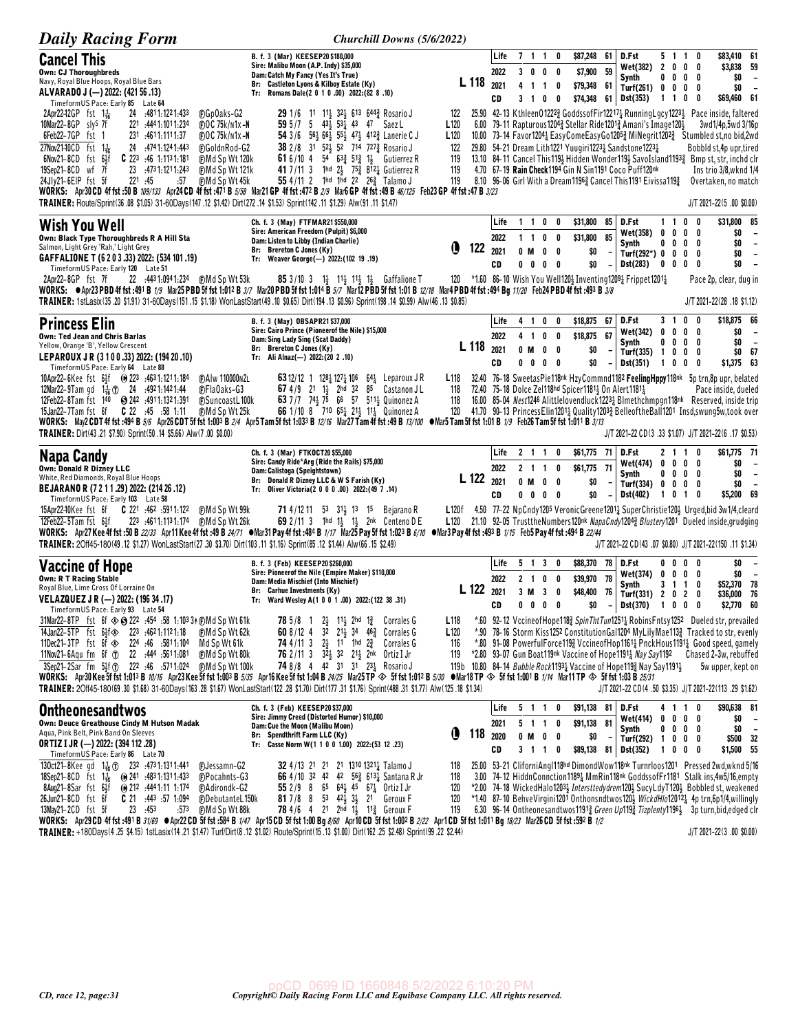## Cancel This

B. f. 3 (Mar) KEESEP20 $180,000
Sire: Malibu Moon (A.P. Indy) $35,000
Dam: Catch My Fancy (Yes It's True)
Br: Castleton Lyons & Kilboy Estate (Ky)
Tr: Romans Dale(2 0 1 0 .00) 2022:(82 8 .10)

Own: CJ Thoroughbreds
Navy, Royal Blue Hoops, Royal Blue Bars
ALVARADO J (—) 2022: (421 56 .13)
TimeformUS Pace: Early 85 Late 64

L 118

| | | | | | | | | | | | | |
|---|---|---|---|---|---|---|---|---|---|---|---|---|
| Life | 7 | 1 | 1 | 0 | $87,248 | 61 | D.Fst | 5 | 1 | 1 | 0 | $83,410 61 |
| 2022 | 3 | 0 | 0 | 0 | $7,900 | 59 | Wet(382) | 2 | 0 | 0 | 0 | $3,838 59 |
| 2021 | 4 | 1 | 1 | 0 | $79,348 | 61 | Synth | 0 | 0 | 0 | 0 | $0 – |
| CD | 3 | 1 | 0 | 0 | $74,348 | 61 | Turf(261) | 0 | 0 | 0 | 0 | $0 – |
| | | | | | | | Dst(353) | 1 | 1 | 0 | 0 | $69,460 61 |

2Apr22-12GP fst 1 1/16 24 :48¹1:12²1:43³ ⒻGpOaks-G2 **29** 1/6 11 11½ 32½ 613 644¾ Rosario J 122 25.90 42-13 KthleenO1222¾ GoddssofFir12217¼ RunningLgcy1223¼ Pace inside, faltered
10Mar22-8GP sly^s 7f 22¹ :44⁴1:10¹1:23⁴ ⒻOC 75k/n1x-N **59** 5/7 5 43½ 53¼ 43 47 Saez L L120 6.00 79-11 Rapturous1204¾ Stellar Ride1201¾ Amani's Image120½ 3wd1/4p,5wd 3/16p
6Feb22-7GP fst 1 23¹ :46¹1:11¹1:37 ⒻOC 75k/n1x-N **54** 3/6 56¾ 66½ 55½ 47½ 412¾ Lanerie C J L120 10.00 73-14 Favor1204¼ EasyComeEasyGo1205¾ MiNegrit1202¾ Stumbld st,no bid,2wd
27Nov21-10CD fst 1 1/16 24 :47⁴1:12⁴1:44³ ⒻGoldnRod-G2 **38** 2/8 31 52½ 52 714 727¾ Rosario J 122 29.80 54-21 Dream Lith1221 Yuugiri1223¼ Sandstone1223¼ Bobbld st,4p upr,tired
6Nov21-8CD fst 6½f C 22³ :46 1:13¹1:18¹ ⒻMd Sp Wt 120k **61** 6/10 4 54 63¾ 51¾ 1½ Gutierrez R 119 13.10 84-11 Cancel This119½ Hidden Wonder119½ SavoIsland1193¾ Bmp st, str, inchd clr
19Sep21-8CD wf 7f 23 :47³1:12¹1:24³ ⒻMd Sp Wt 121k **41** 7/11 3 1hd 2½ 75¾ 812¼ Gutierrez R 119 4.70 67-19 Rain Check1194 Gin N Sin1191 Coco Puff120nk Ins trio 3/8,wknd 1/4
24Jly21-6EIP fst 5f 22¹ :45 :57 ⒻMd Sp Wt 45k **55** 4/11 2 1hd 1hd 22 26¾ Talamo J 119 8.10 96-06 Girl With a Dream1196¾ Cancel This1191 Eivissa119¾ Overtaken, no match

WORKS: Apr30 CD 4f fst :50 B 109/133 Apr24 CD 4f fst :47¹ B 5/58 Mar21 GP 4f fst :47² B 2/9 Mar6 GP 4f fst :49 B 46/125 Feb23 GP 4f fst :47 B 3/23
TRAINER: Route/Sprint(36 .08 $1.05) 31-60Days(147 .12 $1.42) Dirt(272 .14 $1.53) Sprint(142 .11 $1.29) Alw(91 .11 $1.47) J/T 2021-22(5 .00 $0.00)

## Wish You Well

Ch. f. 3 (May) FTMAR21 $550,000
Sire: American Freedom (Pulpit) $6,000
Dam: Listen to Libby (Indian Charlie)
Br: Brereton C Jones (Ky)
Tr: Weaver George(—) 2022:(102 19 .19)

Own: Black Type Thoroughbreds R A Hill Sta
Salmon, Light Grey 'Rah,' Light Grey
GAFFALIONE T (6 2 0 3 .33) 2022: (534 101 .19)
TimeformUS Pace: Early 120 Late 51

Ⓛ 122

| | | | | | | | | | | | | |
|---|---|---|---|---|---|---|---|---|---|---|---|---|
| Life | 1 | 1 | 0 | 0 | $31,800 | 85 | D.Fst | 1 | 1 | 0 | 0 | $31,800 85 |
| 2022 | 1 | 1 | 0 | 0 | $31,800 | 85 | Wet(358) | 0 | 0 | 0 | 0 | $0 – |
| 2021 | 0 | M | 0 | 0 | $0 | – | Synth | 0 | 0 | 0 | 0 | $0 – |
| CD | 0 | 0 | 0 | 0 | $0 | – | Turf(283) | 0 | 0 | 0 | 0 | $0 – |
| | | | | | | | Dst(283) | 0 | 0 | 0 | 0 | $0 – |

2Apr22-8GP fst 7f 22 :44³1:09⁴1:23⁴ ⒻMd Sp Wt 53k **85** 3/10 3 1½ 11½ 11½ 1½ Gaffalione T 120 *1.60 86-10 Wish You Well120½ Inventing1209¼ Frippet1201¼ Pace 2p, clear, dug in

WORKS: ●Apr23 PBD 4f fst :49¹ B 1/9 Mar25 PBD 5f fst 1:01² B 3/7 Mar20 PBD 5f fst 1:01⁴ B 5/7 Mar12 PBD 5f fst 1:01 B 12/18 Mar4 PBD 4f fst :49⁴ Bg 11/20 Feb24 PBD 4f fst :49³ B 3/8
TRAINER: 1stLasix(35 .20 $1.91) 31-60Days(151 .15 $1.18) WonLastStart(49 .10 $0.65) Dirt(194 .13 $0.99) Sprint(198 .14 $0.99) Alw(46 .13 $0.85) J/T 2021-22(28 .18 $1.12)

## Princess Elin

B. f. 3 (May) OBSAPR21 $37,000
Sire: Cairo Prince (Pioneerof the Nile) $15,000
Dam: Sing Lady Sing (Scat Daddy)
Br: Brereton C Jones (Ky)
Tr: Ali Alnaz(—) 2022:(20 2 .10)

Own: Ted Jean and Chris Barlas
Yellow, Orange 'B', Yellow Crescent
LEPAROUX J R (3 1 0 0 .33) 2022: (194 20 .10)
TimeformUS Pace: Early 64 Late 88

L 118

| | | | | | | | | | | | | |
|---|---|---|---|---|---|---|---|---|---|---|---|---|
| Life | 4 | 1 | 0 | 0 | $18,875 | 67 | D.Fst | 3 | 1 | 0 | 0 | $18,875 66 |
| 2022 | 4 | 1 | 0 | 0 | $18,875 | 67 | Wet(342) | 0 | 0 | 0 | 0 | $0 – |
| 2021 | 0 | M | 0 | 0 | $0 | – | Synth | 0 | 0 | 0 | 0 | $0 – |
| CD | 0 | 0 | 0 | 0 | $0 | – | Turf(335) | 1 | 0 | 0 | 0 | $0 67 |
| | | | | | | | Dst(351) | 1 | 0 | 0 | 0 | $1,375 63 |

10Apr22-6Kee fst 6½f ⓦ 22³ :46³1:12¹1:18⁴ ⒻAlw 110000n2L **63** 12/12 1 128½ 127¼ 106 64¼ Leparoux J R L118 32.40 76-18 SweetasPie118nk HzyCommnd1182 FeelingHppy118nk 5p trn,8p upr, belated
12Mar22-9Tam gd 1 1/16 Ⓣ 24 :49²1:14²1:44 ⒻFlaOaks-G3 **67** 4/9 21 1½ 2hd 32 85 Castanon J L 118 72.40 75-18 Dolce Zel118hd Spicer1181½ On Alert1181¼ Pace inside, dueled
12Feb22-8Tam fst 1⁴⁰ Ⓢ 24² :49¹1:13²1:39¹ ⒻSuncoastL100k **63** 7/7 74½ 75 66 57 511½ Quinonez A 118 16.00 85-04 Nest1246 Alittlelovendluck1223¼ Blmethchmpgn118nk Reserved, inside trip
15Jan22-7Tam fst 6f C 22 :45 :58 1:11 ⒻMd Sp Wt 25k **66** 1/10 8 710 65¼ 21½ 11¼ Quinonez A 120 41.70 90-13 PrincessElin1201¼ Quality1203¾ BelleoftheBall1201 Insd,swung5w,took over

WORKS: May2 CDT 4f fst :49⁴ B 5/6 Apr26 CDT 5f fst 1:00³ B 2/4 Apr5 Tam 5f fst 1:03³ B 12/16 Mar27 Tam 4f fst :49 B 13/100 ●Mar5 Tam 5f fst 1:01 B 1/9 Feb26 Tam 5f fst 1:01¹ B 3/13
TRAINER: Dirt(43 .21 $7.90) Sprint(50 .14 $5.66) Alw(7 .00 $0.00) J/T 2021-22 CD(3 .33 $1.07) J/T 2021-22(6 .17 $0.53)

## Napa Candy

Ch. f. 3 (Mar) FTKOCT20 $55,000
Sire: Candy Ride*Arg (Ride the Rails) $75,000
Dam: Calistoga (Speightstown)
Br: Donald R Dizney LLC & W S Farish (Ky)
Tr: Oliver Victoria(2 0 0 0 .00) 2022:(49 7 .14)

Own: Donald R Dizney LLC
White, Red Diamonds, Royal Blue Hoops
BEJARANO R (7 2 1 1 .29) 2022: (214 26 .12)
TimeformUS Pace: Early 103 Late 58

L 122

| | | | | | | | | | | | | |
|---|---|---|---|---|---|---|---|---|---|---|---|---|
| Life | 2 | 1 | 1 | 0 | $61,775 | 71 | D.Fst | 2 | 1 | 1 | 0 | $61,775 71 |
| 2022 | 2 | 1 | 1 | 0 | $61,775 | 71 | Wet(474) | 0 | 0 | 0 | 0 | $0 – |
| 2021 | 0 | M | 0 | 0 | $0 | – | Synth | 0 | 0 | 0 | 0 | $0 – |
| CD | 0 | 0 | 0 | 0 | $0 | – | Turf(334) | 0 | 0 | 0 | 0 | $0 – |
| | | | | | | | Dst(402) | 1 | 0 | 1 | 0 | $5,200 69 |

15Apr22-10Kee fst 6f C 22 :46² :59¹1:12² ⒻMd Sp Wt 99k **71** 4/12 11 53 31½ 13 15 Bejarano R L120f 4.50 77-22 NpCndy1205 VeronicGreene1201½ SuperChristie120½ Urged,bid 3w1/4,cleard
12Feb22-5Tam fst 6½f 22³ :46¹1:11³1:17⁴ ⒻMd Sp Wt 26k **69** 2/11 3 1hd 1½ 1½ 2nk Centeno D E L120 21.10 92-05 TrusttheNumbers120nk NapaCndy1204¾ Blustery1201 Dueled inside,grudging

WORKS: Apr27 Kee 4f fst :50 B 22/33 Apr11 Kee 4f fst :49 B 24/71 ●Mar31 Pay 4f fst :48⁴ B 1/17 Mar25 Pay 5f fst 1:02³ B 6/10 ●Mar3 Pay 4f fst :49³ B 1/15 Feb5 Pay 4f fst :49⁴ B 22/44
TRAINER: 2Off45-180(49 .12 $1.27) WonLastStart(27 .30 $3.70) Dirt(103 .11 $1.16) Sprint(85 .12 $1.44) Alw(66 .15 $2.49) J/T 2021-22 CD(43 .07 $0.80) J/T 2021-22(150 .11 $1.34)

## Vaccine of Hope

B. f. 3 (Feb) KEESEP20 $260,000
Sire: Pioneerof the Nile (Empire Maker) $110,000
Dam: Media Mischief (Into Mischief)
Br: Carhue Investments (Ky)
Tr: Ward Wesley A(1 0 0 1 .00) 2022:(122 38 .31)

Own: R T Racing Stable
Royal Blue, Lime Cross Of Lorraine On
VELAZQUEZ J R (—) 2022: (196 34 .17)
TimeformUS Pace: Early 93 Late 54

L 122

| | | | | | | | | | | | | |
|---|---|---|---|---|---|---|---|---|---|---|---|---|
| Life | 5 | 1 | 3 | 0 | $88,370 | 78 | D.Fst | 0 | 0 | 0 | 0 | $0 – |
| 2022 | 2 | 1 | 0 | 0 | $39,970 | 78 | Wet(374) | 0 | 0 | 0 | 0 | $0 – |
| 2021 | 3 | M | 3 | 0 | $48,400 | 76 | Synth | 3 | 1 | 1 | 0 | $52,370 78 |
| CD | 0 | 0 | 0 | 0 | $0 | – | Turf(331) | 2 | 0 | 2 | 0 | $36,000 76 |
| | | | | | | | Dst(370) | 1 | 0 | 0 | 0 | $2,770 60 |

31Mar22-8TP fst 6f ◈ Ⓢ 22² :45⁴ :58 1:10³ 3↑ⒻMd Sp Wt 61k **78** 5/8 1 2½ 11½ 2hd 1¾ Corrales G L118 *.60 92-12 VccineofHope118¾ SpinThtTun1251¼ RobinsFntsy1252 Dueled str, prevailed
14Jan22-5TP fst 6½f ◈ 22³ :46²1:11²1:18 ⒻMd Sp Wt 62k **60** 8/12 4 32 21½ 34 46¾ Corrales G L120 *.90 78-16 Storm Kiss1252 ConstitutionGal1204 MyLilyMae113¾ Tracked to str, evenly
11Dec21-3TP fst 6f ◈ 22⁴ :46 :58¹1:10⁴ Md Sp Wt 61k **74** 4/11 3 2½ 11 1hd 2¾ Corrales G 116 *.80 91-08 PowerfulForce119¾ VccineofHop1161½ PnckHous1191¼ Good speed, gamely
11Nov21-6Aqu fm 6f Ⓣ 22 :44¹ :56¹1:08¹ ⒻMd Sp Wt 80k **76** 2/11 3 32½ 32 21½ 2nk Ortiz I Jr 119 *2.80 93-07 Gun Boat119nk Vaccine of Hope1191¼ Nay Say1192 Chased 2-3w, rebuffed
3Sep21-2Sar fm 5½f Ⓣ 22² :44⁴ :57¹1:02⁴ ⒻMd Sp Wt 100k **74** 8/8 4 42 31 31 23½ Rosario J 119b 10.80 84-14 Bubble Rock1193½ Vaccine of Hope119¾ Nay Say1191½ 5w upper, kept on

WORKS: Apr30 Kee 5f fst 1:01³ B 10/16 Apr23 Kee 5f fst 1:00³ B 5/35 Apr16 Kee 5f fst 1:04 B 24/25 Mar25 TP ◈ 5f fst 1:01² B 5/30 ●Mar18 TP ◈ 5f fst 1:00¹ B 1/14 Mar11 TP ◈ 5f fst 1:03 B 25/31
TRAINER: 2Off45-180(69 .30 $1.68) 31-60Days(163 .28 $1.67) WonLastStart(122 .28 $1.70) Dirt(177 .31 $1.76) Sprint(488 .31 $1.77) Alw(125 .18 $1.34) J/T 2021-22 CD(4 .50 $3.35) J/T 2021-22(113 .29 $1.62)

## Ontheonesandtwos

Ch. f. 3 (Feb) KEESEP20 $37,000
Sire: Jimmy Creed (Distorted Humor) $10,000
Dam: Cue the Moon (Malibu Moon)
Br: Spendthrift Farm LLC (Ky)
Tr: Casse Norm W(1 1 0 0 1.00) 2022:(53 12 .23)

Own: Deuce Greathouse Cindy M Hutson Madak
Aqua, Pink Belt, Pink Band On Sleeves
ORTIZ I JR (—) 2022: (394 112 .28)
TimeformUS Pace: Early 86 Late 70

Ⓛ 118

| | | | | | | | | | | | | |
|---|---|---|---|---|---|---|---|---|---|---|---|---|
| Life | 5 | 1 | 1 | 0 | $91,138 | 81 | D.Fst | 4 | 1 | 1 | 0 | $90,638 81 |
| 2021 | 5 | 1 | 1 | 0 | $91,138 | 81 | Wet(414) | 0 | 0 | 0 | 0 | $0 – |
| 2020 | 0 | M | 0 | 0 | $0 | – | Synth | 0 | 0 | 0 | 0 | $0 – |
| CD | 3 | 1 | 1 | 0 | $89,138 | 81 | Turf(292) | 1 | 0 | 0 | 0 | $500 32 |
| | | | | | | | Dst(352) | 1 | 0 | 0 | 0 | $1,500 55 |

13Oct21-8Kee gd 1 1/16 Ⓣ 23² :47³1:11³1:44¹ ⒻJessamn-G2 **32** 4/13 21 21 21 1310 1321¼ Talamo J 118 25.00 53-21 CliforniAngl118hd DimondWow118nk Turnrloos1201 Pressed 2wd,wknd 5/16
18Sep21-8CD fst 1 1/16 ⓦ 24¹ :48³1:13¹1:43³ ⒻPocahnts-G3 **66** 4/10 32 42 42 56¾ 613¼ Santana R Jr 118 3.00 74-12 HiddnConnction1189¼ MmRin118nk GoddssofFr1181 Stalk ins,4w5/16,empty
8Aug21-8Sar fst 6½f ⓦ 21² :44⁴1:11 1:17⁴ ⒻAdirondk-G2 **55** 2/9 8 65 64½ 45 67¼ Ortiz I Jr 120 *2.00 74-18 WickedHalo1203¼ Intersttedydrem120½ SucyLdyT120½ Bobbled st, weakened
26Jun21-8CD fst 6f C 21 :44³ :57 1:09⁴ ⒻDebutanteL150k **81** 7/8 8 53 42½ 3½ 21 Geroux F 120 *1.40 87-10 BehveVirgini1201 Onthonsndtwos120½ WickdHlo120¹²¼ 4p trn,6p1/4,willingly
13May21-2CD fst 5f 23 :45³ :57³ ⒻMd Sp Wt 88k **78** 4/6 4 21 2hd 1½ 11¾ Geroux F 119 6.30 96-14 Ontheonesandtwos1191¾ Green Up119¾ Tizplenty1196½ 3p turn,bid,edged clr

WORKS: Apr29 CD 4f fst :49¹ B 31/69 ●Apr22 CD 5f fst :58⁴ B 1/47 Apr15 CD 5f fst 1:00 Bg 8/60 Apr10 CD 5f fst 1:00² B 2/22 Apr1 CD 5f fst 1:01¹ Bg 18/23 Mar26 CD 5f fst :59² B 1/2
TRAINER: +180Days(4 .25 $4.15) 1stLasix(14 .21 $1.47) Turf/Dirt(8 .12 $1.02) Route/Sprint(15 .13 $1.00) Dirt(162 .25 $2.48) Sprint(99 .22 $2.44) J/T 2021-22(3 .00 $0.00)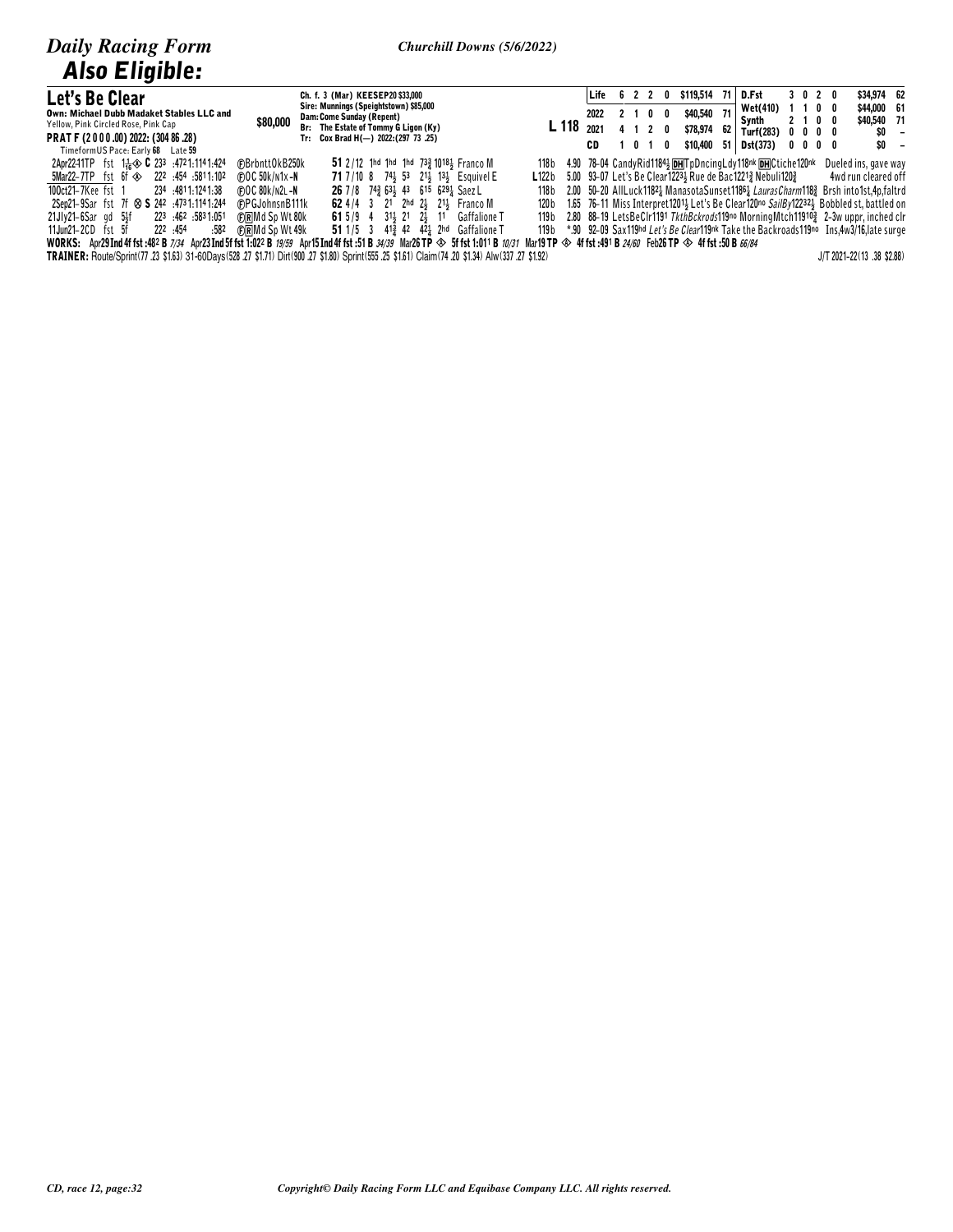# Also Eligible:

## Let's Be Clear

Own: Michael Dubb Madaket Stables LLC and
Yellow, Pink Circled Rose, Pink Cap
**PRAT F (2 0 0 0 .00) 2022: (304 86 .28)**
TimeformUS Pace: Early 68 Late 59

$80,000

Ch. f. 3 (Mar) KEESEP20 $33,000
Sire: Munnings (Speightstown) $85,000
Dam: Come Sunday (Repent)
Br: The Estate of Tommy G Ligon (Ky)
Tr: Cox Brad H(—) 2022:(297 73 .25)

L 118

| | | | | | | | |
|---|---|---|---|---|---|---|---|
| Life | 6 | 2 | 2 | 0 | $119,514 | 71 | D.Fst 3 0 2 0 $34,974 62 |
| 2022 | 2 | 1 | 0 | 0 | $40,540 | 71 | Wet(410) 1 1 0 0 $44,000 61 |
| 2021 | 4 | 1 | 2 | 0 | $78,974 | 62 | Synth 2 1 0 0 $40,540 71 |
| | | | | | | | Turf(283) 0 0 0 0 $0 – |
| CD | 1 | 0 | 1 | 0 | $10,400 | 51 | Dst(373) 0 0 0 0 $0 – |

| Date/Track | Conditions | Fractions | Race | Fig/Running Line | Jockey | Wt | Odds | Comment |
|---|---|---|---|---|---|---|---|---|
| 2Apr22-11TP | fst 1 1/16 ◈ C | 23³ :47²1:11⁴1:42⁴ | ⒻBrbnttOkB250k | 51 2/12 1hd 1hd 1hd 73¾ 1018½ | Franco M | 118b | 4.90 | 78-04 CandyRid1184½ DH TpDncingLdy118nk DH Ctiche120nk Dueled ins, gave way |
| 5Mar22-7TP | fst 6f ◈ | 22² :45⁴ :58¹1:10² | ⒻOC 50k/n1x-N | 71 7/10 8 74½ 53 21½ 13½ | Esquivel E | L122b | 5.00 | 93-07 Let's Be Clear1223½ Rue de Bac1221¾ Nebuli120¾ 4wd run cleared off |
| 10Oct21-7Kee | fst 1 | 23⁴ :48¹1:12⁴1:38 | ⒻOC 80k/n2L-N | 26 7/8 74¾ 63½ 43 615 629¾ | Saez L | 118b | 2.00 | 50-20 AllLuck1182¼ ManasotaSunset1186½ LaurasCharm118¾ Brsh into1st,4p,faltrd |
| 2Sep21-9Sar | fst 7f ⊗ S | 24² :47³1:11⁴1:24⁴ | ⒻPGJohnsnB111k | 62 4/4 3 21 2hd 2½ 21½ | Franco M | 120b | 1.65 | 76-11 Miss Interpret1201½ Let's Be Clear120no SailBy12232½ Bobbled st, battled on |
| 21Jly21-6Sar | gd 5½f | 22³ :46² :58³1:05¹ | ⒻⓇMd Sp Wt 80k | 61 5/9 4 31½ 21 2½ 11 | Gaffalione T | 119b | 2.80 | 88-19 LetsBeClr1191 TkthBckrods119no MorningMtch11910¾ 2-3w uppr, inched clr |
| 11Jun21-2CD | fst 5f | 22² :45⁴ :58² | ⒻⓇMd Sp Wt 49k | 51 1/5 3 41¾ 42 42¼ 2hd | Gaffalione T | 119b | *.90 | 92-09 Sax119hd Let's Be Clear119nk Take the Backroads119no Ins,4w3/16,late surge |

**WORKS:** Apr29 Ind 4f fst :48² B 7/34 Apr23 Ind 5f fst 1:02² B 19/59 Apr15 Ind 4f fst :51 B 34/39 Mar26 TP ◈ 5f fst 1:01¹ B 10/31 Mar19 TP ◈ 4f fst :49¹ B 24/60 Feb26 TP ◈ 4f fst :50 B 66/84

**TRAINER:** Route/Sprint(77 .23 $1.63) 31-60Days(528 .27 $1.71) Dirt(900 .27 $1.80) Sprint(555 .25 $1.61) Claim(74 .20 $1.34) Alw(337 .27 $1.92) J/T 2021-22(13 .38 $2.88)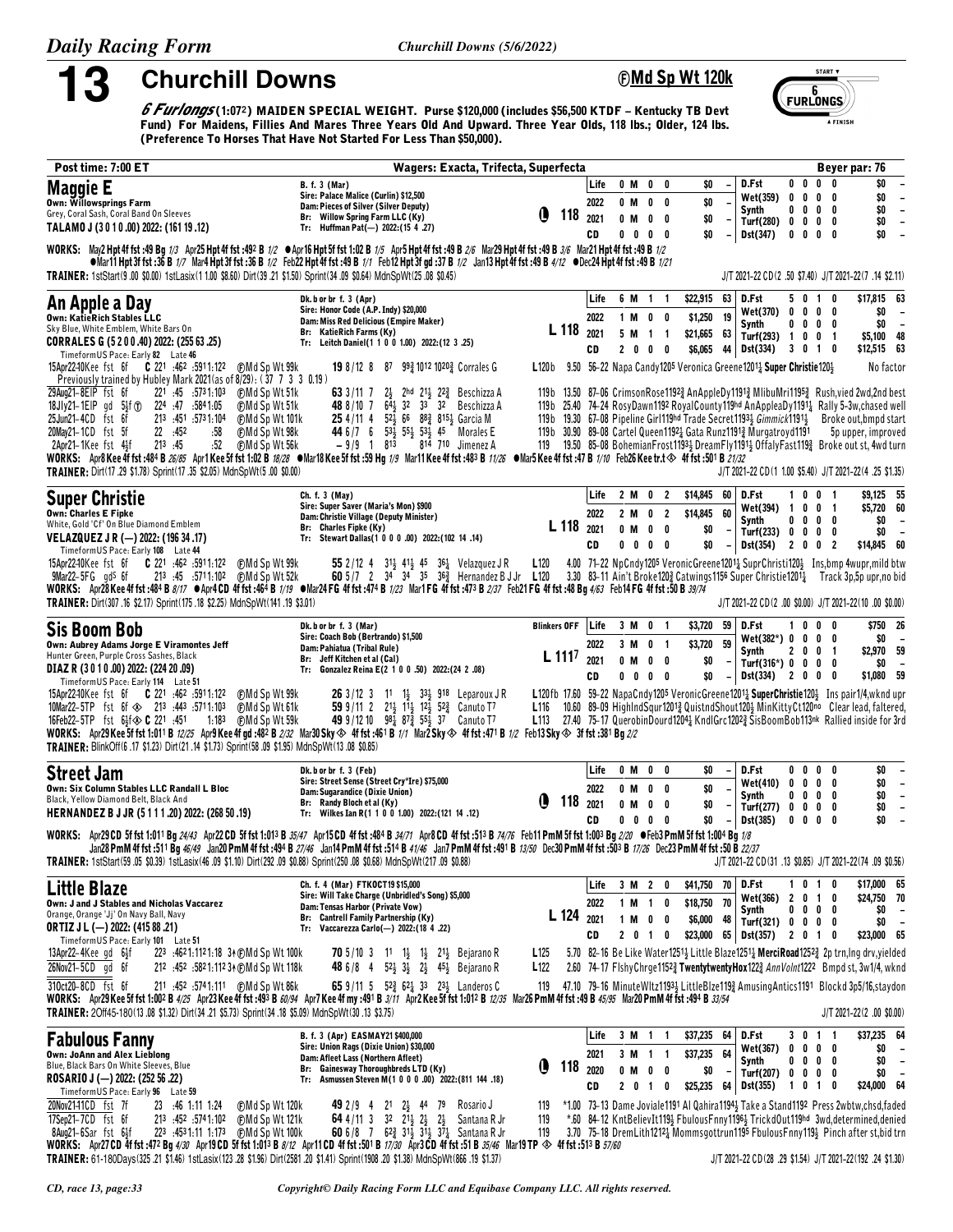# 13 Churchill Downs

**ⒻMd Sp Wt 120k**

*6 Furlongs* (1:07²) MAIDEN SPECIAL WEIGHT. Purse $120,000 (includes $56,500 KTDF – Kentucky TB Devt Fund) For Maidens, Fillies And Mares Three Years Old And Upward. Three Year Olds, 118 lbs.; Older, 124 lbs. (Preference To Horses That Have Not Started For Less Than $50,000).

Post time: 7:00 ET — Wagers: Exacta, Trifecta, Superfecta — Beyer par: 76

---

## Maggie E

Own: Willowsprings Farm
Grey, Coral Sash, Coral Band On Sleeves
TALAMO J (3 0 1 0 .00) 2022: (161 19 .12)

B. f. 3 (Mar)
Sire: Palace Malice (Curlin) $12,500
Dam: Pieces of Silver (Silver Deputy)
Br: Willow Spring Farm LLC (Ky)
Tr: Huffman Pat(—) 2022:(15 4 .27)

Ⓛ 118

| | Starts | | | | Earnings | Beyer | | | | | | Earnings | Beyer |
|---|---|---|---|---|---|---|---|---|---|---|---|---|---|
| Life | 0 | M | 0 | 0 | $0 | – | D.Fst | 0 | 0 | 0 | 0 | $0 | – |
| 2022 | 0 | M | 0 | 0 | $0 | – | Wet(359) | 0 | 0 | 0 | 0 | $0 | – |
| 2021 | 0 | M | 0 | 0 | $0 | – | Synth | 0 | 0 | 0 | 0 | $0 | – |
| | | | | | | | Turf(280) | 0 | 0 | 0 | 0 | $0 | – |
| CD | 0 | 0 | 0 | 0 | $0 | – | Dst(347) | 0 | 0 | 0 | 0 | $0 | – |

WORKS: May2 Hpt 4f fst :49 Bg 1/3 Apr25 Hpt 4f fst :49² B 1/2 ●Apr16 Hpt 5f fst 1:02 B 1/5 Apr5 Hpt 4f fst :49 B 2/6 Mar29 Hpt 4f fst :49 B 3/6 Mar21 Hpt 4f fst :49 B 1/2 ●Mar11 Hpt 3f fst :36 B 1/7 Mar4 Hpt 3f fst :36 B 1/2 Feb22 Hpt 4f fst :49 B 1/1 Feb12 Hpt 3f gd :37 B 1/2 Jan13 Hpt 4f fst :49 B 4/12 ●Dec24 Hpt 4f fst :49 B 1/21

TRAINER: 1stStart(9 .00 $0.00) 1stLasix(1 1.00 $8.60) Dirt(39 .21 $1.50) Sprint(34 .09 $0.64) MdnSpWt(25 .08 $0.45) — J/T 2021-22 CD(2 .50 $7.40) J/T 2021-22(7 .14 $2.11)

---

## An Apple a Day

Own: KatieRich Stables LLC
Sky Blue, White Emblem, White Bars On
CORRALES G (5 2 0 0 .40) 2022: (255 63 .25)
TimeformUS Pace: Early 82 Late 46

Dk. b or br f. 3 (Apr)
Sire: Honor Code (A.P. Indy) $20,000
Dam: Miss Red Delicious (Empire Maker)
Br: KatieRich Farms (Ky)
Tr: Leitch Daniel(1 1 0 0 1.00) 2022:(12 3 .25)

L 118

| | Starts | | | | Earnings | Beyer | | | | | | Earnings | Beyer |
|---|---|---|---|---|---|---|---|---|---|---|---|---|---|
| Life | 6 | M | 1 | 1 | $22,915 | 63 | D.Fst | 5 | 0 | 1 | 0 | $17,815 | 63 |
| 2022 | 1 | M | 0 | 0 | $1,250 | 19 | Wet(370) | 0 | 0 | 0 | 0 | $0 | – |
| 2021 | 5 | M | 1 | 1 | $21,665 | 63 | Synth | 0 | 0 | 0 | 0 | $0 | – |
| | | | | | | | Turf(293) | 1 | 0 | 0 | 1 | $5,100 | 48 |
| CD | 2 | 0 | 0 | 0 | $6,065 | 44 | Dst(334) | 3 | 0 | 1 | 0 | $12,515 | 63 |

15Apr22-10Kee fst 6f C 22¹ :46² :59¹1:12² ⒻMd Sp Wt 99k 19 8/12 8 8⁷ 9⁹¾ 10¹² 10²⁰¾ Corrales G L120b 9.50 56–22 Napa Candy120⁵ Veronica Greene120¹¼ Super Christie120½ No factor
Previously trained by Hubley Mark 2021(as of 8/29): (37 7 3 3 0.19)
29Aug21-8EIP fst 6f 22¹ :45 :57³1:10³ ⒻMd Sp Wt 51k 63 3/11 7 2½ 2hd 2¹½ 2²¾ Beschizza A 119b 13.50 87–06 CrimsonRose119²¾ AnAppleDy119¹¾ MlibuMri119⁵¾ Rush,vied 2wd,2nd best
18Jly21-1EIP gd 5½f ⓣ 22⁴ :47 :58⁴1:05 ⒻMd Sp Wt 51k 48 8/10 7 6⁴½ 3² 3³ 3² Beschizza A 119b 25.40 74–24 RosyDawn119² RoyalCounty119hd AnAppleaDy119¹¼ Rally 5-3w,chased well
25Jun21-4CD fst 6f 21³ :45¹ :57³1:10⁴ ⒻMd Sp Wt 101k 25 4/11 4 5²½ 6⁶ 8⁸¾ 8¹⁵½ Garcia M 119b 19.30 67–08 Pipeline Girl119hd Trade Secret119³½ Gimmick119¹½ Broke out,bmpd start
20May21-1CD fst 5f 22 :45² :58 ⒻMd Sp Wt 98k 44 6/7 6 5³½ 5⁵½ 5³½ 4⁵ Morales E 119b 30.90 89–08 Cartel Queen119²½ Gata Runz119¹¾ Murgatroyd119¹ 5p upper, improved
2Apr21-1Kee fst 4½f 21³ :45 :52 ⒻMd Sp Wt 56k – 9/9 1 8¹³ 8¹⁴ 7¹⁰ Jimenez A 119 19.50 85–08 BohemianFrost119³½ DreamFly119¹½ OffalyFast119¾ Broke out st, 4wd turn

WORKS: Apr8 Kee 4f fst :48⁴ B 26/85 Apr1 Kee 5f fst 1:02 B 18/28 ●Mar18 Kee 5f fst :59 Hg 1/9 Mar11 Kee 4f fst :48³ B 11/26 ●Mar5 Kee 4f fst :47 B 1/10 Feb26 Kee tr.t ◈ 4f fst :50¹ B 21/32

TRAINER: Dirt(17 .29 $1.78) Sprint(17 .35 $2.05) MdnSpWt(5 .00 $0.00) — J/T 2021-22 CD(1 1.00 $5.40) J/T 2021-22(4 .25 $1.35)

---

## Super Christie

Own: Charles E Fipke
White, Gold 'Cf' On Blue Diamond Emblem
VELAZQUEZ J R (—) 2022: (196 34 .17)
TimeformUS Pace: Early 108 Late 44

Ch. f. 3 (May)
Sire: Super Saver (Maria's Mon) $900
Dam: Christie Village (Deputy Minister)
Br: Charles Fipke (Ky)
Tr: Stewart Dallas(1 0 0 0 .00) 2022:(102 14 .14)

L 118

| | Starts | | | | Earnings | Beyer | | | | | | Earnings | Beyer |
|---|---|---|---|---|---|---|---|---|---|---|---|---|---|
| Life | 2 | M | 0 | 2 | $14,845 | 60 | D.Fst | 1 | 0 | 0 | 1 | $9,125 | 55 |
| 2022 | 2 | M | 0 | 2 | $14,845 | 60 | Wet(394) | 1 | 0 | 0 | 1 | $5,720 | 60 |
| 2021 | 0 | M | 0 | 0 | $0 | – | Synth | 0 | 0 | 0 | 0 | $0 | – |
| | | | | | | | Turf(233) | 0 | 0 | 0 | 0 | $0 | – |
| CD | 0 | 0 | 0 | 0 | $0 | – | Dst(354) | 2 | 0 | 0 | 2 | $14,845 | 60 |

15Apr22-10Kee fst 6f C 22¹ :46² :59¹1:12² ⒻMd Sp Wt 99k 55 2/12 4 3¹½ 4¹½ 4⁵ 3⁶¼ Velazquez J R L120 4.00 71–22 NpCndy120⁵ VeronicGreene120¹¼ SuprChristi120½ Ins,bmp 4wupr,mild btw
9Mar22-5FG gd⁵ 6f 21³ :45 :57¹1:10² ⒻMd Sp Wt 52k 60 5/7 2 3⁴ 3⁴ 3⁵ 3⁶¾ Hernandez B J Jr L120 3.30 83–11 Ain't Broke120¾ Catwings115⁶ Super Christie120¹¼ Track 3p,5p upr,no bid

WORKS: Apr28 Kee 4f fst :48 B 8/17 ●Apr4 CD 4f fst :46⁴ B 1/19 ●Mar24 FG 4f fst :47⁴ B 1/23 Mar1 FG 4f fst :47³ B 2/37 Feb21 FG 4f fst :48 Bg 4/63 Feb14 FG 4f fst :50 B 39/74

TRAINER: Dirt(307 .16 $2.17) Sprint(175 .18 $2.25) MdnSpWt(141 .19 $3.01) — J/T 2021-22 CD(2 .00 $0.00) J/T 2021-22(10 .00 $0.00)

---

## Sis Boom Bob

Own: Aubrey Adams Jorge E Viramontes Jeff
Hunter Green, Purple Cross Sashes, Black
DIAZ R (3 0 1 0 .00) 2022: (224 20 .09)
TimeformUS Pace: Early 114 Late 51

Dk. b or br f. 3 (Mar)
Sire: Coach Bob (Bertrando) $1,500
Dam: Pahiatua (Tribal Rule)
Br: Jeff Kitchen et al (Cal)
Tr: Gonzalez Reina E(2 1 0 0 .50) 2022:(24 2 .08)

Blinkers OFF — L 111⁷

| | Starts | | | | Earnings | Beyer | | | | | | Earnings | Beyer |
|---|---|---|---|---|---|---|---|---|---|---|---|---|---|
| Life | 3 | M | 0 | 1 | $3,720 | 59 | D.Fst | 1 | 0 | 0 | 0 | $750 | 26 |
| 2022 | 3 | M | 0 | 1 | $3,720 | 59 | Wet(382*) | 0 | 0 | 0 | 0 | $0 | – |
| 2021 | 0 | M | 0 | 0 | $0 | – | Synth | 2 | 0 | 0 | 1 | $2,970 | 59 |
| | | | | | | | Turf(316*) | 0 | 0 | 0 | 0 | $0 | – |
| CD | 0 | 0 | 0 | 0 | $0 | – | Dst(334) | 2 | 0 | 0 | 0 | $1,080 | 59 |

15Apr22-10Kee fst 6f C 22¹ :46² :59¹1:12² ⒻMd Sp Wt 99k 26 3/12 3 1¹ 1½ 3³½ 9¹⁸ Leparoux J R L120fb 17.60 59–22 NapaCndy120⁵ VeronicaGreene120¹¼ SuperChristie120½ Ins pair1/4,wknd upr
10Mar22-5TP fst 6f ◈ 21³ :44³ :57¹1:10³ ⒻMd Sp Wt 61k 59 9/11 2 2¹½ 1¹½ 1²½ 5²¾ Canuto T⁷ L116 10.60 89–09 HighlndSqur120¹¾ QuistndShout120½ MinKityCt120no Clear lead, faltered,
16Feb22-5TP fst 6½f ◈ C 22¹ :45¹ 1:18³ ⒻMd Sp Wt 59k 49 9/12 10 9⁸½ 8⁷¾ 5⁵½ 3⁷ Canuto T⁷ L113 27.40 75–17 QuerobinDourd120⁴¼ KndlGrc120²¾ SisBoomBob113nk Rallied inside for 3rd

WORKS: Apr29 Kee 5f fst 1:01¹ B 12/25 Apr9 Kee 4f gd :48² B 2/32 Mar30 Sky ◈ 4f fst :46¹ B 1/1 Mar2 Sky ◈ 4f fst :47¹ B 1/2 Feb13 Sky ◈ 3f fst :38¹ Bg 2/2

TRAINER: BlinkOff(6 .17 $1.23) Dirt(21 .14 $1.73) Sprint(58 .09 $1.95) MdnSpWt(13 .08 $0.85)

---

## Street Jam

Own: Six Column Stables LLC Randall L Bloc
Black, Yellow Diamond Belt, Black And
HERNANDEZ B J JR (5 1 1 1 .20) 2022: (268 50 .19)

Dk. b or br f. 3 (Feb)
Sire: Street Sense (Street Cry*Ire) $75,000
Dam: Sugarandice (Dixie Union)
Br: Randy Bloch et al (Ky)
Tr: Wilkes Ian R(1 1 0 0 1.00) 2022:(121 14 .12)

Ⓛ 118

| | Starts | | | | Earnings | Beyer | | | | | | Earnings | Beyer |
|---|---|---|---|---|---|---|---|---|---|---|---|---|---|
| Life | 0 | M | 0 | 0 | $0 | – | D.Fst | 0 | 0 | 0 | 0 | $0 | – |
| 2022 | 0 | M | 0 | 0 | $0 | – | Wet(410) | 0 | 0 | 0 | 0 | $0 | – |
| 2021 | 0 | M | 0 | 0 | $0 | – | Synth | 0 | 0 | 0 | 0 | $0 | – |
| | | | | | | | Turf(277) | 0 | 0 | 0 | 0 | $0 | – |
| CD | 0 | 0 | 0 | 0 | $0 | – | Dst(385) | 0 | 0 | 0 | 0 | $0 | – |

WORKS: Apr29 CD 5f fst 1:01¹ Bg 24/43 Apr22 CD 5f fst 1:01³ B 35/47 Apr15 CD 4f fst :48⁴ Bg 34/71 Apr8 CD 4f fst :51³ B 74/76 Feb11 PmM 5f fst 1:00³ Bg 2/20 ●Feb3 PmM 5f fst 1:00⁴ Bg 1/8 Jan28 PmM 4f fst :51¹ Bg 46/49 Jan20 PmM 4f fst :49⁴ B 27/46 Jan14 PmM 4f fst :51⁴ B 41/46 Jan7 PmM 4f fst :49¹ B 13/50 Dec30 PmM 4f fst :50³ B 17/26 Dec23 PmM 4f fst :50 B 22/37

TRAINER: 1stStart(59 .05 $0.39) 1stLasix(46 .09 $1.10) Dirt(292 .09 $0.88) Sprint(250 .08 $0.68) MdnSpWt(217 .09 $0.88) — J/T 2021-22 CD(31 .13 $0.85) J/T 2021-22(74 .09 $0.56)

---

## Little Blaze

Own: J and J Stables and Nicholas Vaccarez
Orange, Orange 'Jj' On Navy Ball, Navy
ORTIZ J L (—) 2022: (415 88 .21)
TimeformUS Pace: Early 101 Late 51

Ch. f. 4 (Mar) FTKOCT19 $15,000
Sire: Will Take Charge (Unbridled's Song) $5,000
Dam: Tensas Harbor (Private Vow)
Br: Cantrell Family Partnership (Ky)
Tr: Vaccarezza Carlo(—) 2022:(18 4 .22)

L 124

| | Starts | | | | Earnings | Beyer | | | | | | Earnings | Beyer |
|---|---|---|---|---|---|---|---|---|---|---|---|---|---|
| Life | 3 | M | 2 | 0 | $41,750 | 70 | D.Fst | 1 | 0 | 1 | 0 | $17,000 | 65 |
| 2022 | 1 | M | 1 | 0 | $18,750 | 70 | Wet(366) | 2 | 0 | 1 | 0 | $24,750 | 70 |
| 2021 | 1 | M | 0 | 0 | $6,000 | 48 | Synth | 0 | 0 | 0 | 0 | $0 | – |
| | | | | | | | Turf(321) | 0 | 0 | 0 | 0 | $0 | – |
| CD | 2 | 0 | 1 | 0 | $23,000 | 65 | Dst(357) | 2 | 0 | 1 | 0 | $23,000 | 65 |

13Apr22-4Kee gd 6½f 22³ :46²1:11²1:18 3↑ⒻMd Sp Wt 100k 70 5/10 3 1¹ 1½ 1½ 2¹½ Bejarano R L125 5.70 82–16 Be Like Water125¹½ Little Blaze125¹¼ MerciRoad125²¾ 2p trn,lng drv,yielded
26Nov21-5CD gd 6f 21² :45² :58²1:11² 3↑ⒻMd Sp Wt 118k 48 6/8 4 5²½ 3½ 2½ 4⁵½ Bejarano R L122 2.60 74–17 FlshyChrge115²¾ TwentytwentyHox122¾ AnnVolnt122² Bmpd st, 3w1/4, wknd
31Oct20-8CD fst 6f 21¹ :45² :57⁴1:11¹ ⒻMd Sp Wt 86k 65 9/11 5 5²¾ 6²½ 3³ 2³½ Landeros C 119 47.10 79–16 MinuteWltz119³¼ LittleBlze119¾ AmusingAntics119¹ Blockd 3p5/16,staydon

WORKS: Apr29 Kee 5f fst 1:00² B 4/25 Apr23 Kee 4f fst :49³ B 60/94 Apr7 Kee 4f my :49¹ B 3/11 Apr2 Kee 5f fst 1:01² B 12/35 Mar26 PmM 4f fst :49 B 45/95 Mar20 PmM 4f fst :49⁴ B 33/54

TRAINER: 2Off45-180(13 .08 $1.32) Dirt(34 .21 $5.73) Sprint(34 .18 $5.09) MdnSpWt(30 .13 $3.75) — J/T 2021-22 (2 .00 $0.00)

---

## Fabulous Fanny

Own: JoAnn and Alex Lieblong
Blue, Black Bars On White Sleeves, Blue
ROSARIO J (—) 2022: (252 56 .22)
TimeformUS Pace: Early 96 Late 59

B. f. 3 (Apr) EASMAY21 $400,000
Sire: Union Rags (Dixie Union) $30,000
Dam: Afleet Lass (Northern Afleet)
Br: Gainesway Thoroughbreds LTD (Ky)
Tr: Asmussen Steven M(1 0 0 0 .00) 2022:(811 144 .18)

Ⓛ 118

| | Starts | | | | Earnings | Beyer | | | | | | Earnings | Beyer |
|---|---|---|---|---|---|---|---|---|---|---|---|---|---|
| Life | 3 | M | 1 | 1 | $37,235 | 64 | D.Fst | 3 | 0 | 1 | 1 | $37,235 | 64 |
| 2021 | 3 | M | 1 | 1 | $37,235 | 64 | Wet(367) | 0 | 0 | 0 | 0 | $0 | – |
| 2020 | 0 | M | 0 | 0 | $0 | – | Synth | 0 | 0 | 0 | 0 | $0 | – |
| | | | | | | | Turf(277) | 0 | 0 | 0 | 0 | $0 | – |
| CD | 2 | 0 | 1 | 0 | $25,235 | 64 | Dst(355) | 1 | 0 | 1 | 0 | $24,000 | 64 |

20Nov21-11CD fst 7f 23 :46 1:11 1:24 ⒻMd Sp Wt 120k 49 2/9 4 2¹ 2½ 4⁴ 7⁹ Rosario J 119 *1.00 73–13 Dame Joviale119¹ Al Qahira119⁴½ Take a Stand119² Press 2wbtw,chsd,faded
17Sep21-7CD fst 6f 21³ :45² :57⁴1:10² ⒻMd Sp Wt 121k 64 4/11 3 3² 2¹½ 2½ 2½ Santana R Jr 119 *.60 84–12 KntBelievIt119½ FbulousFnny119⁶½ TrickdOut119hd 3wd,determined,denied
8Aug21-6Sar fst 6½f 22³ :45³1:11 1:17³ ⒻMd Sp Wt 100k 60 6/8 7 6²¾ 3¹½ 3¹½ 3⁷½ Santana R Jr 119 3.70 75–18 DremLith1212½ Mommsgottrun119⁵ FbulousFnny119½ Pinch after st,bid trn

WORKS: Apr27 CD 4f fst :47² Bg 4/30 Apr19 CD 5f fst 1:01³ B 8/12 Apr11 CD 4f fst :50¹ B 17/30 Apr3 CD 4f fst :51 B 35/46 Mar19 TP ◈ 4f fst :51³ B 57/60

TRAINER: 61-180Days(325 .21 $1.46) 1stLasix(123 .28 $1.96) Dirt(2581 .20 $1.41) Sprint(1908 .20 $1.38) MdnSpWt(866 .19 $1.37) — J/T 2021-22 CD(28 .29 $1.54) J/T 2021-22(192 .24 $1.30)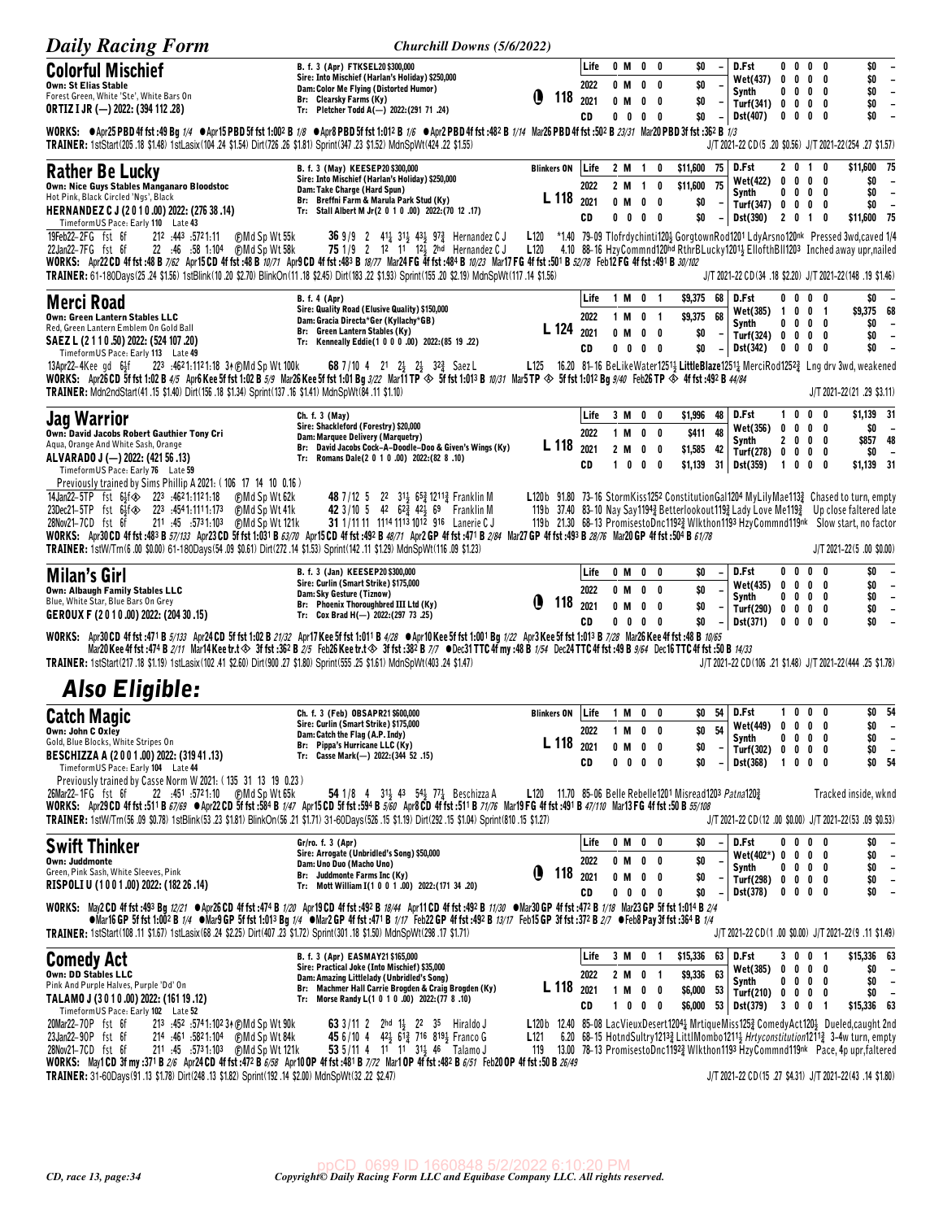## Colorful Mischief

B. f. 3 (Apr) FTKSEL20 $300,000
Sire: Into Mischief (Harlan's Holiday) $250,000
Dam: Color Me Flying (Distorted Humor)
Br: Clearsky Farms (Ky)
Tr: Pletcher Todd A(—) 2022:(291 71 .24)

Own: St Elias Stable
Forest Green, White 'Ste', White Bars On
ORTIZ I JR (—) 2022: (394 112 .28)

118

| | | | | | | | | | | | | |
|---|---|---|---|---|---|---|---|---|---|---|---|---|
| Life | 0 M 0 0 | $0 | – | D.Fst | 0 0 0 0 | $0 | – |
| 2022 | 0 M 0 0 | $0 | – | Wet(437) | 0 0 0 0 | $0 | – |
| 2021 | 0 M 0 0 | $0 | – | Synth | 0 0 0 0 | $0 | – |
| CD | 0 0 0 0 | $0 | – | Turf(341) | 0 0 0 0 | $0 | – |
| | | | | Dst(407) | 0 0 0 0 | $0 | – |

WORKS: ●Apr25 PBD 4f fst :49 Bg 1/4 ●Apr15 PBD 5f fst 1:00² B 1/8 ●Apr8 PBD 5f fst 1:01² B 1/6 ●Apr2 PBD 4f fst :48² B 1/14 Mar26 PBD 4f fst :50² B 23/31 Mar20 PBD 3f fst :36² B 1/3
TRAINER: 1stStart(205 .18 $1.48) 1stLasix(104 .24 $1.54) Dirt(726 .26 $1.81) Sprint(347 .23 $1.52) MdnSpWt(424 .22 $1.55) J/T 2021-22 CD(5 .20 $0.56) J/T 2021-22(254 .27 $1.57)

## Rather Be Lucky

B. f. 3 (May) KEESEP20 $300,000
Sire: Into Mischief (Harlan's Holiday) $250,000
Dam: Take Charge (Hard Spun)
Br: Breffni Farm & Marula Park Stud (Ky)
Tr: Stall Albert M Jr(2 0 1 0 .00) 2022:(70 12 .17)

Own: Nice Guys Stables Manganaro Bloodstoc
Hot Pink, Black Circled 'Ngs', Black
HERNANDEZ C J (2 0 1 0 .00) 2022: (276 38 .14)
TimeformUS Pace: Early 110 Late 43

Blinkers ON — L 118

| | | | | | | | | | |
|---|---|---|---|---|---|---|---|---|---|
| Life | 2 M 1 0 | $11,600 | 75 | D.Fst | 2 0 1 0 | $11,600 | 75 |
| 2022 | 2 M 1 0 | $11,600 | 75 | Wet(422) | 0 0 0 0 | $0 | – |
| 2021 | 0 M 0 0 | $0 | – | Synth | 0 0 0 0 | $0 | – |
| CD | 0 0 0 0 | $0 | – | Turf(347) | 0 0 0 0 | $0 | – |
| | | | | Dst(390) | 2 0 1 0 | $11,600 | 75 |

19Feb22–2FG fst 6f 21² :44³ :57²1:11 ⒻMd Sp Wt 55k **36** 9/9 2 4¹½ 3¹½ 4³½ 9⁷¾ Hernandez C J L120 *1.40 79-09 Tlofrdychinti120½ GorgtownRod120¹ LdyArsno120nk Pressed 3wd,caved 1/4
22Jan22–7FG fst 6f 22 :46 :58 1:10⁴ ⒻMd Sp Wt 58k **75** 1/9 2 1² 1¹ 1²½ 2hd Hernandez C J L120 4.10 88-16 HzyCommnd120hd RthrBLucky120¹½ EllofthBll120³ Inched away upr,nailed
WORKS: Apr22 CD 4f fst :48 B 7/62 Apr15 CD 4f fst :48 B 10/71 Apr9 CD 4f fst :48³ B 18/77 Mar24 FG 4f fst :48⁴ B 10/23 Mar17 FG 4f fst :50¹ B 52/78 Feb12 FG 4f fst :49¹ B 30/102
TRAINER: 61-180Days(25 .24 $1.56) 1stBlink(10 .20 $2.70) BlinkOn(11 .18 $2.45) Dirt(183 .22 $1.93) Sprint(155 .20 $2.19) MdnSpWt(117 .14 $1.56) J/T 2021-22 CD(34 .18 $2.20) J/T 2021-22(148 .19 $1.46)

## Merci Road

B. f. 4 (Apr)
Sire: Quality Road (Elusive Quality) $150,000
Dam: Gracia Directa*Ger (Kyllachy*GB)
Br: Green Lantern Stables (Ky)
Tr: Kenneally Eddie(1 0 0 0 .00) 2022:(85 19 .22)

Own: Green Lantern Stables LLC
Red, Green Lantern Emblem On Gold Ball
SAEZ L (2 1 1 0 .50) 2022: (524 107 .20)
TimeformUS Pace: Early 113 Late 49

L 124

| | | | | | | | | | |
|---|---|---|---|---|---|---|---|---|---|
| Life | 1 M 0 1 | $9,375 | 68 | D.Fst | 0 0 0 0 | $0 | – |
| 2022 | 1 M 0 1 | $9,375 | 68 | Wet(385) | 1 0 0 1 | $9,375 | 68 |
| 2021 | 0 M 0 0 | $0 | – | Synth | 0 0 0 0 | $0 | – |
| CD | 0 0 0 0 | $0 | – | Turf(324) | 0 0 0 0 | $0 | – |
| | | | | Dst(342) | 0 0 0 0 | $0 | – |

13Apr22–4Kee gd 6½f 22³ :46²1:11²1:18 3↑ⒻMd Sp Wt 100k **68** 7/10 4 2¹ 2½ 2½ 3²¾ Saez L L125 16.20 81-16 BeLikeWater125¹½ **LittleBlaze**125¹¼ MerciRod125²¾ Lng drv 3wd, weakened
WORKS: Apr26 CD 5f fst 1:02 B 4/5 Apr6 Kee 5f fst 1:02 B 5/9 Mar26 Kee 5f fst 1:01 Bg 3/22 Mar11 TP ◈ 5f fst 1:01³ B 10/31 Mar5 TP ◈ 5f fst 1:01² Bg 9/40 Feb26 TP ◈ 4f fst :49² B 44/84
TRAINER: Mdn2ndStart(41 .15 $1.40) Dirt(156 .18 $1.34) Sprint(137 .16 $1.41) MdnSpWt(84 .11 $1.10) J/T 2021-22(21 .29 $3.11)

## Jag Warrior

Ch. f. 3 (May)
Sire: Shackleford (Forestry) $20,000
Dam: Marquee Delivery (Marquetry)
Br: David Jacobs Cock–A–Doodle–Doo & Given's Wings (Ky)
Tr: Romans Dale(2 0 1 0 .00) 2022:(82 8 .10)

Own: David Jacobs Robert Gauthier Tony Cri
Aqua, Orange And White Sash, Orange
ALVARADO J (—) 2022: (421 56 .13)
TimeformUS Pace: Early 76 Late 59

L 118

| | | | | | | | | | |
|---|---|---|---|---|---|---|---|---|---|
| Life | 3 M 0 0 | $1,996 | 48 | D.Fst | 1 0 0 0 | $1,139 | 31 |
| 2022 | 1 M 0 0 | $411 | 48 | Wet(356) | 0 0 0 0 | $0 | – |
| 2021 | 2 M 0 0 | $1,585 | 42 | Synth | 2 0 0 0 | $857 | 48 |
| CD | 1 0 0 0 | $1,139 | 31 | Turf(278) | 0 0 0 0 | $0 | – |
| | | | | Dst(359) | 1 0 0 0 | $1,139 | 31 |

Previously trained by Sims Phillip A 2021: ( 106 17 14 10 0.16 )
14Jan22–5TP fst 6½f◈ 22³ :46²1:11²1:18 ⒻMd Sp Wt 62k **48** 7/12 5 2² 3¹½ 6⁵¾ 12¹³¾ Franklin M L120b 91.80 73-16 StormKiss125² ConstitutionGal120⁴ MyLilyMae113¾ Chased to turn, empty
23Dec21–5TP fst 6½f◈ 22³ :45⁴1:11¹1:17³ ⒻMd Sp Wt 41k **42** 3/10 5 4² 6²¾ 4²½ 6⁹ Franklin M 119b 37.40 83-10 Nay Say119⁴¾ Betterlookout119¾ Lady Love Me119¾ Up close faltered late
28Nov21–7CD fst 6f 21¹ :45 :57³1:10³ ⒻMd Sp Wt 121k **31** 1/11 11 11¹⁴ 11¹³ 10¹² 9¹⁶ Lanerie C J 119b 21.30 68-13 PromisestoDnc119²¾ Wlkthon119³ HzyCommnd119nk Slow start, no factor
WORKS: Apr30 CD 4f fst :48³ B 57/133 Apr23 CD 5f fst 1:03¹ B 63/70 Apr15 CD 4f fst :49² B 48/71 Apr2 GP 4f fst :47¹ B 2/84 Mar27 GP 4f fst :49³ B 28/76 Mar20 GP 4f fst :50⁴ B 61/78
TRAINER: 1stW/Trn(6 .00 $0.00) 61-180Days(54 .09 $0.61) Dirt(272 .14 $1.53) Sprint(142 .11 $1.29) MdnSpWt(116 .09 $1.23) J/T 2021-22(5 .00 $0.00)

## Milan's Girl

B. f. 3 (Jan) KEESEP20 $300,000
Sire: Curlin (Smart Strike) $175,000
Dam: Sky Gesture (Tiznow)
Br: Phoenix Thoroughbred III Ltd (Ky)
Tr: Cox Brad H(—) 2022:(297 73 .25)

Own: Albaugh Family Stables LLC
Blue, White Star, Blue Bars On Grey
GEROUX F (2 0 1 0 .00) 2022: (204 30 .15)

118

| | | | | | | | | | |
|---|---|---|---|---|---|---|---|---|---|
| Life | 0 M 0 0 | $0 | – | D.Fst | 0 0 0 0 | $0 | – |
| 2022 | 0 M 0 0 | $0 | – | Wet(435) | 0 0 0 0 | $0 | – |
| 2021 | 0 M 0 0 | $0 | – | Synth | 0 0 0 0 | $0 | – |
| CD | 0 0 0 0 | $0 | – | Turf(290) | 0 0 0 0 | $0 | – |
| | | | | Dst(371) | 0 0 0 0 | $0 | – |

WORKS: Apr30 CD 4f fst :47¹ B 5/133 Apr24 CD 5f fst 1:02 B 21/32 Apr17 Kee 5f fst 1:01¹ B 4/28 ●Apr10 Kee 5f fst 1:00¹ Bg 1/22 Apr3 Kee 5f fst 1:01³ B 7/28 Mar26 Kee 4f fst :48 B 10/65 Mar20 Kee 4f fst :47⁴ B 2/11 Mar14 Kee tr.t◈ 3f fst :36² B 2/5 Feb26 Kee tr.t◈ 3f fst :38² B 7/7 ●Dec31 TTC 4f my :48 B 1/54 Dec24 TTC 4f fst :49 B 9/64 Dec16 TTC 4f fst :50 B 14/33
TRAINER: 1stStart(217 .18 $1.19) 1stLasix(102 .41 $2.60) Dirt(900 .27 $1.80) Sprint(555 .25 $1.61) MdnSpWt(403 .24 $1.47) J/T 2021-22 CD(106 .21 $1.48) J/T 2021-22(444 .25 $1.78)

# *Also Eligible:*

## Catch Magic

Ch. f. 3 (Feb) OBSAPR21 $600,000
Sire: Curlin (Smart Strike) $175,000
Dam: Catch the Flag (A.P. Indy)
Br: Pippa's Hurricane LLC (Ky)
Tr: Casse Mark(—) 2022:(344 52 .15)

Own: John C Oxley
Gold, Blue Blocks, White Stripes On
BESCHIZZA A (2 0 0 1 .00) 2022: (319 41 .13)
TimeformUS Pace: Early 104 Late 44

Blinkers ON — L 118

| | | | | | | | | | |
|---|---|---|---|---|---|---|---|---|---|
| Life | 1 M 0 0 | $0 | 54 | D.Fst | 1 0 0 0 | $0 | 54 |
| 2022 | 1 M 0 0 | $0 | 54 | Wet(449) | 0 0 0 0 | $0 | – |
| 2021 | 0 M 0 0 | $0 | – | Synth | 0 0 0 0 | $0 | – |
| CD | 0 0 0 0 | $0 | – | Turf(302) | 0 0 0 0 | $0 | – |
| | | | | Dst(368) | 1 0 0 0 | $0 | 54 |

Previously trained by Casse Norm W 2021: ( 135 31 13 19 0.23 )
26Mar22–1FG fst 6f 22 :45¹ :57²1:10 ⒻMd Sp Wt 65k **54** 1/8 4 3¹½ 4³ 5⁴½ 7⁷¼ Beschizza A L120 11.70 85-06 Belle Rebelle120¹ Misread120³ *Patna*120¾ Tracked inside, wknd
WORKS: Apr29 CD 4f fst :51¹ B 67/69 ●Apr22 CD 5f fst :58⁴ B 1/47 Apr15 CD 5f fst :59⁴ B 5/60 Apr8 CD 4f fst :51¹ B 71/76 Mar19 FG 4f fst :49¹ B 47/110 Mar13 FG 4f fst :50 B 55/108
TRAINER: 1stW/Trn(56 .09 $0.78) 1stBlink(53 .23 $1.81) BlinkOn(56 .21 $1.71) 31-60Days(526 .15 $1.19) Dirt(292 .15 $1.04) Sprint(810 .15 $1.27) J/T 2021-22 CD(12 .00 $0.00) J/T 2021-22(53 .09 $0.53)

## Swift Thinker

Gr/ro. f. 3 (Apr)
Sire: Arrogate (Unbridled's Song) $50,000
Dam: Uno Duo (Macho Uno)
Br: Juddmonte Farms Inc (Ky)
Tr: Mott William I(1 0 0 1 .00) 2022:(171 34 .20)

Own: Juddmonte
Green, Pink Sash, White Sleeves, Pink
RISPOLI U (1 0 0 1 .00) 2022: (182 26 .14)

118

| | | | | | | | | | |
|---|---|---|---|---|---|---|---|---|---|
| Life | 0 M 0 0 | $0 | – | D.Fst | 0 0 0 0 | $0 | – |
| 2022 | 0 M 0 0 | $0 | – | Wet(402*) | 0 0 0 0 | $0 | – |
| 2021 | 0 M 0 0 | $0 | – | Synth | 0 0 0 0 | $0 | – |
| CD | 0 0 0 0 | $0 | – | Turf(298) | 0 0 0 0 | $0 | – |
| | | | | Dst(378) | 0 0 0 0 | $0 | – |

WORKS: May2 CD 4f fst :49³ Bg 12/21 ●Apr26 CD 4f fst :47⁴ B 1/20 Apr19 CD 4f fst :49² B 18/44 Apr11 CD 4f fst :49² B 11/30 ●Mar30 GP 4f fst :47² B 1/18 Mar23 GP 5f fst 1:01⁴ B 2/4 ●Mar16 GP 5f fst 1:00² B 1/4 ●Mar9 GP 5f fst 1:01³ Bg 1/4 ●Mar2 GP 4f fst :47¹ B 1/17 Feb22 GP 4f fst :49² B 13/17 Feb15 GP 3f fst :37² B 2/7 ●Feb8 Pay 3f fst :36⁴ B 1/4
TRAINER: 1stStart(108 .11 $1.67) 1stLasix(68 .24 $2.25) Dirt(407 .23 $1.72) Sprint(301 .18 $1.50) MdnSpWt(298 .17 $1.71) J/T 2021-22 CD(1 .00 $0.00) J/T 2021-22(9 .11 $1.49)

## Comedy Act

B. f. 3 (Apr) EASMAY21 $165,000
Sire: Practical Joke (Into Mischief) $35,000
Dam: Amazing Littlelady (Unbridled's Song)
Br: Machmer Hall Carrie Brogden & Craig Brogden (Ky)
Tr: Morse Randy L(1 0 1 0 .00) 2022:(77 8 .10)

Own: DD Stables LLC
Pink And Purple Halves, Purple 'Dd' On
TALAMO J (3 0 1 0 .00) 2022: (161 19 .12)
TimeformUS Pace: Early 102 Late 52

L 118

| | | | | | | | | | |
|---|---|---|---|---|---|---|---|---|---|
| Life | 3 M 0 1 | $15,336 | 63 | D.Fst | 3 0 0 1 | $15,336 | 63 |
| 2022 | 2 M 0 1 | $9,336 | 63 | Wet(385) | 0 0 0 0 | $0 | – |
| 2021 | 1 M 0 0 | $6,000 | 53 | Synth | 0 0 0 0 | $0 | – |
| CD | 1 0 0 0 | $6,000 | 53 | Turf(210) | 0 0 0 0 | $0 | – |
| | | | | Dst(379) | 3 0 0 1 | $15,336 | 63 |

20Mar22–7OP fst 6f 21³ :45² :57⁴1:10² 3↑ⒻMd Sp Wt 90k **63** 3/11 2 2hd 1½ 2² 3⁵ Hiraldo J L120b 12.40 85-08 LacVieuxDesert120⁴½ MrtiqueMiss125¾ ComedyAct120½ Dueled,caught 2nd
23Jan22–9OP fst 6f 21⁴ :46¹ :58²1:10⁴ ⒻMd Sp Wt 84k **45** 6/10 4 4²½ 6¹¾ 7¹⁶ 8¹⁹½ Franco G L121 6.20 68-15 HotndSultry121³¾ LittlMombo121¹½ *Hrtyconstitution*121¹¾ 3-4w turn, empty
28Nov21–7CD fst 6f 21¹ :45 :57³1:10³ ⒻMd Sp Wt 121k **53** 5/11 4 1¹ 1¹ 3¹½ 4⁶ Talamo J 119 13.00 78-13 PromisestoDnc119²¾ Wlkthon119³ HzyCommnd119nk Pace, 4p upr,faltered
WORKS: May1 CD 3f my :37¹ B 2/6 Apr24 CD 4f fst :47² B 6/58 Apr10 OP 4f fst :48¹ B 7/72 Mar1 OP 4f fst :48² B 6/51 Feb20 OP 4f fst :50 B 26/49
TRAINER: 31-60Days(91 .13 $1.78) Dirt(248 .13 $1.82) Sprint(192 .14 $2.00) MdnSpWt(32 .22 $2.47) J/T 2021-22 CD(15 .27 $4.31) J/T 2021-22(43 .14 $1.80)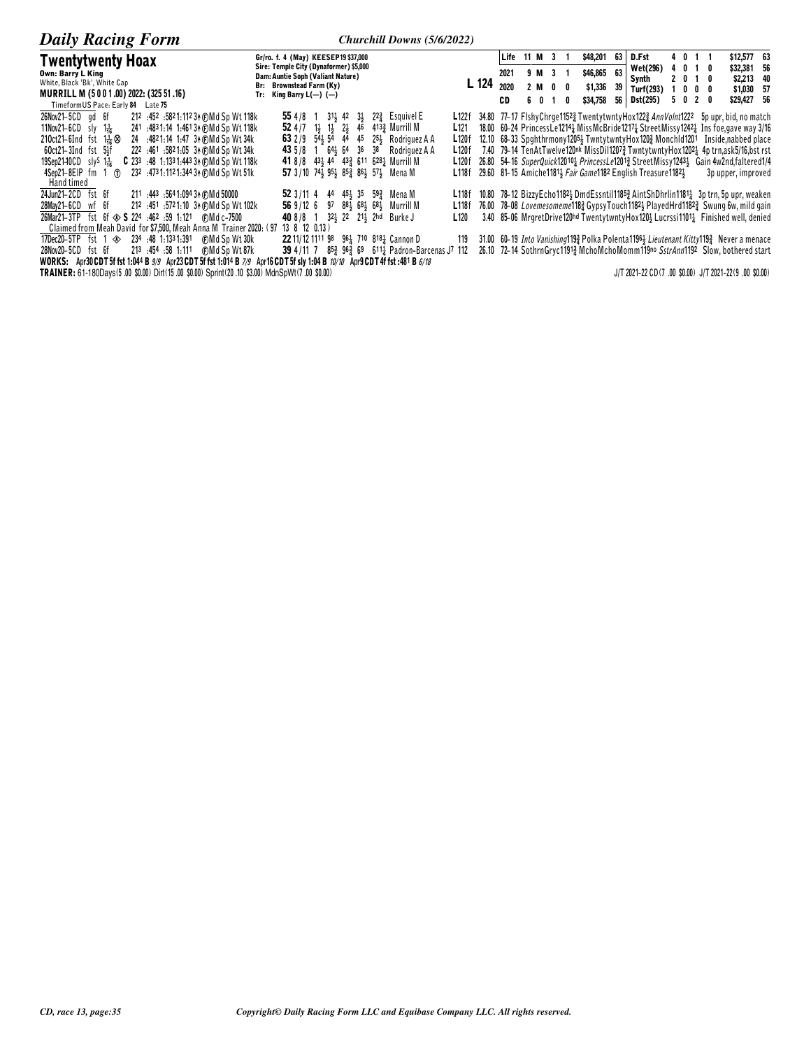**Daily Racing Form** — *Churchill Downs (5/6/2022)*

## Twentytwenty Hoax

Own: Barry L King
White, Black 'Bk', White Cap
**MURRILL M (5 0 0 1 .00) 2022: (325 51 .16)**
TimeformUS Pace: Early 84 Late 75

Gr/ro. f. 4 (May) KEESEP19 $37,000
Sire: Temple City (Dynaformer) $5,000
Dam: Auntie Soph (Valiant Nature)
Br: Brownstead Farm (Ky)
Tr: King Barry L(—) (—)

L 124

| | | | | | | | | | | | | | |
|---|---|---|---|---|---|---|---|---|---|---|---|---|---|
| Life | 11 | M | 3 | 1 | $48,201 | 63 | D.Fst | 4 | 0 | 1 | 1 | $12,577 | 63 |
| 2021 | 9 | M | 3 | 1 | $46,865 | 63 | Wet(296) | 4 | 0 | 1 | 0 | $32,381 | 56 |
| 2020 | 2 | M | 0 | 0 | $1,336 | 39 | Synth | 2 | 0 | 1 | 0 | $2,213 | 40 |
| | | | | | | | Turf(293) | 1 | 0 | 0 | 0 | $1,030 | 57 |
| CD | 6 | 0 | 1 | 0 | $34,758 | 56 | Dst(295) | 5 | 0 | 2 | 0 | $29,427 | 56 |

```
26Nov21-5CD gd 6f     21² :45² :58²1:11² 3↑ⒻMd Sp Wt 118k   55 4/8  1  31½ 42  3½  22¾  Esquivel E       L122f 34.80 77-17 FlshyChrge1152¾ TwentytwntyHox122¾ AnnVolnt1222  5p upr, bid, no match
11Nov21-6CD sly 1 1/16 24¹ :48³1:14 1:46¹ 3↑ⒻMd Sp Wt 118k   52 4/7  1½ 1½  2½  46   413¾ Murrill M        L121  18.00 60-24 PrincessLe1214¼ MissMcBride1217¼ StreetMissy1242¼ Ins foe,gave way 3/16
21Oct21-6Ind fst 1 1/16⊗ 24 :48²1:14 1:47 3↑ⒻMd Sp Wt 34k   63 2/9  54½ 54  44  45   25½  Rodriguez A A    L120f 12.10 68-33 Spghthrmony1205½ TwntytwntyHox120¾ Monchld1201  Inside,nabbed place
6Oct21-3Ind fst 5½f   22² :46¹ :58²1:05 3↑ⒻMd Sp Wt 34k   43 5/8  1  64½ 64  36   38   Rodriguez A A    L120f  7.40 79-14 TenAtTwelve120nk MissDil1207¾ TwntytwntyHox1202¼ 4p trn,ask5/16,bst rst
19Sep21-10CD sly⁵ 1 1/16 C 23³ :48 1:13³1:44³ 3↑ⒻMd Sp Wt 118k 41 8/8 43½ 44 43¾ 611 628¼ Murrill M      L120f 26.80 54-16 SuperQuick12010½ PrincessLe1201¾ StreetMissy1243½  Gain 4w2nd,faltered1/4
4Sep21-8ElP fm 1 Ⓣ    23² :47³1:11²1:34⁴ 3↑ⒻMd Sp Wt 51k   57 3/10 74½ 95½ 85¾ 86½  57½  Mena M           L118f 29.60 81-15 Amiche1181½ Fair Game1182 English Treasure1182½       3p upper, improved
 Hand timed
24Jun21-2CD fst 6f    21¹ :44³ :56⁴1:09⁴ 3↑ⒻMd 50000       52 3/11 4  44  45½ 35   59¾  Mena M           L118f 10.80 78-12 BizzyEcho1182½ DmdEssntil1185¾ AintShDhrlin1181¼  3p trn, 5p upr, weaken
28May21-6CD wf 6f     21² :45¹ :57²1:10 3↑ⒻMd Sp Wt 102k   56 9/12 6  97  88½ 68½  68½  Murrill M        L118f 76.00 78-08 Lovemesomeme118¾ GypsyTouch1182½ PlayedHrd1182¾  Swung 6w, mild gain
26Mar21-3TP fst 6f ◈ S 22⁴ :46² :59 1:12¹  ⒻMd c-7500       40 8/8  1  32½ 22  21½  2hd  Burke J          L120   3.40 85-06 MrgretDrive120hd TwentytwntyHox120½ Lucrssi1101¼  Finished well, denied
 Claimed from Meah David for $7,500, Meah Anna M Trainer 2020: (97 13 8 12 0.13)
17Dec20-5TP fst 1 ◈   23⁴ :48 1:13³1:39¹  ⒻMd Sp Wt 30k     22 11/12 1111 98 96¼ 710 818¼ Cannon D        119   31.00 60-19 Into Vanishing119¾ Polka Polenta1196½ Lieutenant Kitty119¾  Never a menace
28Nov20-5CD fst 6f    21³ :45⁴ :58 1:11¹  ⒻMd Sp Wt 87k     39 4/11 7  85¾ 96¾ 69   611¼ Padron-Barcenas J7 112 26.10 72-14 SothrnGryc1191¾ MchoMchoMomm119no SstrAnn1192  Slow, bothered start
```

**WORKS:** Apr30 CD T 5f fst 1:04⁴ B 9/9 Apr23 CD T 5f fst 1:01⁴ B 7/9 Apr16 CD T 5f sly 1:04 B 10/10 Apr9 CD T 4f fst :48¹ B 6/18

**TRAINER:** 61-180Days(5 .00 $0.00) Dirt(15 .00 $0.00) Sprint(20 .10 $3.00) MdnSpWt(7 .00 $0.00)

J/T 2021-22 CD(7 .00 $0.00) J/T 2021-22(9 .00 $0.00)